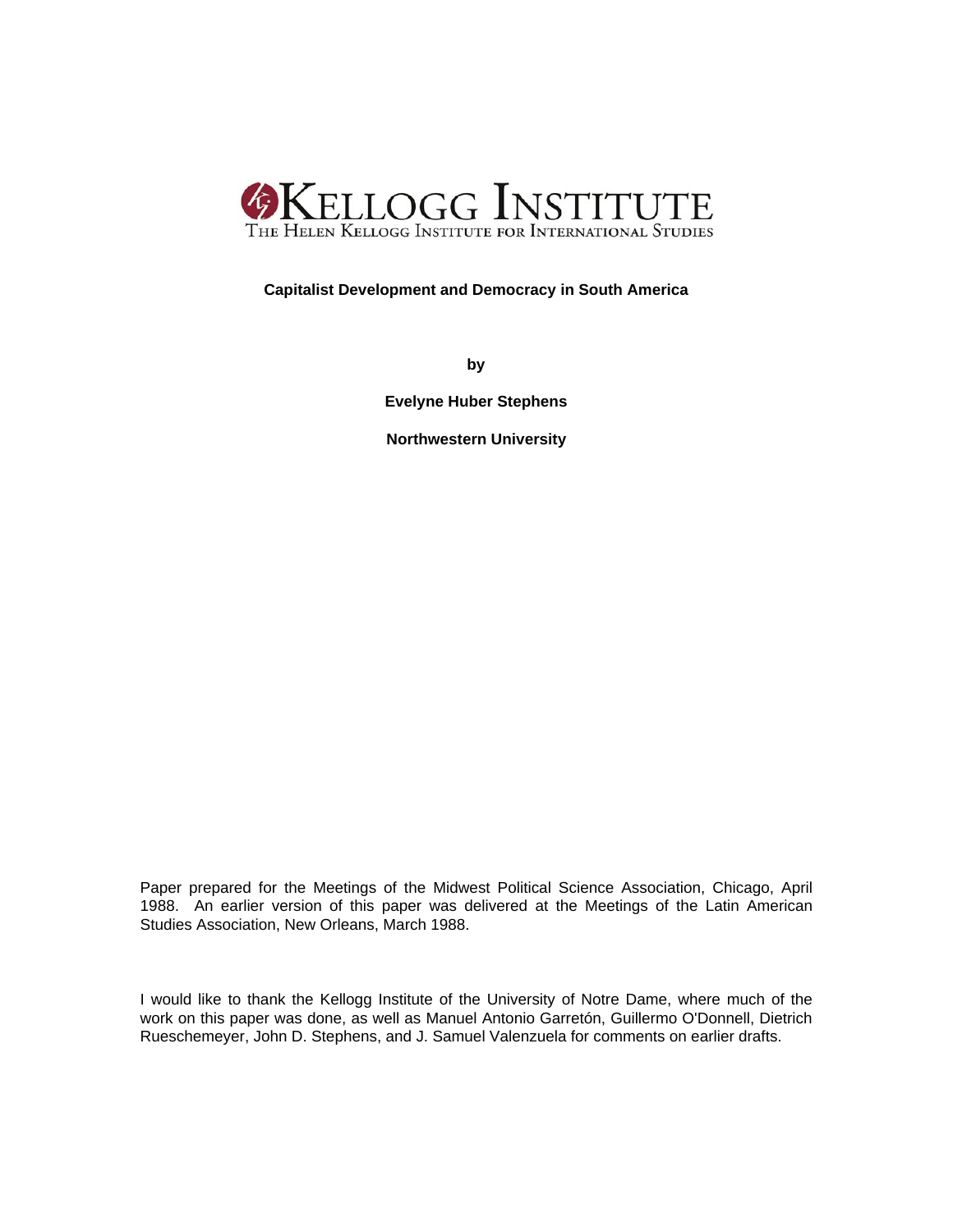KELLOGG INSTITUTE

THE HELEN KELLOGG INSTITUTE FOR INTERNATIONAL STUDIES

# Capitalist Development and Democracy in South America

by

**Evelyne Huber Stephens**

**Northwestern University**

Paper prepared for the Meetings of the Midwest Political Science Association, Chicago, April 1988. An earlier version of this paper was delivered at the Meetings of the Latin American Studies Association, New Orleans, March 1988.

I would like to thank the Kellogg Institute of the University of Notre Dame, where much of the work on this paper was done, as well as Manuel Antonio Garretón, Guillermo O'Donnell, Dietrich Rueschemeyer, John D. Stephens, and J. Samuel Valenzuela for comments on earlier drafts.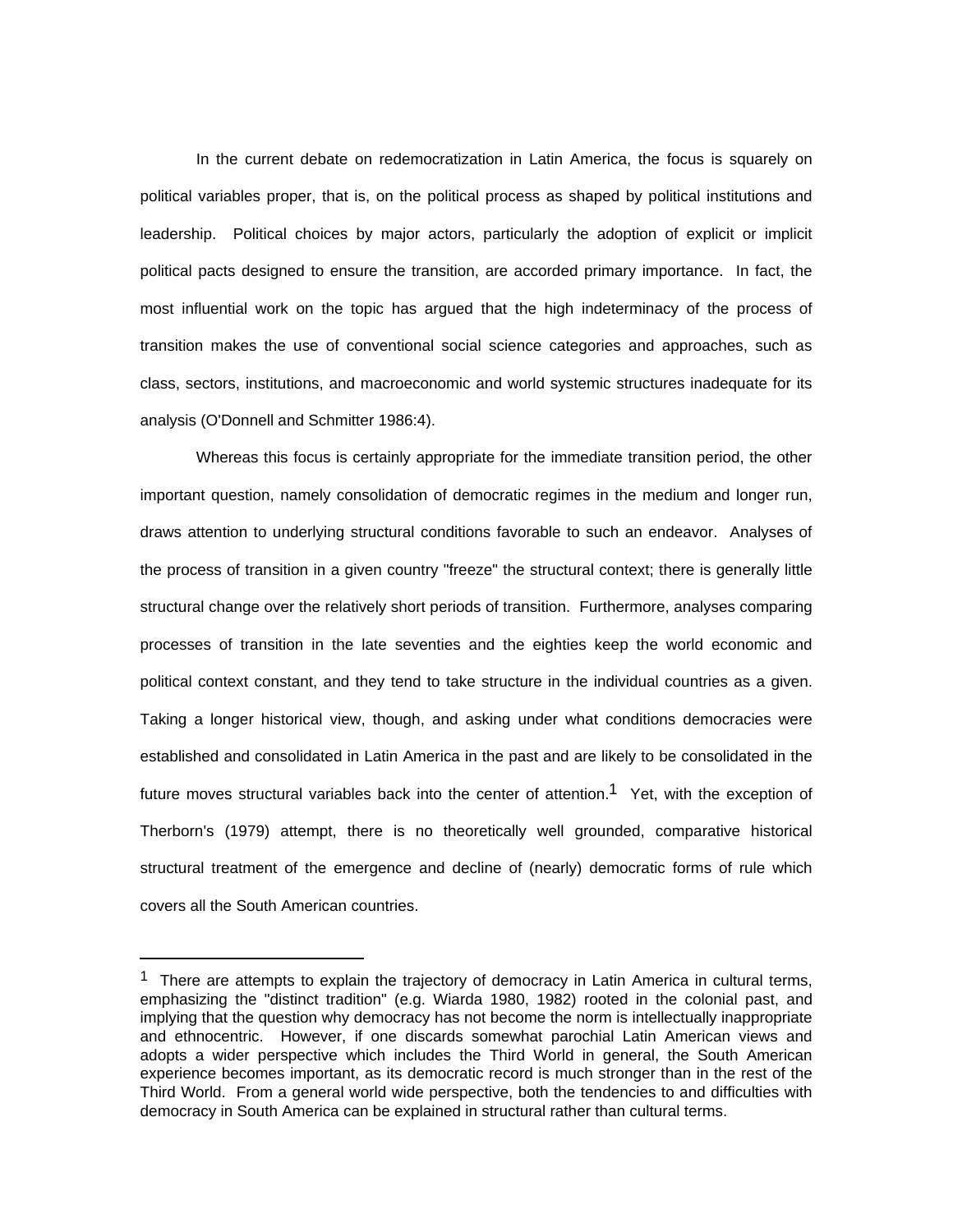In the current debate on redemocratization in Latin America, the focus is squarely on political variables proper, that is, on the political process as shaped by political institutions and leadership. Political choices by major actors, particularly the adoption of explicit or implicit political pacts designed to ensure the transition, are accorded primary importance. In fact, the most influential work on the topic has argued that the high indeterminacy of the process of transition makes the use of conventional social science categories and approaches, such as class, sectors, institutions, and macroeconomic and world systemic structures inadequate for its analysis (O'Donnell and Schmitter 1986:4).

Whereas this focus is certainly appropriate for the immediate transition period, the other important question, namely consolidation of democratic regimes in the medium and longer run, draws attention to underlying structural conditions favorable to such an endeavor. Analyses of the process of transition in a given country "freeze" the structural context; there is generally little structural change over the relatively short periods of transition. Furthermore, analyses comparing processes of transition in the late seventies and the eighties keep the world economic and political context constant, and they tend to take structure in the individual countries as a given. Taking a longer historical view, though, and asking under what conditions democracies were established and consolidated in Latin America in the past and are likely to be consolidated in the future moves structural variables back into the center of attention.[1] Yet, with the exception of Therborn's (1979) attempt, there is no theoretically well grounded, comparative historical structural treatment of the emergence and decline of (nearly) democratic forms of rule which covers all the South American countries.

---

[1] There are attempts to explain the trajectory of democracy in Latin America in cultural terms, emphasizing the "distinct tradition" (e.g. Wiarda 1980, 1982) rooted in the colonial past, and implying that the question why democracy has not become the norm is intellectually inappropriate and ethnocentric. However, if one discards somewhat parochial Latin American views and adopts a wider perspective which includes the Third World in general, the South American experience becomes important, as its democratic record is much stronger than in the rest of the Third World. From a general world wide perspective, both the tendencies to and difficulties with democracy in South America can be explained in structural rather than cultural terms.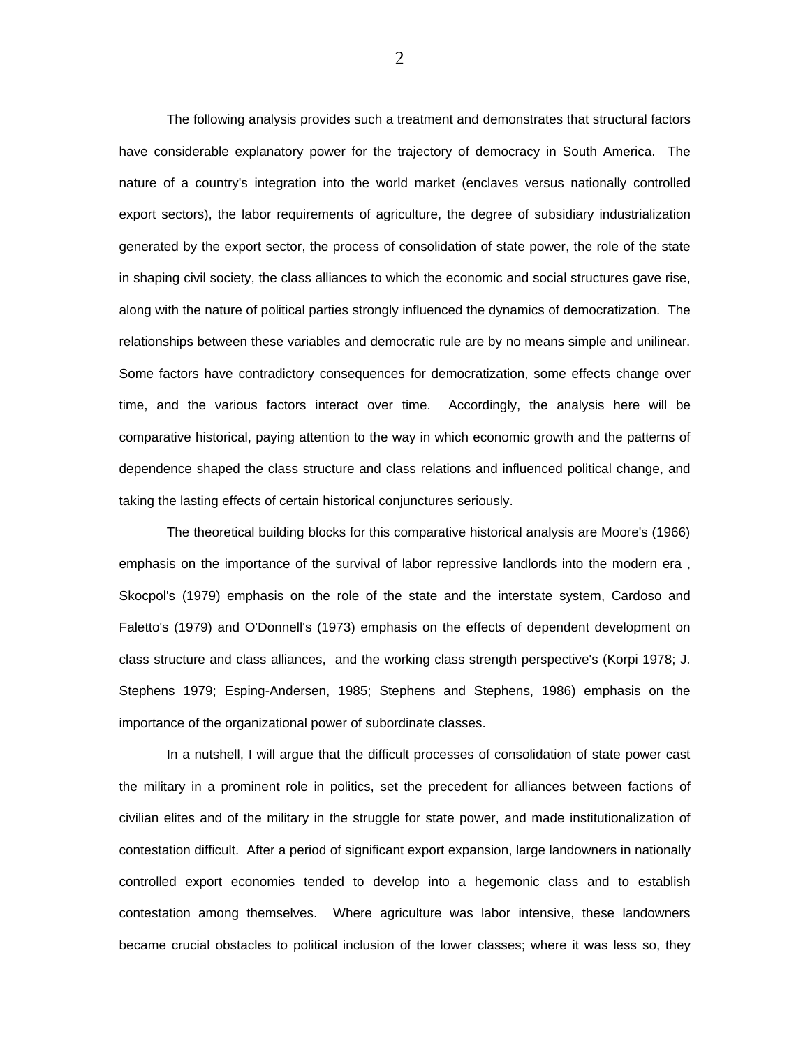The following analysis provides such a treatment and demonstrates that structural factors have considerable explanatory power for the trajectory of democracy in South America. The nature of a country's integration into the world market (enclaves versus nationally controlled export sectors), the labor requirements of agriculture, the degree of subsidiary industrialization generated by the export sector, the process of consolidation of state power, the role of the state in shaping civil society, the class alliances to which the economic and social structures gave rise, along with the nature of political parties strongly influenced the dynamics of democratization. The relationships between these variables and democratic rule are by no means simple and unilinear. Some factors have contradictory consequences for democratization, some effects change over time, and the various factors interact over time. Accordingly, the analysis here will be comparative historical, paying attention to the way in which economic growth and the patterns of dependence shaped the class structure and class relations and influenced political change, and taking the lasting effects of certain historical conjunctures seriously.

The theoretical building blocks for this comparative historical analysis are Moore's (1966) emphasis on the importance of the survival of labor repressive landlords into the modern era , Skocpol's (1979) emphasis on the role of the state and the interstate system, Cardoso and Faletto's (1979) and O'Donnell's (1973) emphasis on the effects of dependent development on class structure and class alliances, and the working class strength perspective's (Korpi 1978; J. Stephens 1979; Esping-Andersen, 1985; Stephens and Stephens, 1986) emphasis on the importance of the organizational power of subordinate classes.

In a nutshell, I will argue that the difficult processes of consolidation of state power cast the military in a prominent role in politics, set the precedent for alliances between factions of civilian elites and of the military in the struggle for state power, and made institutionalization of contestation difficult. After a period of significant export expansion, large landowners in nationally controlled export economies tended to develop into a hegemonic class and to establish contestation among themselves. Where agriculture was labor intensive, these landowners became crucial obstacles to political inclusion of the lower classes; where it was less so, they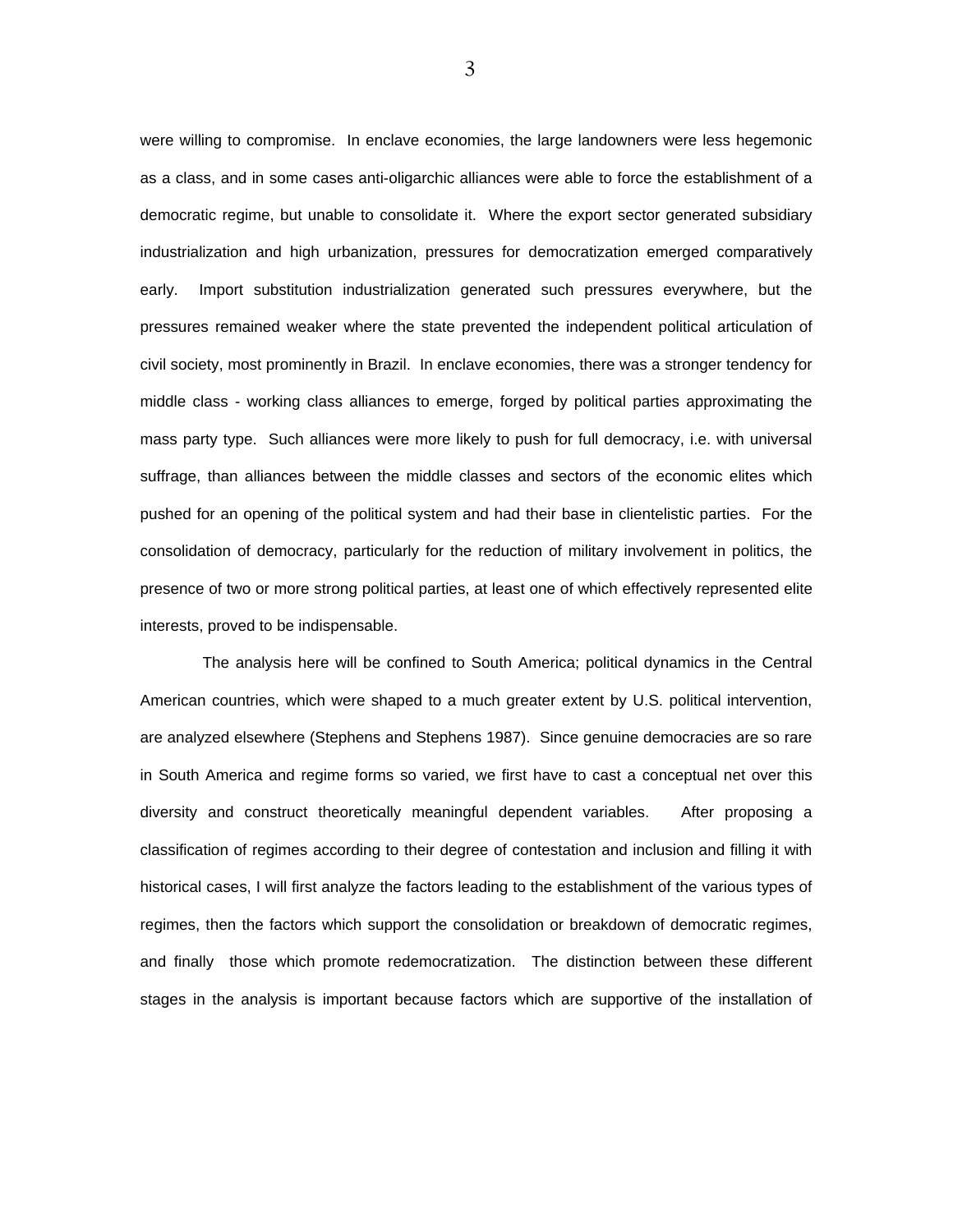were willing to compromise. In enclave economies, the large landowners were less hegemonic as a class, and in some cases anti-oligarchic alliances were able to force the establishment of a democratic regime, but unable to consolidate it. Where the export sector generated subsidiary industrialization and high urbanization, pressures for democratization emerged comparatively early. Import substitution industrialization generated such pressures everywhere, but the pressures remained weaker where the state prevented the independent political articulation of civil society, most prominently in Brazil. In enclave economies, there was a stronger tendency for middle class - working class alliances to emerge, forged by political parties approximating the mass party type. Such alliances were more likely to push for full democracy, i.e. with universal suffrage, than alliances between the middle classes and sectors of the economic elites which pushed for an opening of the political system and had their base in clientelistic parties. For the consolidation of democracy, particularly for the reduction of military involvement in politics, the presence of two or more strong political parties, at least one of which effectively represented elite interests, proved to be indispensable.

The analysis here will be confined to South America; political dynamics in the Central American countries, which were shaped to a much greater extent by U.S. political intervention, are analyzed elsewhere (Stephens and Stephens 1987). Since genuine democracies are so rare in South America and regime forms so varied, we first have to cast a conceptual net over this diversity and construct theoretically meaningful dependent variables. After proposing a classification of regimes according to their degree of contestation and inclusion and filling it with historical cases, I will first analyze the factors leading to the establishment of the various types of regimes, then the factors which support the consolidation or breakdown of democratic regimes, and finally those which promote redemocratization. The distinction between these different stages in the analysis is important because factors which are supportive of the installation of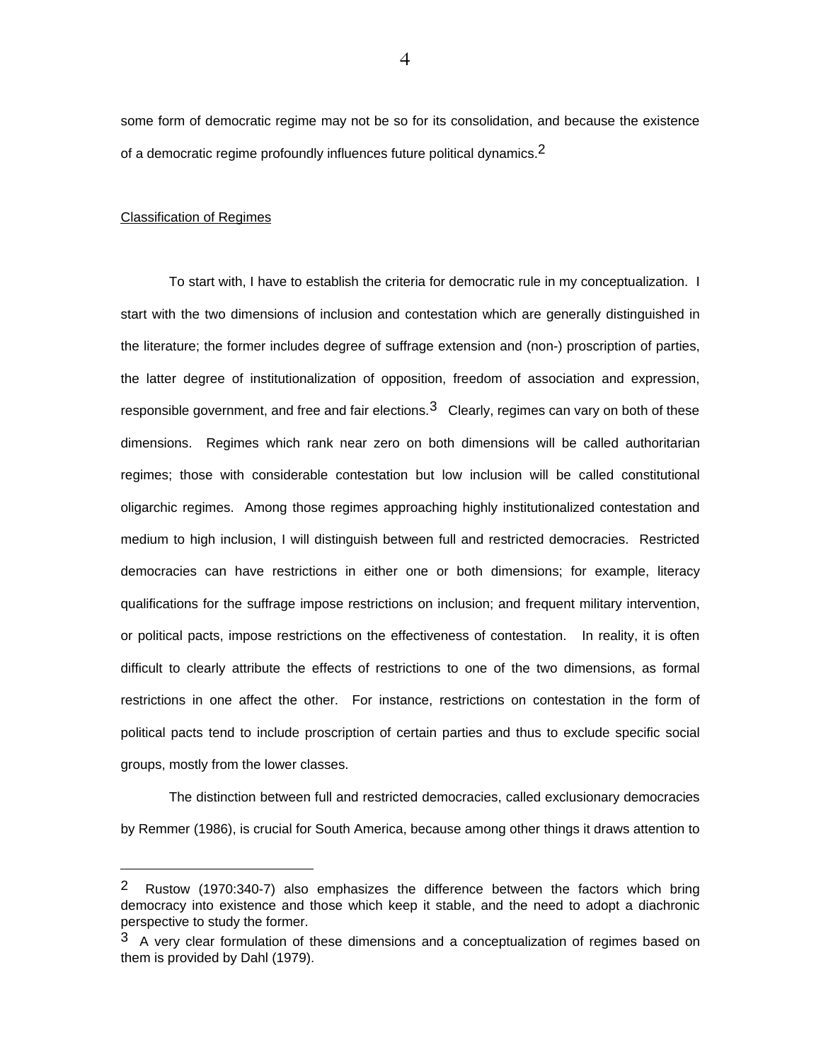some form of democratic regime may not be so for its consolidation, and because the existence of a democratic regime profoundly influences future political dynamics.[2]

## Classification of Regimes

To start with, I have to establish the criteria for democratic rule in my conceptualization. I start with the two dimensions of inclusion and contestation which are generally distinguished in the literature; the former includes degree of suffrage extension and (non-) proscription of parties, the latter degree of institutionalization of opposition, freedom of association and expression, responsible government, and free and fair elections.[3] Clearly, regimes can vary on both of these dimensions. Regimes which rank near zero on both dimensions will be called authoritarian regimes; those with considerable contestation but low inclusion will be called constitutional oligarchic regimes. Among those regimes approaching highly institutionalized contestation and medium to high inclusion, I will distinguish between full and restricted democracies. Restricted democracies can have restrictions in either one or both dimensions; for example, literacy qualifications for the suffrage impose restrictions on inclusion; and frequent military intervention, or political pacts, impose restrictions on the effectiveness of contestation. In reality, it is often difficult to clearly attribute the effects of restrictions to one of the two dimensions, as formal restrictions in one affect the other. For instance, restrictions on contestation in the form of political pacts tend to include proscription of certain parties and thus to exclude specific social groups, mostly from the lower classes.

The distinction between full and restricted democracies, called exclusionary democracies by Remmer (1986), is crucial for South America, because among other things it draws attention to

---

[2] Rustow (1970:340-7) also emphasizes the difference between the factors which bring democracy into existence and those which keep it stable, and the need to adopt a diachronic perspective to study the former.

[3] A very clear formulation of these dimensions and a conceptualization of regimes based on them is provided by Dahl (1979).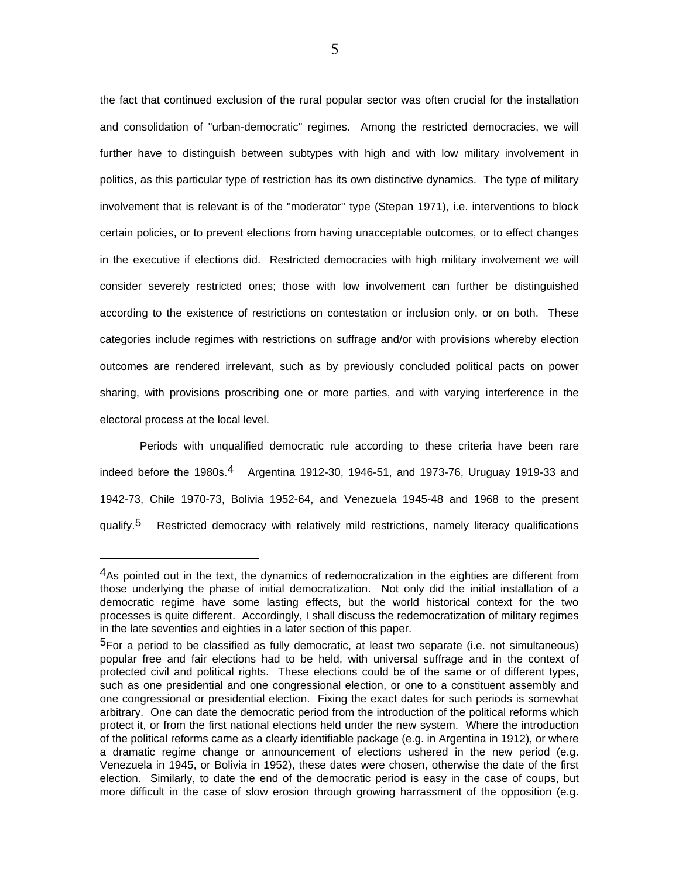the fact that continued exclusion of the rural popular sector was often crucial for the installation and consolidation of "urban-democratic" regimes. Among the restricted democracies, we will further have to distinguish between subtypes with high and with low military involvement in politics, as this particular type of restriction has its own distinctive dynamics. The type of military involvement that is relevant is of the "moderator" type (Stepan 1971), i.e. interventions to block certain policies, or to prevent elections from having unacceptable outcomes, or to effect changes in the executive if elections did. Restricted democracies with high military involvement we will consider severely restricted ones; those with low involvement can further be distinguished according to the existence of restrictions on contestation or inclusion only, or on both. These categories include regimes with restrictions on suffrage and/or with provisions whereby election outcomes are rendered irrelevant, such as by previously concluded political pacts on power sharing, with provisions proscribing one or more parties, and with varying interference in the electoral process at the local level.

Periods with unqualified democratic rule according to these criteria have been rare indeed before the 1980s.[4] Argentina 1912-30, 1946-51, and 1973-76, Uruguay 1919-33 and 1942-73, Chile 1970-73, Bolivia 1952-64, and Venezuela 1945-48 and 1968 to the present qualify.[5] Restricted democracy with relatively mild restrictions, namely literacy qualifications

---

[4]As pointed out in the text, the dynamics of redemocratization in the eighties are different from those underlying the phase of initial democratization. Not only did the initial installation of a democratic regime have some lasting effects, but the world historical context for the two processes is quite different. Accordingly, I shall discuss the redemocratization of military regimes in the late seventies and eighties in a later section of this paper.

[5]For a period to be classified as fully democratic, at least two separate (i.e. not simultaneous) popular free and fair elections had to be held, with universal suffrage and in the context of protected civil and political rights. These elections could be of the same or of different types, such as one presidential and one congressional election, or one to a constituent assembly and one congressional or presidential election. Fixing the exact dates for such periods is somewhat arbitrary. One can date the democratic period from the introduction of the political reforms which protect it, or from the first national elections held under the new system. Where the introduction of the political reforms came as a clearly identifiable package (e.g. in Argentina in 1912), or where a dramatic regime change or announcement of elections ushered in the new period (e.g. Venezuela in 1945, or Bolivia in 1952), these dates were chosen, otherwise the date of the first election. Similarly, to date the end of the democratic period is easy in the case of coups, but more difficult in the case of slow erosion through growing harrassment of the opposition (e.g.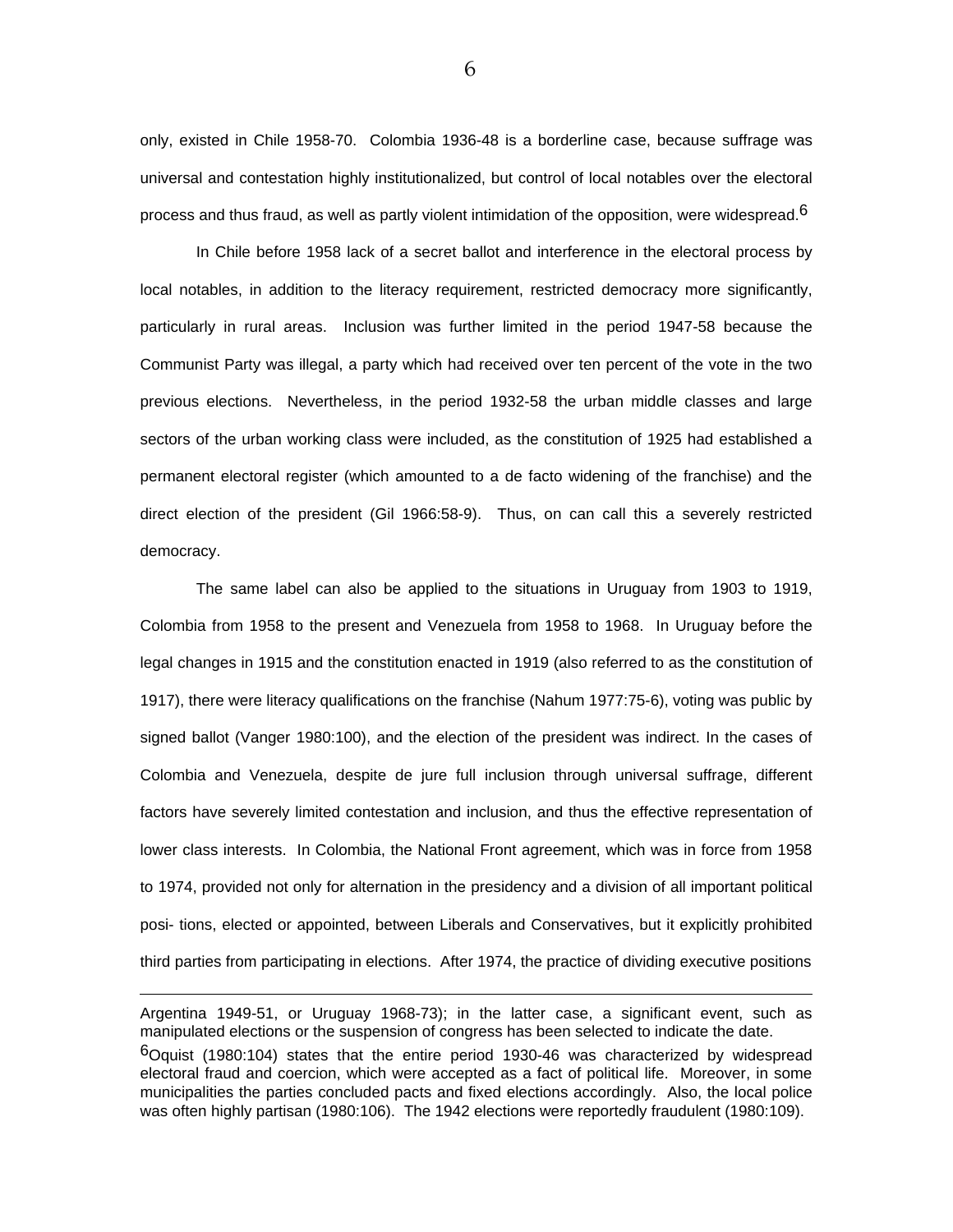only, existed in Chile 1958-70. Colombia 1936-48 is a borderline case, because suffrage was universal and contestation highly institutionalized, but control of local notables over the electoral process and thus fraud, as well as partly violent intimidation of the opposition, were widespread.[6]

In Chile before 1958 lack of a secret ballot and interference in the electoral process by local notables, in addition to the literacy requirement, restricted democracy more significantly, particularly in rural areas. Inclusion was further limited in the period 1947-58 because the Communist Party was illegal, a party which had received over ten percent of the vote in the two previous elections. Nevertheless, in the period 1932-58 the urban middle classes and large sectors of the urban working class were included, as the constitution of 1925 had established a permanent electoral register (which amounted to a de facto widening of the franchise) and the direct election of the president (Gil 1966:58-9). Thus, on can call this a severely restricted democracy.

The same label can also be applied to the situations in Uruguay from 1903 to 1919, Colombia from 1958 to the present and Venezuela from 1958 to 1968. In Uruguay before the legal changes in 1915 and the constitution enacted in 1919 (also referred to as the constitution of 1917), there were literacy qualifications on the franchise (Nahum 1977:75-6), voting was public by signed ballot (Vanger 1980:100), and the election of the president was indirect. In the cases of Colombia and Venezuela, despite de jure full inclusion through universal suffrage, different factors have severely limited contestation and inclusion, and thus the effective representation of lower class interests. In Colombia, the National Front agreement, which was in force from 1958 to 1974, provided not only for alternation in the presidency and a division of all important political posi- tions, elected or appointed, between Liberals and Conservatives, but it explicitly prohibited third parties from participating in elections. After 1974, the practice of dividing executive positions

---

Argentina 1949-51, or Uruguay 1968-73); in the latter case, a significant event, such as manipulated elections or the suspension of congress has been selected to indicate the date.

[6]Oquist (1980:104) states that the entire period 1930-46 was characterized by widespread electoral fraud and coercion, which were accepted as a fact of political life. Moreover, in some municipalities the parties concluded pacts and fixed elections accordingly. Also, the local police was often highly partisan (1980:106). The 1942 elections were reportedly fraudulent (1980:109).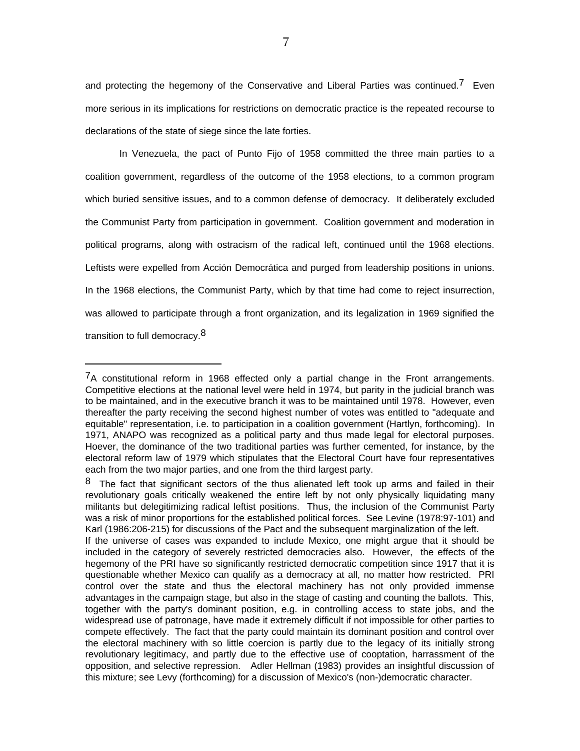and protecting the hegemony of the Conservative and Liberal Parties was continued.[7] Even more serious in its implications for restrictions on democratic practice is the repeated recourse to declarations of the state of siege since the late forties.

In Venezuela, the pact of Punto Fijo of 1958 committed the three main parties to a coalition government, regardless of the outcome of the 1958 elections, to a common program which buried sensitive issues, and to a common defense of democracy. It deliberately excluded the Communist Party from participation in government. Coalition government and moderation in political programs, along with ostracism of the radical left, continued until the 1968 elections. Leftists were expelled from Acción Democrática and purged from leadership positions in unions. In the 1968 elections, the Communist Party, which by that time had come to reject insurrection, was allowed to participate through a front organization, and its legalization in 1969 signified the transition to full democracy.[8]

---

[7] A constitutional reform in 1968 effected only a partial change in the Front arrangements. Competitive elections at the national level were held in 1974, but parity in the judicial branch was to be maintained, and in the executive branch it was to be maintained until 1978. However, even thereafter the party receiving the second highest number of votes was entitled to "adequate and equitable" representation, i.e. to participation in a coalition government (Hartlyn, forthcoming). In 1971, ANAPO was recognized as a political party and thus made legal for electoral purposes. Hoever, the dominance of the two traditional parties was further cemented, for instance, by the electoral reform law of 1979 which stipulates that the Electoral Court have four representatives each from the two major parties, and one from the third largest party.

[8] The fact that significant sectors of the thus alienated left took up arms and failed in their revolutionary goals critically weakened the entire left by not only physically liquidating many militants but delegitimizing radical leftist positions. Thus, the inclusion of the Communist Party was a risk of minor proportions for the established political forces. See Levine (1978:97-101) and Karl (1986:206-215) for discussions of the Pact and the subsequent marginalization of the left.

If the universe of cases was expanded to include Mexico, one might argue that it should be included in the category of severely restricted democracies also. However, the effects of the hegemony of the PRI have so significantly restricted democratic competition since 1917 that it is questionable whether Mexico can qualify as a democracy at all, no matter how restricted. PRI control over the state and thus the electoral machinery has not only provided immense advantages in the campaign stage, but also in the stage of casting and counting the ballots. This, together with the party's dominant position, e.g. in controlling access to state jobs, and the widespread use of patronage, have made it extremely difficult if not impossible for other parties to compete effectively. The fact that the party could maintain its dominant position and control over the electoral machinery with so little coercion is partly due to the legacy of its initially strong revolutionary legitimacy, and partly due to the effective use of cooptation, harrassment of the opposition, and selective repression. Adler Hellman (1983) provides an insightful discussion of this mixture; see Levy (forthcoming) for a discussion of Mexico's (non-)democratic character.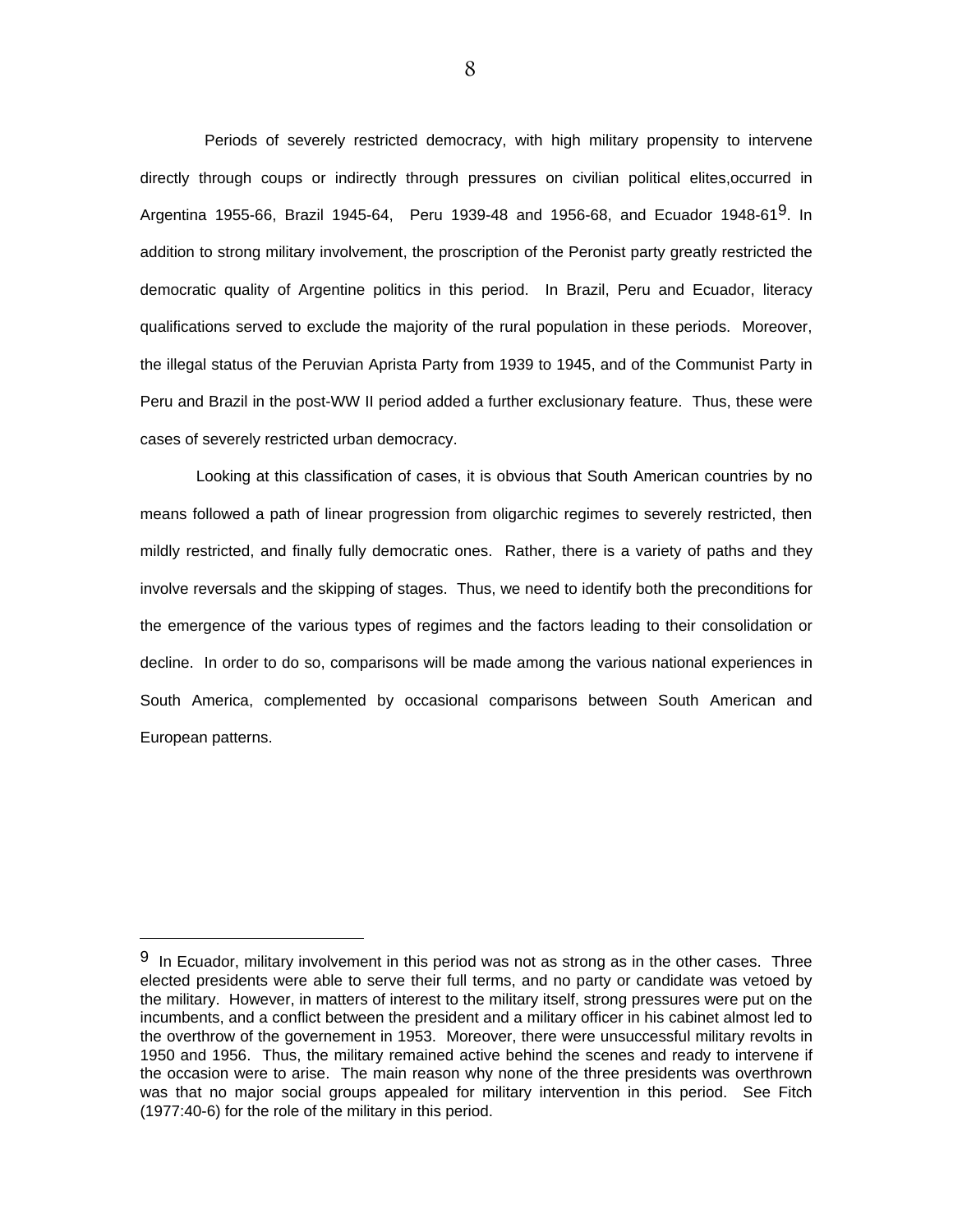Periods of severely restricted democracy, with high military propensity to intervene directly through coups or indirectly through pressures on civilian political elites,occurred in Argentina 1955-66, Brazil 1945-64, Peru 1939-48 and 1956-68, and Ecuador 1948-61[9]. In addition to strong military involvement, the proscription of the Peronist party greatly restricted the democratic quality of Argentine politics in this period. In Brazil, Peru and Ecuador, literacy qualifications served to exclude the majority of the rural population in these periods. Moreover, the illegal status of the Peruvian Aprista Party from 1939 to 1945, and of the Communist Party in Peru and Brazil in the post-WW II period added a further exclusionary feature. Thus, these were cases of severely restricted urban democracy.

Looking at this classification of cases, it is obvious that South American countries by no means followed a path of linear progression from oligarchic regimes to severely restricted, then mildly restricted, and finally fully democratic ones. Rather, there is a variety of paths and they involve reversals and the skipping of stages. Thus, we need to identify both the preconditions for the emergence of the various types of regimes and the factors leading to their consolidation or decline. In order to do so, comparisons will be made among the various national experiences in South America, complemented by occasional comparisons between South American and European patterns.

---

[9] In Ecuador, military involvement in this period was not as strong as in the other cases. Three elected presidents were able to serve their full terms, and no party or candidate was vetoed by the military. However, in matters of interest to the military itself, strong pressures were put on the incumbents, and a conflict between the president and a military officer in his cabinet almost led to the overthrow of the governement in 1953. Moreover, there were unsuccessful military revolts in 1950 and 1956. Thus, the military remained active behind the scenes and ready to intervene if the occasion were to arise. The main reason why none of the three presidents was overthrown was that no major social groups appealed for military intervention in this period. See Fitch (1977:40-6) for the role of the military in this period.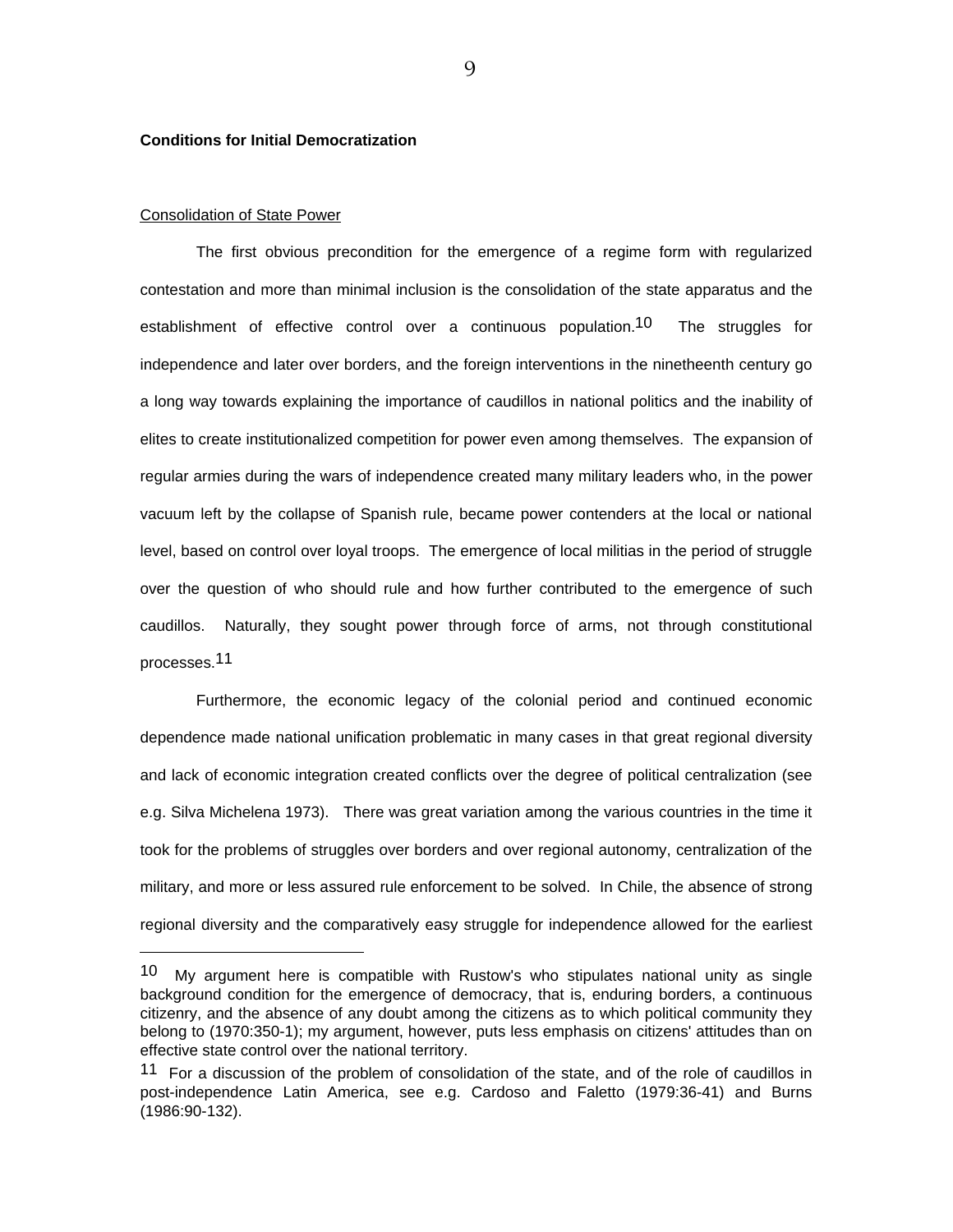**Conditions for Initial Democratization**

Consolidation of State Power

The first obvious precondition for the emergence of a regime form with regularized contestation and more than minimal inclusion is the consolidation of the state apparatus and the establishment of effective control over a continuous population.[10] The struggles for independence and later over borders, and the foreign interventions in the ninetheenth century go a long way towards explaining the importance of caudillos in national politics and the inability of elites to create institutionalized competition for power even among themselves. The expansion of regular armies during the wars of independence created many military leaders who, in the power vacuum left by the collapse of Spanish rule, became power contenders at the local or national level, based on control over loyal troops. The emergence of local militias in the period of struggle over the question of who should rule and how further contributed to the emergence of such caudillos. Naturally, they sought power through force of arms, not through constitutional processes.[11]

Furthermore, the economic legacy of the colonial period and continued economic dependence made national unification problematic in many cases in that great regional diversity and lack of economic integration created conflicts over the degree of political centralization (see e.g. Silva Michelena 1973). There was great variation among the various countries in the time it took for the problems of struggles over borders and over regional autonomy, centralization of the military, and more or less assured rule enforcement to be solved. In Chile, the absence of strong regional diversity and the comparatively easy struggle for independence allowed for the earliest

---

[10] My argument here is compatible with Rustow's who stipulates national unity as single background condition for the emergence of democracy, that is, enduring borders, a continuous citizenry, and the absence of any doubt among the citizens as to which political community they belong to (1970:350-1); my argument, however, puts less emphasis on citizens' attitudes than on effective state control over the national territory.

[11] For a discussion of the problem of consolidation of the state, and of the role of caudillos in post-independence Latin America, see e.g. Cardoso and Faletto (1979:36-41) and Burns (1986:90-132).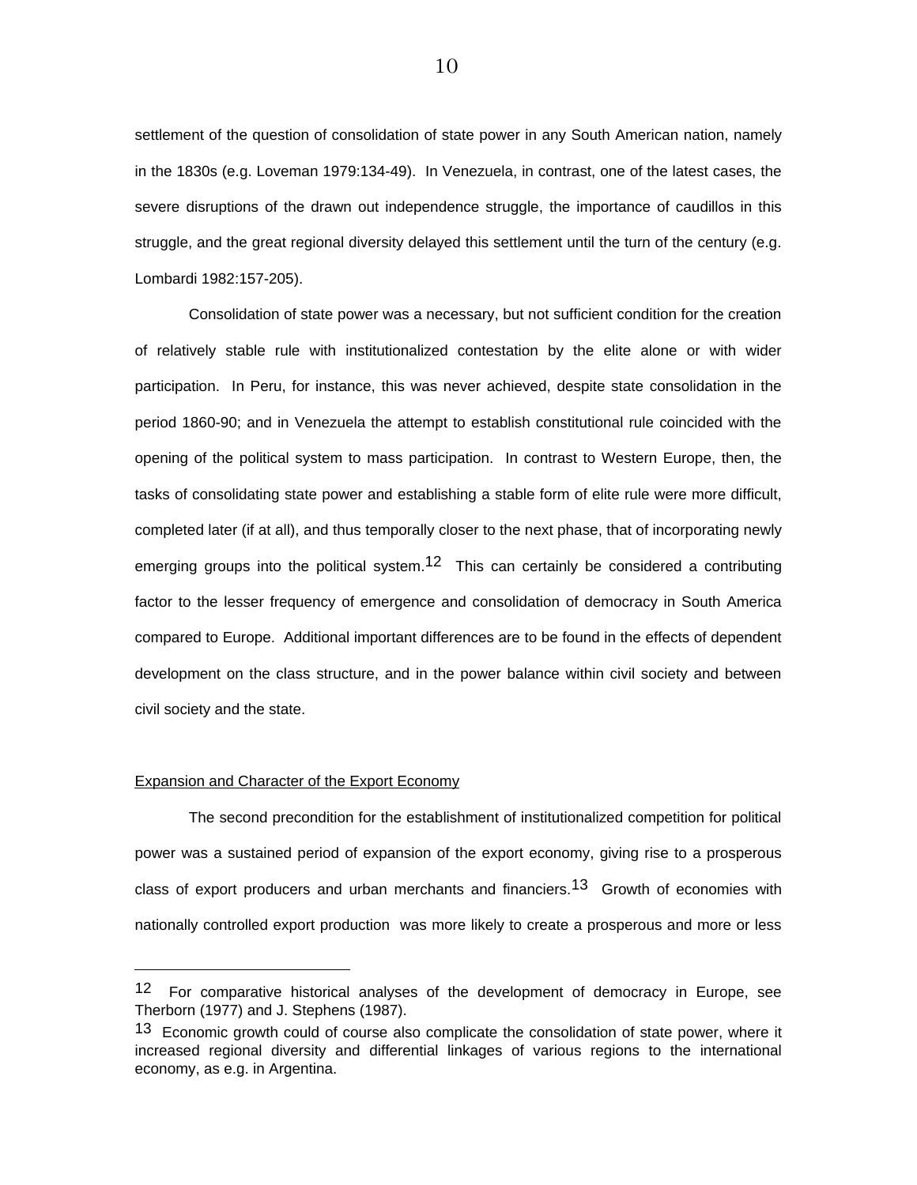settlement of the question of consolidation of state power in any South American nation, namely in the 1830s (e.g. Loveman 1979:134-49). In Venezuela, in contrast, one of the latest cases, the severe disruptions of the drawn out independence struggle, the importance of caudillos in this struggle, and the great regional diversity delayed this settlement until the turn of the century (e.g. Lombardi 1982:157-205).

Consolidation of state power was a necessary, but not sufficient condition for the creation of relatively stable rule with institutionalized contestation by the elite alone or with wider participation. In Peru, for instance, this was never achieved, despite state consolidation in the period 1860-90; and in Venezuela the attempt to establish constitutional rule coincided with the opening of the political system to mass participation. In contrast to Western Europe, then, the tasks of consolidating state power and establishing a stable form of elite rule were more difficult, completed later (if at all), and thus temporally closer to the next phase, that of incorporating newly emerging groups into the political system.[12] This can certainly be considered a contributing factor to the lesser frequency of emergence and consolidation of democracy in South America compared to Europe. Additional important differences are to be found in the effects of dependent development on the class structure, and in the power balance within civil society and between civil society and the state.

<u>Expansion and Character of the Export Economy</u>

The second precondition for the establishment of institutionalized competition for political power was a sustained period of expansion of the export economy, giving rise to a prosperous class of export producers and urban merchants and financiers.[13] Growth of economies with nationally controlled export production was more likely to create a prosperous and more or less

---

[12] For comparative historical analyses of the development of democracy in Europe, see Therborn (1977) and J. Stephens (1987).

[13] Economic growth could of course also complicate the consolidation of state power, where it increased regional diversity and differential linkages of various regions to the international economy, as e.g. in Argentina.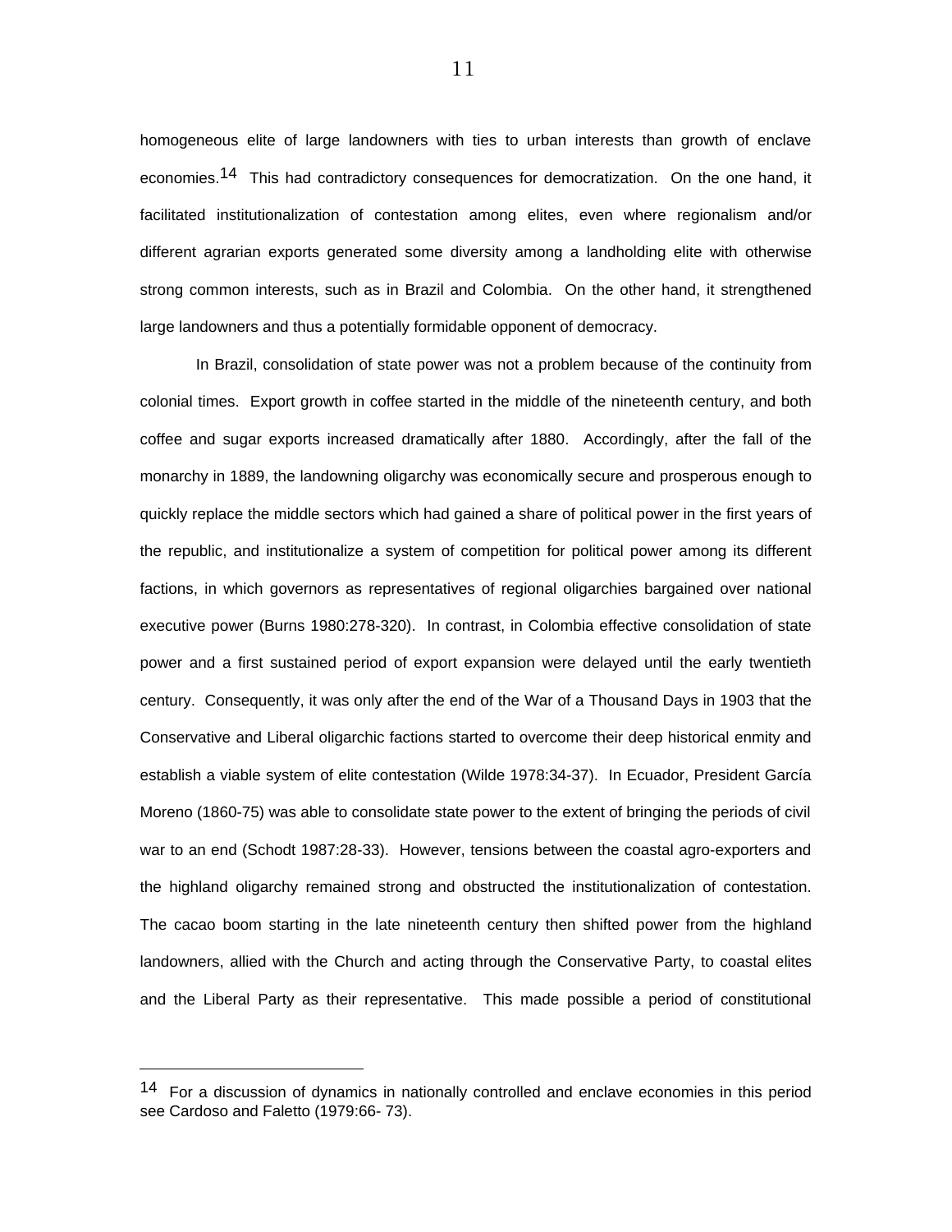homogeneous elite of large landowners with ties to urban interests than growth of enclave economies.[14] This had contradictory consequences for democratization. On the one hand, it facilitated institutionalization of contestation among elites, even where regionalism and/or different agrarian exports generated some diversity among a landholding elite with otherwise strong common interests, such as in Brazil and Colombia. On the other hand, it strengthened large landowners and thus a potentially formidable opponent of democracy.

In Brazil, consolidation of state power was not a problem because of the continuity from colonial times. Export growth in coffee started in the middle of the nineteenth century, and both coffee and sugar exports increased dramatically after 1880. Accordingly, after the fall of the monarchy in 1889, the landowning oligarchy was economically secure and prosperous enough to quickly replace the middle sectors which had gained a share of political power in the first years of the republic, and institutionalize a system of competition for political power among its different factions, in which governors as representatives of regional oligarchies bargained over national executive power (Burns 1980:278-320). In contrast, in Colombia effective consolidation of state power and a first sustained period of export expansion were delayed until the early twentieth century. Consequently, it was only after the end of the War of a Thousand Days in 1903 that the Conservative and Liberal oligarchic factions started to overcome their deep historical enmity and establish a viable system of elite contestation (Wilde 1978:34-37). In Ecuador, President García Moreno (1860-75) was able to consolidate state power to the extent of bringing the periods of civil war to an end (Schodt 1987:28-33). However, tensions between the coastal agro-exporters and the highland oligarchy remained strong and obstructed the institutionalization of contestation. The cacao boom starting in the late nineteenth century then shifted power from the highland landowners, allied with the Church and acting through the Conservative Party, to coastal elites and the Liberal Party as their representative. This made possible a period of constitutional

---

[14] For a discussion of dynamics in nationally controlled and enclave economies in this period see Cardoso and Faletto (1979:66- 73).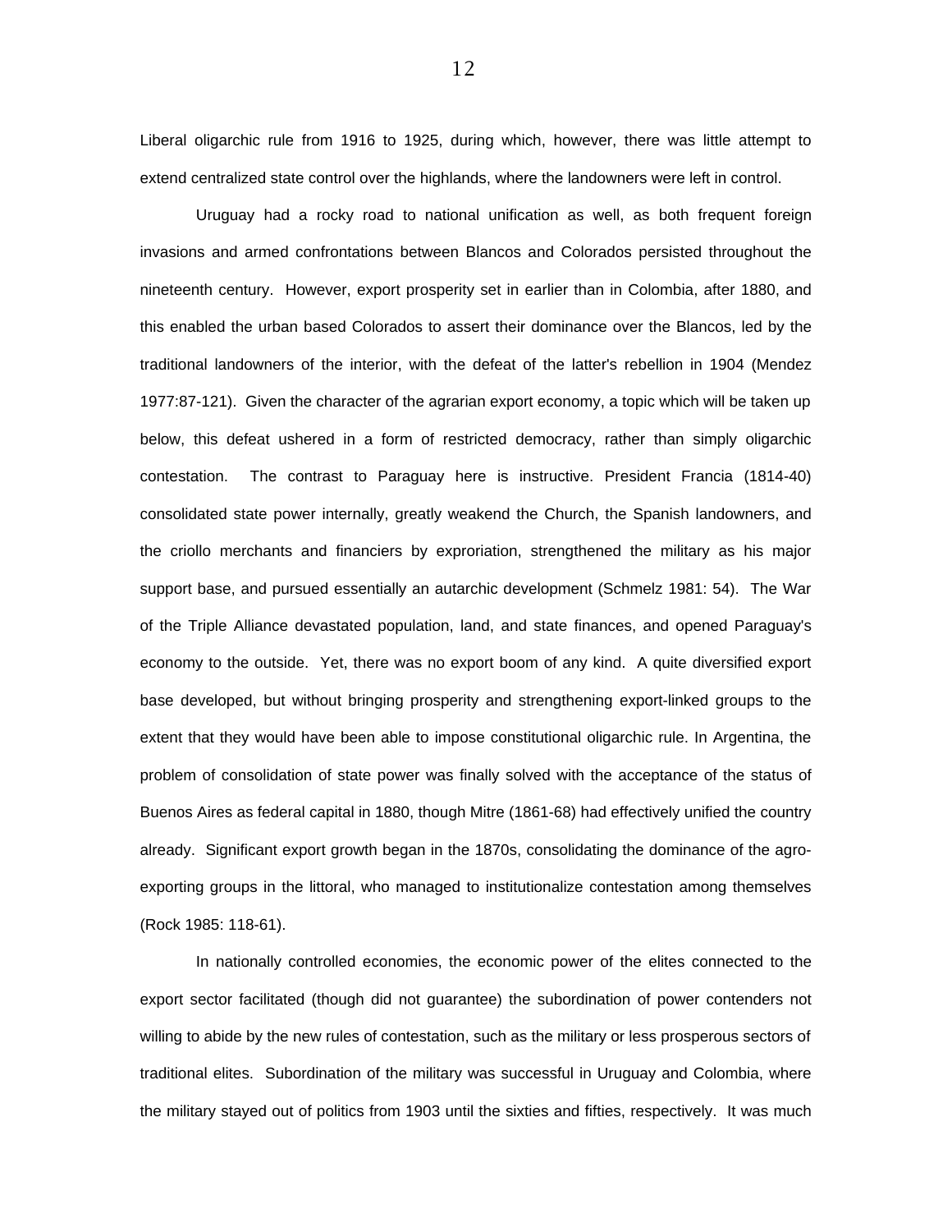Liberal oligarchic rule from 1916 to 1925, during which, however, there was little attempt to extend centralized state control over the highlands, where the landowners were left in control.

Uruguay had a rocky road to national unification as well, as both frequent foreign invasions and armed confrontations between Blancos and Colorados persisted throughout the nineteenth century. However, export prosperity set in earlier than in Colombia, after 1880, and this enabled the urban based Colorados to assert their dominance over the Blancos, led by the traditional landowners of the interior, with the defeat of the latter's rebellion in 1904 (Mendez 1977:87-121). Given the character of the agrarian export economy, a topic which will be taken up below, this defeat ushered in a form of restricted democracy, rather than simply oligarchic contestation. The contrast to Paraguay here is instructive. President Francia (1814-40) consolidated state power internally, greatly weakend the Church, the Spanish landowners, and the criollo merchants and financiers by exproriation, strengthened the military as his major support base, and pursued essentially an autarchic development (Schmelz 1981: 54). The War of the Triple Alliance devastated population, land, and state finances, and opened Paraguay's economy to the outside. Yet, there was no export boom of any kind. A quite diversified export base developed, but without bringing prosperity and strengthening export-linked groups to the extent that they would have been able to impose constitutional oligarchic rule. In Argentina, the problem of consolidation of state power was finally solved with the acceptance of the status of Buenos Aires as federal capital in 1880, though Mitre (1861-68) had effectively unified the country already. Significant export growth began in the 1870s, consolidating the dominance of the agro-exporting groups in the littoral, who managed to institutionalize contestation among themselves (Rock 1985: 118-61).

In nationally controlled economies, the economic power of the elites connected to the export sector facilitated (though did not guarantee) the subordination of power contenders not willing to abide by the new rules of contestation, such as the military or less prosperous sectors of traditional elites. Subordination of the military was successful in Uruguay and Colombia, where the military stayed out of politics from 1903 until the sixties and fifties, respectively. It was much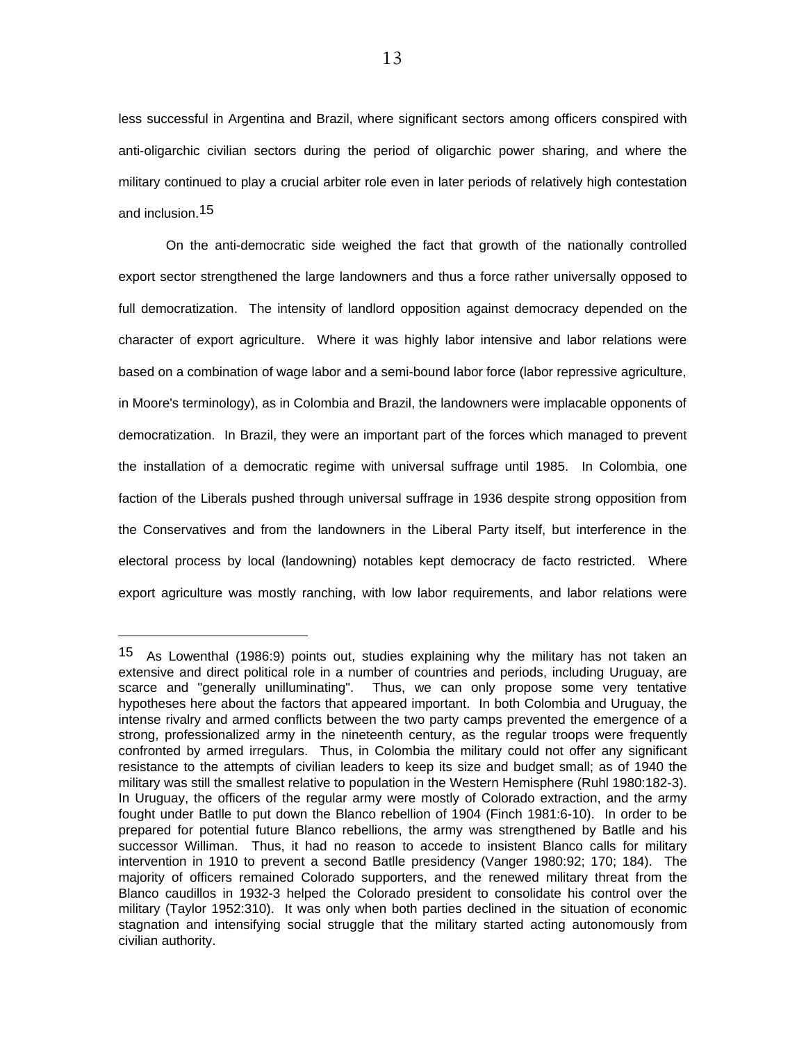less successful in Argentina and Brazil, where significant sectors among officers conspired with anti-oligarchic civilian sectors during the period of oligarchic power sharing, and where the military continued to play a crucial arbiter role even in later periods of relatively high contestation and inclusion.[15]

On the anti-democratic side weighed the fact that growth of the nationally controlled export sector strengthened the large landowners and thus a force rather universally opposed to full democratization. The intensity of landlord opposition against democracy depended on the character of export agriculture. Where it was highly labor intensive and labor relations were based on a combination of wage labor and a semi-bound labor force (labor repressive agriculture, in Moore's terminology), as in Colombia and Brazil, the landowners were implacable opponents of democratization. In Brazil, they were an important part of the forces which managed to prevent the installation of a democratic regime with universal suffrage until 1985. In Colombia, one faction of the Liberals pushed through universal suffrage in 1936 despite strong opposition from the Conservatives and from the landowners in the Liberal Party itself, but interference in the electoral process by local (landowning) notables kept democracy de facto restricted. Where export agriculture was mostly ranching, with low labor requirements, and labor relations were

---

[15] As Lowenthal (1986:9) points out, studies explaining why the military has not taken an extensive and direct political role in a number of countries and periods, including Uruguay, are scarce and "generally unilluminating". Thus, we can only propose some very tentative hypotheses here about the factors that appeared important. In both Colombia and Uruguay, the intense rivalry and armed conflicts between the two party camps prevented the emergence of a strong, professionalized army in the nineteenth century, as the regular troops were frequently confronted by armed irregulars. Thus, in Colombia the military could not offer any significant resistance to the attempts of civilian leaders to keep its size and budget small; as of 1940 the military was still the smallest relative to population in the Western Hemisphere (Ruhl 1980:182-3). In Uruguay, the officers of the regular army were mostly of Colorado extraction, and the army fought under Batlle to put down the Blanco rebellion of 1904 (Finch 1981:6-10). In order to be prepared for potential future Blanco rebellions, the army was strengthened by Batlle and his successor Williman. Thus, it had no reason to accede to insistent Blanco calls for military intervention in 1910 to prevent a second Batlle presidency (Vanger 1980:92; 170; 184). The majority of officers remained Colorado supporters, and the renewed military threat from the Blanco caudillos in 1932-3 helped the Colorado president to consolidate his control over the military (Taylor 1952:310). It was only when both parties declined in the situation of economic stagnation and intensifying social struggle that the military started acting autonomously from civilian authority.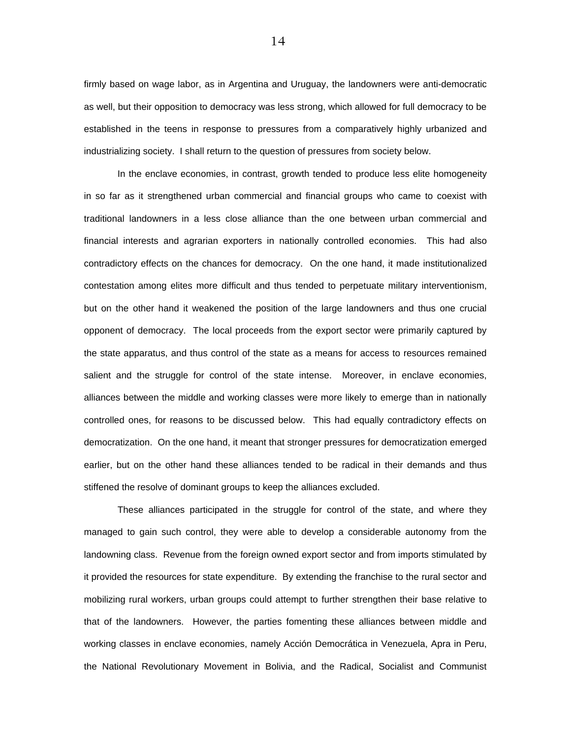firmly based on wage labor, as in Argentina and Uruguay, the landowners were anti-democratic as well, but their opposition to democracy was less strong, which allowed for full democracy to be established in the teens in response to pressures from a comparatively highly urbanized and industrializing society. I shall return to the question of pressures from society below.

In the enclave economies, in contrast, growth tended to produce less elite homogeneity in so far as it strengthened urban commercial and financial groups who came to coexist with traditional landowners in a less close alliance than the one between urban commercial and financial interests and agrarian exporters in nationally controlled economies. This had also contradictory effects on the chances for democracy. On the one hand, it made institutionalized contestation among elites more difficult and thus tended to perpetuate military interventionism, but on the other hand it weakened the position of the large landowners and thus one crucial opponent of democracy. The local proceeds from the export sector were primarily captured by the state apparatus, and thus control of the state as a means for access to resources remained salient and the struggle for control of the state intense. Moreover, in enclave economies, alliances between the middle and working classes were more likely to emerge than in nationally controlled ones, for reasons to be discussed below. This had equally contradictory effects on democratization. On the one hand, it meant that stronger pressures for democratization emerged earlier, but on the other hand these alliances tended to be radical in their demands and thus stiffened the resolve of dominant groups to keep the alliances excluded.

These alliances participated in the struggle for control of the state, and where they managed to gain such control, they were able to develop a considerable autonomy from the landowning class. Revenue from the foreign owned export sector and from imports stimulated by it provided the resources for state expenditure. By extending the franchise to the rural sector and mobilizing rural workers, urban groups could attempt to further strengthen their base relative to that of the landowners. However, the parties fomenting these alliances between middle and working classes in enclave economies, namely Acción Democrática in Venezuela, Apra in Peru, the National Revolutionary Movement in Bolivia, and the Radical, Socialist and Communist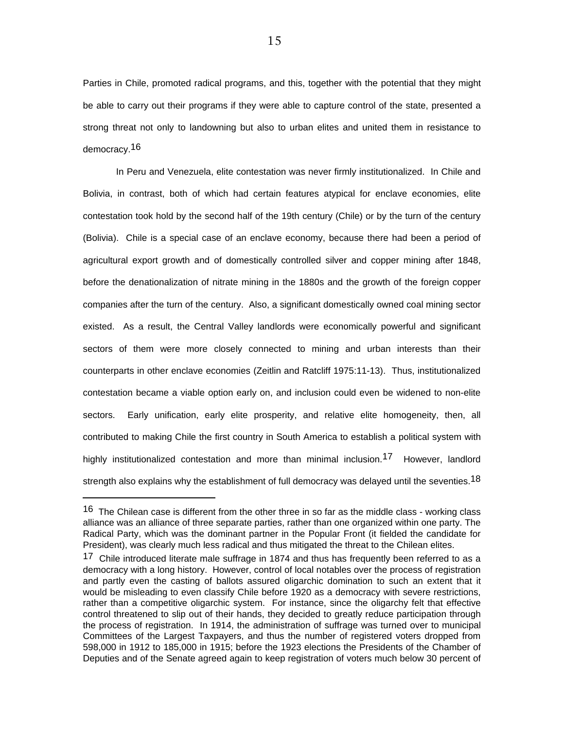Parties in Chile, promoted radical programs, and this, together with the potential that they might be able to carry out their programs if they were able to capture control of the state, presented a strong threat not only to landowning but also to urban elites and united them in resistance to democracy.[16]

In Peru and Venezuela, elite contestation was never firmly institutionalized. In Chile and Bolivia, in contrast, both of which had certain features atypical for enclave economies, elite contestation took hold by the second half of the 19th century (Chile) or by the turn of the century (Bolivia). Chile is a special case of an enclave economy, because there had been a period of agricultural export growth and of domestically controlled silver and copper mining after 1848, before the denationalization of nitrate mining in the 1880s and the growth of the foreign copper companies after the turn of the century. Also, a significant domestically owned coal mining sector existed. As a result, the Central Valley landlords were economically powerful and significant sectors of them were more closely connected to mining and urban interests than their counterparts in other enclave economies (Zeitlin and Ratcliff 1975:11-13). Thus, institutionalized contestation became a viable option early on, and inclusion could even be widened to non-elite sectors. Early unification, early elite prosperity, and relative elite homogeneity, then, all contributed to making Chile the first country in South America to establish a political system with highly institutionalized contestation and more than minimal inclusion.[17] However, landlord strength also explains why the establishment of full democracy was delayed until the seventies.[18]

---

[16] The Chilean case is different from the other three in so far as the middle class - working class alliance was an alliance of three separate parties, rather than one organized within one party. The Radical Party, which was the dominant partner in the Popular Front (it fielded the candidate for President), was clearly much less radical and thus mitigated the threat to the Chilean elites.

[17] Chile introduced literate male suffrage in 1874 and thus has frequently been referred to as a democracy with a long history. However, control of local notables over the process of registration and partly even the casting of ballots assured oligarchic domination to such an extent that it would be misleading to even classify Chile before 1920 as a democracy with severe restrictions, rather than a competitive oligarchic system. For instance, since the oligarchy felt that effective control threatened to slip out of their hands, they decided to greatly reduce participation through the process of registration. In 1914, the administration of suffrage was turned over to municipal Committees of the Largest Taxpayers, and thus the number of registered voters dropped from 598,000 in 1912 to 185,000 in 1915; before the 1923 elections the Presidents of the Chamber of Deputies and of the Senate agreed again to keep registration of voters much below 30 percent of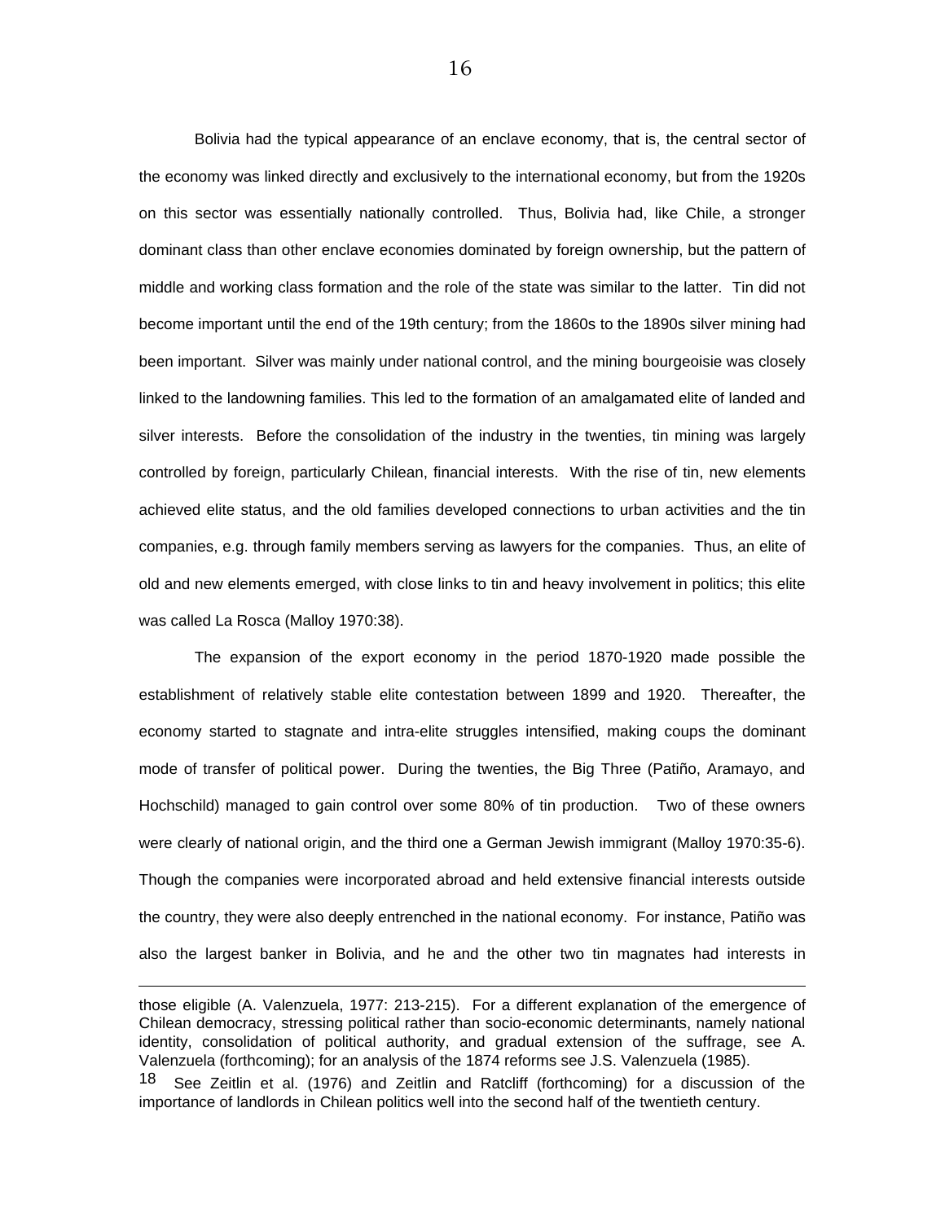Bolivia had the typical appearance of an enclave economy, that is, the central sector of the economy was linked directly and exclusively to the international economy, but from the 1920s on this sector was essentially nationally controlled. Thus, Bolivia had, like Chile, a stronger dominant class than other enclave economies dominated by foreign ownership, but the pattern of middle and working class formation and the role of the state was similar to the latter. Tin did not become important until the end of the 19th century; from the 1860s to the 1890s silver mining had been important. Silver was mainly under national control, and the mining bourgeoisie was closely linked to the landowning families. This led to the formation of an amalgamated elite of landed and silver interests. Before the consolidation of the industry in the twenties, tin mining was largely controlled by foreign, particularly Chilean, financial interests. With the rise of tin, new elements achieved elite status, and the old families developed connections to urban activities and the tin companies, e.g. through family members serving as lawyers for the companies. Thus, an elite of old and new elements emerged, with close links to tin and heavy involvement in politics; this elite was called La Rosca (Malloy 1970:38).

The expansion of the export economy in the period 1870-1920 made possible the establishment of relatively stable elite contestation between 1899 and 1920. Thereafter, the economy started to stagnate and intra-elite struggles intensified, making coups the dominant mode of transfer of political power. During the twenties, the Big Three (Patiño, Aramayo, and Hochschild) managed to gain control over some 80% of tin production. Two of these owners were clearly of national origin, and the third one a German Jewish immigrant (Malloy 1970:35-6). Though the companies were incorporated abroad and held extensive financial interests outside the country, they were also deeply entrenched in the national economy. For instance, Patiño was also the largest banker in Bolivia, and he and the other two tin magnates had interests in

---

those eligible (A. Valenzuela, 1977: 213-215). For a different explanation of the emergence of Chilean democracy, stressing political rather than socio-economic determinants, namely national identity, consolidation of political authority, and gradual extension of the suffrage, see A. Valenzuela (forthcoming); for an analysis of the 1874 reforms see J.S. Valenzuela (1985).

[18] See Zeitlin et al. (1976) and Zeitlin and Ratcliff (forthcoming) for a discussion of the importance of landlords in Chilean politics well into the second half of the twentieth century.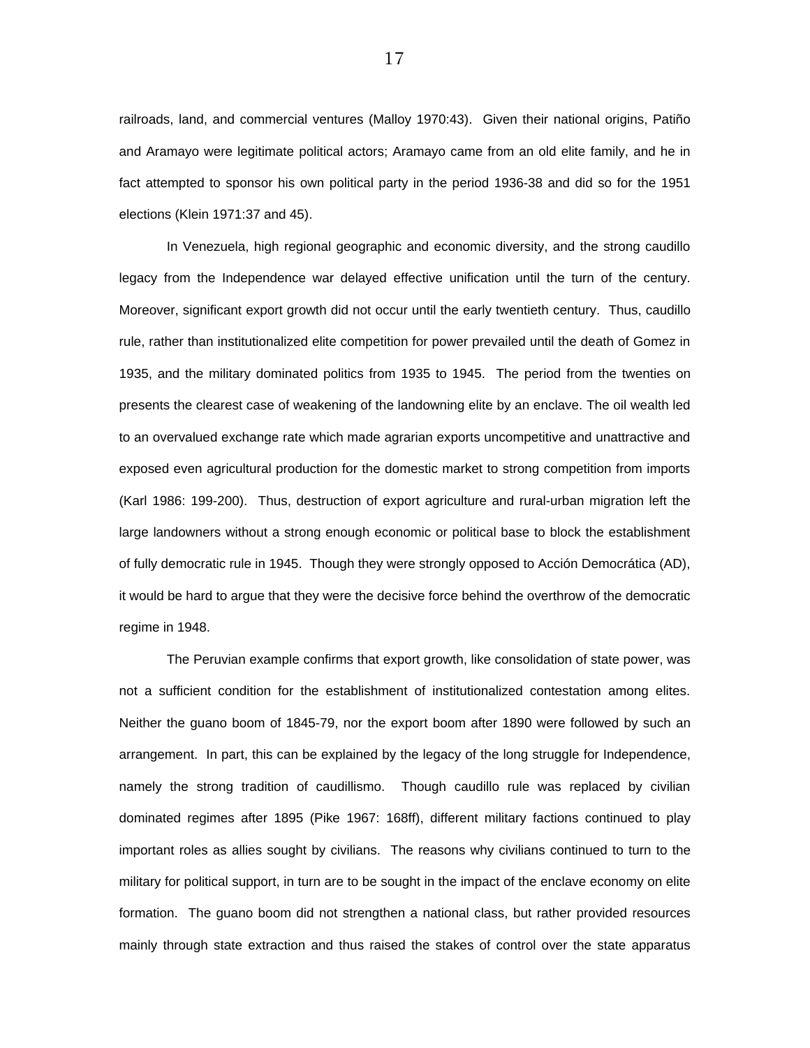railroads, land, and commercial ventures (Malloy 1970:43). Given their national origins, Patiño and Aramayo were legitimate political actors; Aramayo came from an old elite family, and he in fact attempted to sponsor his own political party in the period 1936-38 and did so for the 1951 elections (Klein 1971:37 and 45).

In Venezuela, high regional geographic and economic diversity, and the strong caudillo legacy from the Independence war delayed effective unification until the turn of the century. Moreover, significant export growth did not occur until the early twentieth century. Thus, caudillo rule, rather than institutionalized elite competition for power prevailed until the death of Gomez in 1935, and the military dominated politics from 1935 to 1945. The period from the twenties on presents the clearest case of weakening of the landowning elite by an enclave. The oil wealth led to an overvalued exchange rate which made agrarian exports uncompetitive and unattractive and exposed even agricultural production for the domestic market to strong competition from imports (Karl 1986: 199-200). Thus, destruction of export agriculture and rural-urban migration left the large landowners without a strong enough economic or political base to block the establishment of fully democratic rule in 1945. Though they were strongly opposed to Acción Democrática (AD), it would be hard to argue that they were the decisive force behind the overthrow of the democratic regime in 1948.

The Peruvian example confirms that export growth, like consolidation of state power, was not a sufficient condition for the establishment of institutionalized contestation among elites. Neither the guano boom of 1845-79, nor the export boom after 1890 were followed by such an arrangement. In part, this can be explained by the legacy of the long struggle for Independence, namely the strong tradition of caudillismo. Though caudillo rule was replaced by civilian dominated regimes after 1895 (Pike 1967: 168ff), different military factions continued to play important roles as allies sought by civilians. The reasons why civilians continued to turn to the military for political support, in turn are to be sought in the impact of the enclave economy on elite formation. The guano boom did not strengthen a national class, but rather provided resources mainly through state extraction and thus raised the stakes of control over the state apparatus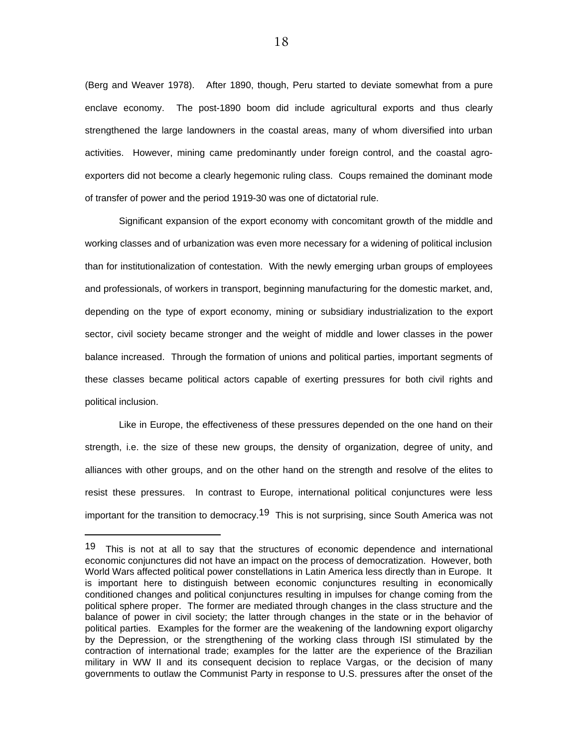(Berg and Weaver 1978). After 1890, though, Peru started to deviate somewhat from a pure enclave economy. The post-1890 boom did include agricultural exports and thus clearly strengthened the large landowners in the coastal areas, many of whom diversified into urban activities. However, mining came predominantly under foreign control, and the coastal agro-exporters did not become a clearly hegemonic ruling class. Coups remained the dominant mode of transfer of power and the period 1919-30 was one of dictatorial rule.

Significant expansion of the export economy with concomitant growth of the middle and working classes and of urbanization was even more necessary for a widening of political inclusion than for institutionalization of contestation. With the newly emerging urban groups of employees and professionals, of workers in transport, beginning manufacturing for the domestic market, and, depending on the type of export economy, mining or subsidiary industrialization to the export sector, civil society became stronger and the weight of middle and lower classes in the power balance increased. Through the formation of unions and political parties, important segments of these classes became political actors capable of exerting pressures for both civil rights and political inclusion.

Like in Europe, the effectiveness of these pressures depended on the one hand on their strength, i.e. the size of these new groups, the density of organization, degree of unity, and alliances with other groups, and on the other hand on the strength and resolve of the elites to resist these pressures. In contrast to Europe, international political conjunctures were less important for the transition to democracy.[19] This is not surprising, since South America was not

---

[19] This is not at all to say that the structures of economic dependence and international economic conjunctures did not have an impact on the process of democratization. However, both World Wars affected political power constellations in Latin America less directly than in Europe. It is important here to distinguish between economic conjunctures resulting in economically conditioned changes and political conjunctures resulting in impulses for change coming from the political sphere proper. The former are mediated through changes in the class structure and the balance of power in civil society; the latter through changes in the state or in the behavior of political parties. Examples for the former are the weakening of the landowning export oligarchy by the Depression, or the strengthening of the working class through ISI stimulated by the contraction of international trade; examples for the latter are the experience of the Brazilian military in WW II and its consequent decision to replace Vargas, or the decision of many governments to outlaw the Communist Party in response to U.S. pressures after the onset of the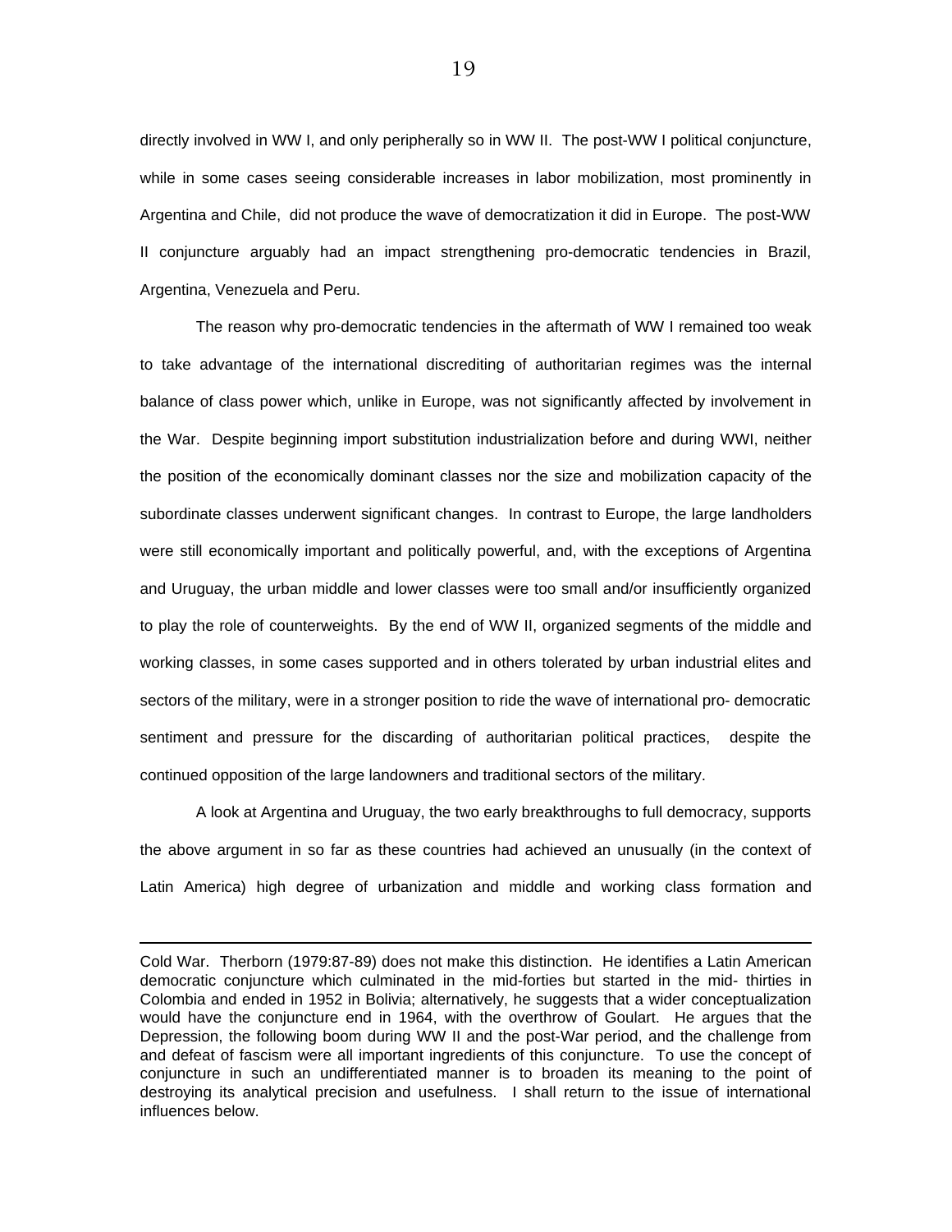directly involved in WW I, and only peripherally so in WW II. The post-WW I political conjuncture, while in some cases seeing considerable increases in labor mobilization, most prominently in Argentina and Chile, did not produce the wave of democratization it did in Europe. The post-WW II conjuncture arguably had an impact strengthening pro-democratic tendencies in Brazil, Argentina, Venezuela and Peru.

The reason why pro-democratic tendencies in the aftermath of WW I remained too weak to take advantage of the international discrediting of authoritarian regimes was the internal balance of class power which, unlike in Europe, was not significantly affected by involvement in the War. Despite beginning import substitution industrialization before and during WWI, neither the position of the economically dominant classes nor the size and mobilization capacity of the subordinate classes underwent significant changes. In contrast to Europe, the large landholders were still economically important and politically powerful, and, with the exceptions of Argentina and Uruguay, the urban middle and lower classes were too small and/or insufficiently organized to play the role of counterweights. By the end of WW II, organized segments of the middle and working classes, in some cases supported and in others tolerated by urban industrial elites and sectors of the military, were in a stronger position to ride the wave of international pro- democratic sentiment and pressure for the discarding of authoritarian political practices, despite the continued opposition of the large landowners and traditional sectors of the military.

A look at Argentina and Uruguay, the two early breakthroughs to full democracy, supports the above argument in so far as these countries had achieved an unusually (in the context of Latin America) high degree of urbanization and middle and working class formation and

---

Cold War. Therborn (1979:87-89) does not make this distinction. He identifies a Latin American democratic conjuncture which culminated in the mid-forties but started in the mid- thirties in Colombia and ended in 1952 in Bolivia; alternatively, he suggests that a wider conceptualization would have the conjuncture end in 1964, with the overthrow of Goulart. He argues that the Depression, the following boom during WW II and the post-War period, and the challenge from and defeat of fascism were all important ingredients of this conjuncture. To use the concept of conjuncture in such an undifferentiated manner is to broaden its meaning to the point of destroying its analytical precision and usefulness. I shall return to the issue of international influences below.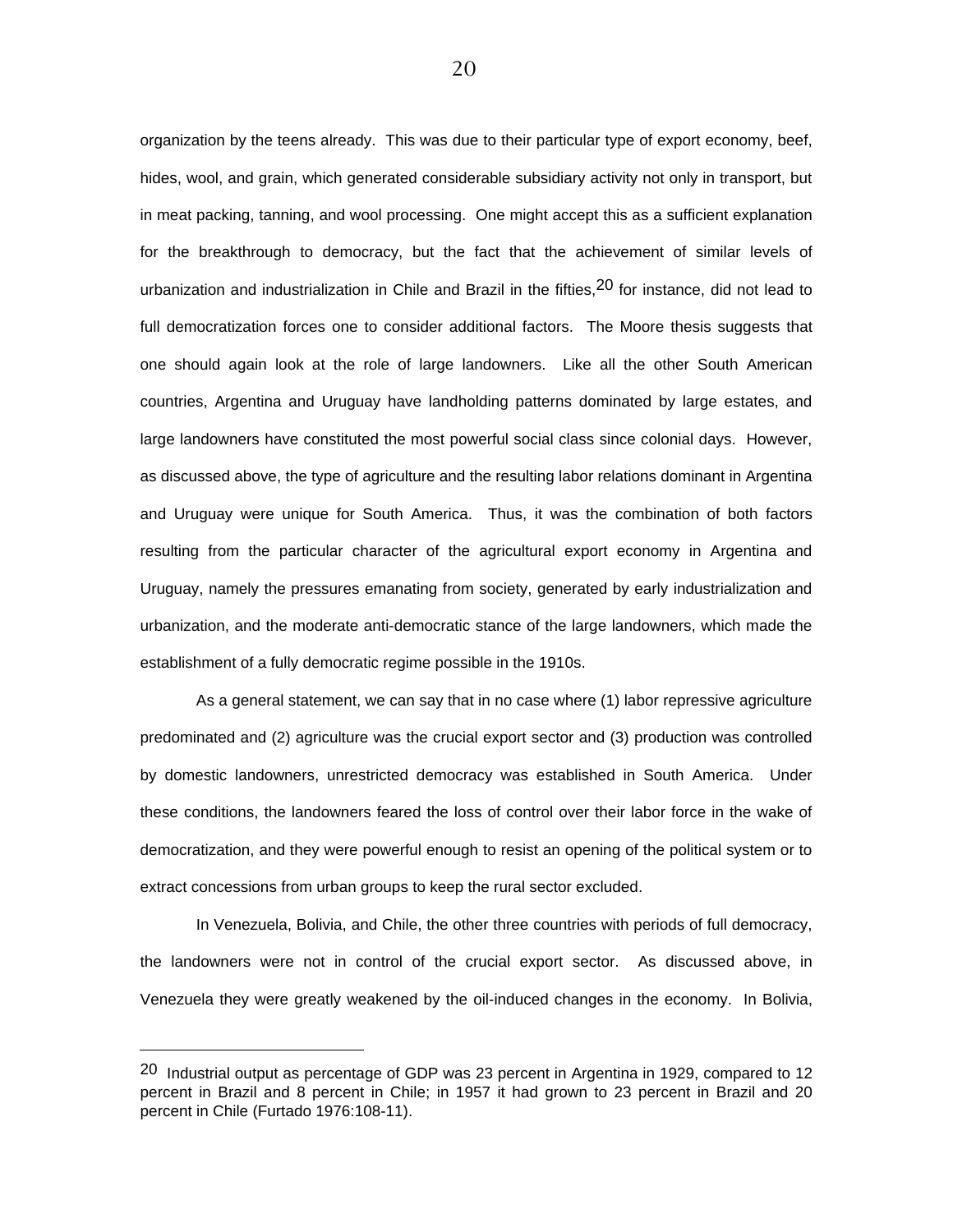organization by the teens already. This was due to their particular type of export economy, beef, hides, wool, and grain, which generated considerable subsidiary activity not only in transport, but in meat packing, tanning, and wool processing. One might accept this as a sufficient explanation for the breakthrough to democracy, but the fact that the achievement of similar levels of urbanization and industrialization in Chile and Brazil in the fifties,[20] for instance, did not lead to full democratization forces one to consider additional factors. The Moore thesis suggests that one should again look at the role of large landowners. Like all the other South American countries, Argentina and Uruguay have landholding patterns dominated by large estates, and large landowners have constituted the most powerful social class since colonial days. However, as discussed above, the type of agriculture and the resulting labor relations dominant in Argentina and Uruguay were unique for South America. Thus, it was the combination of both factors resulting from the particular character of the agricultural export economy in Argentina and Uruguay, namely the pressures emanating from society, generated by early industrialization and urbanization, and the moderate anti-democratic stance of the large landowners, which made the establishment of a fully democratic regime possible in the 1910s.

As a general statement, we can say that in no case where (1) labor repressive agriculture predominated and (2) agriculture was the crucial export sector and (3) production was controlled by domestic landowners, unrestricted democracy was established in South America. Under these conditions, the landowners feared the loss of control over their labor force in the wake of democratization, and they were powerful enough to resist an opening of the political system or to extract concessions from urban groups to keep the rural sector excluded.

In Venezuela, Bolivia, and Chile, the other three countries with periods of full democracy, the landowners were not in control of the crucial export sector. As discussed above, in Venezuela they were greatly weakened by the oil-induced changes in the economy. In Bolivia,

---

[20] Industrial output as percentage of GDP was 23 percent in Argentina in 1929, compared to 12 percent in Brazil and 8 percent in Chile; in 1957 it had grown to 23 percent in Brazil and 20 percent in Chile (Furtado 1976:108-11).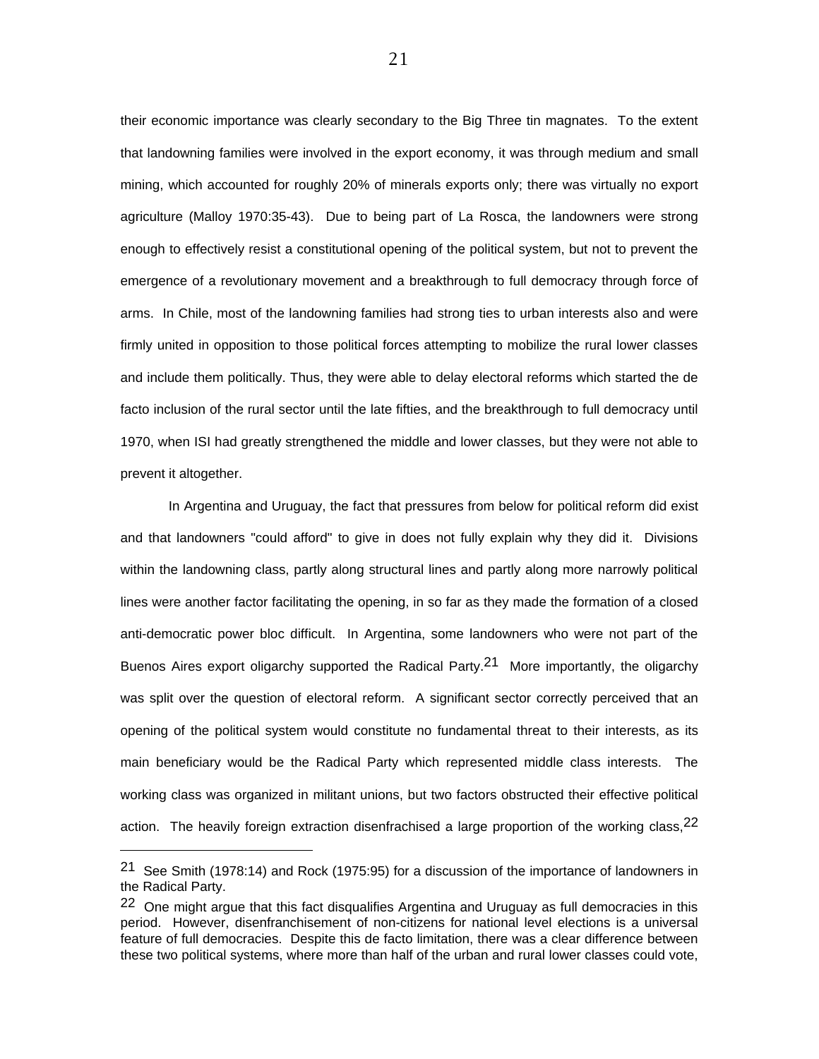their economic importance was clearly secondary to the Big Three tin magnates. To the extent that landowning families were involved in the export economy, it was through medium and small mining, which accounted for roughly 20% of minerals exports only; there was virtually no export agriculture (Malloy 1970:35-43). Due to being part of La Rosca, the landowners were strong enough to effectively resist a constitutional opening of the political system, but not to prevent the emergence of a revolutionary movement and a breakthrough to full democracy through force of arms. In Chile, most of the landowning families had strong ties to urban interests also and were firmly united in opposition to those political forces attempting to mobilize the rural lower classes and include them politically. Thus, they were able to delay electoral reforms which started the de facto inclusion of the rural sector until the late fifties, and the breakthrough to full democracy until 1970, when ISI had greatly strengthened the middle and lower classes, but they were not able to prevent it altogether.

In Argentina and Uruguay, the fact that pressures from below for political reform did exist and that landowners "could afford" to give in does not fully explain why they did it. Divisions within the landowning class, partly along structural lines and partly along more narrowly political lines were another factor facilitating the opening, in so far as they made the formation of a closed anti-democratic power bloc difficult. In Argentina, some landowners who were not part of the Buenos Aires export oligarchy supported the Radical Party.[21] More importantly, the oligarchy was split over the question of electoral reform. A significant sector correctly perceived that an opening of the political system would constitute no fundamental threat to their interests, as its main beneficiary would be the Radical Party which represented middle class interests. The working class was organized in militant unions, but two factors obstructed their effective political action. The heavily foreign extraction disenfrachised a large proportion of the working class,[22]

---

[21] See Smith (1978:14) and Rock (1975:95) for a discussion of the importance of landowners in the Radical Party.

[22] One might argue that this fact disqualifies Argentina and Uruguay as full democracies in this period. However, disenfranchisement of non-citizens for national level elections is a universal feature of full democracies. Despite this de facto limitation, there was a clear difference between these two political systems, where more than half of the urban and rural lower classes could vote,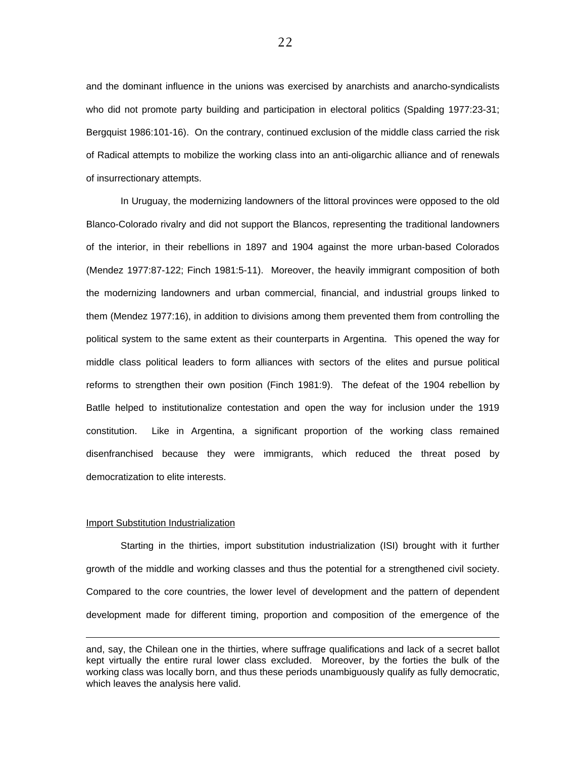and the dominant influence in the unions was exercised by anarchists and anarcho-syndicalists who did not promote party building and participation in electoral politics (Spalding 1977:23-31; Bergquist 1986:101-16). On the contrary, continued exclusion of the middle class carried the risk of Radical attempts to mobilize the working class into an anti-oligarchic alliance and of renewals of insurrectionary attempts.

In Uruguay, the modernizing landowners of the littoral provinces were opposed to the old Blanco-Colorado rivalry and did not support the Blancos, representing the traditional landowners of the interior, in their rebellions in 1897 and 1904 against the more urban-based Colorados (Mendez 1977:87-122; Finch 1981:5-11). Moreover, the heavily immigrant composition of both the modernizing landowners and urban commercial, financial, and industrial groups linked to them (Mendez 1977:16), in addition to divisions among them prevented them from controlling the political system to the same extent as their counterparts in Argentina. This opened the way for middle class political leaders to form alliances with sectors of the elites and pursue political reforms to strengthen their own position (Finch 1981:9). The defeat of the 1904 rebellion by Batlle helped to institutionalize contestation and open the way for inclusion under the 1919 constitution. Like in Argentina, a significant proportion of the working class remained disenfranchised because they were immigrants, which reduced the threat posed by democratization to elite interests.

<u>Import Substitution Industrialization</u>

Starting in the thirties, import substitution industrialization (ISI) brought with it further growth of the middle and working classes and thus the potential for a strengthened civil society. Compared to the core countries, the lower level of development and the pattern of dependent development made for different timing, proportion and composition of the emergence of the

---

and, say, the Chilean one in the thirties, where suffrage qualifications and lack of a secret ballot kept virtually the entire rural lower class excluded. Moreover, by the forties the bulk of the working class was locally born, and thus these periods unambiguously qualify as fully democratic, which leaves the analysis here valid.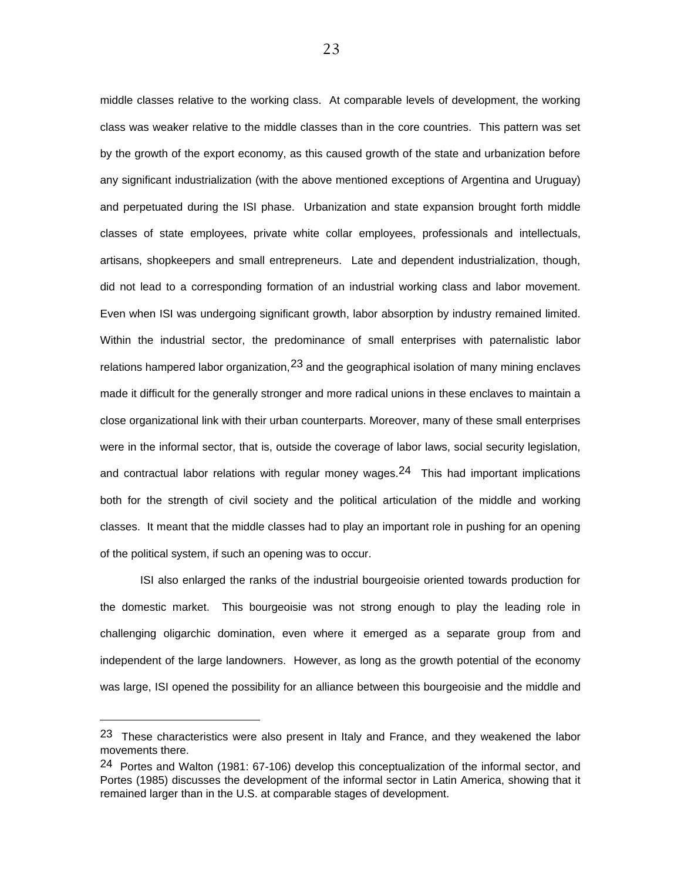middle classes relative to the working class. At comparable levels of development, the working class was weaker relative to the middle classes than in the core countries. This pattern was set by the growth of the export economy, as this caused growth of the state and urbanization before any significant industrialization (with the above mentioned exceptions of Argentina and Uruguay) and perpetuated during the ISI phase. Urbanization and state expansion brought forth middle classes of state employees, private white collar employees, professionals and intellectuals, artisans, shopkeepers and small entrepreneurs. Late and dependent industrialization, though, did not lead to a corresponding formation of an industrial working class and labor movement. Even when ISI was undergoing significant growth, labor absorption by industry remained limited. Within the industrial sector, the predominance of small enterprises with paternalistic labor relations hampered labor organization,[23] and the geographical isolation of many mining enclaves made it difficult for the generally stronger and more radical unions in these enclaves to maintain a close organizational link with their urban counterparts. Moreover, many of these small enterprises were in the informal sector, that is, outside the coverage of labor laws, social security legislation, and contractual labor relations with regular money wages.[24] This had important implications both for the strength of civil society and the political articulation of the middle and working classes. It meant that the middle classes had to play an important role in pushing for an opening of the political system, if such an opening was to occur.

ISI also enlarged the ranks of the industrial bourgeoisie oriented towards production for the domestic market. This bourgeoisie was not strong enough to play the leading role in challenging oligarchic domination, even where it emerged as a separate group from and independent of the large landowners. However, as long as the growth potential of the economy was large, ISI opened the possibility for an alliance between this bourgeoisie and the middle and

---

[23] These characteristics were also present in Italy and France, and they weakened the labor movements there.

[24] Portes and Walton (1981: 67-106) develop this conceptualization of the informal sector, and Portes (1985) discusses the development of the informal sector in Latin America, showing that it remained larger than in the U.S. at comparable stages of development.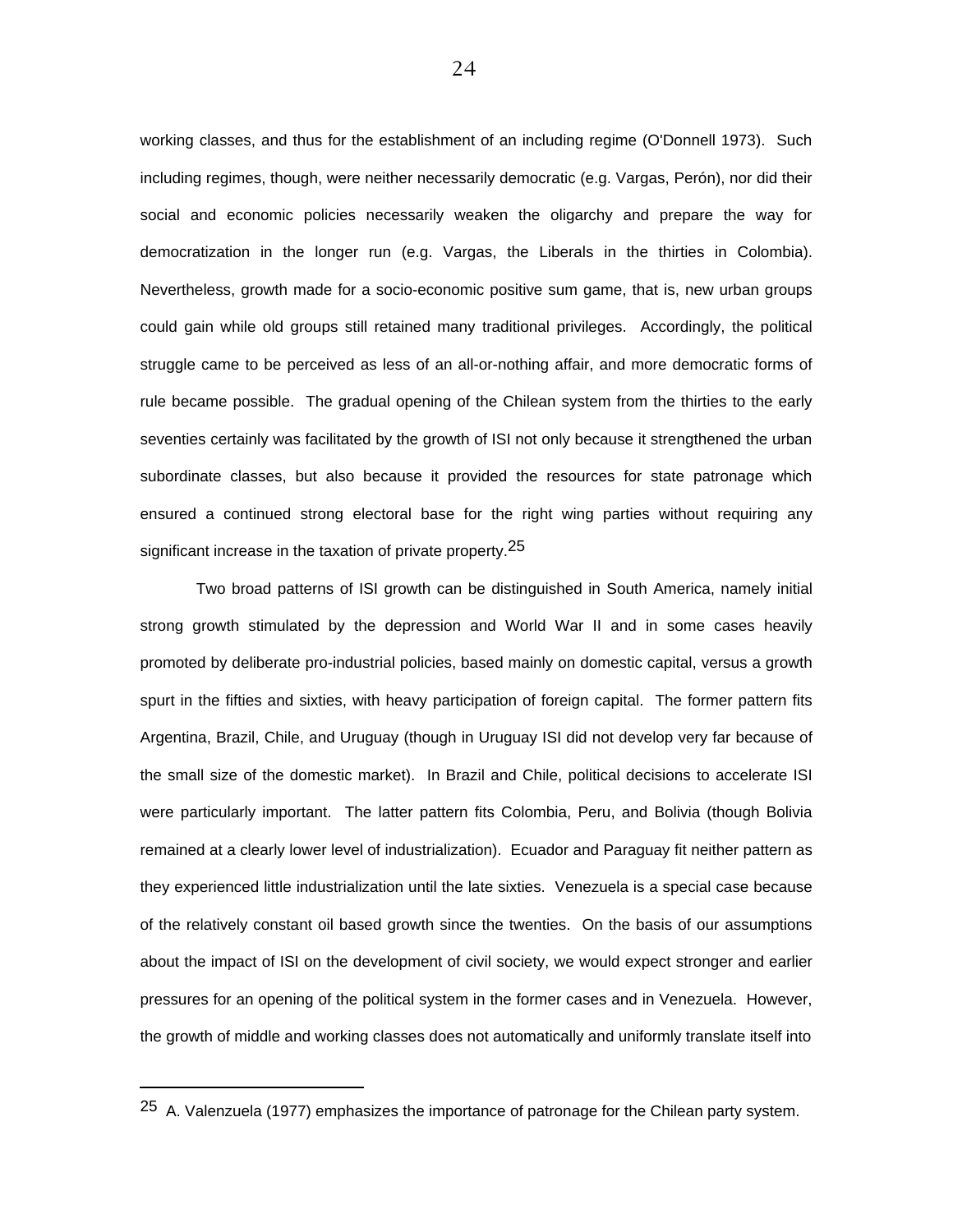working classes, and thus for the establishment of an including regime (O'Donnell 1973). Such including regimes, though, were neither necessarily democratic (e.g. Vargas, Perón), nor did their social and economic policies necessarily weaken the oligarchy and prepare the way for democratization in the longer run (e.g. Vargas, the Liberals in the thirties in Colombia). Nevertheless, growth made for a socio-economic positive sum game, that is, new urban groups could gain while old groups still retained many traditional privileges. Accordingly, the political struggle came to be perceived as less of an all-or-nothing affair, and more democratic forms of rule became possible. The gradual opening of the Chilean system from the thirties to the early seventies certainly was facilitated by the growth of ISI not only because it strengthened the urban subordinate classes, but also because it provided the resources for state patronage which ensured a continued strong electoral base for the right wing parties without requiring any significant increase in the taxation of private property.[25]

Two broad patterns of ISI growth can be distinguished in South America, namely initial strong growth stimulated by the depression and World War II and in some cases heavily promoted by deliberate pro-industrial policies, based mainly on domestic capital, versus a growth spurt in the fifties and sixties, with heavy participation of foreign capital. The former pattern fits Argentina, Brazil, Chile, and Uruguay (though in Uruguay ISI did not develop very far because of the small size of the domestic market). In Brazil and Chile, political decisions to accelerate ISI were particularly important. The latter pattern fits Colombia, Peru, and Bolivia (though Bolivia remained at a clearly lower level of industrialization). Ecuador and Paraguay fit neither pattern as they experienced little industrialization until the late sixties. Venezuela is a special case because of the relatively constant oil based growth since the twenties. On the basis of our assumptions about the impact of ISI on the development of civil society, we would expect stronger and earlier pressures for an opening of the political system in the former cases and in Venezuela. However, the growth of middle and working classes does not automatically and uniformly translate itself into

---

[25] A. Valenzuela (1977) emphasizes the importance of patronage for the Chilean party system.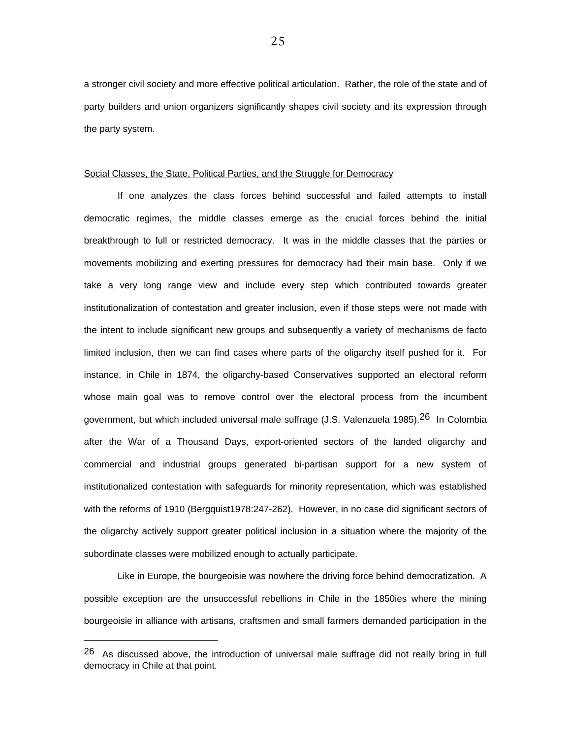a stronger civil society and more effective political articulation. Rather, the role of the state and of party builders and union organizers significantly shapes civil society and its expression through the party system.

<u>Social Classes, the State, Political Parties, and the Struggle for Democracy</u>

If one analyzes the class forces behind successful and failed attempts to install democratic regimes, the middle classes emerge as the crucial forces behind the initial breakthrough to full or restricted democracy. It was in the middle classes that the parties or movements mobilizing and exerting pressures for democracy had their main base. Only if we take a very long range view and include every step which contributed towards greater institutionalization of contestation and greater inclusion, even if those steps were not made with the intent to include significant new groups and subsequently a variety of mechanisms de facto limited inclusion, then we can find cases where parts of the oligarchy itself pushed for it. For instance, in Chile in 1874, the oligarchy-based Conservatives supported an electoral reform whose main goal was to remove control over the electoral process from the incumbent government, but which included universal male suffrage (J.S. Valenzuela 1985).[26] In Colombia after the War of a Thousand Days, export-oriented sectors of the landed oligarchy and commercial and industrial groups generated bi-partisan support for a new system of institutionalized contestation with safeguards for minority representation, which was established with the reforms of 1910 (Bergquist1978:247-262). However, in no case did significant sectors of the oligarchy actively support greater political inclusion in a situation where the majority of the subordinate classes were mobilized enough to actually participate.

Like in Europe, the bourgeoisie was nowhere the driving force behind democratization. A possible exception are the unsuccessful rebellions in Chile in the 1850ies where the mining bourgeoisie in alliance with artisans, craftsmen and small farmers demanded participation in the

[26] As discussed above, the introduction of universal male suffrage did not really bring in full democracy in Chile at that point.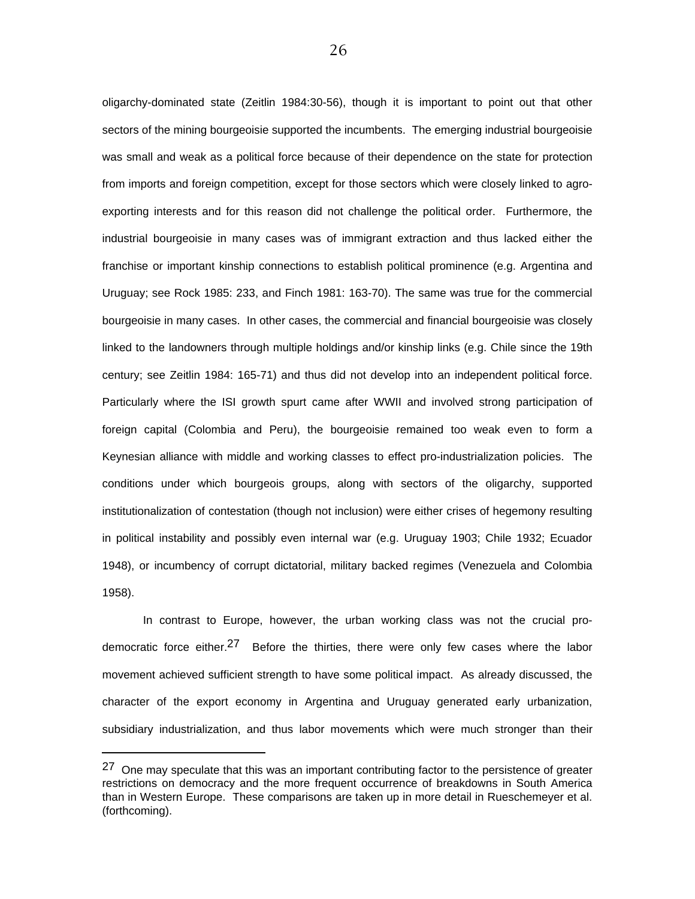oligarchy-dominated state (Zeitlin 1984:30-56), though it is important to point out that other sectors of the mining bourgeoisie supported the incumbents. The emerging industrial bourgeoisie was small and weak as a political force because of their dependence on the state for protection from imports and foreign competition, except for those sectors which were closely linked to agro-exporting interests and for this reason did not challenge the political order. Furthermore, the industrial bourgeoisie in many cases was of immigrant extraction and thus lacked either the franchise or important kinship connections to establish political prominence (e.g. Argentina and Uruguay; see Rock 1985: 233, and Finch 1981: 163-70). The same was true for the commercial bourgeoisie in many cases. In other cases, the commercial and financial bourgeoisie was closely linked to the landowners through multiple holdings and/or kinship links (e.g. Chile since the 19th century; see Zeitlin 1984: 165-71) and thus did not develop into an independent political force. Particularly where the ISI growth spurt came after WWII and involved strong participation of foreign capital (Colombia and Peru), the bourgeoisie remained too weak even to form a Keynesian alliance with middle and working classes to effect pro-industrialization policies. The conditions under which bourgeois groups, along with sectors of the oligarchy, supported institutionalization of contestation (though not inclusion) were either crises of hegemony resulting in political instability and possibly even internal war (e.g. Uruguay 1903; Chile 1932; Ecuador 1948), or incumbency of corrupt dictatorial, military backed regimes (Venezuela and Colombia 1958).

In contrast to Europe, however, the urban working class was not the crucial pro-democratic force either.[27] Before the thirties, there were only few cases where the labor movement achieved sufficient strength to have some political impact. As already discussed, the character of the export economy in Argentina and Uruguay generated early urbanization, subsidiary industrialization, and thus labor movements which were much stronger than their

[27] One may speculate that this was an important contributing factor to the persistence of greater restrictions on democracy and the more frequent occurrence of breakdowns in South America than in Western Europe. These comparisons are taken up in more detail in Rueschemeyer et al. (forthcoming).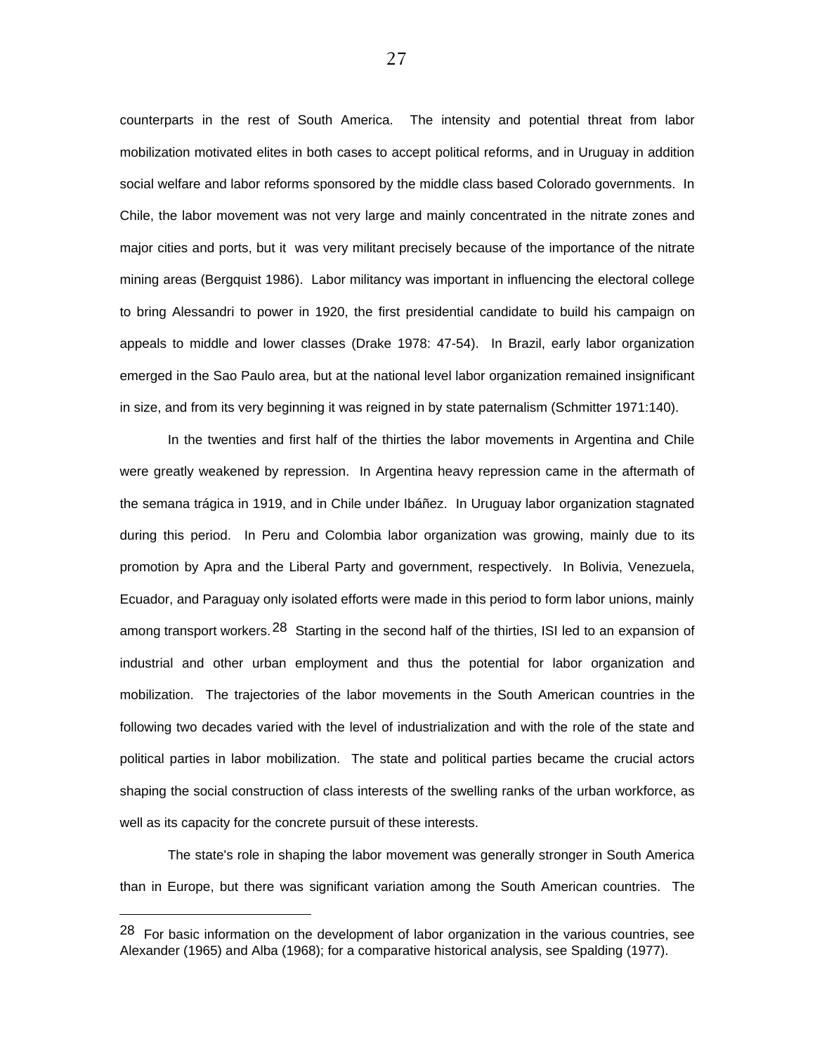counterparts in the rest of South America. The intensity and potential threat from labor mobilization motivated elites in both cases to accept political reforms, and in Uruguay in addition social welfare and labor reforms sponsored by the middle class based Colorado governments. In Chile, the labor movement was not very large and mainly concentrated in the nitrate zones and major cities and ports, but it was very militant precisely because of the importance of the nitrate mining areas (Bergquist 1986). Labor militancy was important in influencing the electoral college to bring Alessandri to power in 1920, the first presidential candidate to build his campaign on appeals to middle and lower classes (Drake 1978: 47-54). In Brazil, early labor organization emerged in the Sao Paulo area, but at the national level labor organization remained insignificant in size, and from its very beginning it was reigned in by state paternalism (Schmitter 1971:140).

In the twenties and first half of the thirties the labor movements in Argentina and Chile were greatly weakened by repression. In Argentina heavy repression came in the aftermath of the semana trágica in 1919, and in Chile under Ibáñez. In Uruguay labor organization stagnated during this period. In Peru and Colombia labor organization was growing, mainly due to its promotion by Apra and the Liberal Party and government, respectively. In Bolivia, Venezuela, Ecuador, and Paraguay only isolated efforts were made in this period to form labor unions, mainly among transport workers.[28] Starting in the second half of the thirties, ISI led to an expansion of industrial and other urban employment and thus the potential for labor organization and mobilization. The trajectories of the labor movements in the South American countries in the following two decades varied with the level of industrialization and with the role of the state and political parties in labor mobilization. The state and political parties became the crucial actors shaping the social construction of class interests of the swelling ranks of the urban workforce, as well as its capacity for the concrete pursuit of these interests.

The state's role in shaping the labor movement was generally stronger in South America than in Europe, but there was significant variation among the South American countries. The

[28] For basic information on the development of labor organization in the various countries, see Alexander (1965) and Alba (1968); for a comparative historical analysis, see Spalding (1977).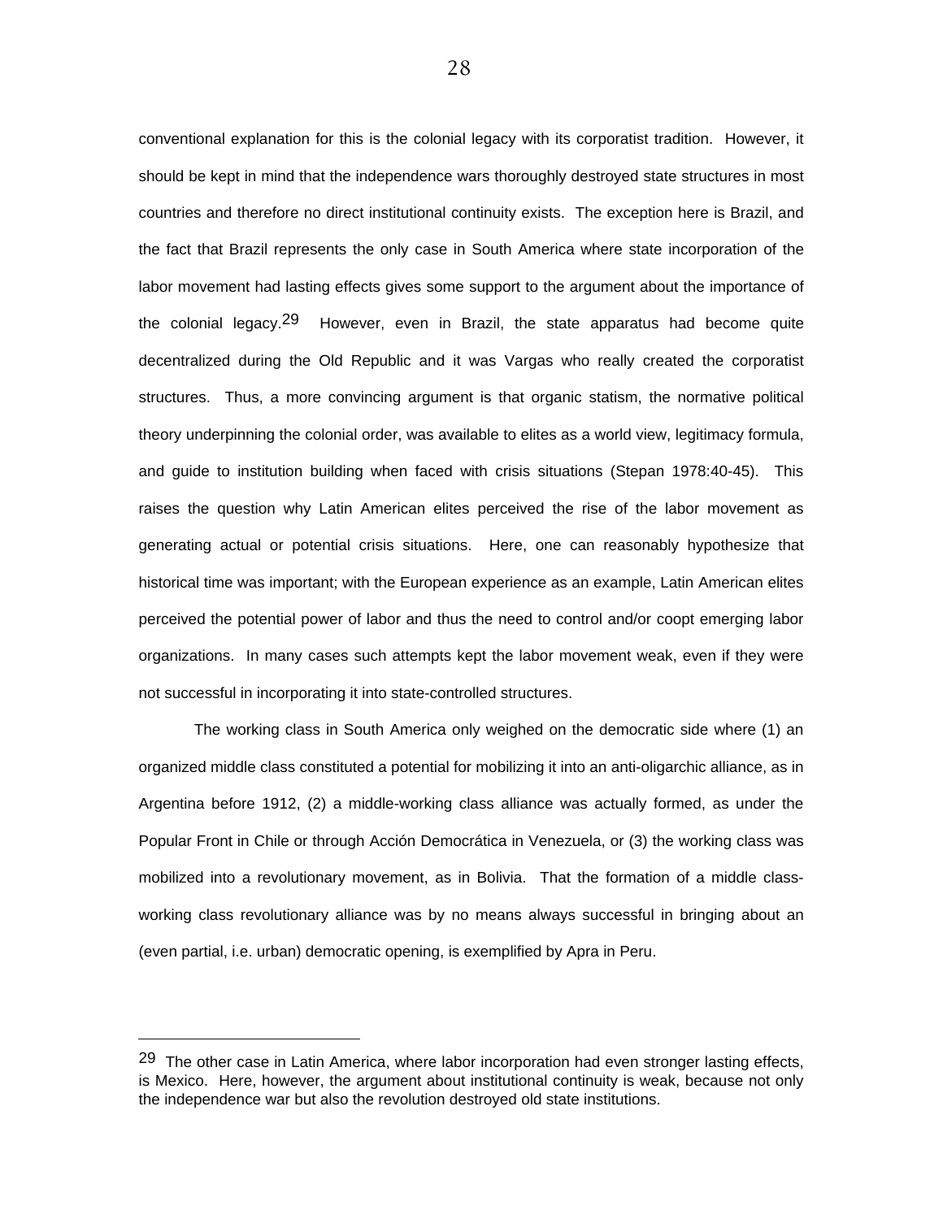conventional explanation for this is the colonial legacy with its corporatist tradition. However, it should be kept in mind that the independence wars thoroughly destroyed state structures in most countries and therefore no direct institutional continuity exists. The exception here is Brazil, and the fact that Brazil represents the only case in South America where state incorporation of the labor movement had lasting effects gives some support to the argument about the importance of the colonial legacy.[29] However, even in Brazil, the state apparatus had become quite decentralized during the Old Republic and it was Vargas who really created the corporatist structures. Thus, a more convincing argument is that organic statism, the normative political theory underpinning the colonial order, was available to elites as a world view, legitimacy formula, and guide to institution building when faced with crisis situations (Stepan 1978:40-45). This raises the question why Latin American elites perceived the rise of the labor movement as generating actual or potential crisis situations. Here, one can reasonably hypothesize that historical time was important; with the European experience as an example, Latin American elites perceived the potential power of labor and thus the need to control and/or coopt emerging labor organizations. In many cases such attempts kept the labor movement weak, even if they were not successful in incorporating it into state-controlled structures.

The working class in South America only weighed on the democratic side where (1) an organized middle class constituted a potential for mobilizing it into an anti-oligarchic alliance, as in Argentina before 1912, (2) a middle-working class alliance was actually formed, as under the Popular Front in Chile or through Acción Democrática in Venezuela, or (3) the working class was mobilized into a revolutionary movement, as in Bolivia. That the formation of a middle class-working class revolutionary alliance was by no means always successful in bringing about an (even partial, i.e. urban) democratic opening, is exemplified by Apra in Peru.

---

[29] The other case in Latin America, where labor incorporation had even stronger lasting effects, is Mexico. Here, however, the argument about institutional continuity is weak, because not only the independence war but also the revolution destroyed old state institutions.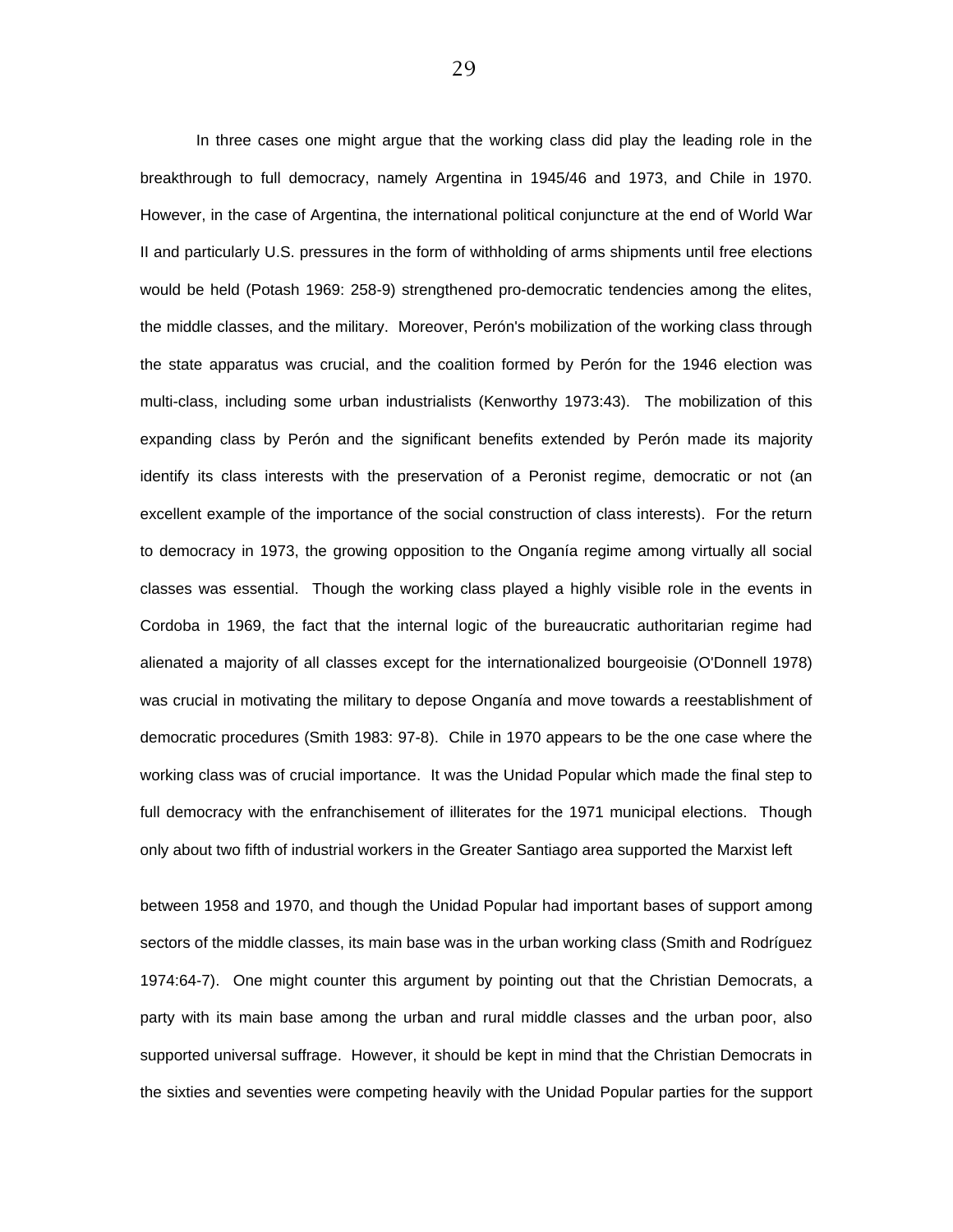In three cases one might argue that the working class did play the leading role in the breakthrough to full democracy, namely Argentina in 1945/46 and 1973, and Chile in 1970. However, in the case of Argentina, the international political conjuncture at the end of World War II and particularly U.S. pressures in the form of withholding of arms shipments until free elections would be held (Potash 1969: 258-9) strengthened pro-democratic tendencies among the elites, the middle classes, and the military. Moreover, Perón's mobilization of the working class through the state apparatus was crucial, and the coalition formed by Perón for the 1946 election was multi-class, including some urban industrialists (Kenworthy 1973:43). The mobilization of this expanding class by Perón and the significant benefits extended by Perón made its majority identify its class interests with the preservation of a Peronist regime, democratic or not (an excellent example of the importance of the social construction of class interests). For the return to democracy in 1973, the growing opposition to the Onganía regime among virtually all social classes was essential. Though the working class played a highly visible role in the events in Cordoba in 1969, the fact that the internal logic of the bureaucratic authoritarian regime had alienated a majority of all classes except for the internationalized bourgeoisie (O'Donnell 1978) was crucial in motivating the military to depose Onganía and move towards a reestablishment of democratic procedures (Smith 1983: 97-8). Chile in 1970 appears to be the one case where the working class was of crucial importance. It was the Unidad Popular which made the final step to full democracy with the enfranchisement of illiterates for the 1971 municipal elections. Though only about two fifth of industrial workers in the Greater Santiago area supported the Marxist left between 1958 and 1970, and though the Unidad Popular had important bases of support among sectors of the middle classes, its main base was in the urban working class (Smith and Rodríguez 1974:64-7). One might counter this argument by pointing out that the Christian Democrats, a party with its main base among the urban and rural middle classes and the urban poor, also supported universal suffrage. However, it should be kept in mind that the Christian Democrats in the sixties and seventies were competing heavily with the Unidad Popular parties for the support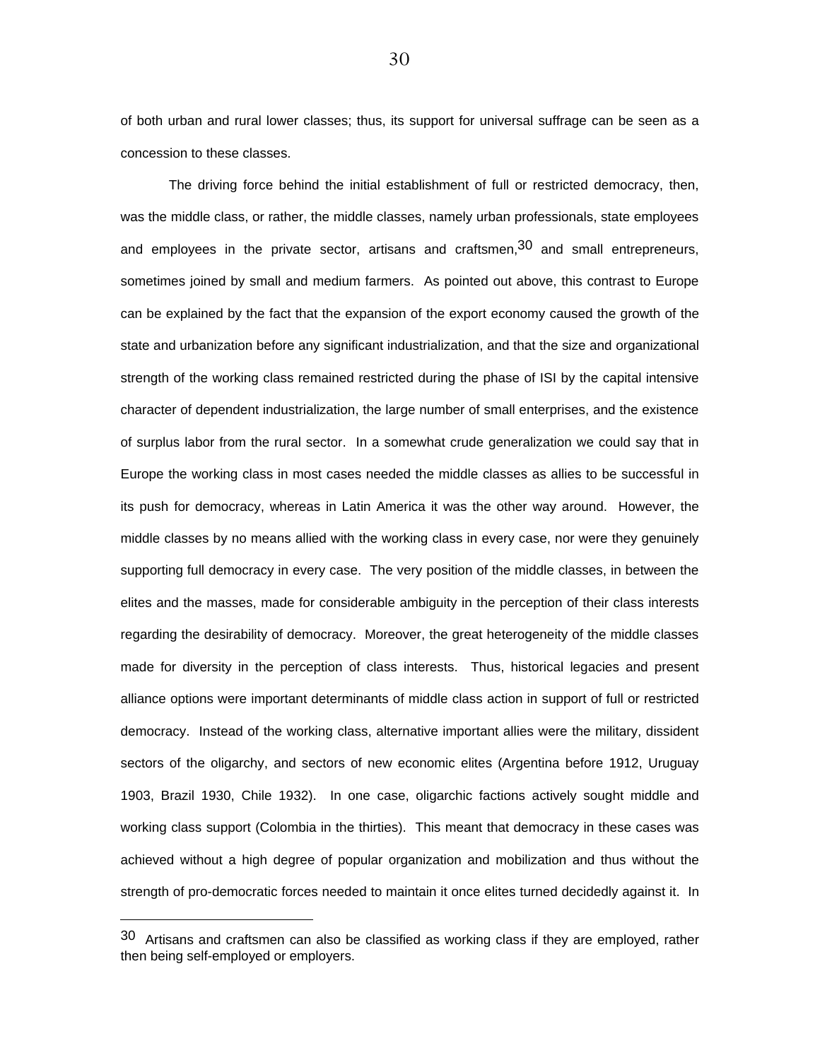of both urban and rural lower classes; thus, its support for universal suffrage can be seen as a concession to these classes.

The driving force behind the initial establishment of full or restricted democracy, then, was the middle class, or rather, the middle classes, namely urban professionals, state employees and employees in the private sector, artisans and craftsmen,[30] and small entrepreneurs, sometimes joined by small and medium farmers. As pointed out above, this contrast to Europe can be explained by the fact that the expansion of the export economy caused the growth of the state and urbanization before any significant industrialization, and that the size and organizational strength of the working class remained restricted during the phase of ISI by the capital intensive character of dependent industrialization, the large number of small enterprises, and the existence of surplus labor from the rural sector. In a somewhat crude generalization we could say that in Europe the working class in most cases needed the middle classes as allies to be successful in its push for democracy, whereas in Latin America it was the other way around. However, the middle classes by no means allied with the working class in every case, nor were they genuinely supporting full democracy in every case. The very position of the middle classes, in between the elites and the masses, made for considerable ambiguity in the perception of their class interests regarding the desirability of democracy. Moreover, the great heterogeneity of the middle classes made for diversity in the perception of class interests. Thus, historical legacies and present alliance options were important determinants of middle class action in support of full or restricted democracy. Instead of the working class, alternative important allies were the military, dissident sectors of the oligarchy, and sectors of new economic elites (Argentina before 1912, Uruguay 1903, Brazil 1930, Chile 1932). In one case, oligarchic factions actively sought middle and working class support (Colombia in the thirties). This meant that democracy in these cases was achieved without a high degree of popular organization and mobilization and thus without the strength of pro-democratic forces needed to maintain it once elites turned decidedly against it. In

---

[30] Artisans and craftsmen can also be classified as working class if they are employed, rather then being self-employed or employers.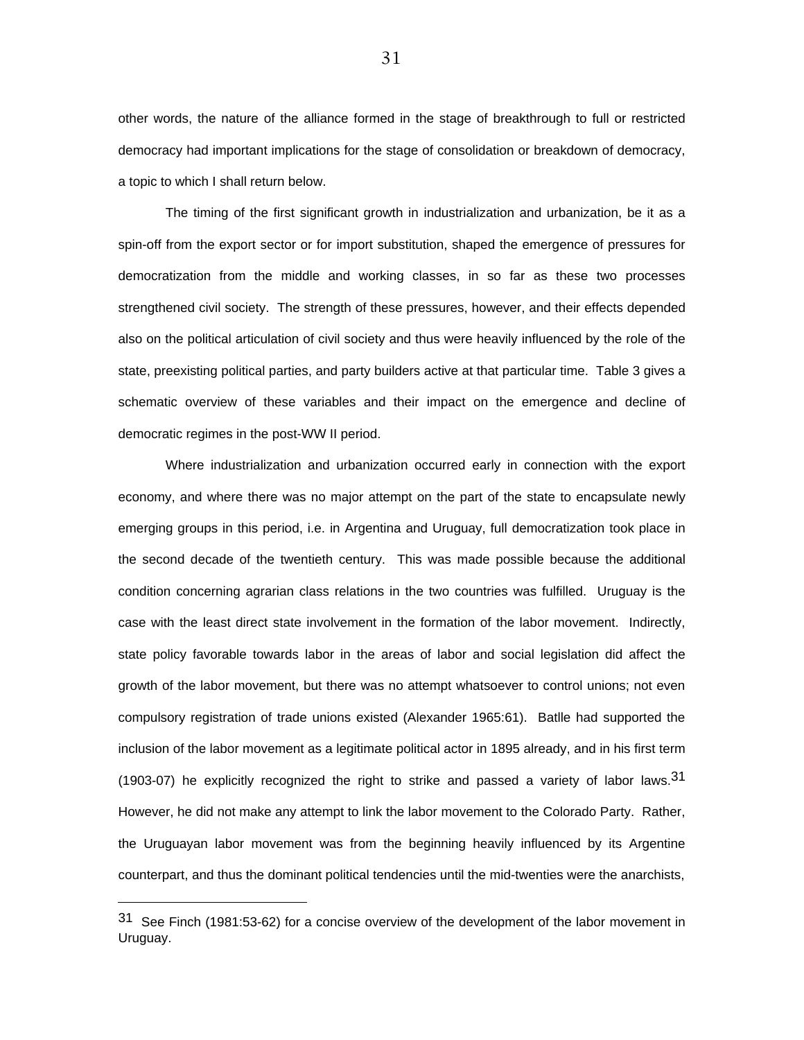other words, the nature of the alliance formed in the stage of breakthrough to full or restricted democracy had important implications for the stage of consolidation or breakdown of democracy, a topic to which I shall return below.

The timing of the first significant growth in industrialization and urbanization, be it as a spin-off from the export sector or for import substitution, shaped the emergence of pressures for democratization from the middle and working classes, in so far as these two processes strengthened civil society. The strength of these pressures, however, and their effects depended also on the political articulation of civil society and thus were heavily influenced by the role of the state, preexisting political parties, and party builders active at that particular time. Table 3 gives a schematic overview of these variables and their impact on the emergence and decline of democratic regimes in the post-WW II period.

Where industrialization and urbanization occurred early in connection with the export economy, and where there was no major attempt on the part of the state to encapsulate newly emerging groups in this period, i.e. in Argentina and Uruguay, full democratization took place in the second decade of the twentieth century. This was made possible because the additional condition concerning agrarian class relations in the two countries was fulfilled. Uruguay is the case with the least direct state involvement in the formation of the labor movement. Indirectly, state policy favorable towards labor in the areas of labor and social legislation did affect the growth of the labor movement, but there was no attempt whatsoever to control unions; not even compulsory registration of trade unions existed (Alexander 1965:61). Batlle had supported the inclusion of the labor movement as a legitimate political actor in 1895 already, and in his first term (1903-07) he explicitly recognized the right to strike and passed a variety of labor laws.[31] However, he did not make any attempt to link the labor movement to the Colorado Party. Rather, the Uruguayan labor movement was from the beginning heavily influenced by its Argentine counterpart, and thus the dominant political tendencies until the mid-twenties were the anarchists,

---

[31] See Finch (1981:53-62) for a concise overview of the development of the labor movement in Uruguay.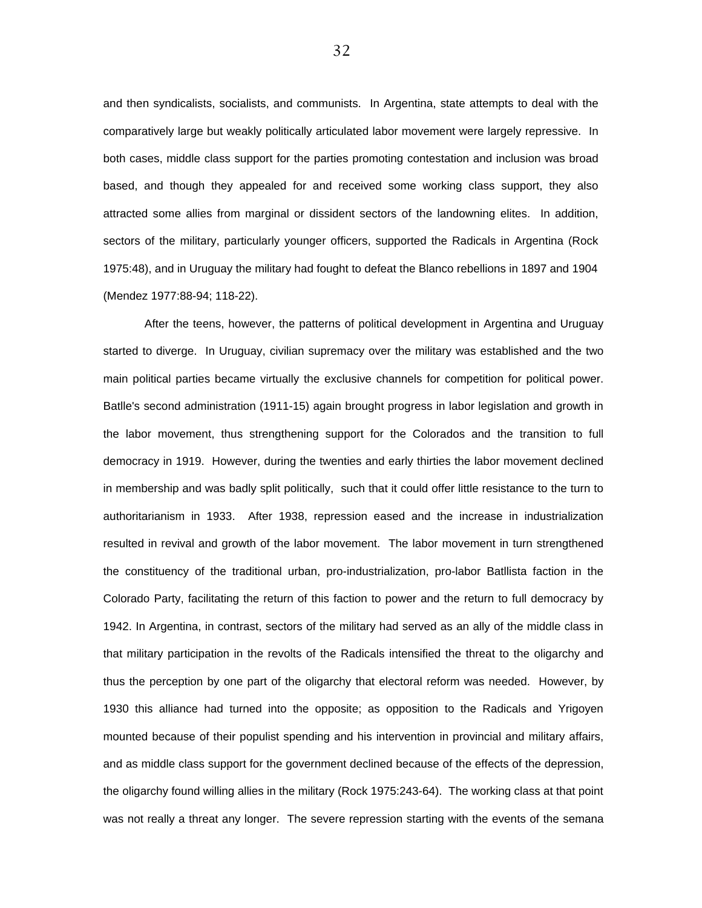and then syndicalists, socialists, and communists. In Argentina, state attempts to deal with the comparatively large but weakly politically articulated labor movement were largely repressive. In both cases, middle class support for the parties promoting contestation and inclusion was broad based, and though they appealed for and received some working class support, they also attracted some allies from marginal or dissident sectors of the landowning elites. In addition, sectors of the military, particularly younger officers, supported the Radicals in Argentina (Rock 1975:48), and in Uruguay the military had fought to defeat the Blanco rebellions in 1897 and 1904 (Mendez 1977:88-94; 118-22).

After the teens, however, the patterns of political development in Argentina and Uruguay started to diverge. In Uruguay, civilian supremacy over the military was established and the two main political parties became virtually the exclusive channels for competition for political power. Batlle's second administration (1911-15) again brought progress in labor legislation and growth in the labor movement, thus strengthening support for the Colorados and the transition to full democracy in 1919. However, during the twenties and early thirties the labor movement declined in membership and was badly split politically, such that it could offer little resistance to the turn to authoritarianism in 1933. After 1938, repression eased and the increase in industrialization resulted in revival and growth of the labor movement. The labor movement in turn strengthened the constituency of the traditional urban, pro-industrialization, pro-labor Batllista faction in the Colorado Party, facilitating the return of this faction to power and the return to full democracy by 1942. In Argentina, in contrast, sectors of the military had served as an ally of the middle class in that military participation in the revolts of the Radicals intensified the threat to the oligarchy and thus the perception by one part of the oligarchy that electoral reform was needed. However, by 1930 this alliance had turned into the opposite; as opposition to the Radicals and Yrigoyen mounted because of their populist spending and his intervention in provincial and military affairs, and as middle class support for the government declined because of the effects of the depression, the oligarchy found willing allies in the military (Rock 1975:243-64). The working class at that point was not really a threat any longer. The severe repression starting with the events of the semana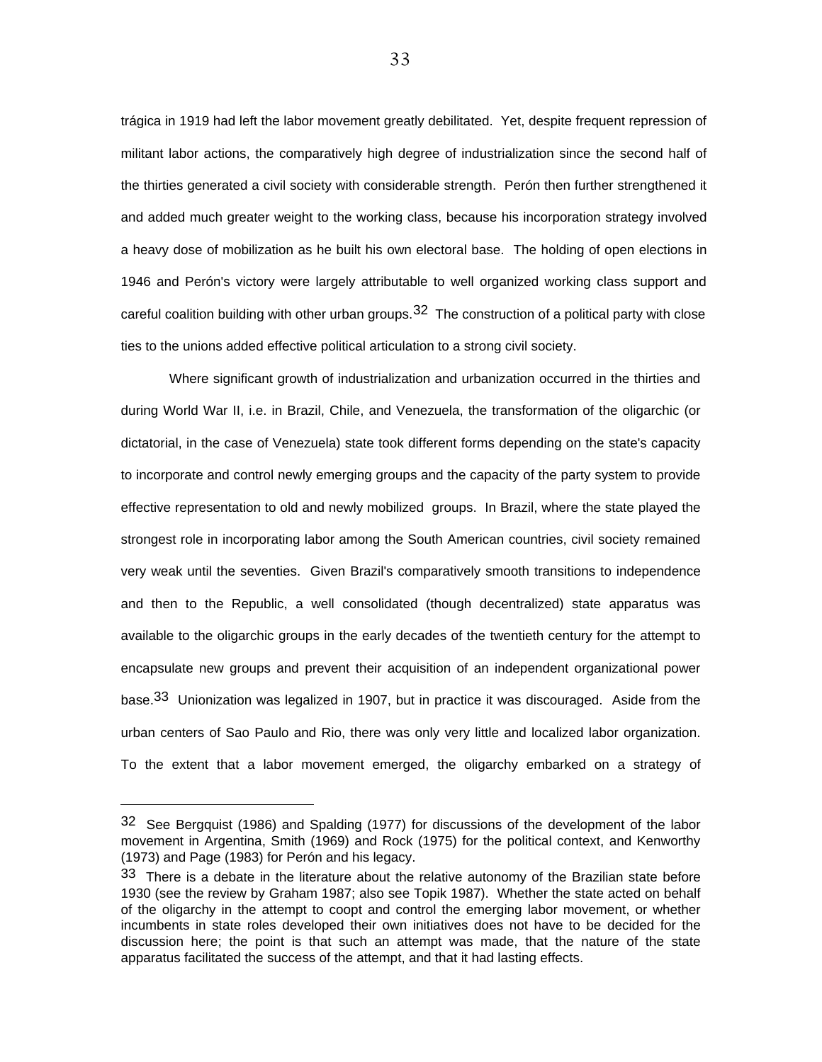trágica in 1919 had left the labor movement greatly debilitated. Yet, despite frequent repression of militant labor actions, the comparatively high degree of industrialization since the second half of the thirties generated a civil society with considerable strength. Perón then further strengthened it and added much greater weight to the working class, because his incorporation strategy involved a heavy dose of mobilization as he built his own electoral base. The holding of open elections in 1946 and Perón's victory were largely attributable to well organized working class support and careful coalition building with other urban groups.[32] The construction of a political party with close ties to the unions added effective political articulation to a strong civil society.

Where significant growth of industrialization and urbanization occurred in the thirties and during World War II, i.e. in Brazil, Chile, and Venezuela, the transformation of the oligarchic (or dictatorial, in the case of Venezuela) state took different forms depending on the state's capacity to incorporate and control newly emerging groups and the capacity of the party system to provide effective representation to old and newly mobilized groups. In Brazil, where the state played the strongest role in incorporating labor among the South American countries, civil society remained very weak until the seventies. Given Brazil's comparatively smooth transitions to independence and then to the Republic, a well consolidated (though decentralized) state apparatus was available to the oligarchic groups in the early decades of the twentieth century for the attempt to encapsulate new groups and prevent their acquisition of an independent organizational power base.[33] Unionization was legalized in 1907, but in practice it was discouraged. Aside from the urban centers of Sao Paulo and Rio, there was only very little and localized labor organization. To the extent that a labor movement emerged, the oligarchy embarked on a strategy of

---

[32] See Bergquist (1986) and Spalding (1977) for discussions of the development of the labor movement in Argentina, Smith (1969) and Rock (1975) for the political context, and Kenworthy (1973) and Page (1983) for Perón and his legacy.

[33] There is a debate in the literature about the relative autonomy of the Brazilian state before 1930 (see the review by Graham 1987; also see Topik 1987). Whether the state acted on behalf of the oligarchy in the attempt to coopt and control the emerging labor movement, or whether incumbents in state roles developed their own initiatives does not have to be decided for the discussion here; the point is that such an attempt was made, that the nature of the state apparatus facilitated the success of the attempt, and that it had lasting effects.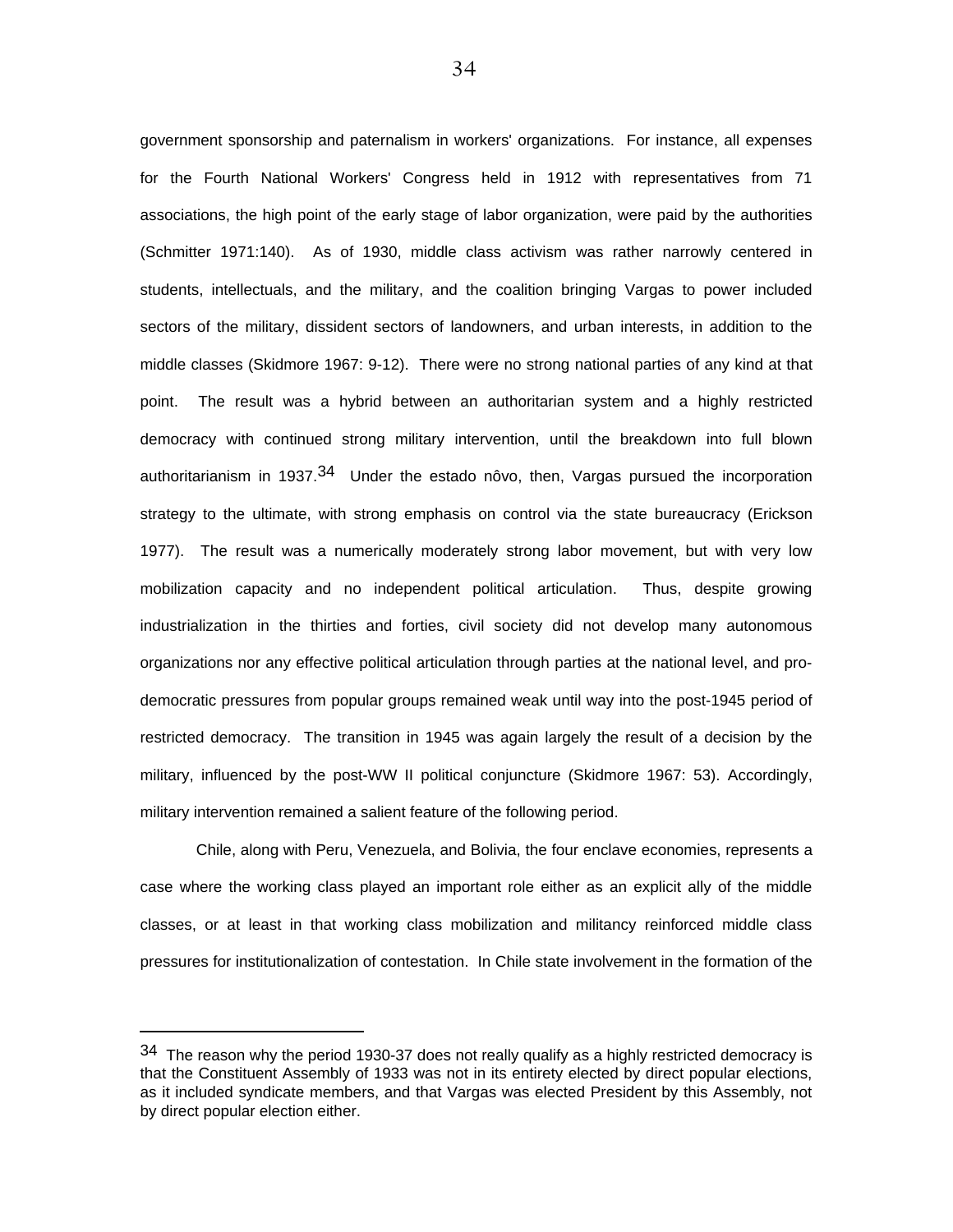government sponsorship and paternalism in workers' organizations. For instance, all expenses for the Fourth National Workers' Congress held in 1912 with representatives from 71 associations, the high point of the early stage of labor organization, were paid by the authorities (Schmitter 1971:140). As of 1930, middle class activism was rather narrowly centered in students, intellectuals, and the military, and the coalition bringing Vargas to power included sectors of the military, dissident sectors of landowners, and urban interests, in addition to the middle classes (Skidmore 1967: 9-12). There were no strong national parties of any kind at that point. The result was a hybrid between an authoritarian system and a highly restricted democracy with continued strong military intervention, until the breakdown into full blown authoritarianism in 1937.[34] Under the estado nôvo, then, Vargas pursued the incorporation strategy to the ultimate, with strong emphasis on control via the state bureaucracy (Erickson 1977). The result was a numerically moderately strong labor movement, but with very low mobilization capacity and no independent political articulation. Thus, despite growing industrialization in the thirties and forties, civil society did not develop many autonomous organizations nor any effective political articulation through parties at the national level, and pro-democratic pressures from popular groups remained weak until way into the post-1945 period of restricted democracy. The transition in 1945 was again largely the result of a decision by the military, influenced by the post-WW II political conjuncture (Skidmore 1967: 53). Accordingly, military intervention remained a salient feature of the following period.

Chile, along with Peru, Venezuela, and Bolivia, the four enclave economies, represents a case where the working class played an important role either as an explicit ally of the middle classes, or at least in that working class mobilization and militancy reinforced middle class pressures for institutionalization of contestation. In Chile state involvement in the formation of the

---

[34] The reason why the period 1930-37 does not really qualify as a highly restricted democracy is that the Constituent Assembly of 1933 was not in its entirety elected by direct popular elections, as it included syndicate members, and that Vargas was elected President by this Assembly, not by direct popular election either.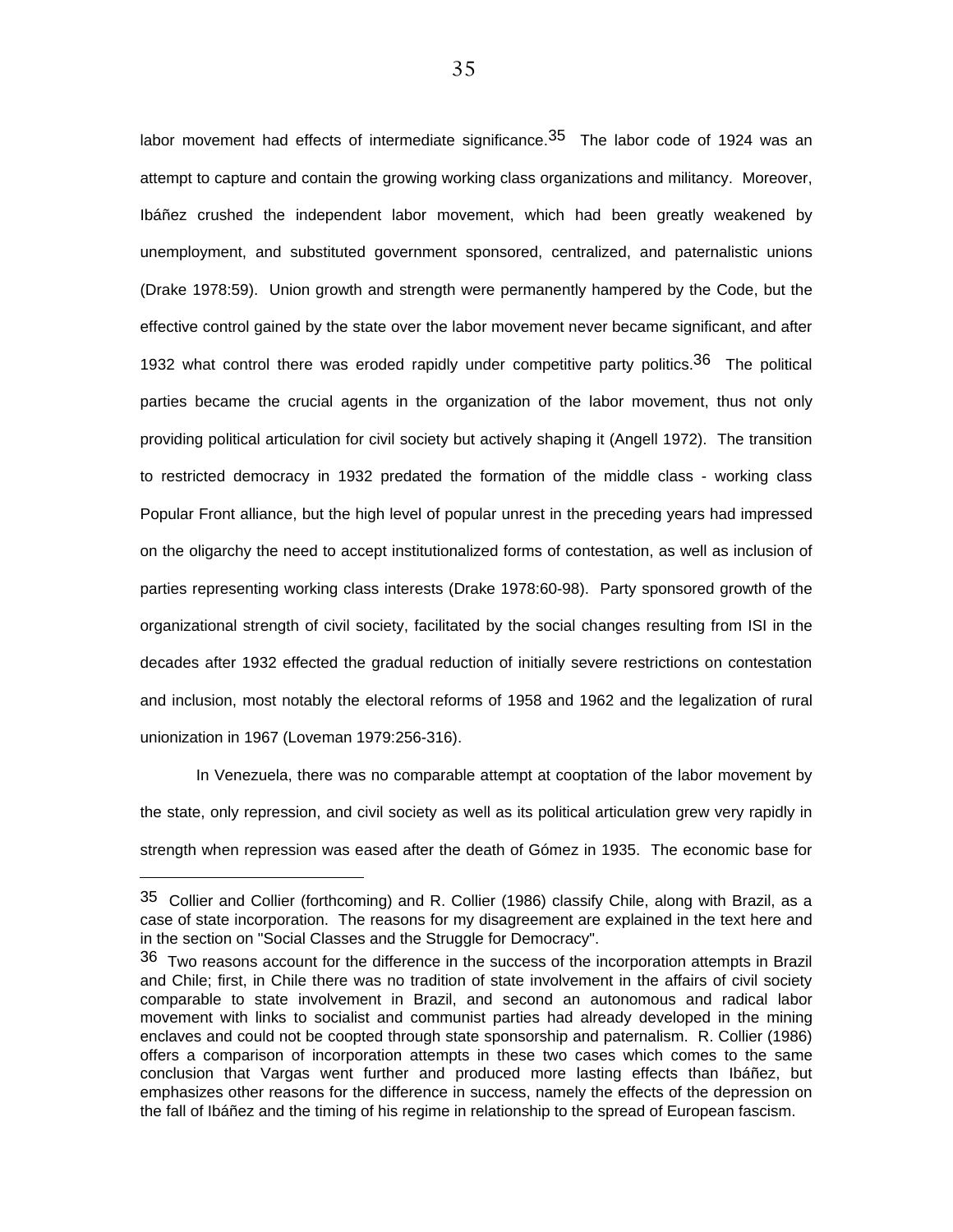labor movement had effects of intermediate significance.[35] The labor code of 1924 was an attempt to capture and contain the growing working class organizations and militancy. Moreover, Ibáñez crushed the independent labor movement, which had been greatly weakened by unemployment, and substituted government sponsored, centralized, and paternalistic unions (Drake 1978:59). Union growth and strength were permanently hampered by the Code, but the effective control gained by the state over the labor movement never became significant, and after 1932 what control there was eroded rapidly under competitive party politics.[36] The political parties became the crucial agents in the organization of the labor movement, thus not only providing political articulation for civil society but actively shaping it (Angell 1972). The transition to restricted democracy in 1932 predated the formation of the middle class - working class Popular Front alliance, but the high level of popular unrest in the preceding years had impressed on the oligarchy the need to accept institutionalized forms of contestation, as well as inclusion of parties representing working class interests (Drake 1978:60-98). Party sponsored growth of the organizational strength of civil society, facilitated by the social changes resulting from ISI in the decades after 1932 effected the gradual reduction of initially severe restrictions on contestation and inclusion, most notably the electoral reforms of 1958 and 1962 and the legalization of rural unionization in 1967 (Loveman 1979:256-316).

In Venezuela, there was no comparable attempt at cooptation of the labor movement by the state, only repression, and civil society as well as its political articulation grew very rapidly in strength when repression was eased after the death of Gómez in 1935. The economic base for

---

[35] Collier and Collier (forthcoming) and R. Collier (1986) classify Chile, along with Brazil, as a case of state incorporation. The reasons for my disagreement are explained in the text here and in the section on "Social Classes and the Struggle for Democracy".

[36] Two reasons account for the difference in the success of the incorporation attempts in Brazil and Chile; first, in Chile there was no tradition of state involvement in the affairs of civil society comparable to state involvement in Brazil, and second an autonomous and radical labor movement with links to socialist and communist parties had already developed in the mining enclaves and could not be coopted through state sponsorship and paternalism. R. Collier (1986) offers a comparison of incorporation attempts in these two cases which comes to the same conclusion that Vargas went further and produced more lasting effects than Ibáñez, but emphasizes other reasons for the difference in success, namely the effects of the depression on the fall of Ibáñez and the timing of his regime in relationship to the spread of European fascism.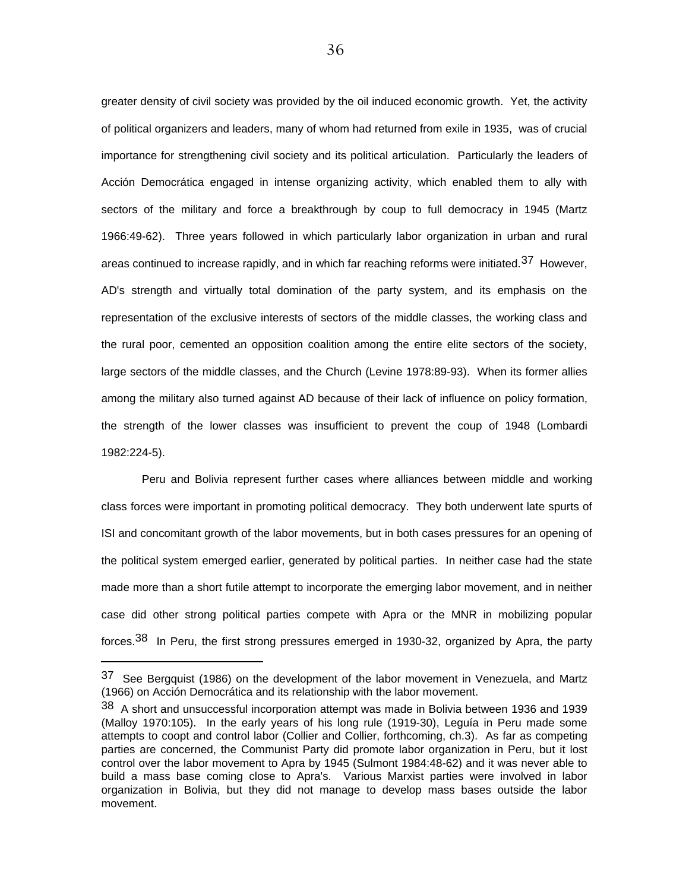greater density of civil society was provided by the oil induced economic growth. Yet, the activity of political organizers and leaders, many of whom had returned from exile in 1935, was of crucial importance for strengthening civil society and its political articulation. Particularly the leaders of Acción Democrática engaged in intense organizing activity, which enabled them to ally with sectors of the military and force a breakthrough by coup to full democracy in 1945 (Martz 1966:49-62). Three years followed in which particularly labor organization in urban and rural areas continued to increase rapidly, and in which far reaching reforms were initiated.[37] However, AD's strength and virtually total domination of the party system, and its emphasis on the representation of the exclusive interests of sectors of the middle classes, the working class and the rural poor, cemented an opposition coalition among the entire elite sectors of the society, large sectors of the middle classes, and the Church (Levine 1978:89-93). When its former allies among the military also turned against AD because of their lack of influence on policy formation, the strength of the lower classes was insufficient to prevent the coup of 1948 (Lombardi 1982:224-5).

Peru and Bolivia represent further cases where alliances between middle and working class forces were important in promoting political democracy. They both underwent late spurts of ISI and concomitant growth of the labor movements, but in both cases pressures for an opening of the political system emerged earlier, generated by political parties. In neither case had the state made more than a short futile attempt to incorporate the emerging labor movement, and in neither case did other strong political parties compete with Apra or the MNR in mobilizing popular forces.[38] In Peru, the first strong pressures emerged in 1930-32, organized by Apra, the party

---

[37] See Bergquist (1986) on the development of the labor movement in Venezuela, and Martz (1966) on Acción Democrática and its relationship with the labor movement.

[38] A short and unsuccessful incorporation attempt was made in Bolivia between 1936 and 1939 (Malloy 1970:105). In the early years of his long rule (1919-30), Leguía in Peru made some attempts to coopt and control labor (Collier and Collier, forthcoming, ch.3). As far as competing parties are concerned, the Communist Party did promote labor organization in Peru, but it lost control over the labor movement to Apra by 1945 (Sulmont 1984:48-62) and it was never able to build a mass base coming close to Apra's. Various Marxist parties were involved in labor organization in Bolivia, but they did not manage to develop mass bases outside the labor movement.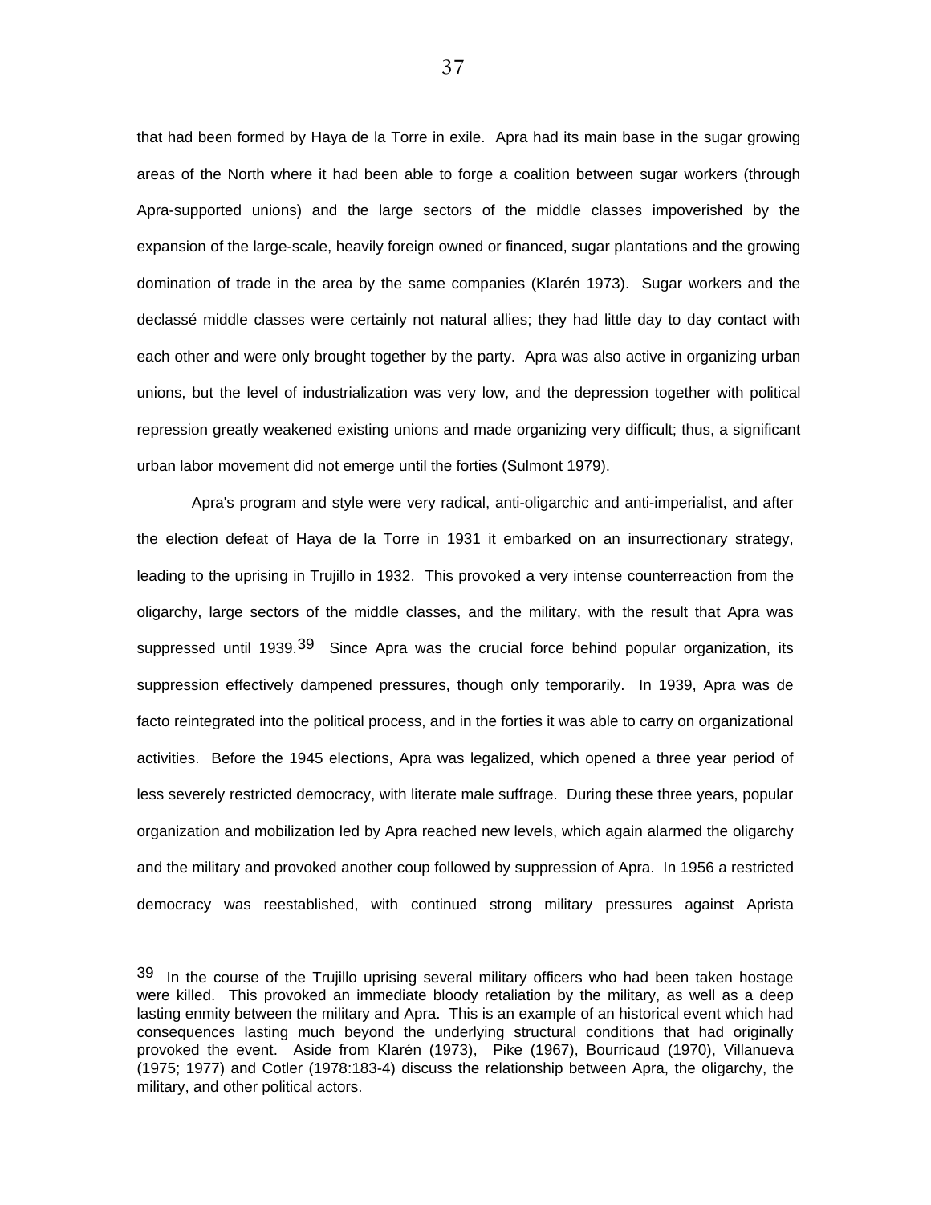that had been formed by Haya de la Torre in exile. Apra had its main base in the sugar growing areas of the North where it had been able to forge a coalition between sugar workers (through Apra-supported unions) and the large sectors of the middle classes impoverished by the expansion of the large-scale, heavily foreign owned or financed, sugar plantations and the growing domination of trade in the area by the same companies (Klarén 1973). Sugar workers and the declassé middle classes were certainly not natural allies; they had little day to day contact with each other and were only brought together by the party. Apra was also active in organizing urban unions, but the level of industrialization was very low, and the depression together with political repression greatly weakened existing unions and made organizing very difficult; thus, a significant urban labor movement did not emerge until the forties (Sulmont 1979).

Apra's program and style were very radical, anti-oligarchic and anti-imperialist, and after the election defeat of Haya de la Torre in 1931 it embarked on an insurrectionary strategy, leading to the uprising in Trujillo in 1932. This provoked a very intense counterreaction from the oligarchy, large sectors of the middle classes, and the military, with the result that Apra was suppressed until 1939.[39] Since Apra was the crucial force behind popular organization, its suppression effectively dampened pressures, though only temporarily. In 1939, Apra was de facto reintegrated into the political process, and in the forties it was able to carry on organizational activities. Before the 1945 elections, Apra was legalized, which opened a three year period of less severely restricted democracy, with literate male suffrage. During these three years, popular organization and mobilization led by Apra reached new levels, which again alarmed the oligarchy and the military and provoked another coup followed by suppression of Apra. In 1956 a restricted democracy was reestablished, with continued strong military pressures against Aprista

---

[39] In the course of the Trujillo uprising several military officers who had been taken hostage were killed. This provoked an immediate bloody retaliation by the military, as well as a deep lasting enmity between the military and Apra. This is an example of an historical event which had consequences lasting much beyond the underlying structural conditions that had originally provoked the event. Aside from Klarén (1973), Pike (1967), Bourricaud (1970), Villanueva (1975; 1977) and Cotler (1978:183-4) discuss the relationship between Apra, the oligarchy, the military, and other political actors.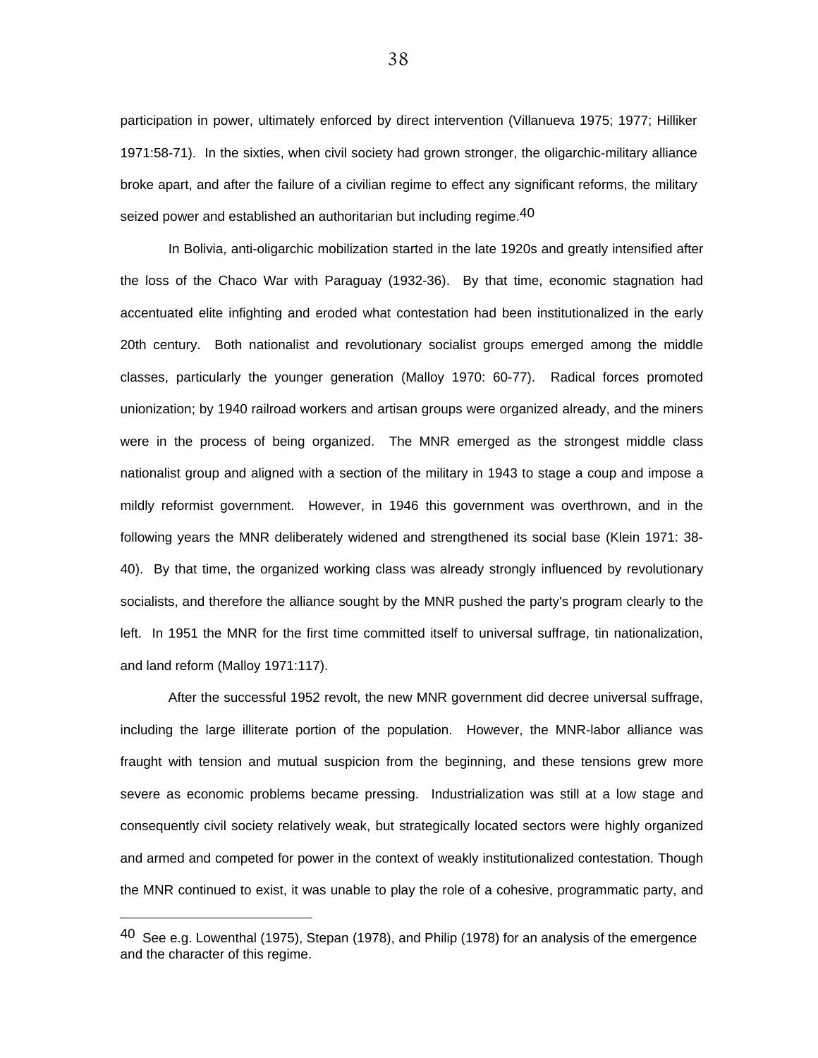participation in power, ultimately enforced by direct intervention (Villanueva 1975; 1977; Hilliker 1971:58-71). In the sixties, when civil society had grown stronger, the oligarchic-military alliance broke apart, and after the failure of a civilian regime to effect any significant reforms, the military seized power and established an authoritarian but including regime.[40]

In Bolivia, anti-oligarchic mobilization started in the late 1920s and greatly intensified after the loss of the Chaco War with Paraguay (1932-36). By that time, economic stagnation had accentuated elite infighting and eroded what contestation had been institutionalized in the early 20th century. Both nationalist and revolutionary socialist groups emerged among the middle classes, particularly the younger generation (Malloy 1970: 60-77). Radical forces promoted unionization; by 1940 railroad workers and artisan groups were organized already, and the miners were in the process of being organized. The MNR emerged as the strongest middle class nationalist group and aligned with a section of the military in 1943 to stage a coup and impose a mildly reformist government. However, in 1946 this government was overthrown, and in the following years the MNR deliberately widened and strengthened its social base (Klein 1971: 38-40). By that time, the organized working class was already strongly influenced by revolutionary socialists, and therefore the alliance sought by the MNR pushed the party's program clearly to the left. In 1951 the MNR for the first time committed itself to universal suffrage, tin nationalization, and land reform (Malloy 1971:117).

After the successful 1952 revolt, the new MNR government did decree universal suffrage, including the large illiterate portion of the population. However, the MNR-labor alliance was fraught with tension and mutual suspicion from the beginning, and these tensions grew more severe as economic problems became pressing. Industrialization was still at a low stage and consequently civil society relatively weak, but strategically located sectors were highly organized and armed and competed for power in the context of weakly institutionalized contestation. Though the MNR continued to exist, it was unable to play the role of a cohesive, programmatic party, and

---

[40] See e.g. Lowenthal (1975), Stepan (1978), and Philip (1978) for an analysis of the emergence and the character of this regime.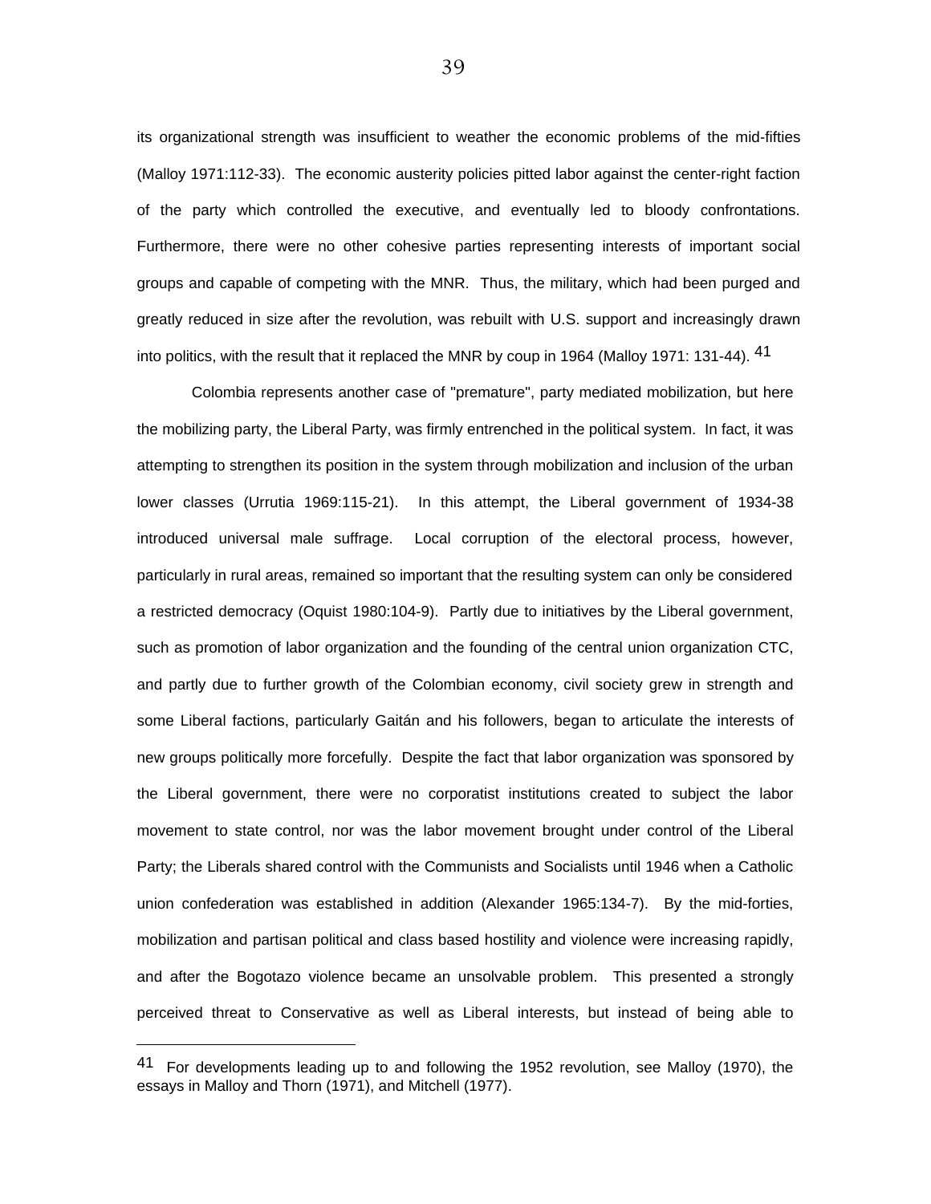its organizational strength was insufficient to weather the economic problems of the mid-fifties (Malloy 1971:112-33). The economic austerity policies pitted labor against the center-right faction of the party which controlled the executive, and eventually led to bloody confrontations. Furthermore, there were no other cohesive parties representing interests of important social groups and capable of competing with the MNR. Thus, the military, which had been purged and greatly reduced in size after the revolution, was rebuilt with U.S. support and increasingly drawn into politics, with the result that it replaced the MNR by coup in 1964 (Malloy 1971: 131-44).[41]

Colombia represents another case of "premature", party mediated mobilization, but here the mobilizing party, the Liberal Party, was firmly entrenched in the political system. In fact, it was attempting to strengthen its position in the system through mobilization and inclusion of the urban lower classes (Urrutia 1969:115-21). In this attempt, the Liberal government of 1934-38 introduced universal male suffrage. Local corruption of the electoral process, however, particularly in rural areas, remained so important that the resulting system can only be considered a restricted democracy (Oquist 1980:104-9). Partly due to initiatives by the Liberal government, such as promotion of labor organization and the founding of the central union organization CTC, and partly due to further growth of the Colombian economy, civil society grew in strength and some Liberal factions, particularly Gaitán and his followers, began to articulate the interests of new groups politically more forcefully. Despite the fact that labor organization was sponsored by the Liberal government, there were no corporatist institutions created to subject the labor movement to state control, nor was the labor movement brought under control of the Liberal Party; the Liberals shared control with the Communists and Socialists until 1946 when a Catholic union confederation was established in addition (Alexander 1965:134-7). By the mid-forties, mobilization and partisan political and class based hostility and violence were increasing rapidly, and after the Bogotazo violence became an unsolvable problem. This presented a strongly perceived threat to Conservative as well as Liberal interests, but instead of being able to

---

[41] For developments leading up to and following the 1952 revolution, see Malloy (1970), the essays in Malloy and Thorn (1971), and Mitchell (1977).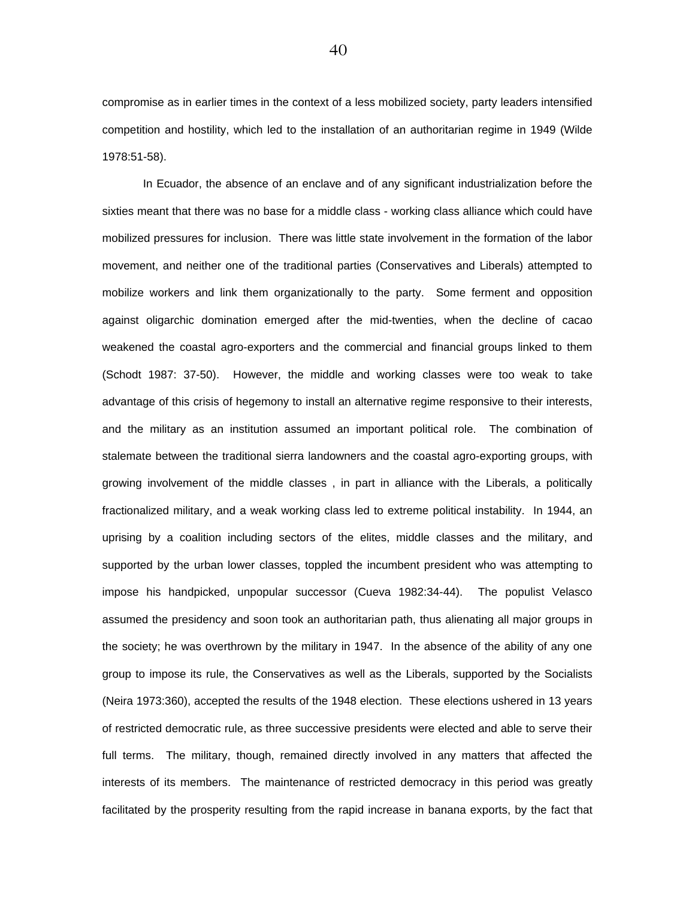compromise as in earlier times in the context of a less mobilized society, party leaders intensified competition and hostility, which led to the installation of an authoritarian regime in 1949 (Wilde 1978:51-58).

In Ecuador, the absence of an enclave and of any significant industrialization before the sixties meant that there was no base for a middle class - working class alliance which could have mobilized pressures for inclusion. There was little state involvement in the formation of the labor movement, and neither one of the traditional parties (Conservatives and Liberals) attempted to mobilize workers and link them organizationally to the party. Some ferment and opposition against oligarchic domination emerged after the mid-twenties, when the decline of cacao weakened the coastal agro-exporters and the commercial and financial groups linked to them (Schodt 1987: 37-50). However, the middle and working classes were too weak to take advantage of this crisis of hegemony to install an alternative regime responsive to their interests, and the military as an institution assumed an important political role. The combination of stalemate between the traditional sierra landowners and the coastal agro-exporting groups, with growing involvement of the middle classes , in part in alliance with the Liberals, a politically fractionalized military, and a weak working class led to extreme political instability. In 1944, an uprising by a coalition including sectors of the elites, middle classes and the military, and supported by the urban lower classes, toppled the incumbent president who was attempting to impose his handpicked, unpopular successor (Cueva 1982:34-44). The populist Velasco assumed the presidency and soon took an authoritarian path, thus alienating all major groups in the society; he was overthrown by the military in 1947. In the absence of the ability of any one group to impose its rule, the Conservatives as well as the Liberals, supported by the Socialists (Neira 1973:360), accepted the results of the 1948 election. These elections ushered in 13 years of restricted democratic rule, as three successive presidents were elected and able to serve their full terms. The military, though, remained directly involved in any matters that affected the interests of its members. The maintenance of restricted democracy in this period was greatly facilitated by the prosperity resulting from the rapid increase in banana exports, by the fact that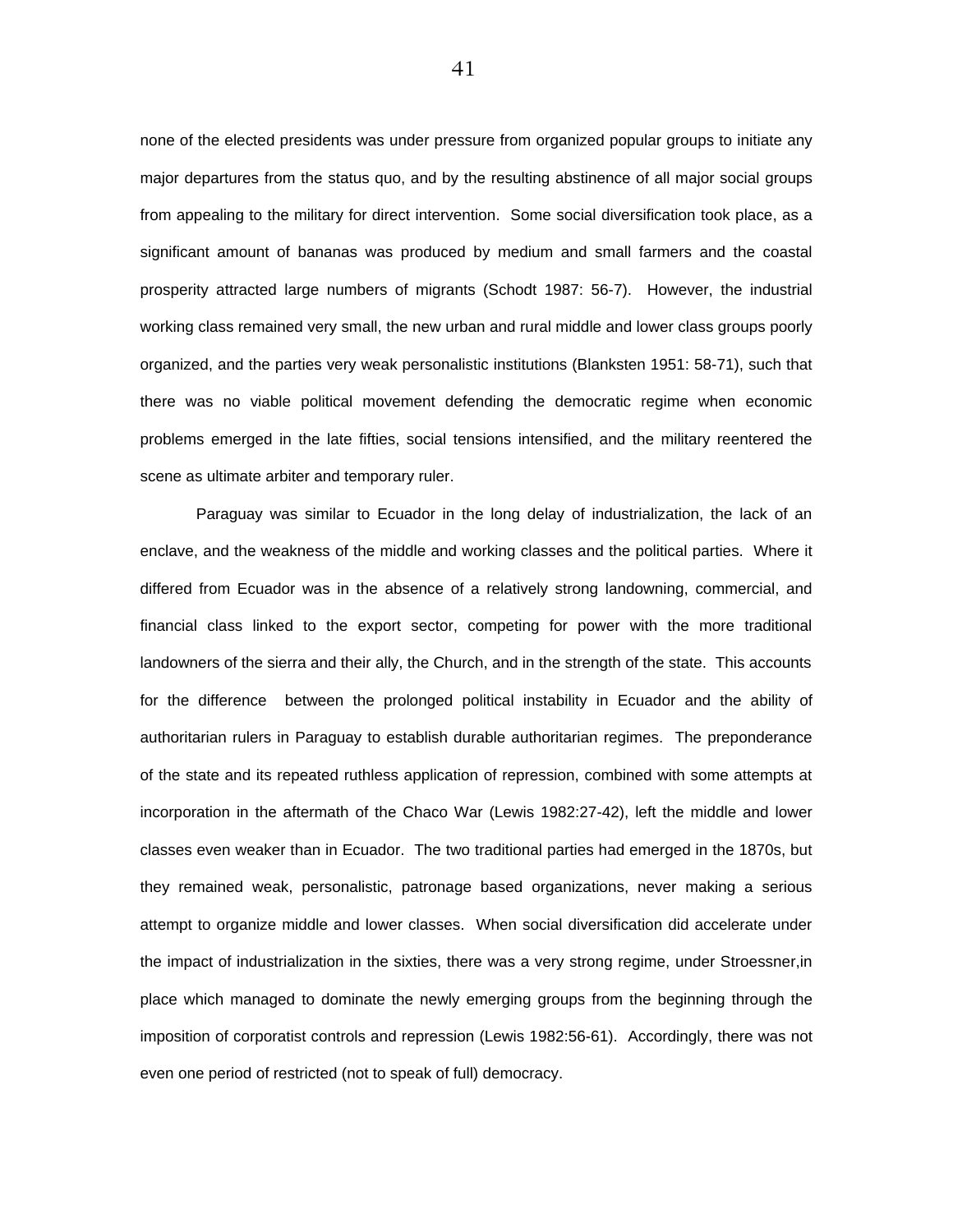none of the elected presidents was under pressure from organized popular groups to initiate any major departures from the status quo, and by the resulting abstinence of all major social groups from appealing to the military for direct intervention. Some social diversification took place, as a significant amount of bananas was produced by medium and small farmers and the coastal prosperity attracted large numbers of migrants (Schodt 1987: 56-7). However, the industrial working class remained very small, the new urban and rural middle and lower class groups poorly organized, and the parties very weak personalistic institutions (Blanksten 1951: 58-71), such that there was no viable political movement defending the democratic regime when economic problems emerged in the late fifties, social tensions intensified, and the military reentered the scene as ultimate arbiter and temporary ruler.

Paraguay was similar to Ecuador in the long delay of industrialization, the lack of an enclave, and the weakness of the middle and working classes and the political parties. Where it differed from Ecuador was in the absence of a relatively strong landowning, commercial, and financial class linked to the export sector, competing for power with the more traditional landowners of the sierra and their ally, the Church, and in the strength of the state. This accounts for the difference between the prolonged political instability in Ecuador and the ability of authoritarian rulers in Paraguay to establish durable authoritarian regimes. The preponderance of the state and its repeated ruthless application of repression, combined with some attempts at incorporation in the aftermath of the Chaco War (Lewis 1982:27-42), left the middle and lower classes even weaker than in Ecuador. The two traditional parties had emerged in the 1870s, but they remained weak, personalistic, patronage based organizations, never making a serious attempt to organize middle and lower classes. When social diversification did accelerate under the impact of industrialization in the sixties, there was a very strong regime, under Stroessner,in place which managed to dominate the newly emerging groups from the beginning through the imposition of corporatist controls and repression (Lewis 1982:56-61). Accordingly, there was not even one period of restricted (not to speak of full) democracy.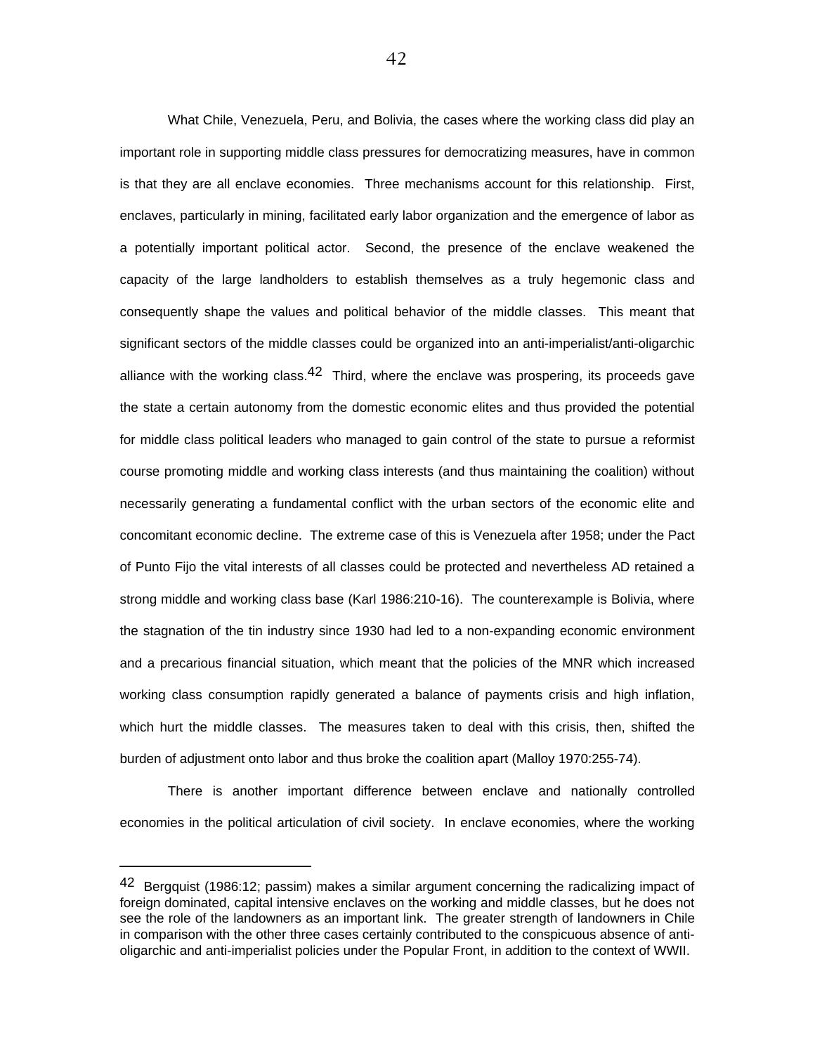What Chile, Venezuela, Peru, and Bolivia, the cases where the working class did play an important role in supporting middle class pressures for democratizing measures, have in common is that they are all enclave economies. Three mechanisms account for this relationship. First, enclaves, particularly in mining, facilitated early labor organization and the emergence of labor as a potentially important political actor. Second, the presence of the enclave weakened the capacity of the large landholders to establish themselves as a truly hegemonic class and consequently shape the values and political behavior of the middle classes. This meant that significant sectors of the middle classes could be organized into an anti-imperialist/anti-oligarchic alliance with the working class.[42] Third, where the enclave was prospering, its proceeds gave the state a certain autonomy from the domestic economic elites and thus provided the potential for middle class political leaders who managed to gain control of the state to pursue a reformist course promoting middle and working class interests (and thus maintaining the coalition) without necessarily generating a fundamental conflict with the urban sectors of the economic elite and concomitant economic decline. The extreme case of this is Venezuela after 1958; under the Pact of Punto Fijo the vital interests of all classes could be protected and nevertheless AD retained a strong middle and working class base (Karl 1986:210-16). The counterexample is Bolivia, where the stagnation of the tin industry since 1930 had led to a non-expanding economic environment and a precarious financial situation, which meant that the policies of the MNR which increased working class consumption rapidly generated a balance of payments crisis and high inflation, which hurt the middle classes. The measures taken to deal with this crisis, then, shifted the burden of adjustment onto labor and thus broke the coalition apart (Malloy 1970:255-74).

There is another important difference between enclave and nationally controlled economies in the political articulation of civil society. In enclave economies, where the working

---

[42] Bergquist (1986:12; passim) makes a similar argument concerning the radicalizing impact of foreign dominated, capital intensive enclaves on the working and middle classes, but he does not see the role of the landowners as an important link. The greater strength of landowners in Chile in comparison with the other three cases certainly contributed to the conspicuous absence of anti-oligarchic and anti-imperialist policies under the Popular Front, in addition to the context of WWII.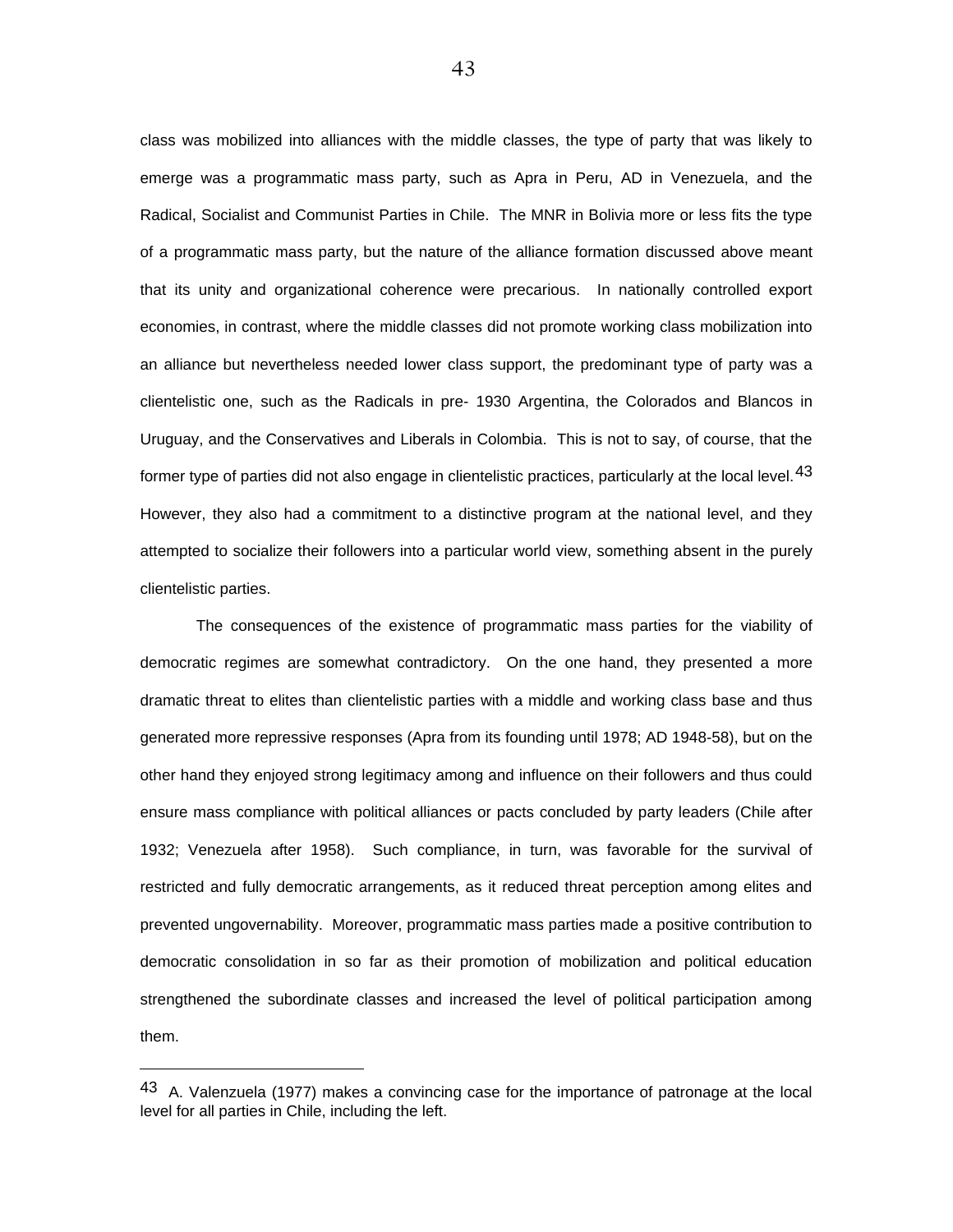class was mobilized into alliances with the middle classes, the type of party that was likely to emerge was a programmatic mass party, such as Apra in Peru, AD in Venezuela, and the Radical, Socialist and Communist Parties in Chile. The MNR in Bolivia more or less fits the type of a programmatic mass party, but the nature of the alliance formation discussed above meant that its unity and organizational coherence were precarious. In nationally controlled export economies, in contrast, where the middle classes did not promote working class mobilization into an alliance but nevertheless needed lower class support, the predominant type of party was a clientelistic one, such as the Radicals in pre- 1930 Argentina, the Colorados and Blancos in Uruguay, and the Conservatives and Liberals in Colombia. This is not to say, of course, that the former type of parties did not also engage in clientelistic practices, particularly at the local level.[43] However, they also had a commitment to a distinctive program at the national level, and they attempted to socialize their followers into a particular world view, something absent in the purely clientelistic parties.

The consequences of the existence of programmatic mass parties for the viability of democratic regimes are somewhat contradictory. On the one hand, they presented a more dramatic threat to elites than clientelistic parties with a middle and working class base and thus generated more repressive responses (Apra from its founding until 1978; AD 1948-58), but on the other hand they enjoyed strong legitimacy among and influence on their followers and thus could ensure mass compliance with political alliances or pacts concluded by party leaders (Chile after 1932; Venezuela after 1958). Such compliance, in turn, was favorable for the survival of restricted and fully democratic arrangements, as it reduced threat perception among elites and prevented ungovernability. Moreover, programmatic mass parties made a positive contribution to democratic consolidation in so far as their promotion of mobilization and political education strengthened the subordinate classes and increased the level of political participation among them.

---

[43] A. Valenzuela (1977) makes a convincing case for the importance of patronage at the local level for all parties in Chile, including the left.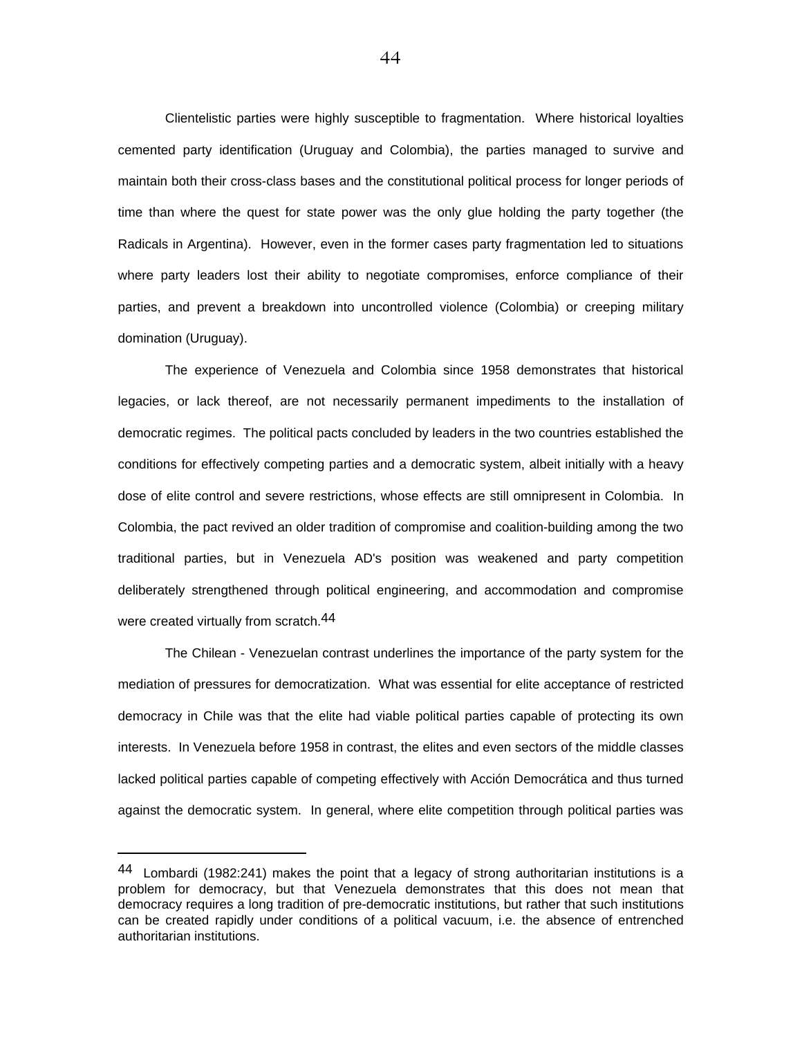Clientelistic parties were highly susceptible to fragmentation. Where historical loyalties cemented party identification (Uruguay and Colombia), the parties managed to survive and maintain both their cross-class bases and the constitutional political process for longer periods of time than where the quest for state power was the only glue holding the party together (the Radicals in Argentina). However, even in the former cases party fragmentation led to situations where party leaders lost their ability to negotiate compromises, enforce compliance of their parties, and prevent a breakdown into uncontrolled violence (Colombia) or creeping military domination (Uruguay).

The experience of Venezuela and Colombia since 1958 demonstrates that historical legacies, or lack thereof, are not necessarily permanent impediments to the installation of democratic regimes. The political pacts concluded by leaders in the two countries established the conditions for effectively competing parties and a democratic system, albeit initially with a heavy dose of elite control and severe restrictions, whose effects are still omnipresent in Colombia. In Colombia, the pact revived an older tradition of compromise and coalition-building among the two traditional parties, but in Venezuela AD's position was weakened and party competition deliberately strengthened through political engineering, and accommodation and compromise were created virtually from scratch.[44]

The Chilean - Venezuelan contrast underlines the importance of the party system for the mediation of pressures for democratization. What was essential for elite acceptance of restricted democracy in Chile was that the elite had viable political parties capable of protecting its own interests. In Venezuela before 1958 in contrast, the elites and even sectors of the middle classes lacked political parties capable of competing effectively with Acción Democrática and thus turned against the democratic system. In general, where elite competition through political parties was

---

[44] Lombardi (1982:241) makes the point that a legacy of strong authoritarian institutions is a problem for democracy, but that Venezuela demonstrates that this does not mean that democracy requires a long tradition of pre-democratic institutions, but rather that such institutions can be created rapidly under conditions of a political vacuum, i.e. the absence of entrenched authoritarian institutions.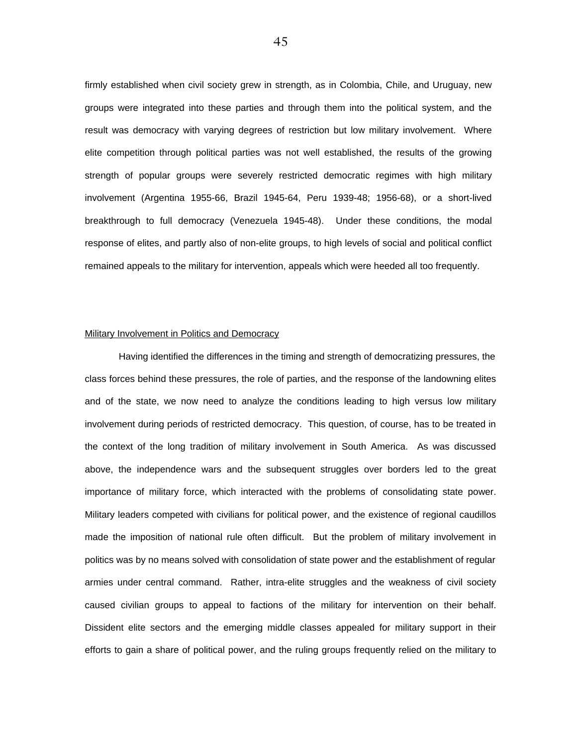firmly established when civil society grew in strength, as in Colombia, Chile, and Uruguay, new groups were integrated into these parties and through them into the political system, and the result was democracy with varying degrees of restriction but low military involvement. Where elite competition through political parties was not well established, the results of the growing strength of popular groups were severely restricted democratic regimes with high military involvement (Argentina 1955-66, Brazil 1945-64, Peru 1939-48; 1956-68), or a short-lived breakthrough to full democracy (Venezuela 1945-48). Under these conditions, the modal response of elites, and partly also of non-elite groups, to high levels of social and political conflict remained appeals to the military for intervention, appeals which were heeded all too frequently.

## Military Involvement in Politics and Democracy

Having identified the differences in the timing and strength of democratizing pressures, the class forces behind these pressures, the role of parties, and the response of the landowning elites and of the state, we now need to analyze the conditions leading to high versus low military involvement during periods of restricted democracy. This question, of course, has to be treated in the context of the long tradition of military involvement in South America. As was discussed above, the independence wars and the subsequent struggles over borders led to the great importance of military force, which interacted with the problems of consolidating state power. Military leaders competed with civilians for political power, and the existence of regional caudillos made the imposition of national rule often difficult. But the problem of military involvement in politics was by no means solved with consolidation of state power and the establishment of regular armies under central command. Rather, intra-elite struggles and the weakness of civil society caused civilian groups to appeal to factions of the military for intervention on their behalf. Dissident elite sectors and the emerging middle classes appealed for military support in their efforts to gain a share of political power, and the ruling groups frequently relied on the military to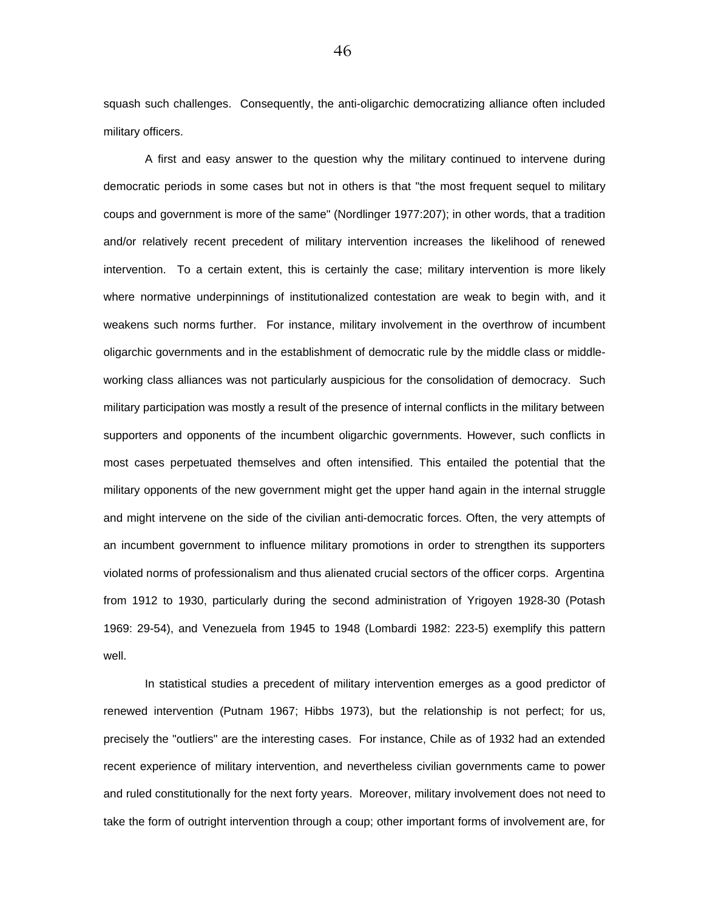squash such challenges. Consequently, the anti-oligarchic democratizing alliance often included military officers.

A first and easy answer to the question why the military continued to intervene during democratic periods in some cases but not in others is that "the most frequent sequel to military coups and government is more of the same" (Nordlinger 1977:207); in other words, that a tradition and/or relatively recent precedent of military intervention increases the likelihood of renewed intervention. To a certain extent, this is certainly the case; military intervention is more likely where normative underpinnings of institutionalized contestation are weak to begin with, and it weakens such norms further. For instance, military involvement in the overthrow of incumbent oligarchic governments and in the establishment of democratic rule by the middle class or middle-working class alliances was not particularly auspicious for the consolidation of democracy. Such military participation was mostly a result of the presence of internal conflicts in the military between supporters and opponents of the incumbent oligarchic governments. However, such conflicts in most cases perpetuated themselves and often intensified. This entailed the potential that the military opponents of the new government might get the upper hand again in the internal struggle and might intervene on the side of the civilian anti-democratic forces. Often, the very attempts of an incumbent government to influence military promotions in order to strengthen its supporters violated norms of professionalism and thus alienated crucial sectors of the officer corps. Argentina from 1912 to 1930, particularly during the second administration of Yrigoyen 1928-30 (Potash 1969: 29-54), and Venezuela from 1945 to 1948 (Lombardi 1982: 223-5) exemplify this pattern well.

In statistical studies a precedent of military intervention emerges as a good predictor of renewed intervention (Putnam 1967; Hibbs 1973), but the relationship is not perfect; for us, precisely the "outliers" are the interesting cases. For instance, Chile as of 1932 had an extended recent experience of military intervention, and nevertheless civilian governments came to power and ruled constitutionally for the next forty years. Moreover, military involvement does not need to take the form of outright intervention through a coup; other important forms of involvement are, for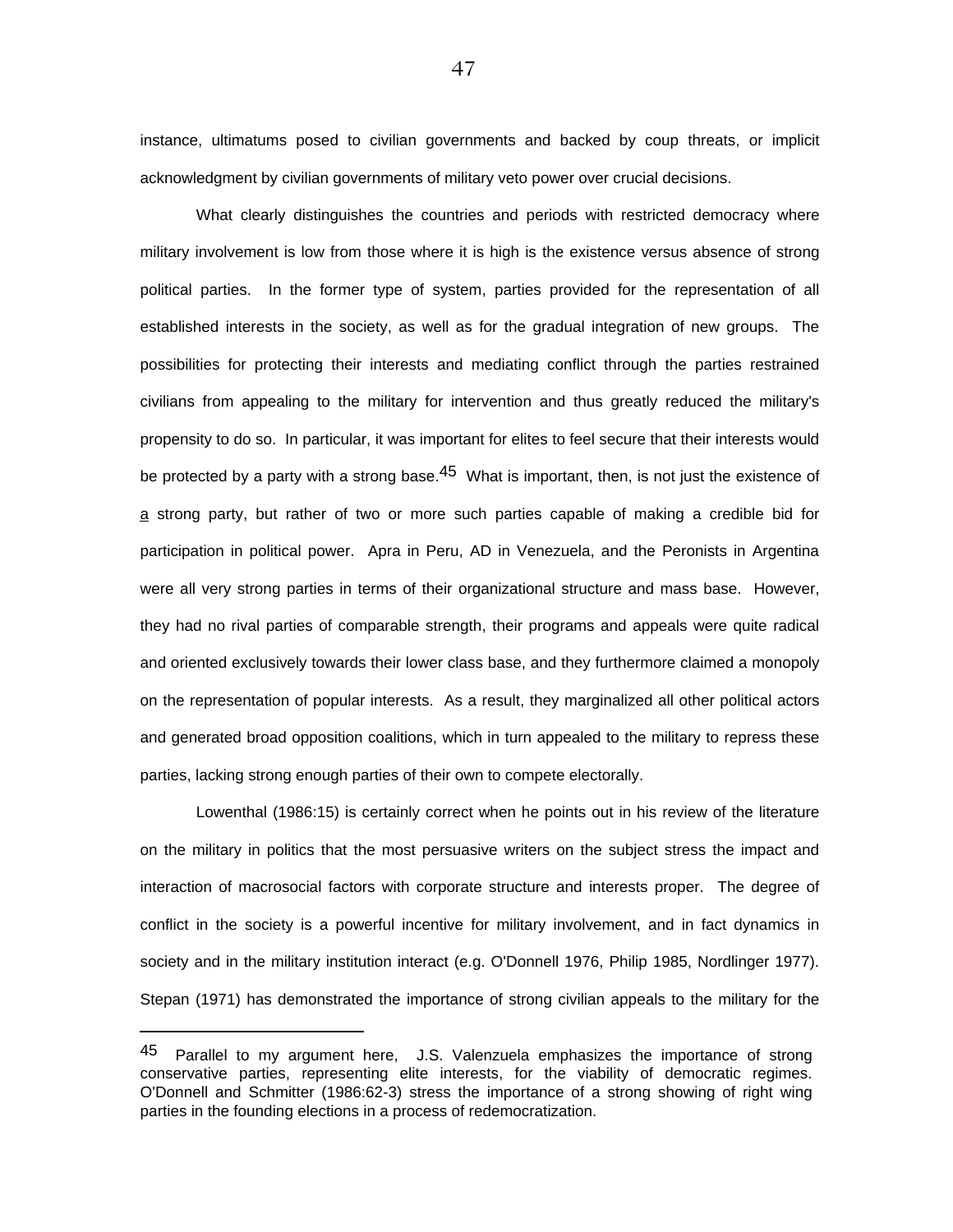instance, ultimatums posed to civilian governments and backed by coup threats, or implicit acknowledgment by civilian governments of military veto power over crucial decisions.

What clearly distinguishes the countries and periods with restricted democracy where military involvement is low from those where it is high is the existence versus absence of strong political parties. In the former type of system, parties provided for the representation of all established interests in the society, as well as for the gradual integration of new groups. The possibilities for protecting their interests and mediating conflict through the parties restrained civilians from appealing to the military for intervention and thus greatly reduced the military's propensity to do so. In particular, it was important for elites to feel secure that their interests would be protected by a party with a strong base.[45] What is important, then, is not just the existence of <u>a</u> strong party, but rather of two or more such parties capable of making a credible bid for participation in political power. Apra in Peru, AD in Venezuela, and the Peronists in Argentina were all very strong parties in terms of their organizational structure and mass base. However, they had no rival parties of comparable strength, their programs and appeals were quite radical and oriented exclusively towards their lower class base, and they furthermore claimed a monopoly on the representation of popular interests. As a result, they marginalized all other political actors and generated broad opposition coalitions, which in turn appealed to the military to repress these parties, lacking strong enough parties of their own to compete electorally.

Lowenthal (1986:15) is certainly correct when he points out in his review of the literature on the military in politics that the most persuasive writers on the subject stress the impact and interaction of macrosocial factors with corporate structure and interests proper. The degree of conflict in the society is a powerful incentive for military involvement, and in fact dynamics in society and in the military institution interact (e.g. O'Donnell 1976, Philip 1985, Nordlinger 1977). Stepan (1971) has demonstrated the importance of strong civilian appeals to the military for the

---

[45] Parallel to my argument here, J.S. Valenzuela emphasizes the importance of strong conservative parties, representing elite interests, for the viability of democratic regimes. O'Donnell and Schmitter (1986:62-3) stress the importance of a strong showing of right wing parties in the founding elections in a process of redemocratization.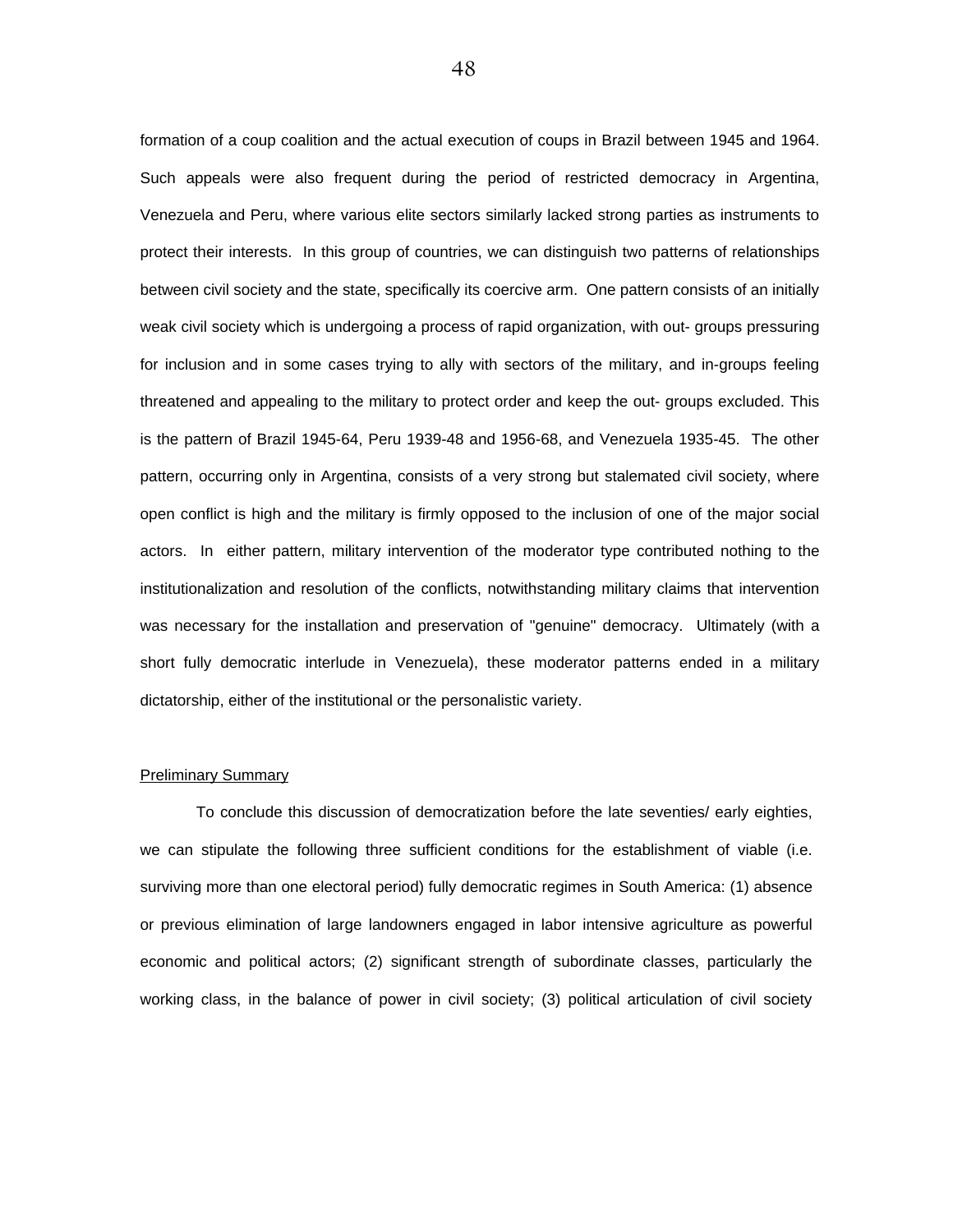formation of a coup coalition and the actual execution of coups in Brazil between 1945 and 1964. Such appeals were also frequent during the period of restricted democracy in Argentina, Venezuela and Peru, where various elite sectors similarly lacked strong parties as instruments to protect their interests. In this group of countries, we can distinguish two patterns of relationships between civil society and the state, specifically its coercive arm. One pattern consists of an initially weak civil society which is undergoing a process of rapid organization, with out- groups pressuring for inclusion and in some cases trying to ally with sectors of the military, and in-groups feeling threatened and appealing to the military to protect order and keep the out- groups excluded. This is the pattern of Brazil 1945-64, Peru 1939-48 and 1956-68, and Venezuela 1935-45. The other pattern, occurring only in Argentina, consists of a very strong but stalemated civil society, where open conflict is high and the military is firmly opposed to the inclusion of one of the major social actors. In either pattern, military intervention of the moderator type contributed nothing to the institutionalization and resolution of the conflicts, notwithstanding military claims that intervention was necessary for the installation and preservation of "genuine" democracy. Ultimately (with a short fully democratic interlude in Venezuela), these moderator patterns ended in a military dictatorship, either of the institutional or the personalistic variety.

Preliminary Summary

To conclude this discussion of democratization before the late seventies/ early eighties, we can stipulate the following three sufficient conditions for the establishment of viable (i.e. surviving more than one electoral period) fully democratic regimes in South America: (1) absence or previous elimination of large landowners engaged in labor intensive agriculture as powerful economic and political actors; (2) significant strength of subordinate classes, particularly the working class, in the balance of power in civil society; (3) political articulation of civil society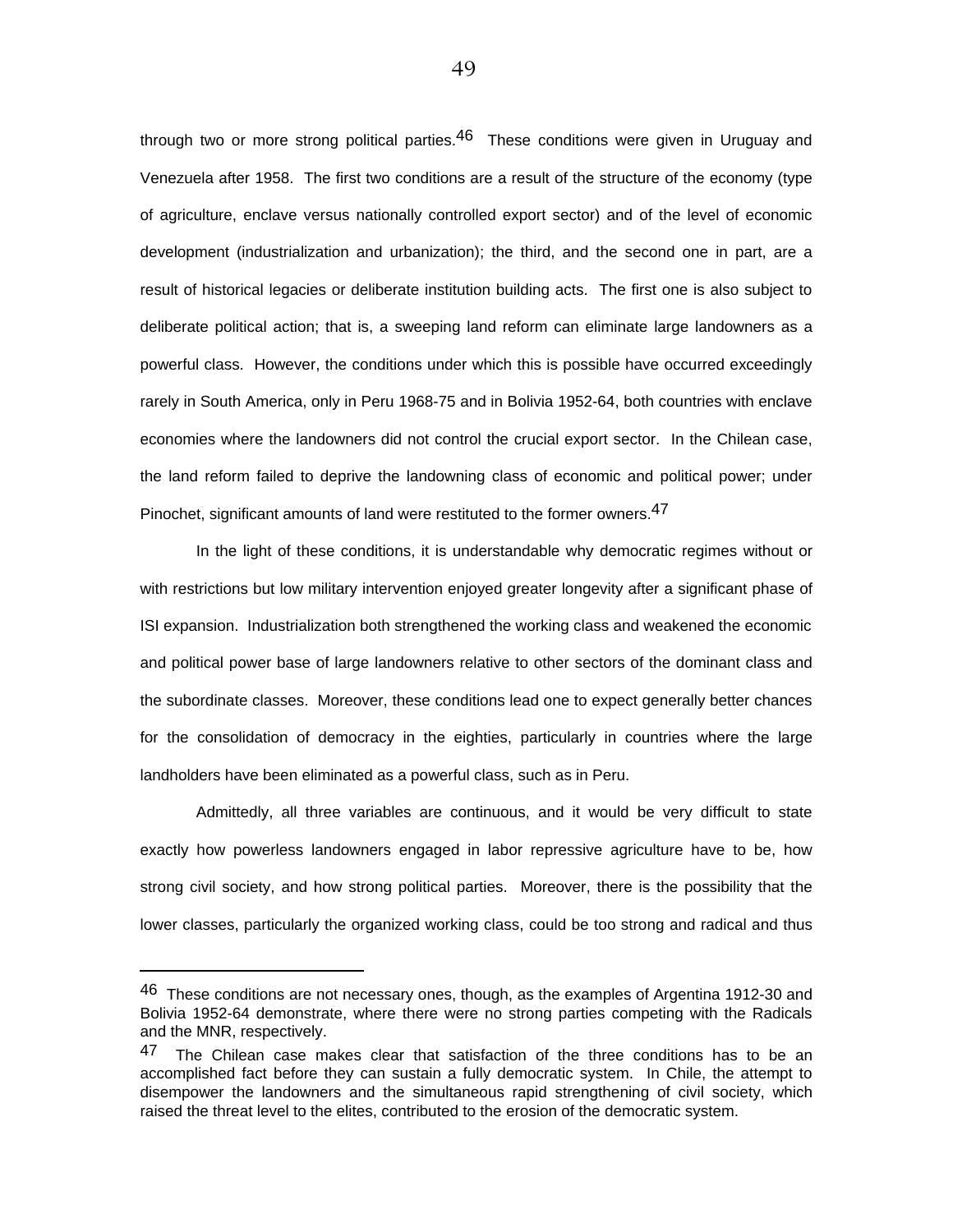through two or more strong political parties.[46] These conditions were given in Uruguay and Venezuela after 1958. The first two conditions are a result of the structure of the economy (type of agriculture, enclave versus nationally controlled export sector) and of the level of economic development (industrialization and urbanization); the third, and the second one in part, are a result of historical legacies or deliberate institution building acts. The first one is also subject to deliberate political action; that is, a sweeping land reform can eliminate large landowners as a powerful class. However, the conditions under which this is possible have occurred exceedingly rarely in South America, only in Peru 1968-75 and in Bolivia 1952-64, both countries with enclave economies where the landowners did not control the crucial export sector. In the Chilean case, the land reform failed to deprive the landowning class of economic and political power; under Pinochet, significant amounts of land were restituted to the former owners.[47]

In the light of these conditions, it is understandable why democratic regimes without or with restrictions but low military intervention enjoyed greater longevity after a significant phase of ISI expansion. Industrialization both strengthened the working class and weakened the economic and political power base of large landowners relative to other sectors of the dominant class and the subordinate classes. Moreover, these conditions lead one to expect generally better chances for the consolidation of democracy in the eighties, particularly in countries where the large landholders have been eliminated as a powerful class, such as in Peru.

Admittedly, all three variables are continuous, and it would be very difficult to state exactly how powerless landowners engaged in labor repressive agriculture have to be, how strong civil society, and how strong political parties. Moreover, there is the possibility that the lower classes, particularly the organized working class, could be too strong and radical and thus

---

[46] These conditions are not necessary ones, though, as the examples of Argentina 1912-30 and Bolivia 1952-64 demonstrate, where there were no strong parties competing with the Radicals and the MNR, respectively.

[47] The Chilean case makes clear that satisfaction of the three conditions has to be an accomplished fact before they can sustain a fully democratic system. In Chile, the attempt to disempower the landowners and the simultaneous rapid strengthening of civil society, which raised the threat level to the elites, contributed to the erosion of the democratic system.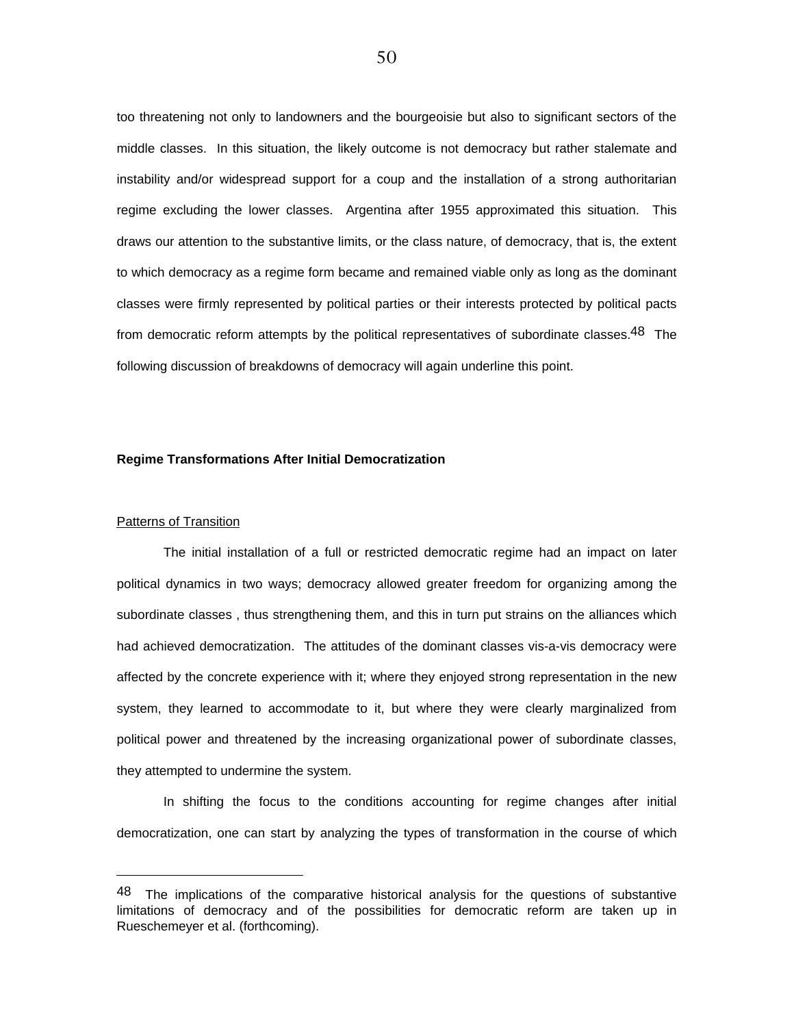too threatening not only to landowners and the bourgeoisie but also to significant sectors of the middle classes. In this situation, the likely outcome is not democracy but rather stalemate and instability and/or widespread support for a coup and the installation of a strong authoritarian regime excluding the lower classes. Argentina after 1955 approximated this situation. This draws our attention to the substantive limits, or the class nature, of democracy, that is, the extent to which democracy as a regime form became and remained viable only as long as the dominant classes were firmly represented by political parties or their interests protected by political pacts from democratic reform attempts by the political representatives of subordinate classes.[48] The following discussion of breakdowns of democracy will again underline this point.

## Regime Transformations After Initial Democratization

### Patterns of Transition

The initial installation of a full or restricted democratic regime had an impact on later political dynamics in two ways; democracy allowed greater freedom for organizing among the subordinate classes , thus strengthening them, and this in turn put strains on the alliances which had achieved democratization. The attitudes of the dominant classes vis-a-vis democracy were affected by the concrete experience with it; where they enjoyed strong representation in the new system, they learned to accommodate to it, but where they were clearly marginalized from political power and threatened by the increasing organizational power of subordinate classes, they attempted to undermine the system.

In shifting the focus to the conditions accounting for regime changes after initial democratization, one can start by analyzing the types of transformation in the course of which

---

[48] The implications of the comparative historical analysis for the questions of substantive limitations of democracy and of the possibilities for democratic reform are taken up in Rueschemeyer et al. (forthcoming).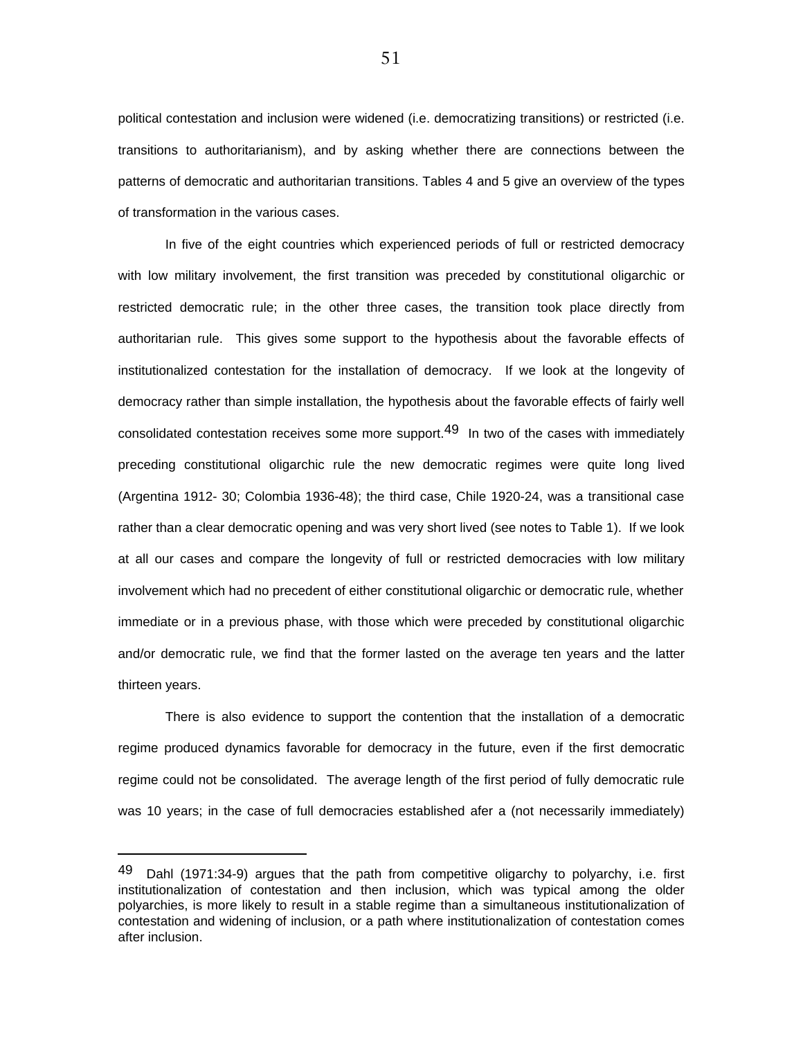political contestation and inclusion were widened (i.e. democratizing transitions) or restricted (i.e. transitions to authoritarianism), and by asking whether there are connections between the patterns of democratic and authoritarian transitions. Tables 4 and 5 give an overview of the types of transformation in the various cases.

In five of the eight countries which experienced periods of full or restricted democracy with low military involvement, the first transition was preceded by constitutional oligarchic or restricted democratic rule; in the other three cases, the transition took place directly from authoritarian rule. This gives some support to the hypothesis about the favorable effects of institutionalized contestation for the installation of democracy. If we look at the longevity of democracy rather than simple installation, the hypothesis about the favorable effects of fairly well consolidated contestation receives some more support.[49] In two of the cases with immediately preceding constitutional oligarchic rule the new democratic regimes were quite long lived (Argentina 1912- 30; Colombia 1936-48); the third case, Chile 1920-24, was a transitional case rather than a clear democratic opening and was very short lived (see notes to Table 1). If we look at all our cases and compare the longevity of full or restricted democracies with low military involvement which had no precedent of either constitutional oligarchic or democratic rule, whether immediate or in a previous phase, with those which were preceded by constitutional oligarchic and/or democratic rule, we find that the former lasted on the average ten years and the latter thirteen years.

There is also evidence to support the contention that the installation of a democratic regime produced dynamics favorable for democracy in the future, even if the first democratic regime could not be consolidated. The average length of the first period of fully democratic rule was 10 years; in the case of full democracies established afer a (not necessarily immediately)

---

[49] Dahl (1971:34-9) argues that the path from competitive oligarchy to polyarchy, i.e. first institutionalization of contestation and then inclusion, which was typical among the older polyarchies, is more likely to result in a stable regime than a simultaneous institutionalization of contestation and widening of inclusion, or a path where institutionalization of contestation comes after inclusion.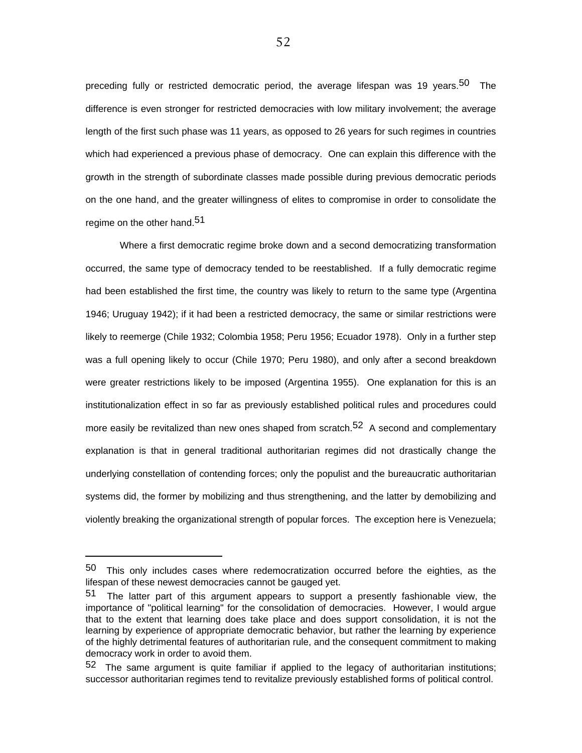preceding fully or restricted democratic period, the average lifespan was 19 years.[50] The difference is even stronger for restricted democracies with low military involvement; the average length of the first such phase was 11 years, as opposed to 26 years for such regimes in countries which had experienced a previous phase of democracy. One can explain this difference with the growth in the strength of subordinate classes made possible during previous democratic periods on the one hand, and the greater willingness of elites to compromise in order to consolidate the regime on the other hand.[51]

Where a first democratic regime broke down and a second democratizing transformation occurred, the same type of democracy tended to be reestablished. If a fully democratic regime had been established the first time, the country was likely to return to the same type (Argentina 1946; Uruguay 1942); if it had been a restricted democracy, the same or similar restrictions were likely to reemerge (Chile 1932; Colombia 1958; Peru 1956; Ecuador 1978). Only in a further step was a full opening likely to occur (Chile 1970; Peru 1980), and only after a second breakdown were greater restrictions likely to be imposed (Argentina 1955). One explanation for this is an institutionalization effect in so far as previously established political rules and procedures could more easily be revitalized than new ones shaped from scratch.[52] A second and complementary explanation is that in general traditional authoritarian regimes did not drastically change the underlying constellation of contending forces; only the populist and the bureaucratic authoritarian systems did, the former by mobilizing and thus strengthening, and the latter by demobilizing and violently breaking the organizational strength of popular forces. The exception here is Venezuela;

---

[50] This only includes cases where redemocratization occurred before the eighties, as the lifespan of these newest democracies cannot be gauged yet.

[51] The latter part of this argument appears to support a presently fashionable view, the importance of "political learning" for the consolidation of democracies. However, I would argue that to the extent that learning does take place and does support consolidation, it is not the learning by experience of appropriate democratic behavior, but rather the learning by experience of the highly detrimental features of authoritarian rule, and the consequent commitment to making democracy work in order to avoid them.

[52] The same argument is quite familiar if applied to the legacy of authoritarian institutions; successor authoritarian regimes tend to revitalize previously established forms of political control.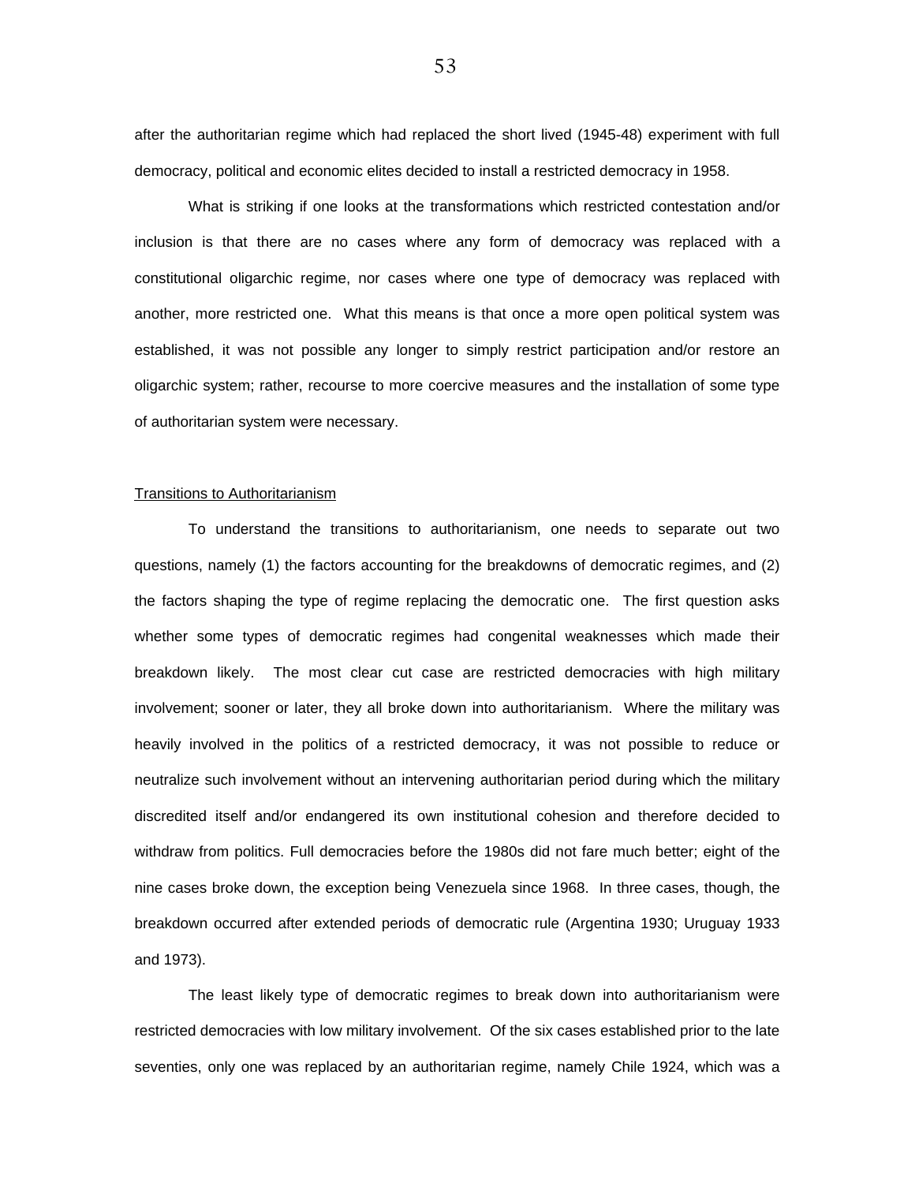after the authoritarian regime which had replaced the short lived (1945-48) experiment with full democracy, political and economic elites decided to install a restricted democracy in 1958.

What is striking if one looks at the transformations which restricted contestation and/or inclusion is that there are no cases where any form of democracy was replaced with a constitutional oligarchic regime, nor cases where one type of democracy was replaced with another, more restricted one. What this means is that once a more open political system was established, it was not possible any longer to simply restrict participation and/or restore an oligarchic system; rather, recourse to more coercive measures and the installation of some type of authoritarian system were necessary.

Transitions to Authoritarianism

To understand the transitions to authoritarianism, one needs to separate out two questions, namely (1) the factors accounting for the breakdowns of democratic regimes, and (2) the factors shaping the type of regime replacing the democratic one. The first question asks whether some types of democratic regimes had congenital weaknesses which made their breakdown likely. The most clear cut case are restricted democracies with high military involvement; sooner or later, they all broke down into authoritarianism. Where the military was heavily involved in the politics of a restricted democracy, it was not possible to reduce or neutralize such involvement without an intervening authoritarian period during which the military discredited itself and/or endangered its own institutional cohesion and therefore decided to withdraw from politics. Full democracies before the 1980s did not fare much better; eight of the nine cases broke down, the exception being Venezuela since 1968. In three cases, though, the breakdown occurred after extended periods of democratic rule (Argentina 1930; Uruguay 1933 and 1973).

The least likely type of democratic regimes to break down into authoritarianism were restricted democracies with low military involvement. Of the six cases established prior to the late seventies, only one was replaced by an authoritarian regime, namely Chile 1924, which was a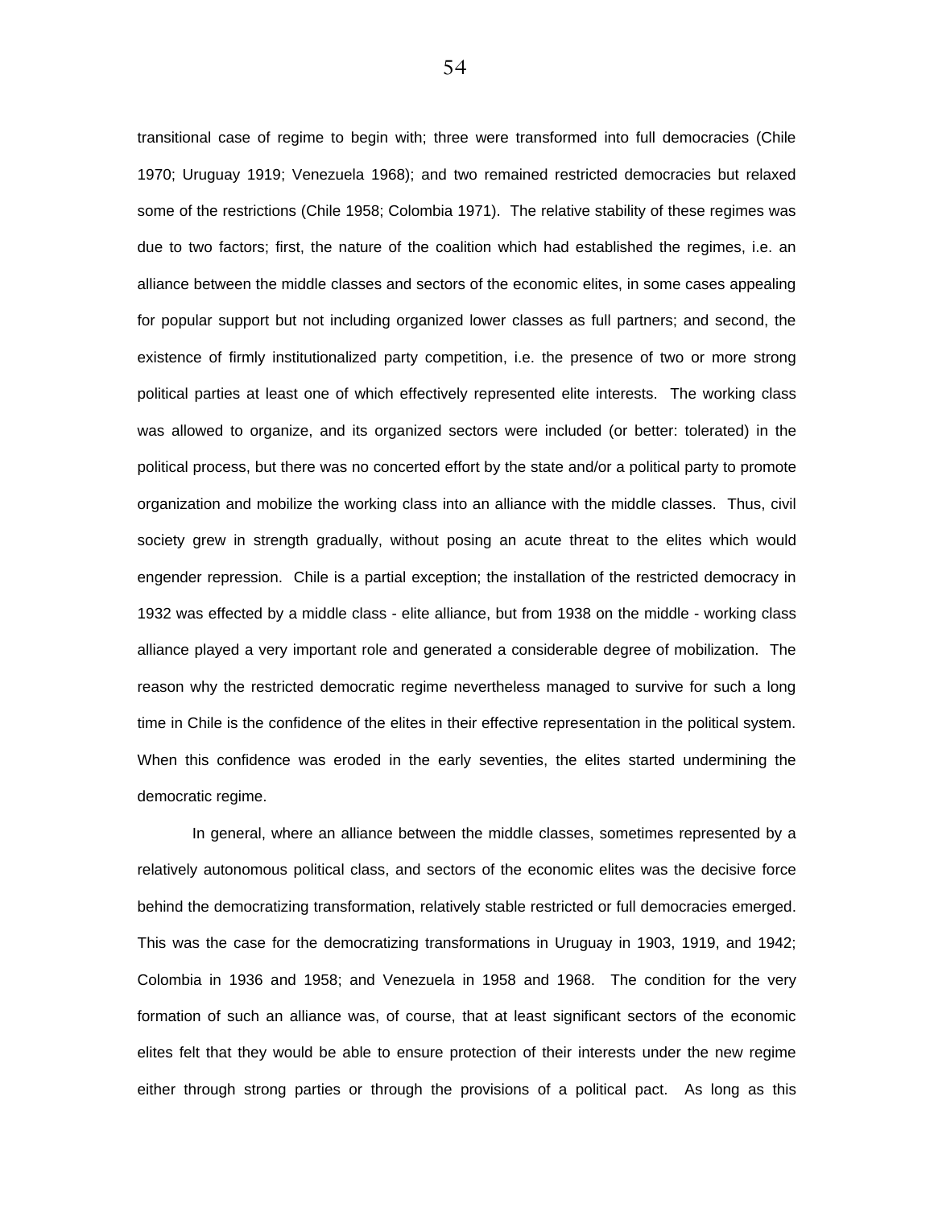transitional case of regime to begin with; three were transformed into full democracies (Chile 1970; Uruguay 1919; Venezuela 1968); and two remained restricted democracies but relaxed some of the restrictions (Chile 1958; Colombia 1971). The relative stability of these regimes was due to two factors; first, the nature of the coalition which had established the regimes, i.e. an alliance between the middle classes and sectors of the economic elites, in some cases appealing for popular support but not including organized lower classes as full partners; and second, the existence of firmly institutionalized party competition, i.e. the presence of two or more strong political parties at least one of which effectively represented elite interests. The working class was allowed to organize, and its organized sectors were included (or better: tolerated) in the political process, but there was no concerted effort by the state and/or a political party to promote organization and mobilize the working class into an alliance with the middle classes. Thus, civil society grew in strength gradually, without posing an acute threat to the elites which would engender repression. Chile is a partial exception; the installation of the restricted democracy in 1932 was effected by a middle class - elite alliance, but from 1938 on the middle - working class alliance played a very important role and generated a considerable degree of mobilization. The reason why the restricted democratic regime nevertheless managed to survive for such a long time in Chile is the confidence of the elites in their effective representation in the political system. When this confidence was eroded in the early seventies, the elites started undermining the democratic regime.

In general, where an alliance between the middle classes, sometimes represented by a relatively autonomous political class, and sectors of the economic elites was the decisive force behind the democratizing transformation, relatively stable restricted or full democracies emerged. This was the case for the democratizing transformations in Uruguay in 1903, 1919, and 1942; Colombia in 1936 and 1958; and Venezuela in 1958 and 1968. The condition for the very formation of such an alliance was, of course, that at least significant sectors of the economic elites felt that they would be able to ensure protection of their interests under the new regime either through strong parties or through the provisions of a political pact. As long as this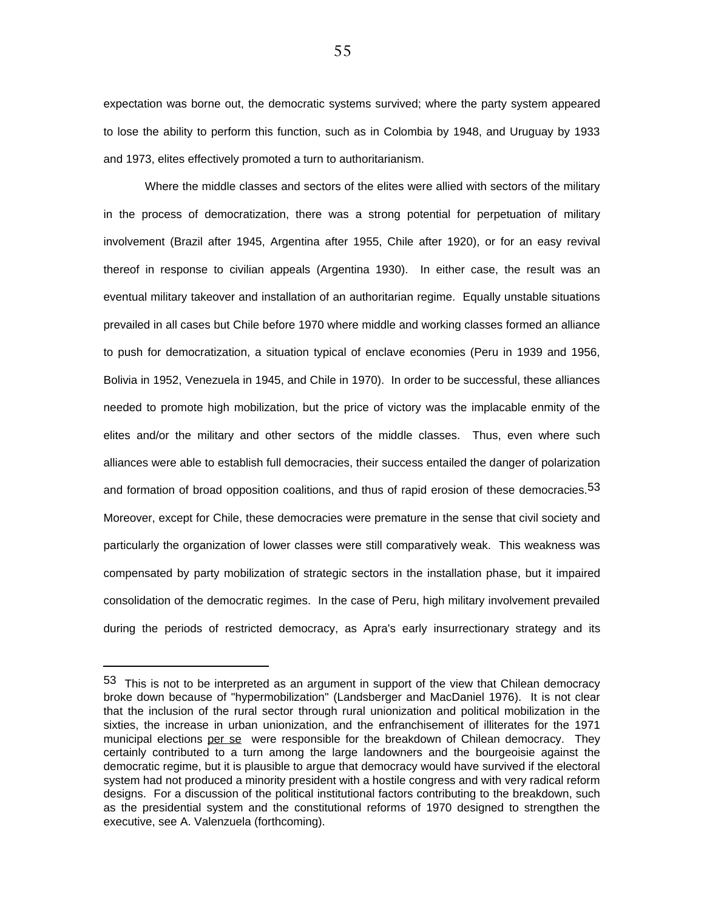expectation was borne out, the democratic systems survived; where the party system appeared to lose the ability to perform this function, such as in Colombia by 1948, and Uruguay by 1933 and 1973, elites effectively promoted a turn to authoritarianism.

Where the middle classes and sectors of the elites were allied with sectors of the military in the process of democratization, there was a strong potential for perpetuation of military involvement (Brazil after 1945, Argentina after 1955, Chile after 1920), or for an easy revival thereof in response to civilian appeals (Argentina 1930). In either case, the result was an eventual military takeover and installation of an authoritarian regime. Equally unstable situations prevailed in all cases but Chile before 1970 where middle and working classes formed an alliance to push for democratization, a situation typical of enclave economies (Peru in 1939 and 1956, Bolivia in 1952, Venezuela in 1945, and Chile in 1970). In order to be successful, these alliances needed to promote high mobilization, but the price of victory was the implacable enmity of the elites and/or the military and other sectors of the middle classes. Thus, even where such alliances were able to establish full democracies, their success entailed the danger of polarization and formation of broad opposition coalitions, and thus of rapid erosion of these democracies.[53] Moreover, except for Chile, these democracies were premature in the sense that civil society and particularly the organization of lower classes were still comparatively weak. This weakness was compensated by party mobilization of strategic sectors in the installation phase, but it impaired consolidation of the democratic regimes. In the case of Peru, high military involvement prevailed during the periods of restricted democracy, as Apra's early insurrectionary strategy and its

---

[53] This is not to be interpreted as an argument in support of the view that Chilean democracy broke down because of "hypermobilization" (Landsberger and MacDaniel 1976). It is not clear that the inclusion of the rural sector through rural unionization and political mobilization in the sixties, the increase in urban unionization, and the enfranchisement of illiterates for the 1971 municipal elections per se were responsible for the breakdown of Chilean democracy. They certainly contributed to a turn among the large landowners and the bourgeoisie against the democratic regime, but it is plausible to argue that democracy would have survived if the electoral system had not produced a minority president with a hostile congress and with very radical reform designs. For a discussion of the political institutional factors contributing to the breakdown, such as the presidential system and the constitutional reforms of 1970 designed to strengthen the executive, see A. Valenzuela (forthcoming).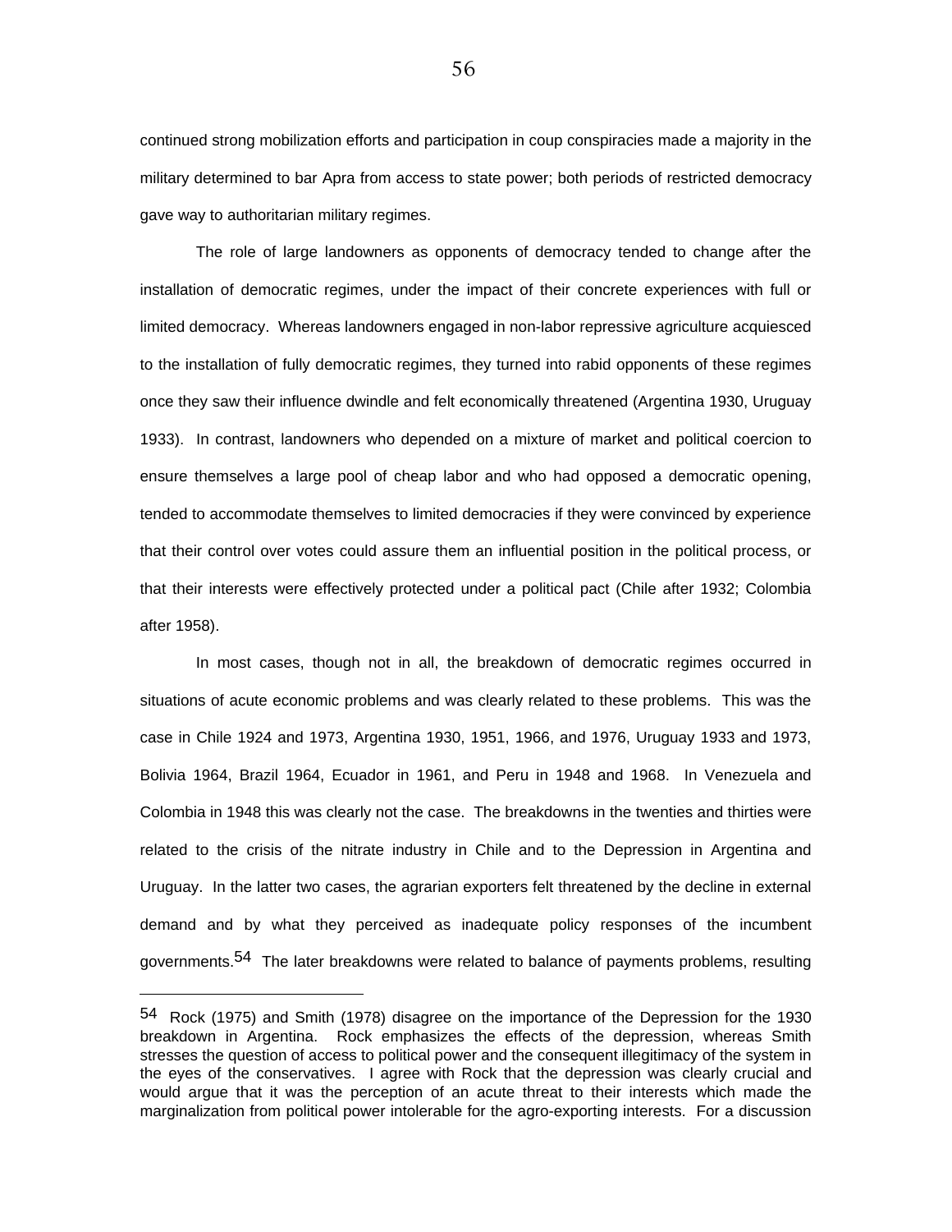continued strong mobilization efforts and participation in coup conspiracies made a majority in the military determined to bar Apra from access to state power; both periods of restricted democracy gave way to authoritarian military regimes.

The role of large landowners as opponents of democracy tended to change after the installation of democratic regimes, under the impact of their concrete experiences with full or limited democracy. Whereas landowners engaged in non-labor repressive agriculture acquiesced to the installation of fully democratic regimes, they turned into rabid opponents of these regimes once they saw their influence dwindle and felt economically threatened (Argentina 1930, Uruguay 1933). In contrast, landowners who depended on a mixture of market and political coercion to ensure themselves a large pool of cheap labor and who had opposed a democratic opening, tended to accommodate themselves to limited democracies if they were convinced by experience that their control over votes could assure them an influential position in the political process, or that their interests were effectively protected under a political pact (Chile after 1932; Colombia after 1958).

In most cases, though not in all, the breakdown of democratic regimes occurred in situations of acute economic problems and was clearly related to these problems. This was the case in Chile 1924 and 1973, Argentina 1930, 1951, 1966, and 1976, Uruguay 1933 and 1973, Bolivia 1964, Brazil 1964, Ecuador in 1961, and Peru in 1948 and 1968. In Venezuela and Colombia in 1948 this was clearly not the case. The breakdowns in the twenties and thirties were related to the crisis of the nitrate industry in Chile and to the Depression in Argentina and Uruguay. In the latter two cases, the agrarian exporters felt threatened by the decline in external demand and by what they perceived as inadequate policy responses of the incumbent governments.[54] The later breakdowns were related to balance of payments problems, resulting

[54] Rock (1975) and Smith (1978) disagree on the importance of the Depression for the 1930 breakdown in Argentina. Rock emphasizes the effects of the depression, whereas Smith stresses the question of access to political power and the consequent illegitimacy of the system in the eyes of the conservatives. I agree with Rock that the depression was clearly crucial and would argue that it was the perception of an acute threat to their interests which made the marginalization from political power intolerable for the agro-exporting interests. For a discussion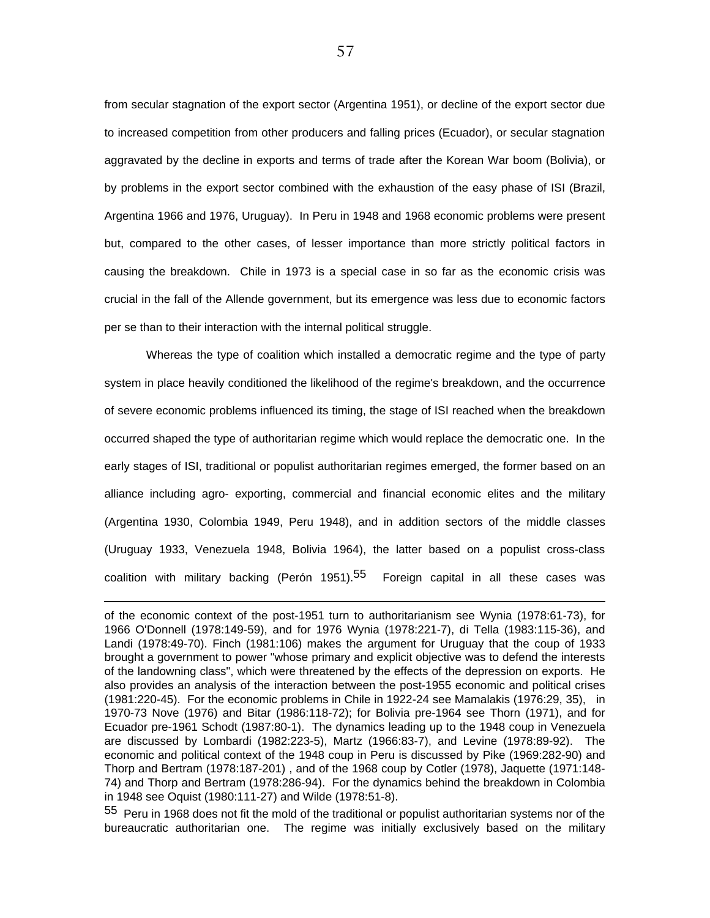from secular stagnation of the export sector (Argentina 1951), or decline of the export sector due to increased competition from other producers and falling prices (Ecuador), or secular stagnation aggravated by the decline in exports and terms of trade after the Korean War boom (Bolivia), or by problems in the export sector combined with the exhaustion of the easy phase of ISI (Brazil, Argentina 1966 and 1976, Uruguay). In Peru in 1948 and 1968 economic problems were present but, compared to the other cases, of lesser importance than more strictly political factors in causing the breakdown. Chile in 1973 is a special case in so far as the economic crisis was crucial in the fall of the Allende government, but its emergence was less due to economic factors per se than to their interaction with the internal political struggle.

Whereas the type of coalition which installed a democratic regime and the type of party system in place heavily conditioned the likelihood of the regime's breakdown, and the occurrence of severe economic problems influenced its timing, the stage of ISI reached when the breakdown occurred shaped the type of authoritarian regime which would replace the democratic one. In the early stages of ISI, traditional or populist authoritarian regimes emerged, the former based on an alliance including agro- exporting, commercial and financial economic elites and the military (Argentina 1930, Colombia 1949, Peru 1948), and in addition sectors of the middle classes (Uruguay 1933, Venezuela 1948, Bolivia 1964), the latter based on a populist cross-class coalition with military backing (Perón 1951).[55] Foreign capital in all these cases was

---

of the economic context of the post-1951 turn to authoritarianism see Wynia (1978:61-73), for 1966 O'Donnell (1978:149-59), and for 1976 Wynia (1978:221-7), di Tella (1983:115-36), and Landi (1978:49-70). Finch (1981:106) makes the argument for Uruguay that the coup of 1933 brought a government to power "whose primary and explicit objective was to defend the interests of the landowning class", which were threatened by the effects of the depression on exports. He also provides an analysis of the interaction between the post-1955 economic and political crises (1981:220-45). For the economic problems in Chile in 1922-24 see Mamalakis (1976:29, 35), in 1970-73 Nove (1976) and Bitar (1986:118-72); for Bolivia pre-1964 see Thorn (1971), and for Ecuador pre-1961 Schodt (1987:80-1). The dynamics leading up to the 1948 coup in Venezuela are discussed by Lombardi (1982:223-5), Martz (1966:83-7), and Levine (1978:89-92). The economic and political context of the 1948 coup in Peru is discussed by Pike (1969:282-90) and Thorp and Bertram (1978:187-201) , and of the 1968 coup by Cotler (1978), Jaquette (1971:148-74) and Thorp and Bertram (1978:286-94). For the dynamics behind the breakdown in Colombia in 1948 see Oquist (1980:111-27) and Wilde (1978:51-8).

[55] Peru in 1968 does not fit the mold of the traditional or populist authoritarian systems nor of the bureaucratic authoritarian one. The regime was initially exclusively based on the military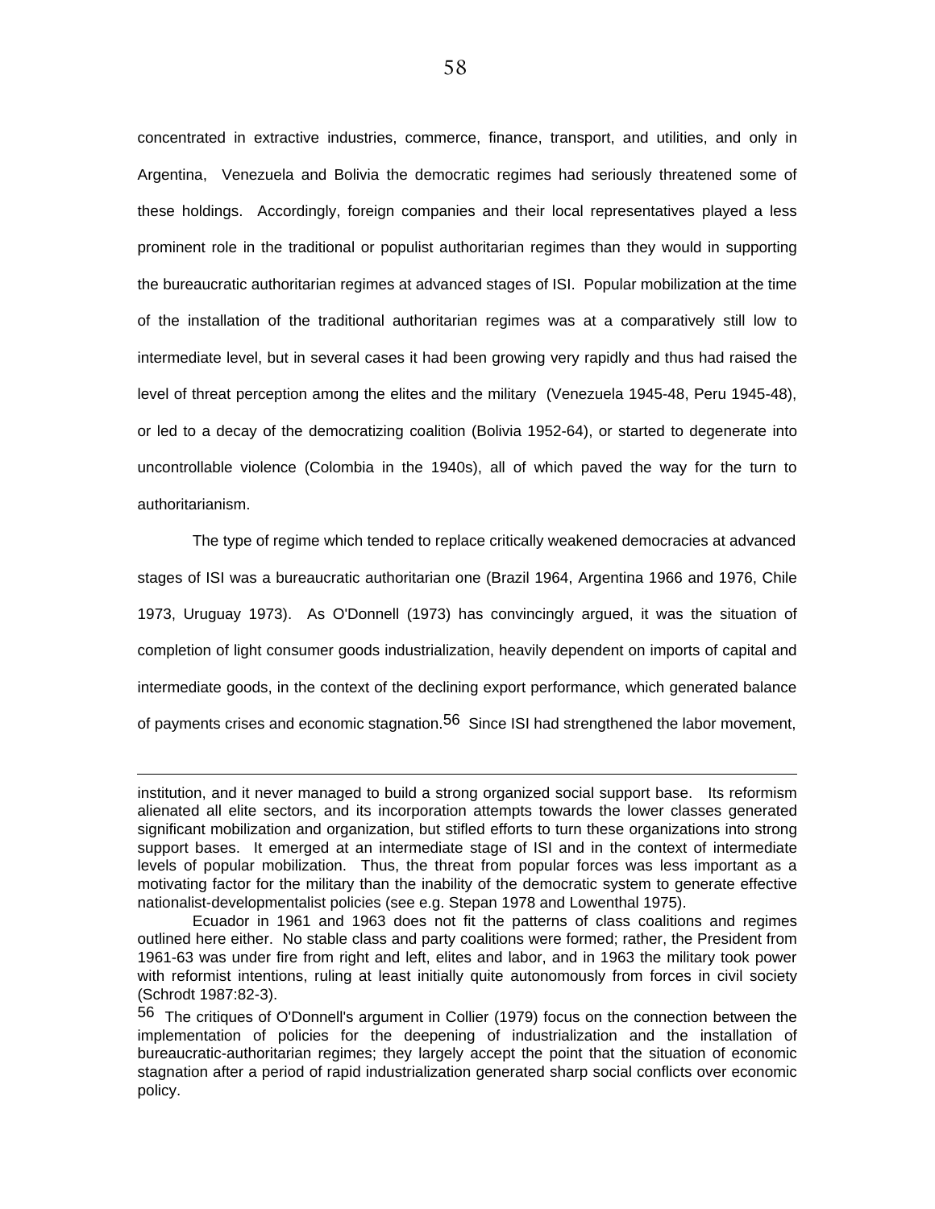concentrated in extractive industries, commerce, finance, transport, and utilities, and only in Argentina, Venezuela and Bolivia the democratic regimes had seriously threatened some of these holdings. Accordingly, foreign companies and their local representatives played a less prominent role in the traditional or populist authoritarian regimes than they would in supporting the bureaucratic authoritarian regimes at advanced stages of ISI. Popular mobilization at the time of the installation of the traditional authoritarian regimes was at a comparatively still low to intermediate level, but in several cases it had been growing very rapidly and thus had raised the level of threat perception among the elites and the military (Venezuela 1945-48, Peru 1945-48), or led to a decay of the democratizing coalition (Bolivia 1952-64), or started to degenerate into uncontrollable violence (Colombia in the 1940s), all of which paved the way for the turn to authoritarianism.

The type of regime which tended to replace critically weakened democracies at advanced stages of ISI was a bureaucratic authoritarian one (Brazil 1964, Argentina 1966 and 1976, Chile 1973, Uruguay 1973). As O'Donnell (1973) has convincingly argued, it was the situation of completion of light consumer goods industrialization, heavily dependent on imports of capital and intermediate goods, in the context of the declining export performance, which generated balance of payments crises and economic stagnation.[56] Since ISI had strengthened the labor movement,

---

institution, and it never managed to build a strong organized social support base. Its reformism alienated all elite sectors, and its incorporation attempts towards the lower classes generated significant mobilization and organization, but stifled efforts to turn these organizations into strong support bases. It emerged at an intermediate stage of ISI and in the context of intermediate levels of popular mobilization. Thus, the threat from popular forces was less important as a motivating factor for the military than the inability of the democratic system to generate effective nationalist-developmentalist policies (see e.g. Stepan 1978 and Lowenthal 1975).

Ecuador in 1961 and 1963 does not fit the patterns of class coalitions and regimes outlined here either. No stable class and party coalitions were formed; rather, the President from 1961-63 was under fire from right and left, elites and labor, and in 1963 the military took power with reformist intentions, ruling at least initially quite autonomously from forces in civil society (Schrodt 1987:82-3).

[56] The critiques of O'Donnell's argument in Collier (1979) focus on the connection between the implementation of policies for the deepening of industrialization and the installation of bureaucratic-authoritarian regimes; they largely accept the point that the situation of economic stagnation after a period of rapid industrialization generated sharp social conflicts over economic policy.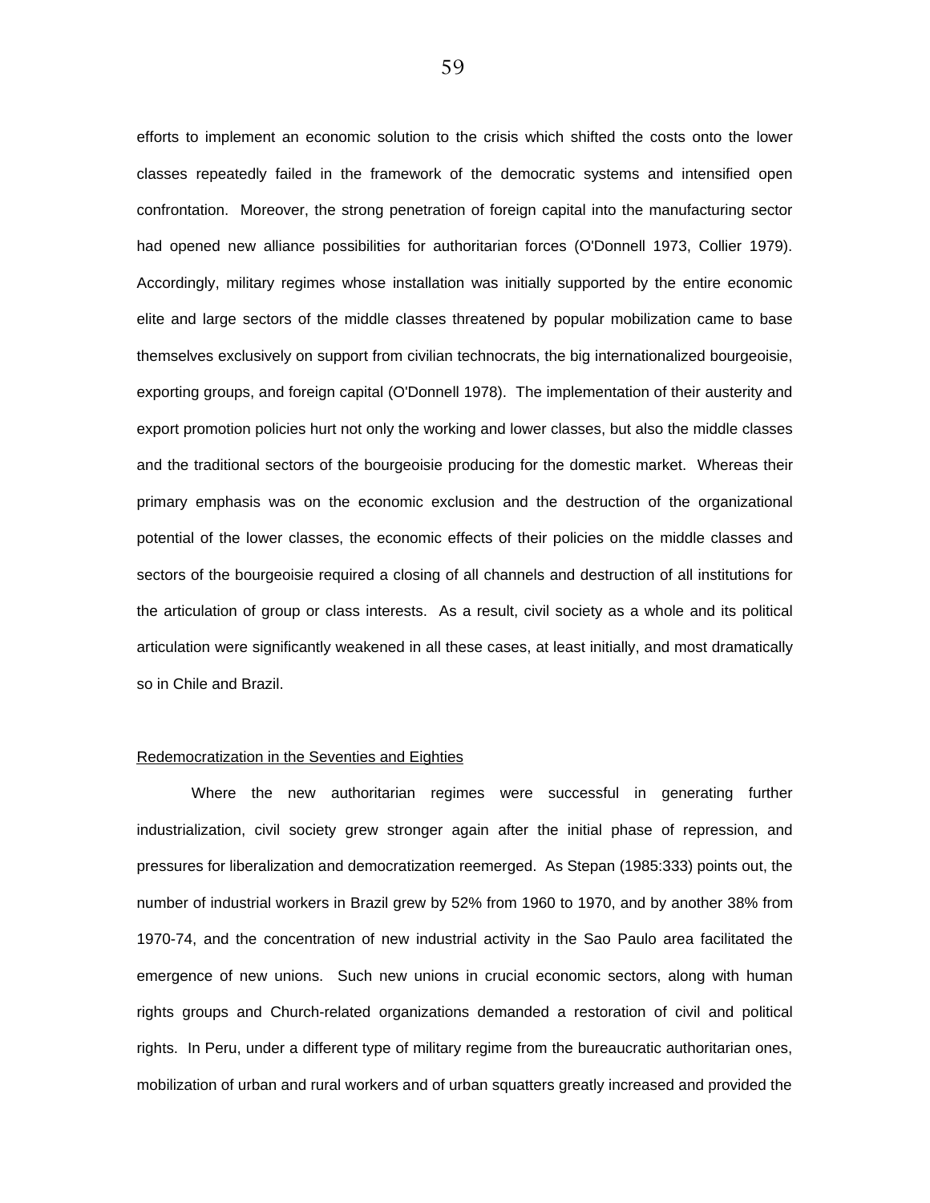efforts to implement an economic solution to the crisis which shifted the costs onto the lower classes repeatedly failed in the framework of the democratic systems and intensified open confrontation. Moreover, the strong penetration of foreign capital into the manufacturing sector had opened new alliance possibilities for authoritarian forces (O'Donnell 1973, Collier 1979). Accordingly, military regimes whose installation was initially supported by the entire economic elite and large sectors of the middle classes threatened by popular mobilization came to base themselves exclusively on support from civilian technocrats, the big internationalized bourgeoisie, exporting groups, and foreign capital (O'Donnell 1978). The implementation of their austerity and export promotion policies hurt not only the working and lower classes, but also the middle classes and the traditional sectors of the bourgeoisie producing for the domestic market. Whereas their primary emphasis was on the economic exclusion and the destruction of the organizational potential of the lower classes, the economic effects of their policies on the middle classes and sectors of the bourgeoisie required a closing of all channels and destruction of all institutions for the articulation of group or class interests. As a result, civil society as a whole and its political articulation were significantly weakened in all these cases, at least initially, and most dramatically so in Chile and Brazil.

<u>Redemocratization in the Seventies and Eighties</u>

Where the new authoritarian regimes were successful in generating further industrialization, civil society grew stronger again after the initial phase of repression, and pressures for liberalization and democratization reemerged. As Stepan (1985:333) points out, the number of industrial workers in Brazil grew by 52% from 1960 to 1970, and by another 38% from 1970-74, and the concentration of new industrial activity in the Sao Paulo area facilitated the emergence of new unions. Such new unions in crucial economic sectors, along with human rights groups and Church-related organizations demanded a restoration of civil and political rights. In Peru, under a different type of military regime from the bureaucratic authoritarian ones, mobilization of urban and rural workers and of urban squatters greatly increased and provided the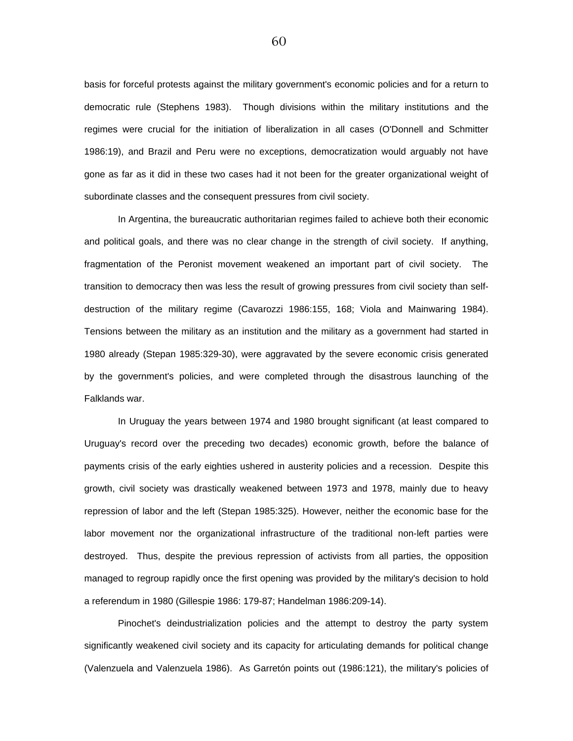basis for forceful protests against the military government's economic policies and for a return to democratic rule (Stephens 1983). Though divisions within the military institutions and the regimes were crucial for the initiation of liberalization in all cases (O'Donnell and Schmitter 1986:19), and Brazil and Peru were no exceptions, democratization would arguably not have gone as far as it did in these two cases had it not been for the greater organizational weight of subordinate classes and the consequent pressures from civil society.

In Argentina, the bureaucratic authoritarian regimes failed to achieve both their economic and political goals, and there was no clear change in the strength of civil society. If anything, fragmentation of the Peronist movement weakened an important part of civil society. The transition to democracy then was less the result of growing pressures from civil society than self-destruction of the military regime (Cavarozzi 1986:155, 168; Viola and Mainwaring 1984). Tensions between the military as an institution and the military as a government had started in 1980 already (Stepan 1985:329-30), were aggravated by the severe economic crisis generated by the government's policies, and were completed through the disastrous launching of the Falklands war.

In Uruguay the years between 1974 and 1980 brought significant (at least compared to Uruguay's record over the preceding two decades) economic growth, before the balance of payments crisis of the early eighties ushered in austerity policies and a recession. Despite this growth, civil society was drastically weakened between 1973 and 1978, mainly due to heavy repression of labor and the left (Stepan 1985:325). However, neither the economic base for the labor movement nor the organizational infrastructure of the traditional non-left parties were destroyed. Thus, despite the previous repression of activists from all parties, the opposition managed to regroup rapidly once the first opening was provided by the military's decision to hold a referendum in 1980 (Gillespie 1986: 179-87; Handelman 1986:209-14).

Pinochet's deindustrialization policies and the attempt to destroy the party system significantly weakened civil society and its capacity for articulating demands for political change (Valenzuela and Valenzuela 1986). As Garretón points out (1986:121), the military's policies of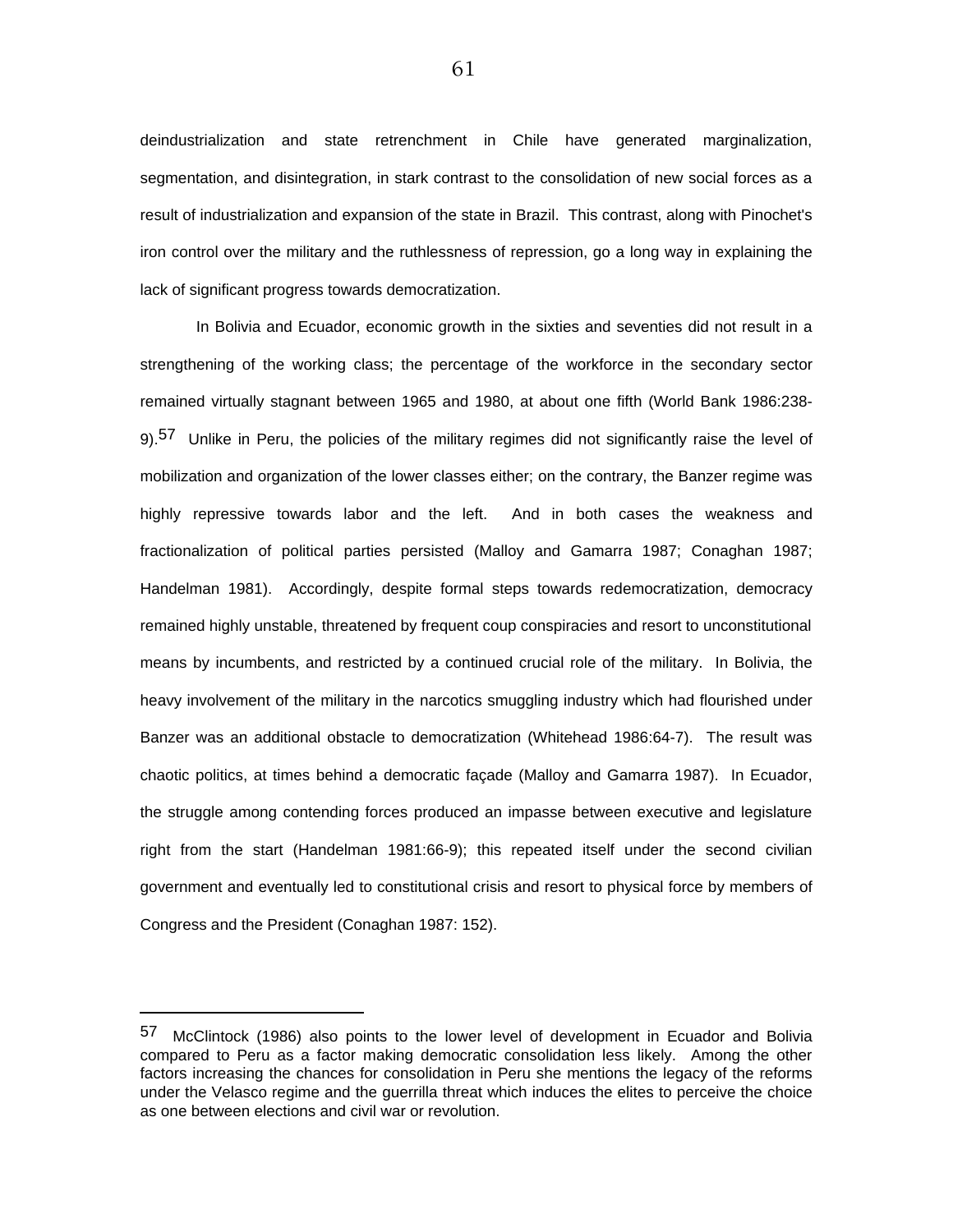deindustrialization and state retrenchment in Chile have generated marginalization, segmentation, and disintegration, in stark contrast to the consolidation of new social forces as a result of industrialization and expansion of the state in Brazil. This contrast, along with Pinochet's iron control over the military and the ruthlessness of repression, go a long way in explaining the lack of significant progress towards democratization.

In Bolivia and Ecuador, economic growth in the sixties and seventies did not result in a strengthening of the working class; the percentage of the workforce in the secondary sector remained virtually stagnant between 1965 and 1980, at about one fifth (World Bank 1986:238-9).[57] Unlike in Peru, the policies of the military regimes did not significantly raise the level of mobilization and organization of the lower classes either; on the contrary, the Banzer regime was highly repressive towards labor and the left. And in both cases the weakness and fractionalization of political parties persisted (Malloy and Gamarra 1987; Conaghan 1987; Handelman 1981). Accordingly, despite formal steps towards redemocratization, democracy remained highly unstable, threatened by frequent coup conspiracies and resort to unconstitutional means by incumbents, and restricted by a continued crucial role of the military. In Bolivia, the heavy involvement of the military in the narcotics smuggling industry which had flourished under Banzer was an additional obstacle to democratization (Whitehead 1986:64-7). The result was chaotic politics, at times behind a democratic façade (Malloy and Gamarra 1987). In Ecuador, the struggle among contending forces produced an impasse between executive and legislature right from the start (Handelman 1981:66-9); this repeated itself under the second civilian government and eventually led to constitutional crisis and resort to physical force by members of Congress and the President (Conaghan 1987: 152).

---

[57] McClintock (1986) also points to the lower level of development in Ecuador and Bolivia compared to Peru as a factor making democratic consolidation less likely. Among the other factors increasing the chances for consolidation in Peru she mentions the legacy of the reforms under the Velasco regime and the guerrilla threat which induces the elites to perceive the choice as one between elections and civil war or revolution.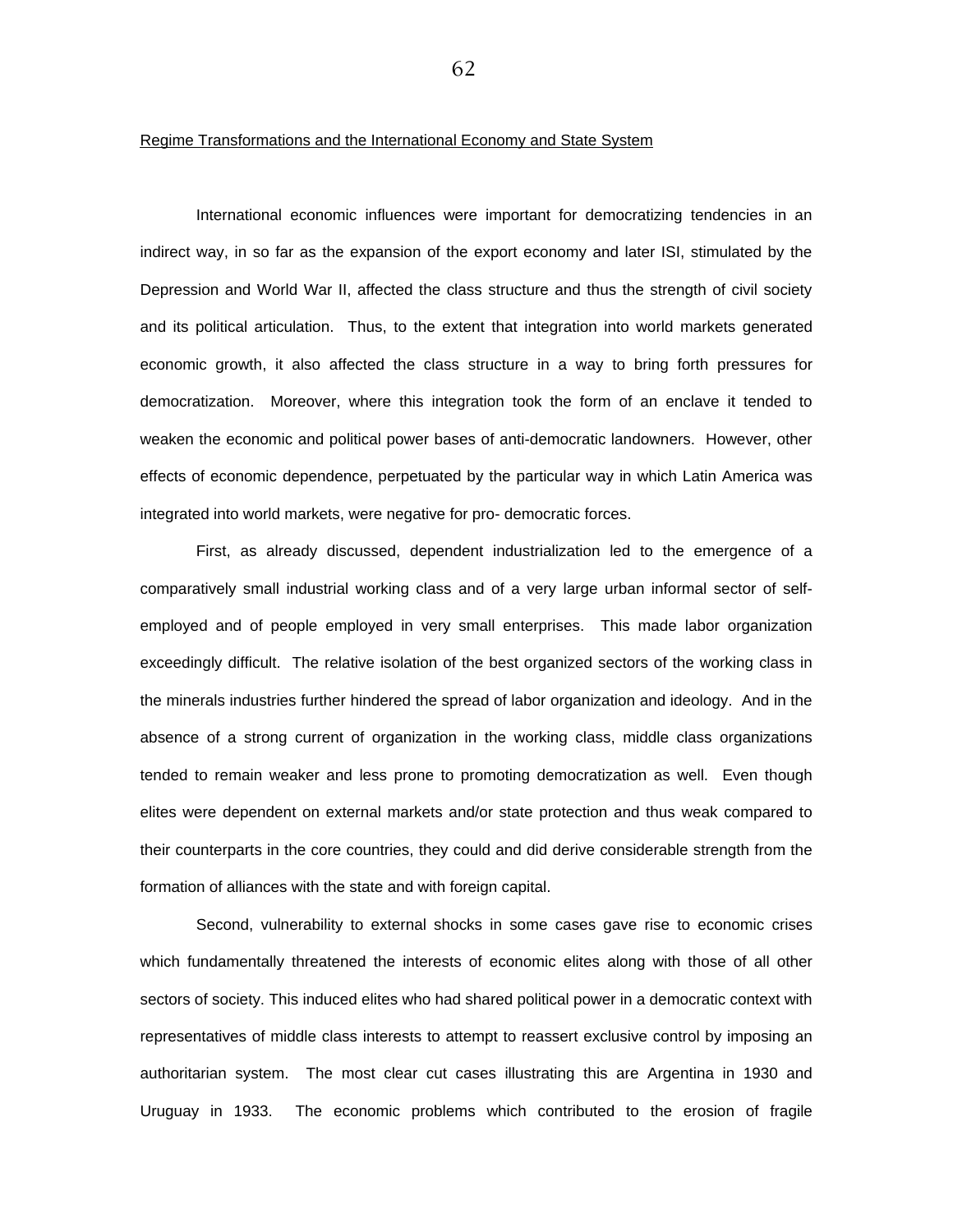<u>Regime Transformations and the International Economy and State System</u>

International economic influences were important for democratizing tendencies in an indirect way, in so far as the expansion of the export economy and later ISI, stimulated by the Depression and World War II, affected the class structure and thus the strength of civil society and its political articulation. Thus, to the extent that integration into world markets generated economic growth, it also affected the class structure in a way to bring forth pressures for democratization. Moreover, where this integration took the form of an enclave it tended to weaken the economic and political power bases of anti-democratic landowners. However, other effects of economic dependence, perpetuated by the particular way in which Latin America was integrated into world markets, were negative for pro- democratic forces.

First, as already discussed, dependent industrialization led to the emergence of a comparatively small industrial working class and of a very large urban informal sector of self-employed and of people employed in very small enterprises. This made labor organization exceedingly difficult. The relative isolation of the best organized sectors of the working class in the minerals industries further hindered the spread of labor organization and ideology. And in the absence of a strong current of organization in the working class, middle class organizations tended to remain weaker and less prone to promoting democratization as well. Even though elites were dependent on external markets and/or state protection and thus weak compared to their counterparts in the core countries, they could and did derive considerable strength from the formation of alliances with the state and with foreign capital.

Second, vulnerability to external shocks in some cases gave rise to economic crises which fundamentally threatened the interests of economic elites along with those of all other sectors of society. This induced elites who had shared political power in a democratic context with representatives of middle class interests to attempt to reassert exclusive control by imposing an authoritarian system. The most clear cut cases illustrating this are Argentina in 1930 and Uruguay in 1933. The economic problems which contributed to the erosion of fragile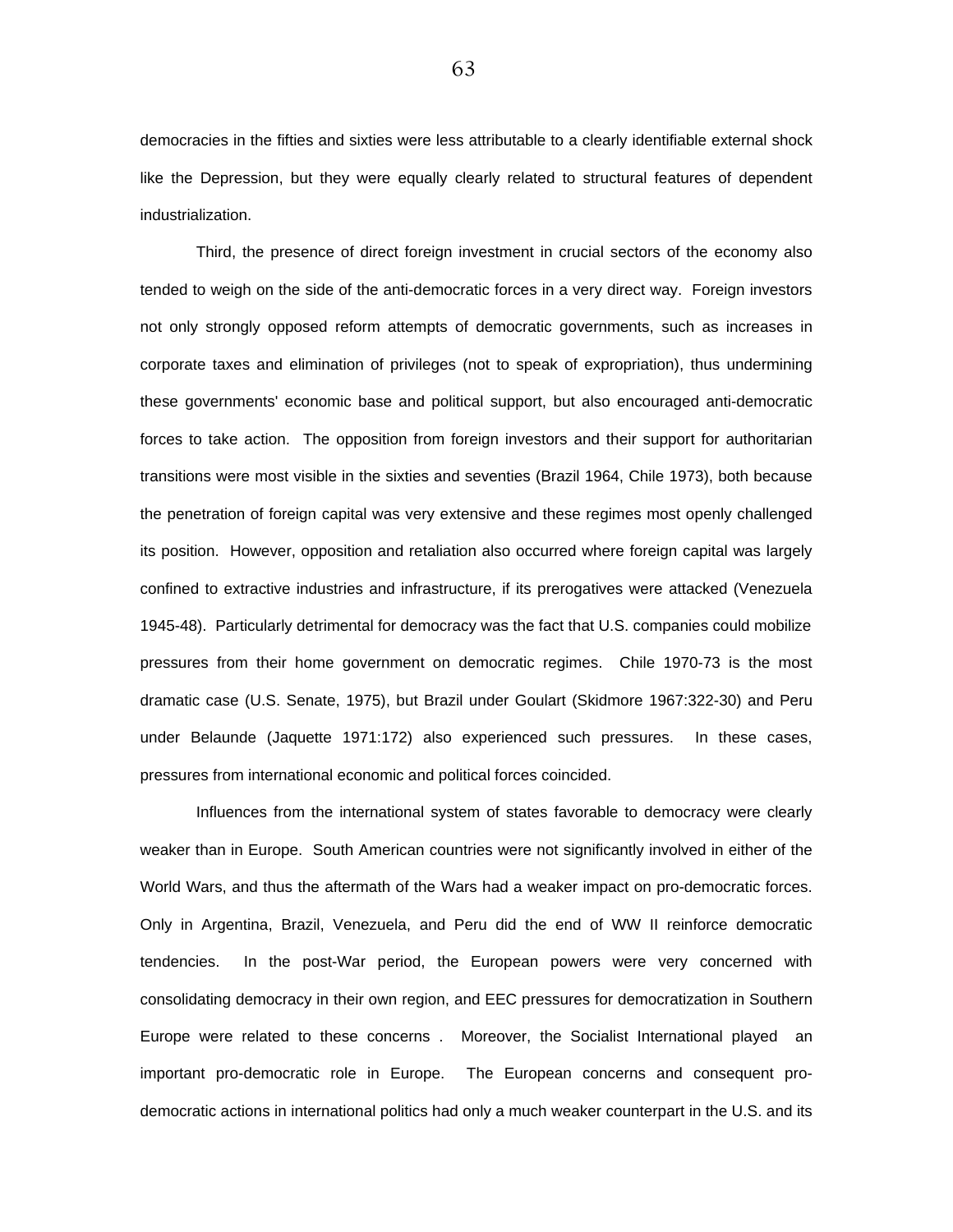democracies in the fifties and sixties were less attributable to a clearly identifiable external shock like the Depression, but they were equally clearly related to structural features of dependent industrialization.

Third, the presence of direct foreign investment in crucial sectors of the economy also tended to weigh on the side of the anti-democratic forces in a very direct way. Foreign investors not only strongly opposed reform attempts of democratic governments, such as increases in corporate taxes and elimination of privileges (not to speak of expropriation), thus undermining these governments' economic base and political support, but also encouraged anti-democratic forces to take action. The opposition from foreign investors and their support for authoritarian transitions were most visible in the sixties and seventies (Brazil 1964, Chile 1973), both because the penetration of foreign capital was very extensive and these regimes most openly challenged its position. However, opposition and retaliation also occurred where foreign capital was largely confined to extractive industries and infrastructure, if its prerogatives were attacked (Venezuela 1945-48). Particularly detrimental for democracy was the fact that U.S. companies could mobilize pressures from their home government on democratic regimes. Chile 1970-73 is the most dramatic case (U.S. Senate, 1975), but Brazil under Goulart (Skidmore 1967:322-30) and Peru under Belaunde (Jaquette 1971:172) also experienced such pressures. In these cases, pressures from international economic and political forces coincided.

Influences from the international system of states favorable to democracy were clearly weaker than in Europe. South American countries were not significantly involved in either of the World Wars, and thus the aftermath of the Wars had a weaker impact on pro-democratic forces. Only in Argentina, Brazil, Venezuela, and Peru did the end of WW II reinforce democratic tendencies. In the post-War period, the European powers were very concerned with consolidating democracy in their own region, and EEC pressures for democratization in Southern Europe were related to these concerns . Moreover, the Socialist International played an important pro-democratic role in Europe. The European concerns and consequent pro-democratic actions in international politics had only a much weaker counterpart in the U.S. and its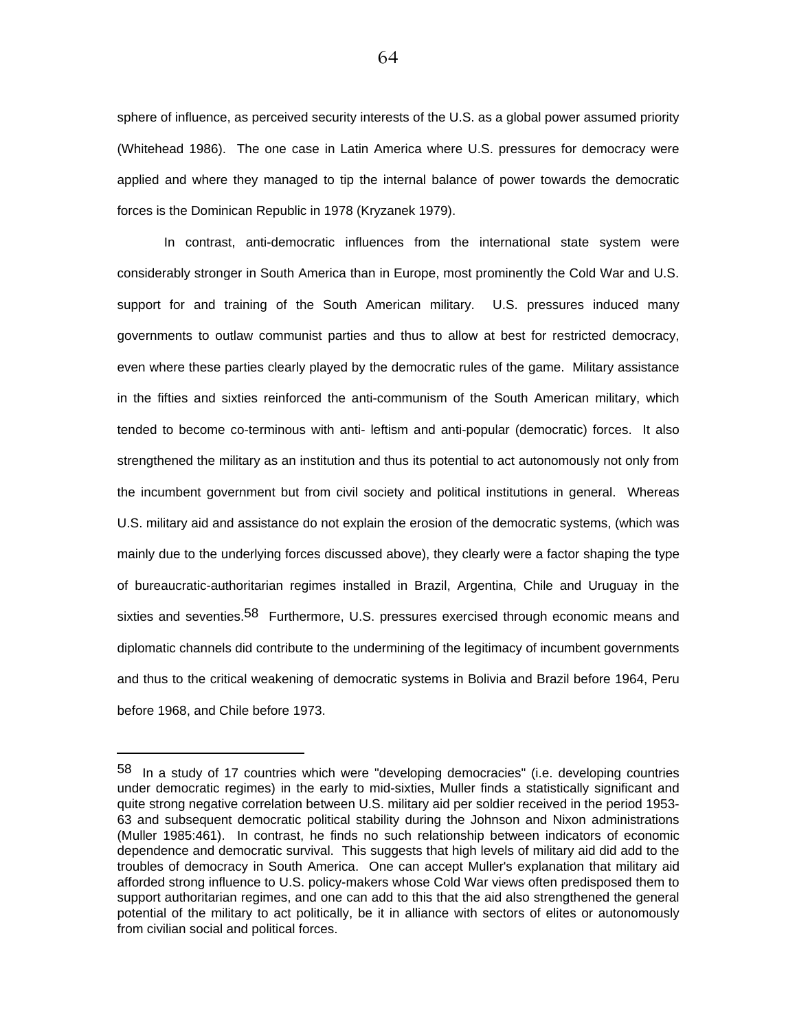sphere of influence, as perceived security interests of the U.S. as a global power assumed priority (Whitehead 1986). The one case in Latin America where U.S. pressures for democracy were applied and where they managed to tip the internal balance of power towards the democratic forces is the Dominican Republic in 1978 (Kryzanek 1979).

In contrast, anti-democratic influences from the international state system were considerably stronger in South America than in Europe, most prominently the Cold War and U.S. support for and training of the South American military. U.S. pressures induced many governments to outlaw communist parties and thus to allow at best for restricted democracy, even where these parties clearly played by the democratic rules of the game. Military assistance in the fifties and sixties reinforced the anti-communism of the South American military, which tended to become co-terminous with anti- leftism and anti-popular (democratic) forces. It also strengthened the military as an institution and thus its potential to act autonomously not only from the incumbent government but from civil society and political institutions in general. Whereas U.S. military aid and assistance do not explain the erosion of the democratic systems, (which was mainly due to the underlying forces discussed above), they clearly were a factor shaping the type of bureaucratic-authoritarian regimes installed in Brazil, Argentina, Chile and Uruguay in the sixties and seventies.[58] Furthermore, U.S. pressures exercised through economic means and diplomatic channels did contribute to the undermining of the legitimacy of incumbent governments and thus to the critical weakening of democratic systems in Bolivia and Brazil before 1964, Peru before 1968, and Chile before 1973.

---

[58] In a study of 17 countries which were "developing democracies" (i.e. developing countries under democratic regimes) in the early to mid-sixties, Muller finds a statistically significant and quite strong negative correlation between U.S. military aid per soldier received in the period 1953-63 and subsequent democratic political stability during the Johnson and Nixon administrations (Muller 1985:461). In contrast, he finds no such relationship between indicators of economic dependence and democratic survival. This suggests that high levels of military aid did add to the troubles of democracy in South America. One can accept Muller's explanation that military aid afforded strong influence to U.S. policy-makers whose Cold War views often predisposed them to support authoritarian regimes, and one can add to this that the aid also strengthened the general potential of the military to act politically, be it in alliance with sectors of elites or autonomously from civilian social and political forces.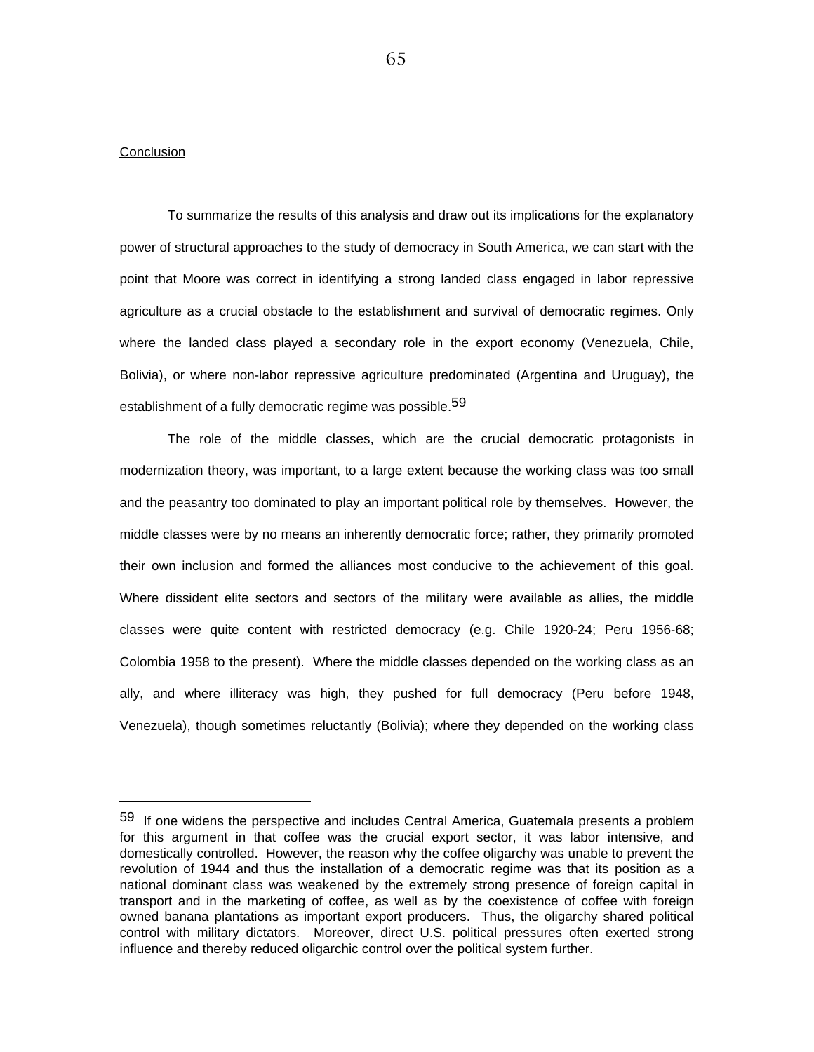## Conclusion

To summarize the results of this analysis and draw out its implications for the explanatory power of structural approaches to the study of democracy in South America, we can start with the point that Moore was correct in identifying a strong landed class engaged in labor repressive agriculture as a crucial obstacle to the establishment and survival of democratic regimes. Only where the landed class played a secondary role in the export economy (Venezuela, Chile, Bolivia), or where non-labor repressive agriculture predominated (Argentina and Uruguay), the establishment of a fully democratic regime was possible.[59]

The role of the middle classes, which are the crucial democratic protagonists in modernization theory, was important, to a large extent because the working class was too small and the peasantry too dominated to play an important political role by themselves. However, the middle classes were by no means an inherently democratic force; rather, they primarily promoted their own inclusion and formed the alliances most conducive to the achievement of this goal. Where dissident elite sectors and sectors of the military were available as allies, the middle classes were quite content with restricted democracy (e.g. Chile 1920-24; Peru 1956-68; Colombia 1958 to the present). Where the middle classes depended on the working class as an ally, and where illiteracy was high, they pushed for full democracy (Peru before 1948, Venezuela), though sometimes reluctantly (Bolivia); where they depended on the working class

---

[59] If one widens the perspective and includes Central America, Guatemala presents a problem for this argument in that coffee was the crucial export sector, it was labor intensive, and domestically controlled. However, the reason why the coffee oligarchy was unable to prevent the revolution of 1944 and thus the installation of a democratic regime was that its position as a national dominant class was weakened by the extremely strong presence of foreign capital in transport and in the marketing of coffee, as well as by the coexistence of coffee with foreign owned banana plantations as important export producers. Thus, the oligarchy shared political control with military dictators. Moreover, direct U.S. political pressures often exerted strong influence and thereby reduced oligarchic control over the political system further.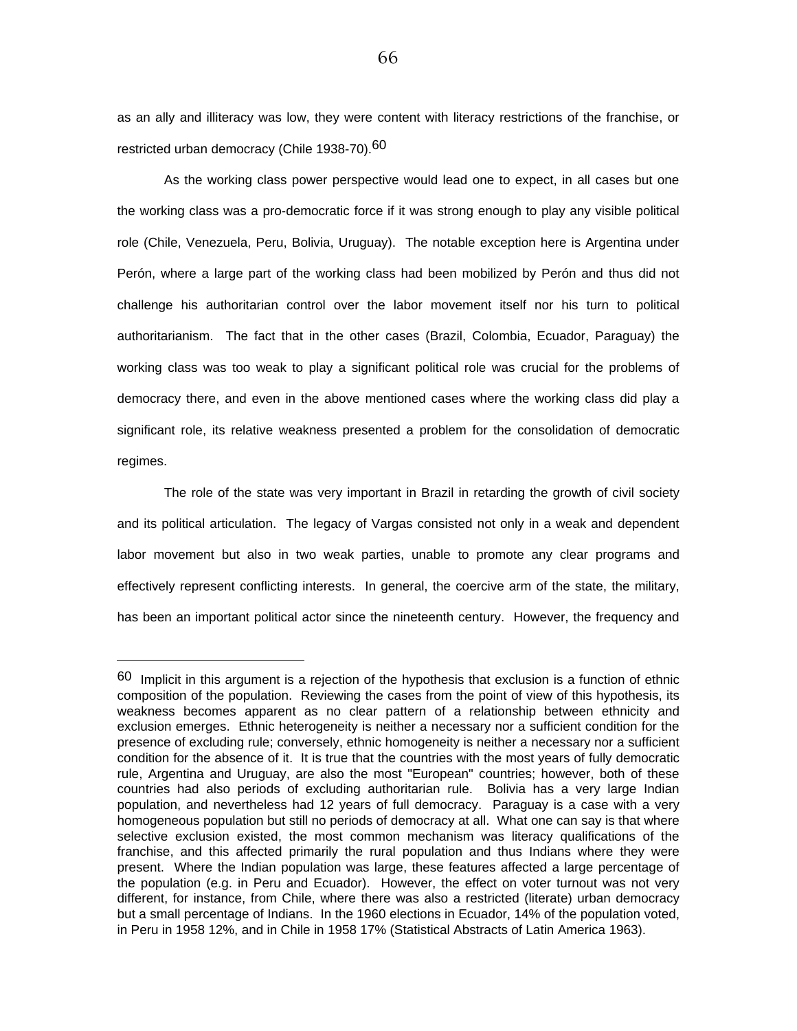as an ally and illiteracy was low, they were content with literacy restrictions of the franchise, or restricted urban democracy (Chile 1938-70).[60]

As the working class power perspective would lead one to expect, in all cases but one the working class was a pro-democratic force if it was strong enough to play any visible political role (Chile, Venezuela, Peru, Bolivia, Uruguay). The notable exception here is Argentina under Perón, where a large part of the working class had been mobilized by Perón and thus did not challenge his authoritarian control over the labor movement itself nor his turn to political authoritarianism. The fact that in the other cases (Brazil, Colombia, Ecuador, Paraguay) the working class was too weak to play a significant political role was crucial for the problems of democracy there, and even in the above mentioned cases where the working class did play a significant role, its relative weakness presented a problem for the consolidation of democratic regimes.

The role of the state was very important in Brazil in retarding the growth of civil society and its political articulation. The legacy of Vargas consisted not only in a weak and dependent labor movement but also in two weak parties, unable to promote any clear programs and effectively represent conflicting interests. In general, the coercive arm of the state, the military, has been an important political actor since the nineteenth century. However, the frequency and

---

[60] Implicit in this argument is a rejection of the hypothesis that exclusion is a function of ethnic composition of the population. Reviewing the cases from the point of view of this hypothesis, its weakness becomes apparent as no clear pattern of a relationship between ethnicity and exclusion emerges. Ethnic heterogeneity is neither a necessary nor a sufficient condition for the presence of excluding rule; conversely, ethnic homogeneity is neither a necessary nor a sufficient condition for the absence of it. It is true that the countries with the most years of fully democratic rule, Argentina and Uruguay, are also the most "European" countries; however, both of these countries had also periods of excluding authoritarian rule. Bolivia has a very large Indian population, and nevertheless had 12 years of full democracy. Paraguay is a case with a very homogeneous population but still no periods of democracy at all. What one can say is that where selective exclusion existed, the most common mechanism was literacy qualifications of the franchise, and this affected primarily the rural population and thus Indians where they were present. Where the Indian population was large, these features affected a large percentage of the population (e.g. in Peru and Ecuador). However, the effect on voter turnout was not very different, for instance, from Chile, where there was also a restricted (literate) urban democracy but a small percentage of Indians. In the 1960 elections in Ecuador, 14% of the population voted, in Peru in 1958 12%, and in Chile in 1958 17% (Statistical Abstracts of Latin America 1963).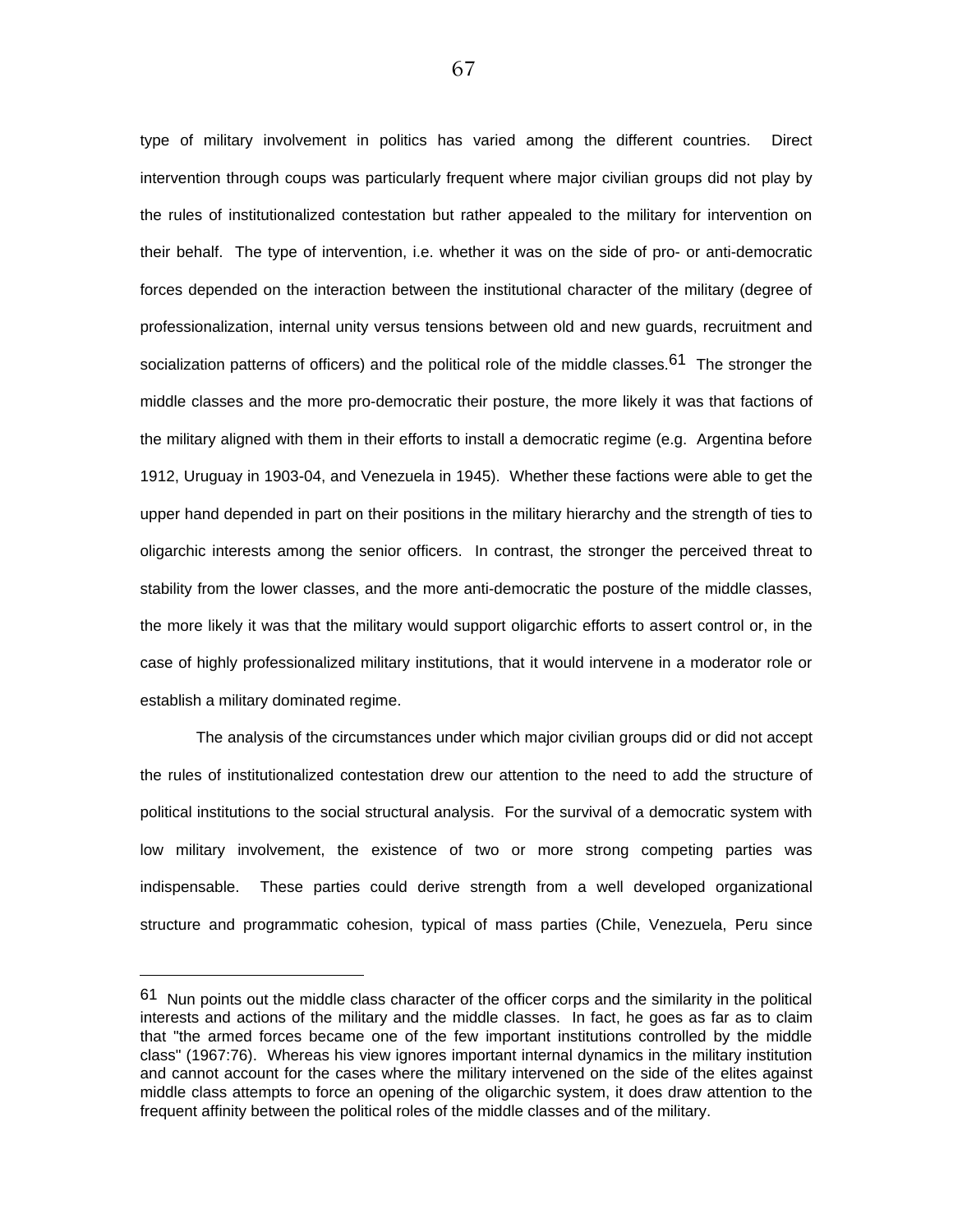type of military involvement in politics has varied among the different countries. Direct intervention through coups was particularly frequent where major civilian groups did not play by the rules of institutionalized contestation but rather appealed to the military for intervention on their behalf. The type of intervention, i.e. whether it was on the side of pro- or anti-democratic forces depended on the interaction between the institutional character of the military (degree of professionalization, internal unity versus tensions between old and new guards, recruitment and socialization patterns of officers) and the political role of the middle classes.[61] The stronger the middle classes and the more pro-democratic their posture, the more likely it was that factions of the military aligned with them in their efforts to install a democratic regime (e.g. Argentina before 1912, Uruguay in 1903-04, and Venezuela in 1945). Whether these factions were able to get the upper hand depended in part on their positions in the military hierarchy and the strength of ties to oligarchic interests among the senior officers. In contrast, the stronger the perceived threat to stability from the lower classes, and the more anti-democratic the posture of the middle classes, the more likely it was that the military would support oligarchic efforts to assert control or, in the case of highly professionalized military institutions, that it would intervene in a moderator role or establish a military dominated regime.

The analysis of the circumstances under which major civilian groups did or did not accept the rules of institutionalized contestation drew our attention to the need to add the structure of political institutions to the social structural analysis. For the survival of a democratic system with low military involvement, the existence of two or more strong competing parties was indispensable. These parties could derive strength from a well developed organizational structure and programmatic cohesion, typical of mass parties (Chile, Venezuela, Peru since

---

[61] Nun points out the middle class character of the officer corps and the similarity in the political interests and actions of the military and the middle classes. In fact, he goes as far as to claim that "the armed forces became one of the few important institutions controlled by the middle class" (1967:76). Whereas his view ignores important internal dynamics in the military institution and cannot account for the cases where the military intervened on the side of the elites against middle class attempts to force an opening of the oligarchic system, it does draw attention to the frequent affinity between the political roles of the middle classes and of the military.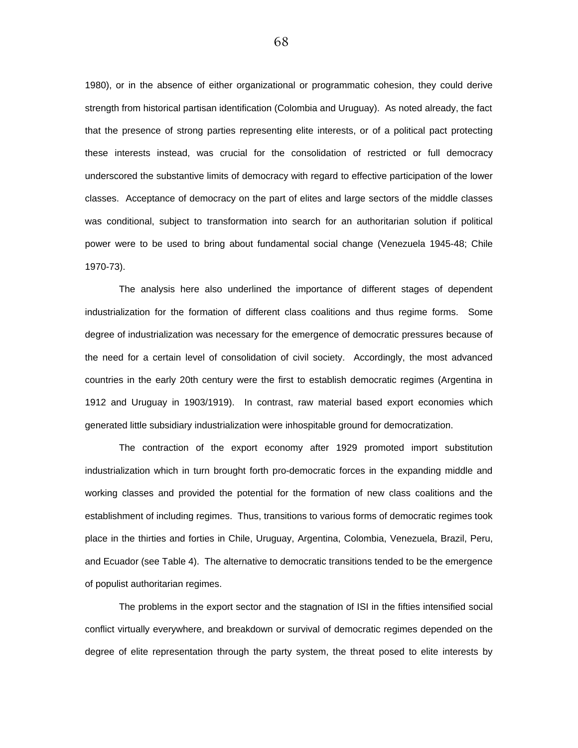1980), or in the absence of either organizational or programmatic cohesion, they could derive strength from historical partisan identification (Colombia and Uruguay). As noted already, the fact that the presence of strong parties representing elite interests, or of a political pact protecting these interests instead, was crucial for the consolidation of restricted or full democracy underscored the substantive limits of democracy with regard to effective participation of the lower classes. Acceptance of democracy on the part of elites and large sectors of the middle classes was conditional, subject to transformation into search for an authoritarian solution if political power were to be used to bring about fundamental social change (Venezuela 1945-48; Chile 1970-73).

The analysis here also underlined the importance of different stages of dependent industrialization for the formation of different class coalitions and thus regime forms. Some degree of industrialization was necessary for the emergence of democratic pressures because of the need for a certain level of consolidation of civil society. Accordingly, the most advanced countries in the early 20th century were the first to establish democratic regimes (Argentina in 1912 and Uruguay in 1903/1919). In contrast, raw material based export economies which generated little subsidiary industrialization were inhospitable ground for democratization.

The contraction of the export economy after 1929 promoted import substitution industrialization which in turn brought forth pro-democratic forces in the expanding middle and working classes and provided the potential for the formation of new class coalitions and the establishment of including regimes. Thus, transitions to various forms of democratic regimes took place in the thirties and forties in Chile, Uruguay, Argentina, Colombia, Venezuela, Brazil, Peru, and Ecuador (see Table 4). The alternative to democratic transitions tended to be the emergence of populist authoritarian regimes.

The problems in the export sector and the stagnation of ISI in the fifties intensified social conflict virtually everywhere, and breakdown or survival of democratic regimes depended on the degree of elite representation through the party system, the threat posed to elite interests by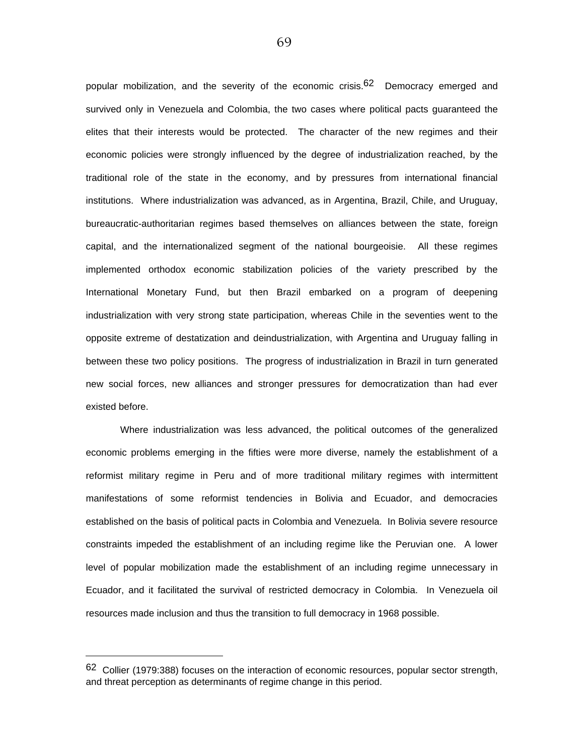popular mobilization, and the severity of the economic crisis.[62] Democracy emerged and survived only in Venezuela and Colombia, the two cases where political pacts guaranteed the elites that their interests would be protected. The character of the new regimes and their economic policies were strongly influenced by the degree of industrialization reached, by the traditional role of the state in the economy, and by pressures from international financial institutions. Where industrialization was advanced, as in Argentina, Brazil, Chile, and Uruguay, bureaucratic-authoritarian regimes based themselves on alliances between the state, foreign capital, and the internationalized segment of the national bourgeoisie. All these regimes implemented orthodox economic stabilization policies of the variety prescribed by the International Monetary Fund, but then Brazil embarked on a program of deepening industrialization with very strong state participation, whereas Chile in the seventies went to the opposite extreme of destatization and deindustrialization, with Argentina and Uruguay falling in between these two policy positions. The progress of industrialization in Brazil in turn generated new social forces, new alliances and stronger pressures for democratization than had ever existed before.

Where industrialization was less advanced, the political outcomes of the generalized economic problems emerging in the fifties were more diverse, namely the establishment of a reformist military regime in Peru and of more traditional military regimes with intermittent manifestations of some reformist tendencies in Bolivia and Ecuador, and democracies established on the basis of political pacts in Colombia and Venezuela. In Bolivia severe resource constraints impeded the establishment of an including regime like the Peruvian one. A lower level of popular mobilization made the establishment of an including regime unnecessary in Ecuador, and it facilitated the survival of restricted democracy in Colombia. In Venezuela oil resources made inclusion and thus the transition to full democracy in 1968 possible.

---

[62] Collier (1979:388) focuses on the interaction of economic resources, popular sector strength, and threat perception as determinants of regime change in this period.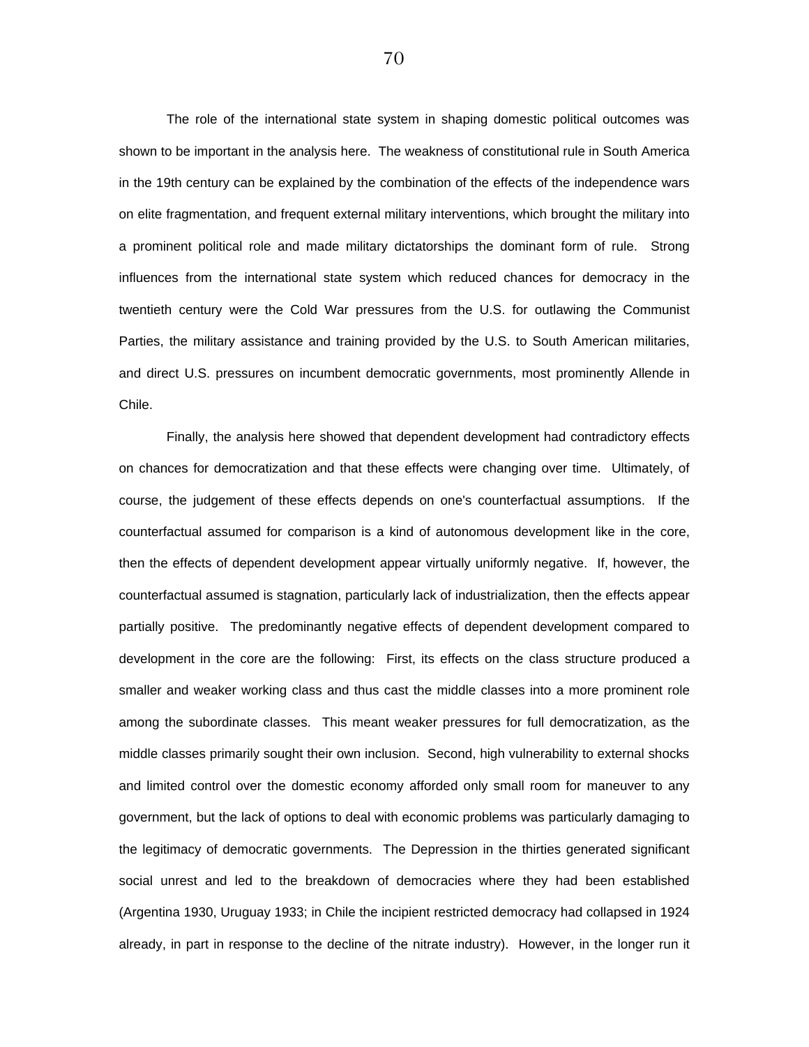The role of the international state system in shaping domestic political outcomes was shown to be important in the analysis here. The weakness of constitutional rule in South America in the 19th century can be explained by the combination of the effects of the independence wars on elite fragmentation, and frequent external military interventions, which brought the military into a prominent political role and made military dictatorships the dominant form of rule. Strong influences from the international state system which reduced chances for democracy in the twentieth century were the Cold War pressures from the U.S. for outlawing the Communist Parties, the military assistance and training provided by the U.S. to South American militaries, and direct U.S. pressures on incumbent democratic governments, most prominently Allende in Chile.

Finally, the analysis here showed that dependent development had contradictory effects on chances for democratization and that these effects were changing over time. Ultimately, of course, the judgement of these effects depends on one's counterfactual assumptions. If the counterfactual assumed for comparison is a kind of autonomous development like in the core, then the effects of dependent development appear virtually uniformly negative. If, however, the counterfactual assumed is stagnation, particularly lack of industrialization, then the effects appear partially positive. The predominantly negative effects of dependent development compared to development in the core are the following: First, its effects on the class structure produced a smaller and weaker working class and thus cast the middle classes into a more prominent role among the subordinate classes. This meant weaker pressures for full democratization, as the middle classes primarily sought their own inclusion. Second, high vulnerability to external shocks and limited control over the domestic economy afforded only small room for maneuver to any government, but the lack of options to deal with economic problems was particularly damaging to the legitimacy of democratic governments. The Depression in the thirties generated significant social unrest and led to the breakdown of democracies where they had been established (Argentina 1930, Uruguay 1933; in Chile the incipient restricted democracy had collapsed in 1924 already, in part in response to the decline of the nitrate industry). However, in the longer run it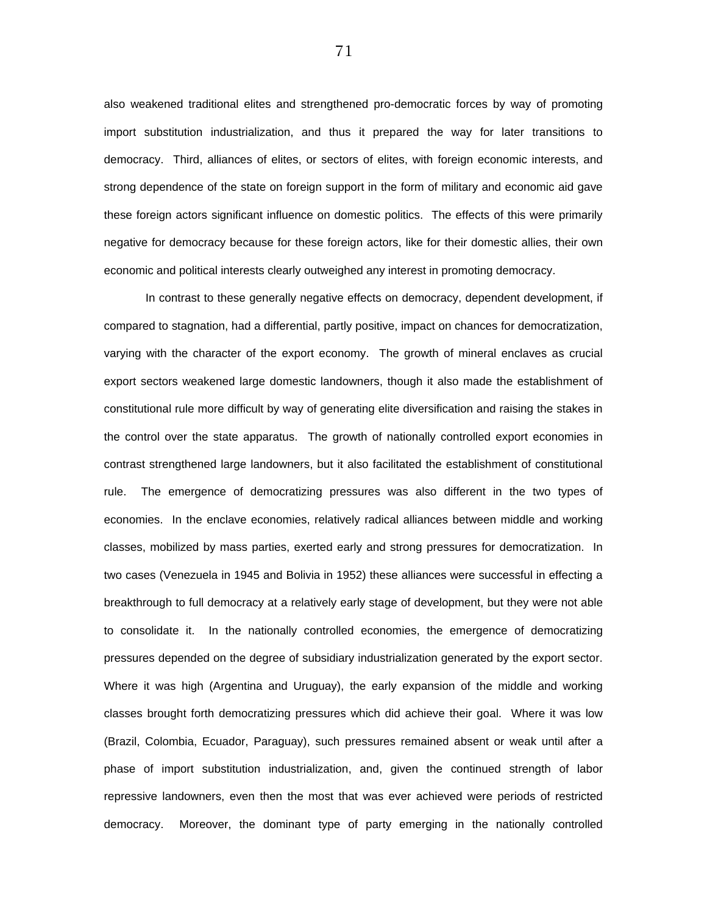also weakened traditional elites and strengthened pro-democratic forces by way of promoting import substitution industrialization, and thus it prepared the way for later transitions to democracy. Third, alliances of elites, or sectors of elites, with foreign economic interests, and strong dependence of the state on foreign support in the form of military and economic aid gave these foreign actors significant influence on domestic politics. The effects of this were primarily negative for democracy because for these foreign actors, like for their domestic allies, their own economic and political interests clearly outweighed any interest in promoting democracy.

In contrast to these generally negative effects on democracy, dependent development, if compared to stagnation, had a differential, partly positive, impact on chances for democratization, varying with the character of the export economy. The growth of mineral enclaves as crucial export sectors weakened large domestic landowners, though it also made the establishment of constitutional rule more difficult by way of generating elite diversification and raising the stakes in the control over the state apparatus. The growth of nationally controlled export economies in contrast strengthened large landowners, but it also facilitated the establishment of constitutional rule. The emergence of democratizing pressures was also different in the two types of economies. In the enclave economies, relatively radical alliances between middle and working classes, mobilized by mass parties, exerted early and strong pressures for democratization. In two cases (Venezuela in 1945 and Bolivia in 1952) these alliances were successful in effecting a breakthrough to full democracy at a relatively early stage of development, but they were not able to consolidate it. In the nationally controlled economies, the emergence of democratizing pressures depended on the degree of subsidiary industrialization generated by the export sector. Where it was high (Argentina and Uruguay), the early expansion of the middle and working classes brought forth democratizing pressures which did achieve their goal. Where it was low (Brazil, Colombia, Ecuador, Paraguay), such pressures remained absent or weak until after a phase of import substitution industrialization, and, given the continued strength of labor repressive landowners, even then the most that was ever achieved were periods of restricted democracy. Moreover, the dominant type of party emerging in the nationally controlled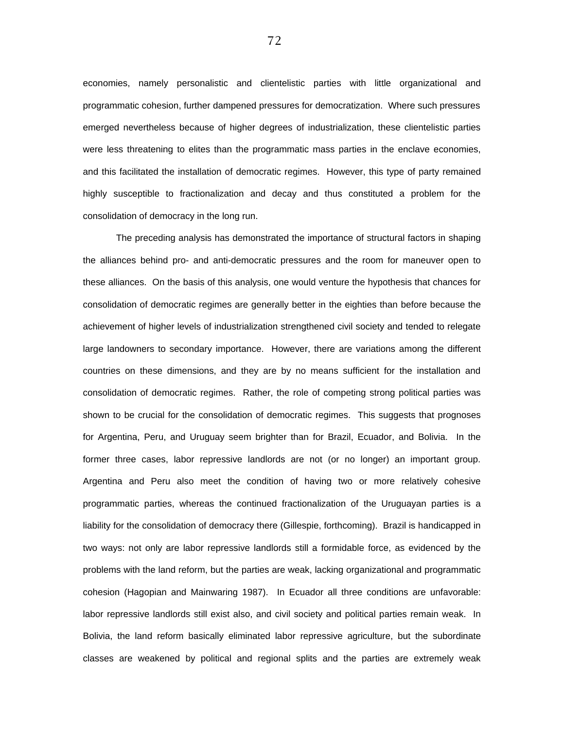economies, namely personalistic and clientelistic parties with little organizational and programmatic cohesion, further dampened pressures for democratization. Where such pressures emerged nevertheless because of higher degrees of industrialization, these clientelistic parties were less threatening to elites than the programmatic mass parties in the enclave economies, and this facilitated the installation of democratic regimes. However, this type of party remained highly susceptible to fractionalization and decay and thus constituted a problem for the consolidation of democracy in the long run.

The preceding analysis has demonstrated the importance of structural factors in shaping the alliances behind pro- and anti-democratic pressures and the room for maneuver open to these alliances. On the basis of this analysis, one would venture the hypothesis that chances for consolidation of democratic regimes are generally better in the eighties than before because the achievement of higher levels of industrialization strengthened civil society and tended to relegate large landowners to secondary importance. However, there are variations among the different countries on these dimensions, and they are by no means sufficient for the installation and consolidation of democratic regimes. Rather, the role of competing strong political parties was shown to be crucial for the consolidation of democratic regimes. This suggests that prognoses for Argentina, Peru, and Uruguay seem brighter than for Brazil, Ecuador, and Bolivia. In the former three cases, labor repressive landlords are not (or no longer) an important group. Argentina and Peru also meet the condition of having two or more relatively cohesive programmatic parties, whereas the continued fractionalization of the Uruguayan parties is a liability for the consolidation of democracy there (Gillespie, forthcoming). Brazil is handicapped in two ways: not only are labor repressive landlords still a formidable force, as evidenced by the problems with the land reform, but the parties are weak, lacking organizational and programmatic cohesion (Hagopian and Mainwaring 1987). In Ecuador all three conditions are unfavorable: labor repressive landlords still exist also, and civil society and political parties remain weak. In Bolivia, the land reform basically eliminated labor repressive agriculture, but the subordinate classes are weakened by political and regional splits and the parties are extremely weak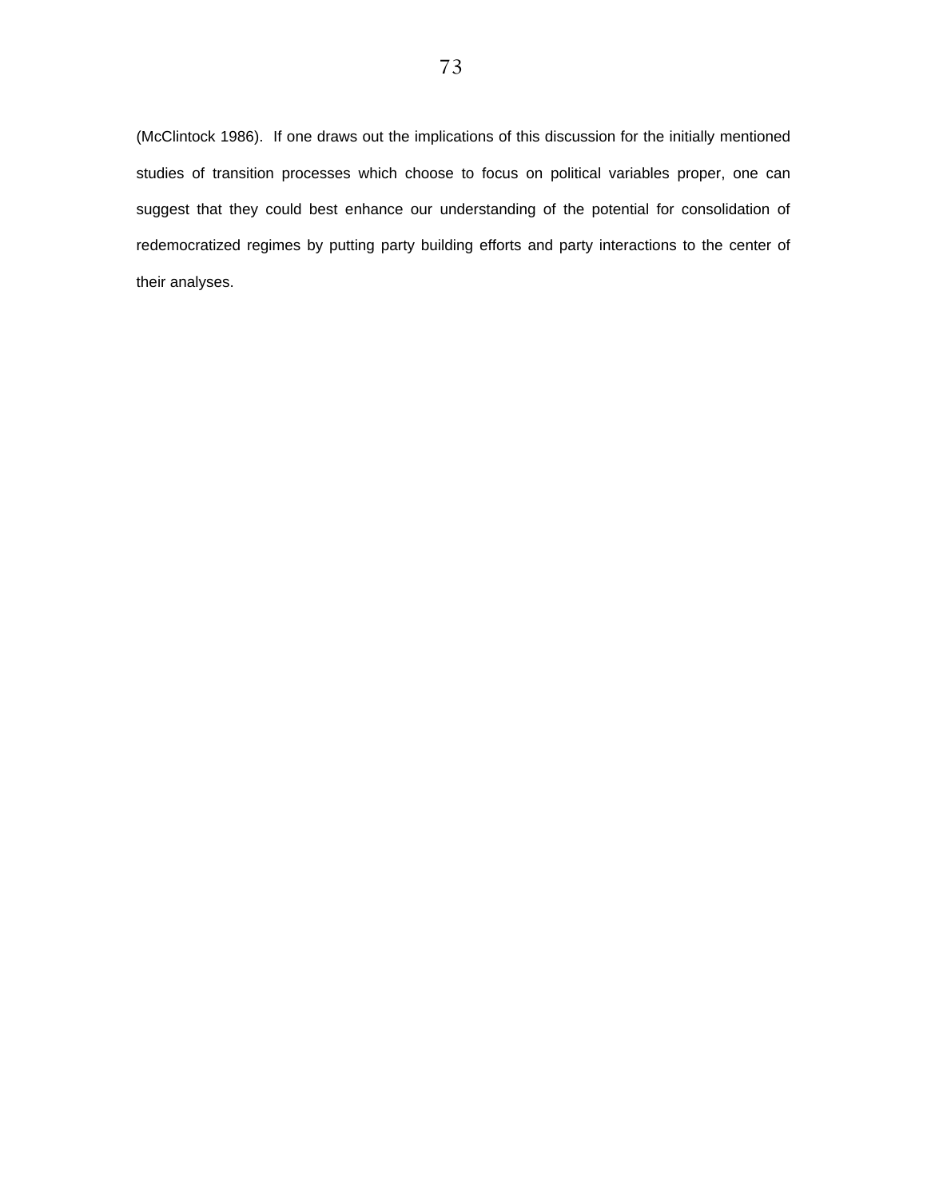(McClintock 1986). If one draws out the implications of this discussion for the initially mentioned studies of transition processes which choose to focus on political variables proper, one can suggest that they could best enhance our understanding of the potential for consolidation of redemocratized regimes by putting party building efforts and party interactions to the center of their analyses.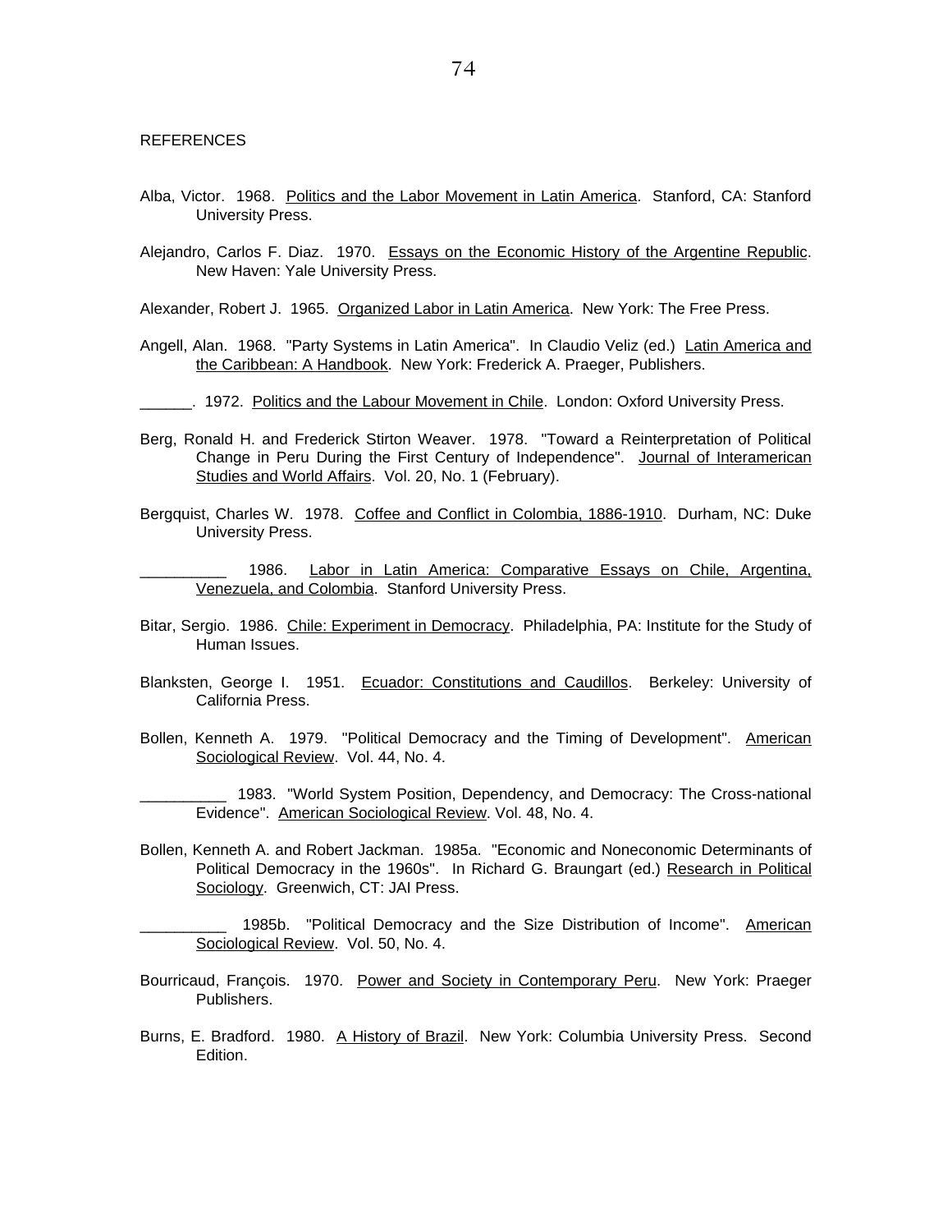REFERENCES

Alba, Victor. 1968. Politics and the Labor Movement in Latin America. Stanford, CA: Stanford University Press.

Alejandro, Carlos F. Diaz. 1970. Essays on the Economic History of the Argentine Republic. New Haven: Yale University Press.

Alexander, Robert J. 1965. Organized Labor in Latin America. New York: The Free Press.

Angell, Alan. 1968. "Party Systems in Latin America". In Claudio Veliz (ed.) Latin America and the Caribbean: A Handbook. New York: Frederick A. Praeger, Publishers.

______. 1972. Politics and the Labour Movement in Chile. London: Oxford University Press.

Berg, Ronald H. and Frederick Stirton Weaver. 1978. "Toward a Reinterpretation of Political Change in Peru During the First Century of Independence". Journal of Interamerican Studies and World Affairs. Vol. 20, No. 1 (February).

Bergquist, Charles W. 1978. Coffee and Conflict in Colombia, 1886-1910. Durham, NC: Duke University Press.

__________ 1986. Labor in Latin America: Comparative Essays on Chile, Argentina, Venezuela, and Colombia. Stanford University Press.

Bitar, Sergio. 1986. Chile: Experiment in Democracy. Philadelphia, PA: Institute for the Study of Human Issues.

Blanksten, George I. 1951. Ecuador: Constitutions and Caudillos. Berkeley: University of California Press.

Bollen, Kenneth A. 1979. "Political Democracy and the Timing of Development". American Sociological Review. Vol. 44, No. 4.

__________ 1983. "World System Position, Dependency, and Democracy: The Cross-national Evidence". American Sociological Review. Vol. 48, No. 4.

Bollen, Kenneth A. and Robert Jackman. 1985a. "Economic and Noneconomic Determinants of Political Democracy in the 1960s". In Richard G. Braungart (ed.) Research in Political Sociology. Greenwich, CT: JAI Press.

__________ 1985b. "Political Democracy and the Size Distribution of Income". American Sociological Review. Vol. 50, No. 4.

Bourricaud, François. 1970. Power and Society in Contemporary Peru. New York: Praeger Publishers.

Burns, E. Bradford. 1980. A History of Brazil. New York: Columbia University Press. Second Edition.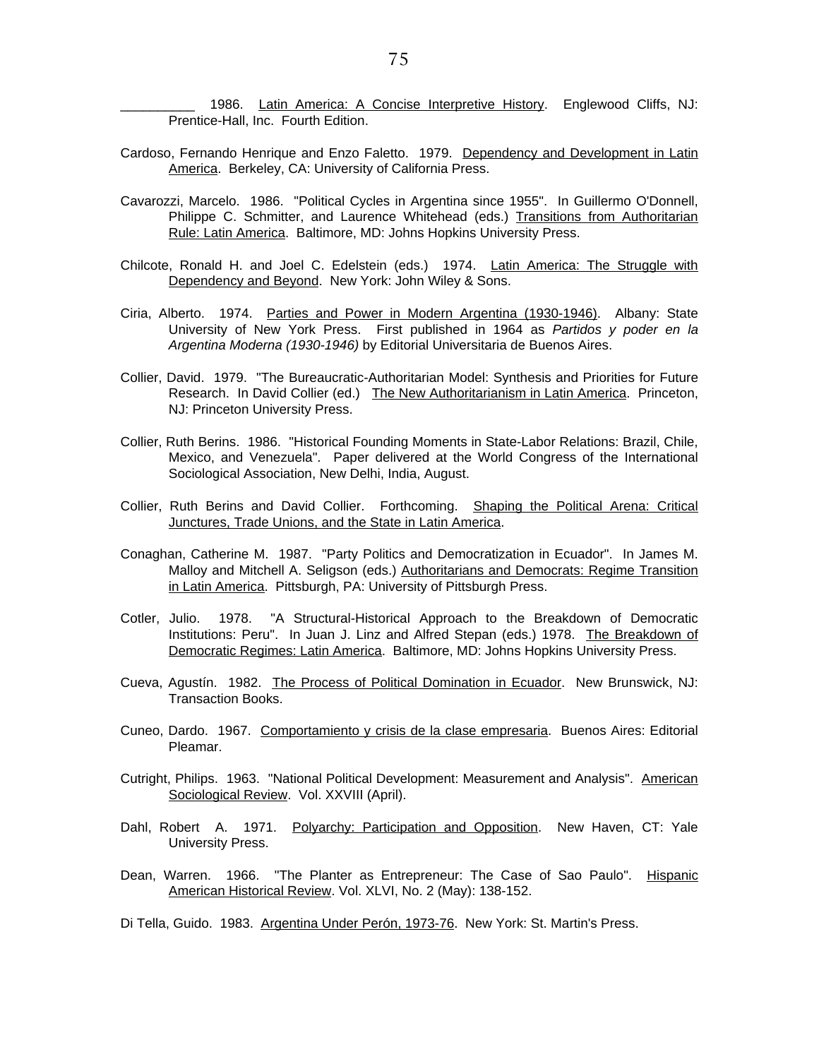__________ 1986. Latin America: A Concise Interpretive History. Englewood Cliffs, NJ: Prentice-Hall, Inc. Fourth Edition.

Cardoso, Fernando Henrique and Enzo Faletto. 1979. Dependency and Development in Latin America. Berkeley, CA: University of California Press.

Cavarozzi, Marcelo. 1986. "Political Cycles in Argentina since 1955". In Guillermo O'Donnell, Philippe C. Schmitter, and Laurence Whitehead (eds.) Transitions from Authoritarian Rule: Latin America. Baltimore, MD: Johns Hopkins University Press.

Chilcote, Ronald H. and Joel C. Edelstein (eds.) 1974. Latin America: The Struggle with Dependency and Beyond. New York: John Wiley & Sons.

Ciria, Alberto. 1974. Parties and Power in Modern Argentina (1930-1946). Albany: State University of New York Press. First published in 1964 as *Partidos y poder en la Argentina Moderna (1930-1946)* by Editorial Universitaria de Buenos Aires.

Collier, David. 1979. "The Bureaucratic-Authoritarian Model: Synthesis and Priorities for Future Research. In David Collier (ed.) The New Authoritarianism in Latin America. Princeton, NJ: Princeton University Press.

Collier, Ruth Berins. 1986. "Historical Founding Moments in State-Labor Relations: Brazil, Chile, Mexico, and Venezuela". Paper delivered at the World Congress of the International Sociological Association, New Delhi, India, August.

Collier, Ruth Berins and David Collier. Forthcoming. Shaping the Political Arena: Critical Junctures, Trade Unions, and the State in Latin America.

Conaghan, Catherine M. 1987. "Party Politics and Democratization in Ecuador". In James M. Malloy and Mitchell A. Seligson (eds.) Authoritarians and Democrats: Regime Transition in Latin America. Pittsburgh, PA: University of Pittsburgh Press.

Cotler, Julio. 1978. "A Structural-Historical Approach to the Breakdown of Democratic Institutions: Peru". In Juan J. Linz and Alfred Stepan (eds.) 1978. The Breakdown of Democratic Regimes: Latin America. Baltimore, MD: Johns Hopkins University Press.

Cueva, Agustín. 1982. The Process of Political Domination in Ecuador. New Brunswick, NJ: Transaction Books.

Cuneo, Dardo. 1967. Comportamiento y crisis de la clase empresaria. Buenos Aires: Editorial Pleamar.

Cutright, Philips. 1963. "National Political Development: Measurement and Analysis". American Sociological Review. Vol. XXVIII (April).

Dahl, Robert A. 1971. Polyarchy: Participation and Opposition. New Haven, CT: Yale University Press.

Dean, Warren. 1966. "The Planter as Entrepreneur: The Case of Sao Paulo". Hispanic American Historical Review. Vol. XLVI, No. 2 (May): 138-152.

Di Tella, Guido. 1983. Argentina Under Perón, 1973-76. New York: St. Martin's Press.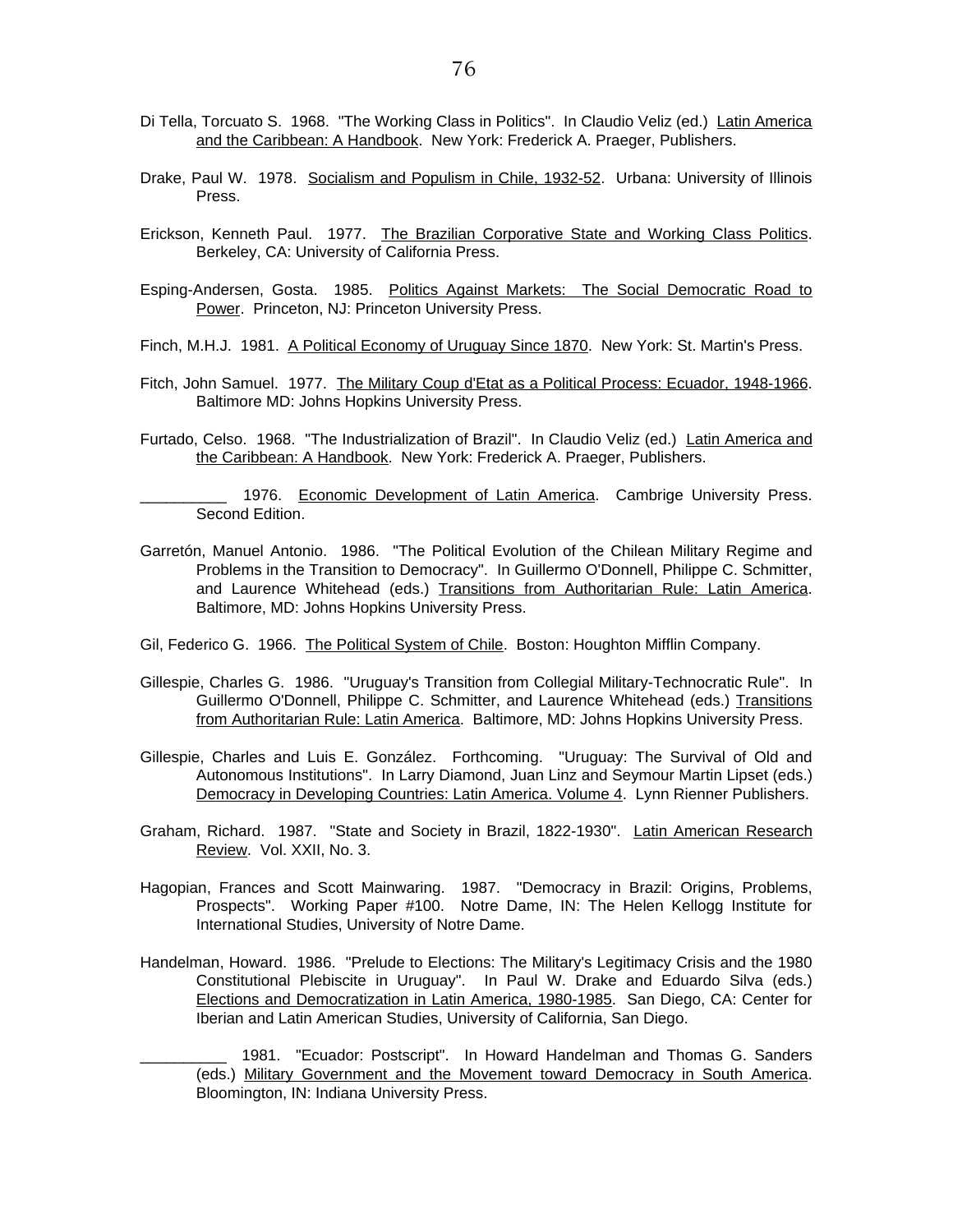Di Tella, Torcuato S. 1968. "The Working Class in Politics". In Claudio Veliz (ed.) Latin America and the Caribbean: A Handbook. New York: Frederick A. Praeger, Publishers.

Drake, Paul W. 1978. Socialism and Populism in Chile, 1932-52. Urbana: University of Illinois Press.

Erickson, Kenneth Paul. 1977. The Brazilian Corporative State and Working Class Politics. Berkeley, CA: University of California Press.

Esping-Andersen, Gosta. 1985. Politics Against Markets: The Social Democratic Road to Power. Princeton, NJ: Princeton University Press.

Finch, M.H.J. 1981. A Political Economy of Uruguay Since 1870. New York: St. Martin's Press.

Fitch, John Samuel. 1977. The Military Coup d'Etat as a Political Process: Ecuador, 1948-1966. Baltimore MD: Johns Hopkins University Press.

Furtado, Celso. 1968. "The Industrialization of Brazil". In Claudio Veliz (ed.) Latin America and the Caribbean: A Handbook. New York: Frederick A. Praeger, Publishers.

__________ 1976. Economic Development of Latin America. Cambrige University Press. Second Edition.

Garretón, Manuel Antonio. 1986. "The Political Evolution of the Chilean Military Regime and Problems in the Transition to Democracy". In Guillermo O'Donnell, Philippe C. Schmitter, and Laurence Whitehead (eds.) Transitions from Authoritarian Rule: Latin America. Baltimore, MD: Johns Hopkins University Press.

Gil, Federico G. 1966. The Political System of Chile. Boston: Houghton Mifflin Company.

Gillespie, Charles G. 1986. "Uruguay's Transition from Collegial Military-Technocratic Rule". In Guillermo O'Donnell, Philippe C. Schmitter, and Laurence Whitehead (eds.) Transitions from Authoritarian Rule: Latin America. Baltimore, MD: Johns Hopkins University Press.

Gillespie, Charles and Luis E. González. Forthcoming. "Uruguay: The Survival of Old and Autonomous Institutions". In Larry Diamond, Juan Linz and Seymour Martin Lipset (eds.) Democracy in Developing Countries: Latin America. Volume 4. Lynn Rienner Publishers.

Graham, Richard. 1987. "State and Society in Brazil, 1822-1930". Latin American Research Review. Vol. XXII, No. 3.

Hagopian, Frances and Scott Mainwaring. 1987. "Democracy in Brazil: Origins, Problems, Prospects". Working Paper #100. Notre Dame, IN: The Helen Kellogg Institute for International Studies, University of Notre Dame.

Handelman, Howard. 1986. "Prelude to Elections: The Military's Legitimacy Crisis and the 1980 Constitutional Plebiscite in Uruguay". In Paul W. Drake and Eduardo Silva (eds.) Elections and Democratization in Latin America, 1980-1985. San Diego, CA: Center for Iberian and Latin American Studies, University of California, San Diego.

__________ 1981. "Ecuador: Postscript". In Howard Handelman and Thomas G. Sanders (eds.) Military Government and the Movement toward Democracy in South America. Bloomington, IN: Indiana University Press.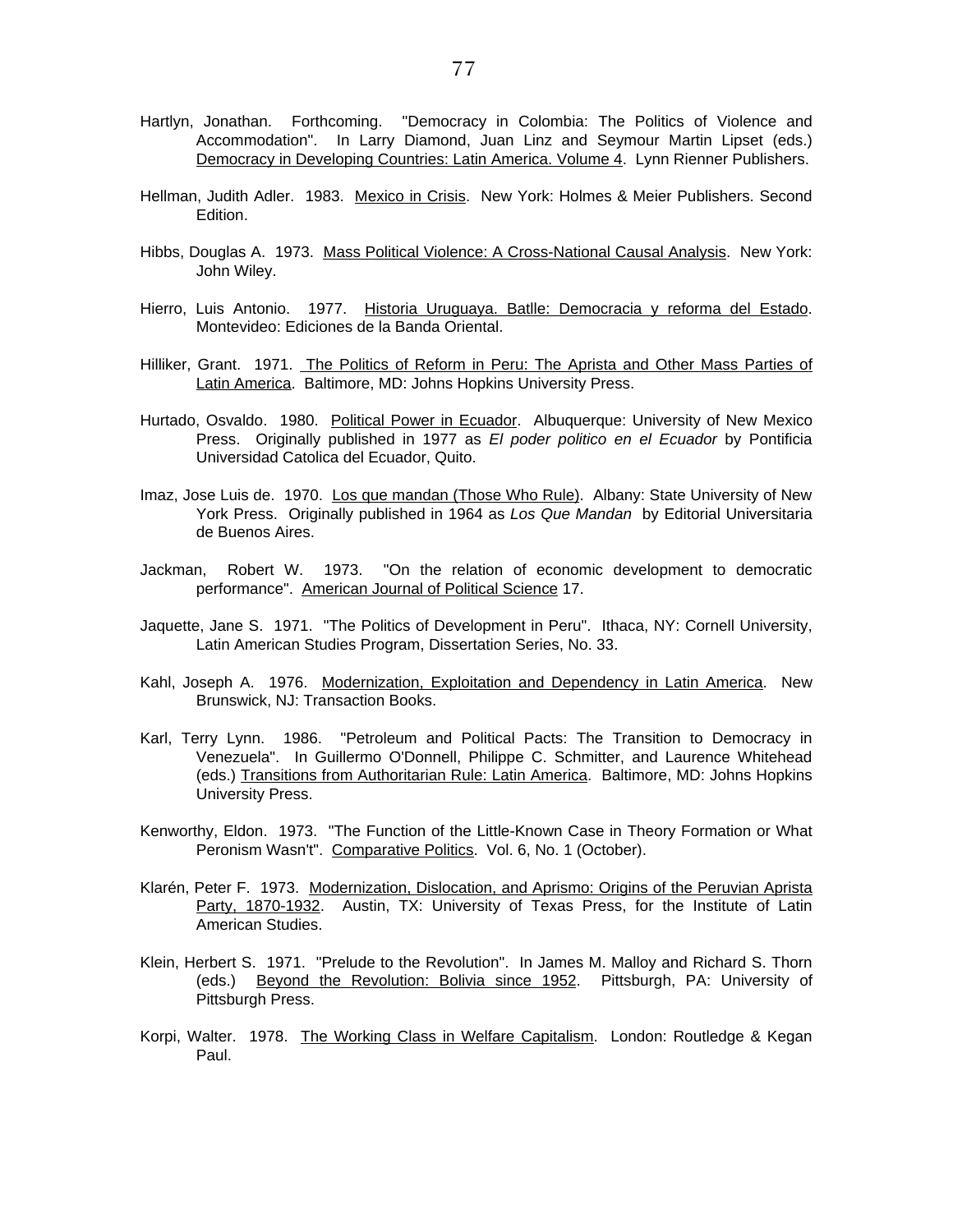Hartlyn, Jonathan. Forthcoming. "Democracy in Colombia: The Politics of Violence and Accommodation". In Larry Diamond, Juan Linz and Seymour Martin Lipset (eds.) Democracy in Developing Countries: Latin America. Volume 4. Lynn Rienner Publishers.

Hellman, Judith Adler. 1983. Mexico in Crisis. New York: Holmes & Meier Publishers. Second Edition.

Hibbs, Douglas A. 1973. Mass Political Violence: A Cross-National Causal Analysis. New York: John Wiley.

Hierro, Luis Antonio. 1977. Historia Uruguaya. Batlle: Democracia y reforma del Estado. Montevideo: Ediciones de la Banda Oriental.

Hilliker, Grant. 1971. The Politics of Reform in Peru: The Aprista and Other Mass Parties of Latin America. Baltimore, MD: Johns Hopkins University Press.

Hurtado, Osvaldo. 1980. Political Power in Ecuador. Albuquerque: University of New Mexico Press. Originally published in 1977 as *El poder politico en el Ecuador* by Pontificia Universidad Catolica del Ecuador, Quito.

Imaz, Jose Luis de. 1970. Los que mandan (Those Who Rule). Albany: State University of New York Press. Originally published in 1964 as *Los Que Mandan* by Editorial Universitaria de Buenos Aires.

Jackman, Robert W. 1973. "On the relation of economic development to democratic performance". American Journal of Political Science 17.

Jaquette, Jane S. 1971. "The Politics of Development in Peru". Ithaca, NY: Cornell University, Latin American Studies Program, Dissertation Series, No. 33.

Kahl, Joseph A. 1976. Modernization, Exploitation and Dependency in Latin America. New Brunswick, NJ: Transaction Books.

Karl, Terry Lynn. 1986. "Petroleum and Political Pacts: The Transition to Democracy in Venezuela". In Guillermo O'Donnell, Philippe C. Schmitter, and Laurence Whitehead (eds.) Transitions from Authoritarian Rule: Latin America. Baltimore, MD: Johns Hopkins University Press.

Kenworthy, Eldon. 1973. "The Function of the Little-Known Case in Theory Formation or What Peronism Wasn't". Comparative Politics. Vol. 6, No. 1 (October).

Klarén, Peter F. 1973. Modernization, Dislocation, and Aprismo: Origins of the Peruvian Aprista Party, 1870-1932. Austin, TX: University of Texas Press, for the Institute of Latin American Studies.

Klein, Herbert S. 1971. "Prelude to the Revolution". In James M. Malloy and Richard S. Thorn (eds.) Beyond the Revolution: Bolivia since 1952. Pittsburgh, PA: University of Pittsburgh Press.

Korpi, Walter. 1978. The Working Class in Welfare Capitalism. London: Routledge & Kegan Paul.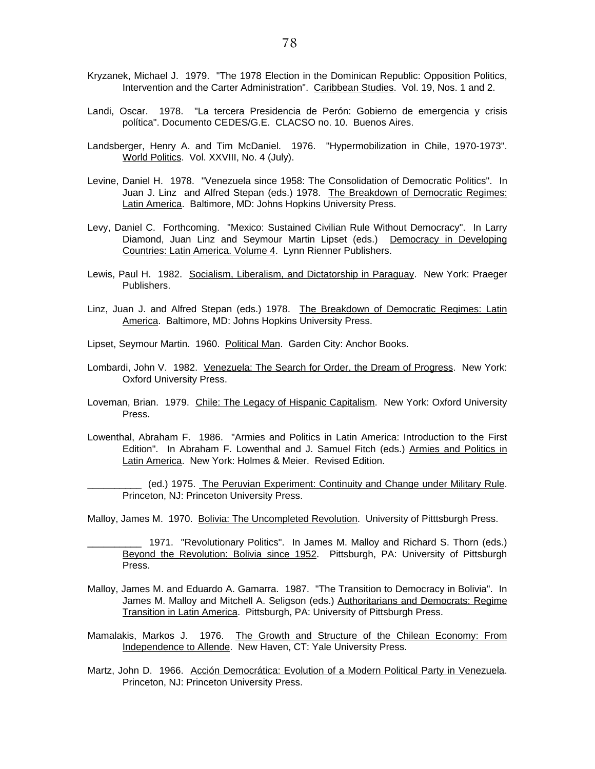Kryzanek, Michael J. 1979. "The 1978 Election in the Dominican Republic: Opposition Politics, Intervention and the Carter Administration". Caribbean Studies. Vol. 19, Nos. 1 and 2.

Landi, Oscar. 1978. "La tercera Presidencia de Perón: Gobierno de emergencia y crisis política". Documento CEDES/G.E. CLACSO no. 10. Buenos Aires.

Landsberger, Henry A. and Tim McDaniel. 1976. "Hypermobilization in Chile, 1970-1973". World Politics. Vol. XXVIII, No. 4 (July).

Levine, Daniel H. 1978. "Venezuela since 1958: The Consolidation of Democratic Politics". In Juan J. Linz and Alfred Stepan (eds.) 1978. The Breakdown of Democratic Regimes: Latin America. Baltimore, MD: Johns Hopkins University Press.

Levy, Daniel C. Forthcoming. "Mexico: Sustained Civilian Rule Without Democracy". In Larry Diamond, Juan Linz and Seymour Martin Lipset (eds.) Democracy in Developing Countries: Latin America. Volume 4. Lynn Rienner Publishers.

Lewis, Paul H. 1982. Socialism, Liberalism, and Dictatorship in Paraguay. New York: Praeger Publishers.

Linz, Juan J. and Alfred Stepan (eds.) 1978. The Breakdown of Democratic Regimes: Latin America. Baltimore, MD: Johns Hopkins University Press.

Lipset, Seymour Martin. 1960. Political Man. Garden City: Anchor Books.

Lombardi, John V. 1982. Venezuela: The Search for Order, the Dream of Progress. New York: Oxford University Press.

Loveman, Brian. 1979. Chile: The Legacy of Hispanic Capitalism. New York: Oxford University Press.

Lowenthal, Abraham F. 1986. "Armies and Politics in Latin America: Introduction to the First Edition". In Abraham F. Lowenthal and J. Samuel Fitch (eds.) Armies and Politics in Latin America. New York: Holmes & Meier. Revised Edition.

__________ (ed.) 1975. The Peruvian Experiment: Continuity and Change under Military Rule. Princeton, NJ: Princeton University Press.

Malloy, James M. 1970. Bolivia: The Uncompleted Revolution. University of Pitttsburgh Press.

__________ 1971. "Revolutionary Politics". In James M. Malloy and Richard S. Thorn (eds.) Beyond the Revolution: Bolivia since 1952. Pittsburgh, PA: University of Pittsburgh Press.

Malloy, James M. and Eduardo A. Gamarra. 1987. "The Transition to Democracy in Bolivia". In James M. Malloy and Mitchell A. Seligson (eds.) Authoritarians and Democrats: Regime Transition in Latin America. Pittsburgh, PA: University of Pittsburgh Press.

Mamalakis, Markos J. 1976. The Growth and Structure of the Chilean Economy: From Independence to Allende. New Haven, CT: Yale University Press.

Martz, John D. 1966. Acción Democrática: Evolution of a Modern Political Party in Venezuela. Princeton, NJ: Princeton University Press.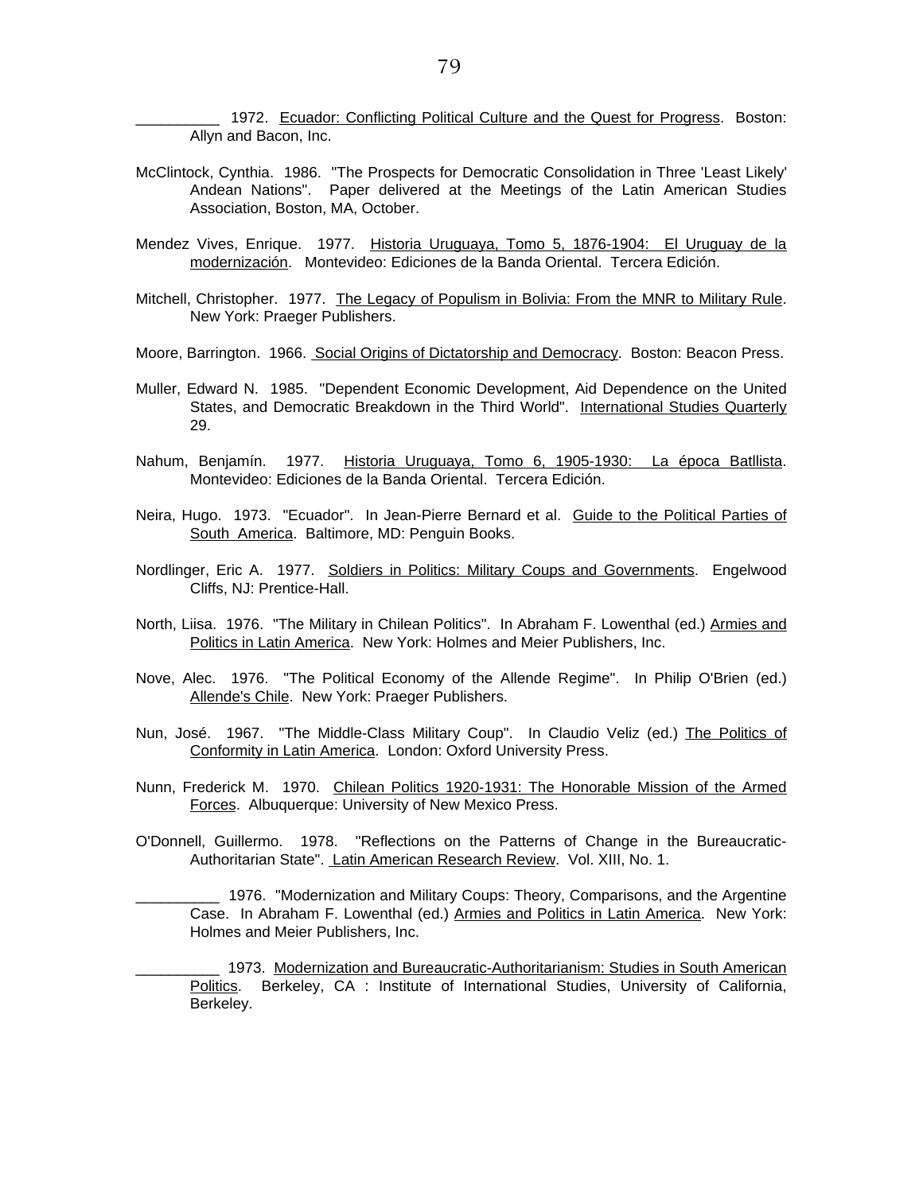__________ 1972. Ecuador: Conflicting Political Culture and the Quest for Progress. Boston: Allyn and Bacon, Inc.

McClintock, Cynthia. 1986. "The Prospects for Democratic Consolidation in Three 'Least Likely' Andean Nations". Paper delivered at the Meetings of the Latin American Studies Association, Boston, MA, October.

Mendez Vives, Enrique. 1977. Historia Uruguaya, Tomo 5, 1876-1904: El Uruguay de la modernización. Montevideo: Ediciones de la Banda Oriental. Tercera Edición.

Mitchell, Christopher. 1977. The Legacy of Populism in Bolivia: From the MNR to Military Rule. New York: Praeger Publishers.

Moore, Barrington. 1966. Social Origins of Dictatorship and Democracy. Boston: Beacon Press.

Muller, Edward N. 1985. "Dependent Economic Development, Aid Dependence on the United States, and Democratic Breakdown in the Third World". International Studies Quarterly 29.

Nahum, Benjamín. 1977. Historia Uruguaya, Tomo 6, 1905-1930: La época Batllista. Montevideo: Ediciones de la Banda Oriental. Tercera Edición.

Neira, Hugo. 1973. "Ecuador". In Jean-Pierre Bernard et al. Guide to the Political Parties of South America. Baltimore, MD: Penguin Books.

Nordlinger, Eric A. 1977. Soldiers in Politics: Military Coups and Governments. Engelwood Cliffs, NJ: Prentice-Hall.

North, Liisa. 1976. "The Military in Chilean Politics". In Abraham F. Lowenthal (ed.) Armies and Politics in Latin America. New York: Holmes and Meier Publishers, Inc.

Nove, Alec. 1976. "The Political Economy of the Allende Regime". In Philip O'Brien (ed.) Allende's Chile. New York: Praeger Publishers.

Nun, José. 1967. "The Middle-Class Military Coup". In Claudio Veliz (ed.) The Politics of Conformity in Latin America. London: Oxford University Press.

Nunn, Frederick M. 1970. Chilean Politics 1920-1931: The Honorable Mission of the Armed Forces. Albuquerque: University of New Mexico Press.

O'Donnell, Guillermo. 1978. "Reflections on the Patterns of Change in the Bureaucratic-Authoritarian State". Latin American Research Review. Vol. XIII, No. 1.

__________ 1976. "Modernization and Military Coups: Theory, Comparisons, and the Argentine Case. In Abraham F. Lowenthal (ed.) Armies and Politics in Latin America. New York: Holmes and Meier Publishers, Inc.

__________ 1973. Modernization and Bureaucratic-Authoritarianism: Studies in South American Politics. Berkeley, CA : Institute of International Studies, University of California, Berkeley.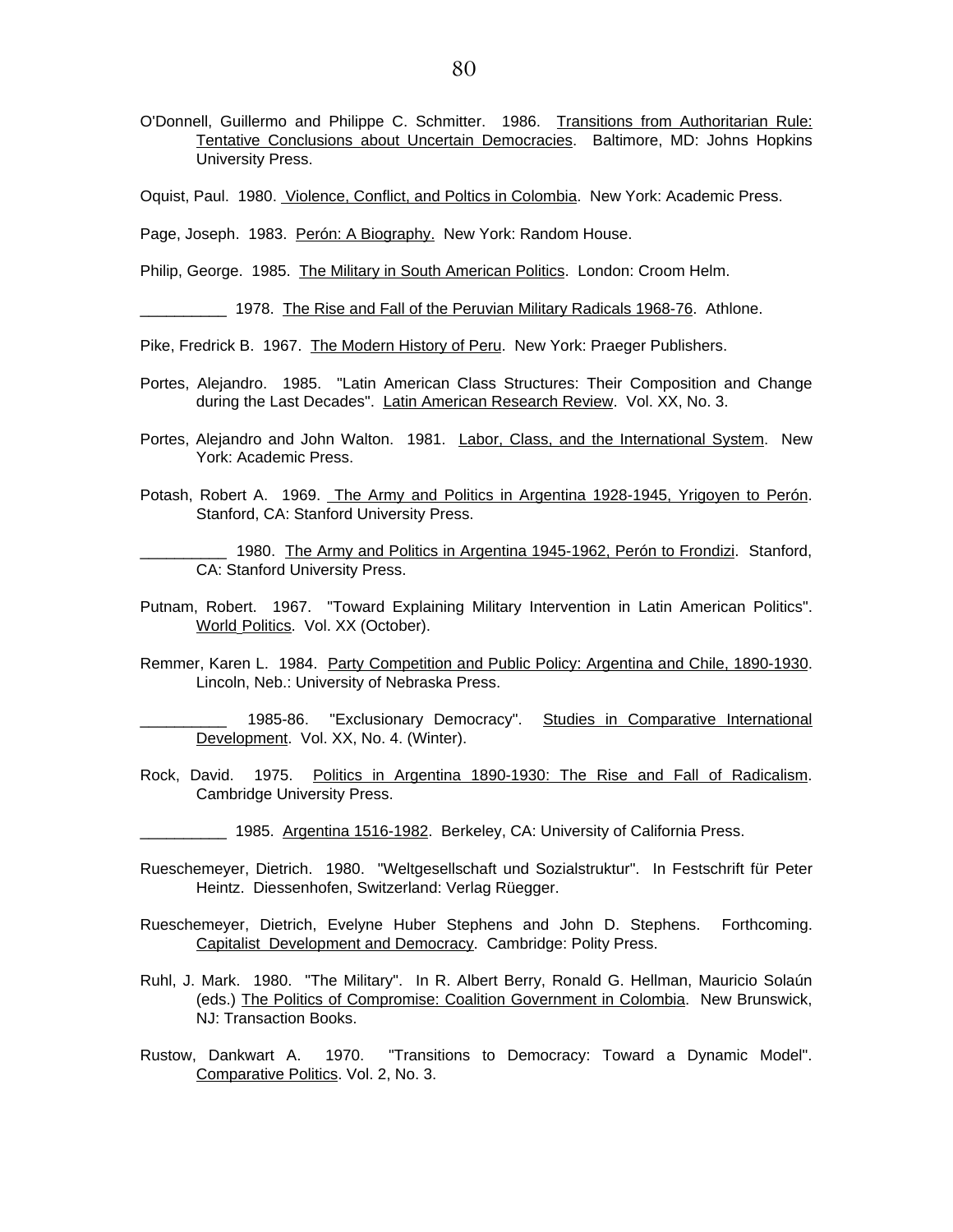O'Donnell, Guillermo and Philippe C. Schmitter. 1986. <u>Transitions from Authoritarian Rule: Tentative Conclusions about Uncertain Democracies</u>. Baltimore, MD: Johns Hopkins University Press.

Oquist, Paul. 1980. <u>Violence, Conflict, and Poltics in Colombia</u>. New York: Academic Press.

Page, Joseph. 1983. <u>Perón: A Biography.</u> New York: Random House.

Philip, George. 1985. <u>The Military in South American Politics</u>. London: Croom Helm.

__________ 1978. <u>The Rise and Fall of the Peruvian Military Radicals 1968-76</u>. Athlone.

Pike, Fredrick B. 1967. <u>The Modern History of Peru</u>. New York: Praeger Publishers.

Portes, Alejandro. 1985. "Latin American Class Structures: Their Composition and Change during the Last Decades". <u>Latin American Research Review</u>. Vol. XX, No. 3.

Portes, Alejandro and John Walton. 1981. <u>Labor, Class, and the International System</u>. New York: Academic Press.

Potash, Robert A. 1969. <u>The Army and Politics in Argentina 1928-1945, Yrigoyen to Perón</u>. Stanford, CA: Stanford University Press.

__________ 1980. <u>The Army and Politics in Argentina 1945-1962, Perón to Frondizi</u>. Stanford, CA: Stanford University Press.

Putnam, Robert. 1967. "Toward Explaining Military Intervention in Latin American Politics". <u>World Politics</u>. Vol. XX (October).

Remmer, Karen L. 1984. <u>Party Competition and Public Policy: Argentina and Chile, 1890-1930</u>. Lincoln, Neb.: University of Nebraska Press.

__________ 1985-86. "Exclusionary Democracy". <u>Studies in Comparative International Development</u>. Vol. XX, No. 4. (Winter).

Rock, David. 1975. <u>Politics in Argentina 1890-1930: The Rise and Fall of Radicalism</u>. Cambridge University Press.

__________ 1985. <u>Argentina 1516-1982</u>. Berkeley, CA: University of California Press.

Rueschemeyer, Dietrich. 1980. "Weltgesellschaft und Sozialstruktur". In Festschrift für Peter Heintz. Diessenhofen, Switzerland: Verlag Rüegger.

Rueschemeyer, Dietrich, Evelyne Huber Stephens and John D. Stephens. Forthcoming. <u>Capitalist Development and Democracy</u>. Cambridge: Polity Press.

Ruhl, J. Mark. 1980. "The Military". In R. Albert Berry, Ronald G. Hellman, Mauricio Solaún (eds.) <u>The Politics of Compromise: Coalition Government in Colombia</u>. New Brunswick, NJ: Transaction Books.

Rustow, Dankwart A. 1970. "Transitions to Democracy: Toward a Dynamic Model". <u>Comparative Politics</u>. Vol. 2, No. 3.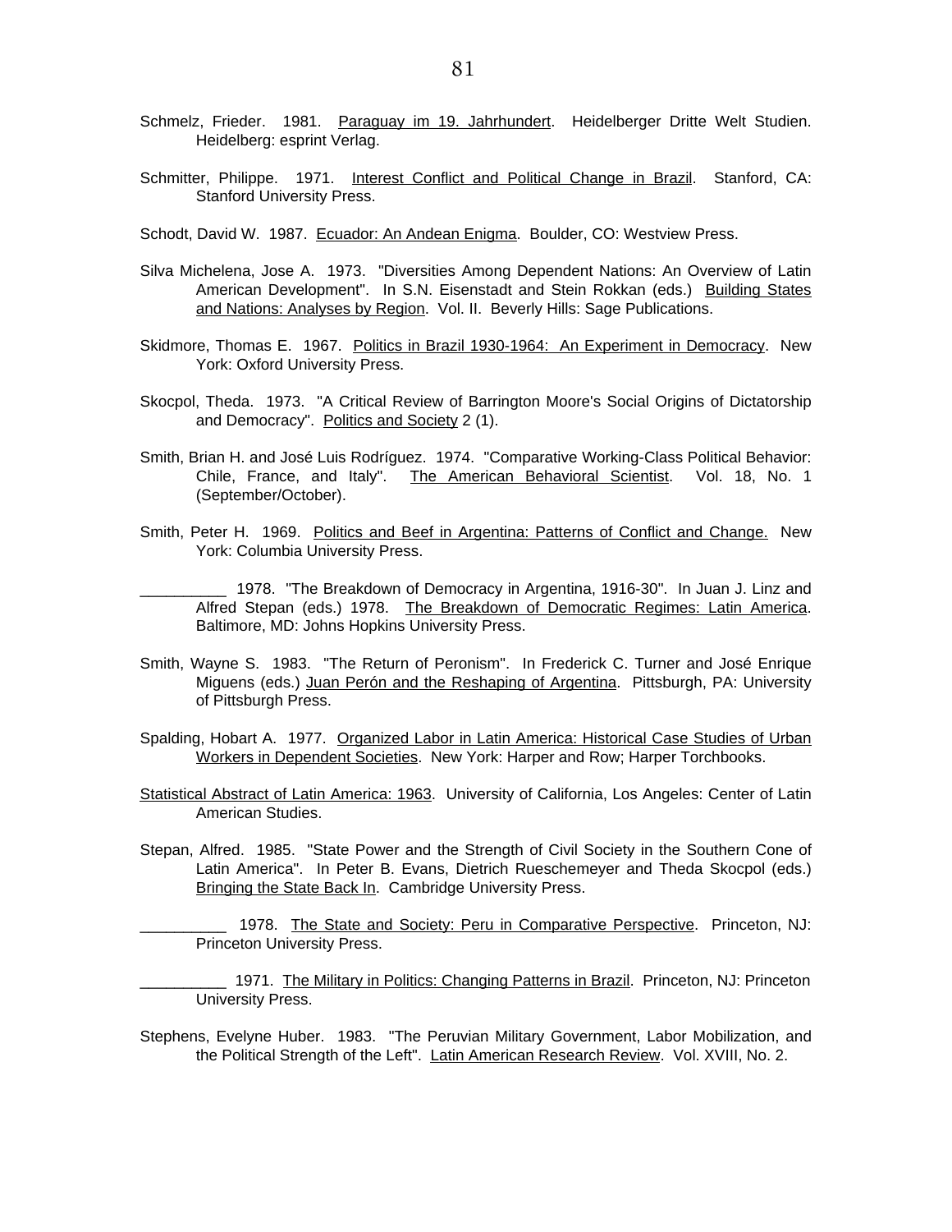Schmelz, Frieder. 1981. Paraguay im 19. Jahrhundert. Heidelberger Dritte Welt Studien. Heidelberg: esprint Verlag.

Schmitter, Philippe. 1971. Interest Conflict and Political Change in Brazil. Stanford, CA: Stanford University Press.

Schodt, David W. 1987. Ecuador: An Andean Enigma. Boulder, CO: Westview Press.

Silva Michelena, Jose A. 1973. "Diversities Among Dependent Nations: An Overview of Latin American Development". In S.N. Eisenstadt and Stein Rokkan (eds.) Building States and Nations: Analyses by Region. Vol. II. Beverly Hills: Sage Publications.

Skidmore, Thomas E. 1967. Politics in Brazil 1930-1964: An Experiment in Democracy. New York: Oxford University Press.

Skocpol, Theda. 1973. "A Critical Review of Barrington Moore's Social Origins of Dictatorship and Democracy". Politics and Society 2 (1).

Smith, Brian H. and José Luis Rodríguez. 1974. "Comparative Working-Class Political Behavior: Chile, France, and Italy". The American Behavioral Scientist. Vol. 18, No. 1 (September/October).

Smith, Peter H. 1969. Politics and Beef in Argentina: Patterns of Conflict and Change. New York: Columbia University Press.

__________ 1978. "The Breakdown of Democracy in Argentina, 1916-30". In Juan J. Linz and Alfred Stepan (eds.) 1978. The Breakdown of Democratic Regimes: Latin America. Baltimore, MD: Johns Hopkins University Press.

Smith, Wayne S. 1983. "The Return of Peronism". In Frederick C. Turner and José Enrique Miguens (eds.) Juan Perón and the Reshaping of Argentina. Pittsburgh, PA: University of Pittsburgh Press.

Spalding, Hobart A. 1977. Organized Labor in Latin America: Historical Case Studies of Urban Workers in Dependent Societies. New York: Harper and Row; Harper Torchbooks.

Statistical Abstract of Latin America: 1963. University of California, Los Angeles: Center of Latin American Studies.

Stepan, Alfred. 1985. "State Power and the Strength of Civil Society in the Southern Cone of Latin America". In Peter B. Evans, Dietrich Rueschemeyer and Theda Skocpol (eds.) Bringing the State Back In. Cambridge University Press.

__________ 1978. The State and Society: Peru in Comparative Perspective. Princeton, NJ: Princeton University Press.

__________ 1971. The Military in Politics: Changing Patterns in Brazil. Princeton, NJ: Princeton University Press.

Stephens, Evelyne Huber. 1983. "The Peruvian Military Government, Labor Mobilization, and the Political Strength of the Left". Latin American Research Review. Vol. XVIII, No. 2.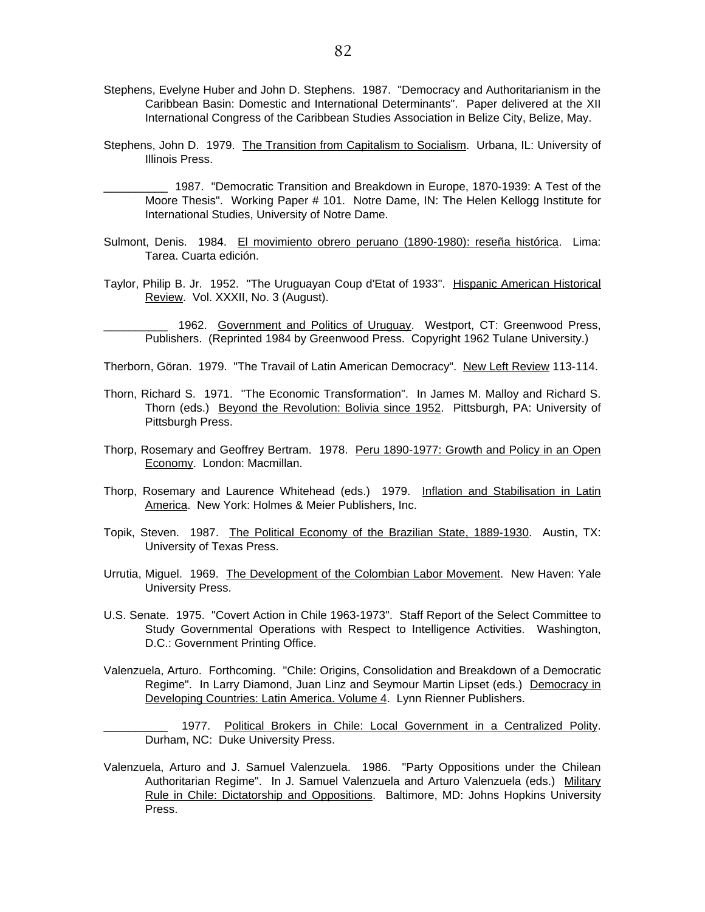Stephens, Evelyne Huber and John D. Stephens. 1987. "Democracy and Authoritarianism in the Caribbean Basin: Domestic and International Determinants". Paper delivered at the XII International Congress of the Caribbean Studies Association in Belize City, Belize, May.

Stephens, John D. 1979. The Transition from Capitalism to Socialism. Urbana, IL: University of Illinois Press.

__________ 1987. "Democratic Transition and Breakdown in Europe, 1870-1939: A Test of the Moore Thesis". Working Paper # 101. Notre Dame, IN: The Helen Kellogg Institute for International Studies, University of Notre Dame.

Sulmont, Denis. 1984. El movimiento obrero peruano (1890-1980): reseña histórica. Lima: Tarea. Cuarta edición.

Taylor, Philip B. Jr. 1952. "The Uruguayan Coup d'Etat of 1933". Hispanic American Historical Review. Vol. XXXII, No. 3 (August).

__________ 1962. Government and Politics of Uruguay. Westport, CT: Greenwood Press, Publishers. (Reprinted 1984 by Greenwood Press. Copyright 1962 Tulane University.)

Therborn, Göran. 1979. "The Travail of Latin American Democracy". New Left Review 113-114.

Thorn, Richard S. 1971. "The Economic Transformation". In James M. Malloy and Richard S. Thorn (eds.) Beyond the Revolution: Bolivia since 1952. Pittsburgh, PA: University of Pittsburgh Press.

Thorp, Rosemary and Geoffrey Bertram. 1978. Peru 1890-1977: Growth and Policy in an Open Economy. London: Macmillan.

Thorp, Rosemary and Laurence Whitehead (eds.) 1979. Inflation and Stabilisation in Latin America. New York: Holmes & Meier Publishers, Inc.

Topik, Steven. 1987. The Political Economy of the Brazilian State, 1889-1930. Austin, TX: University of Texas Press.

Urrutia, Miguel. 1969. The Development of the Colombian Labor Movement. New Haven: Yale University Press.

U.S. Senate. 1975. "Covert Action in Chile 1963-1973". Staff Report of the Select Committee to Study Governmental Operations with Respect to Intelligence Activities. Washington, D.C.: Government Printing Office.

Valenzuela, Arturo. Forthcoming. "Chile: Origins, Consolidation and Breakdown of a Democratic Regime". In Larry Diamond, Juan Linz and Seymour Martin Lipset (eds.) Democracy in Developing Countries: Latin America. Volume 4. Lynn Rienner Publishers.

__________ 1977. Political Brokers in Chile: Local Government in a Centralized Polity. Durham, NC: Duke University Press.

Valenzuela, Arturo and J. Samuel Valenzuela. 1986. "Party Oppositions under the Chilean Authoritarian Regime". In J. Samuel Valenzuela and Arturo Valenzuela (eds.) Military Rule in Chile: Dictatorship and Oppositions. Baltimore, MD: Johns Hopkins University Press.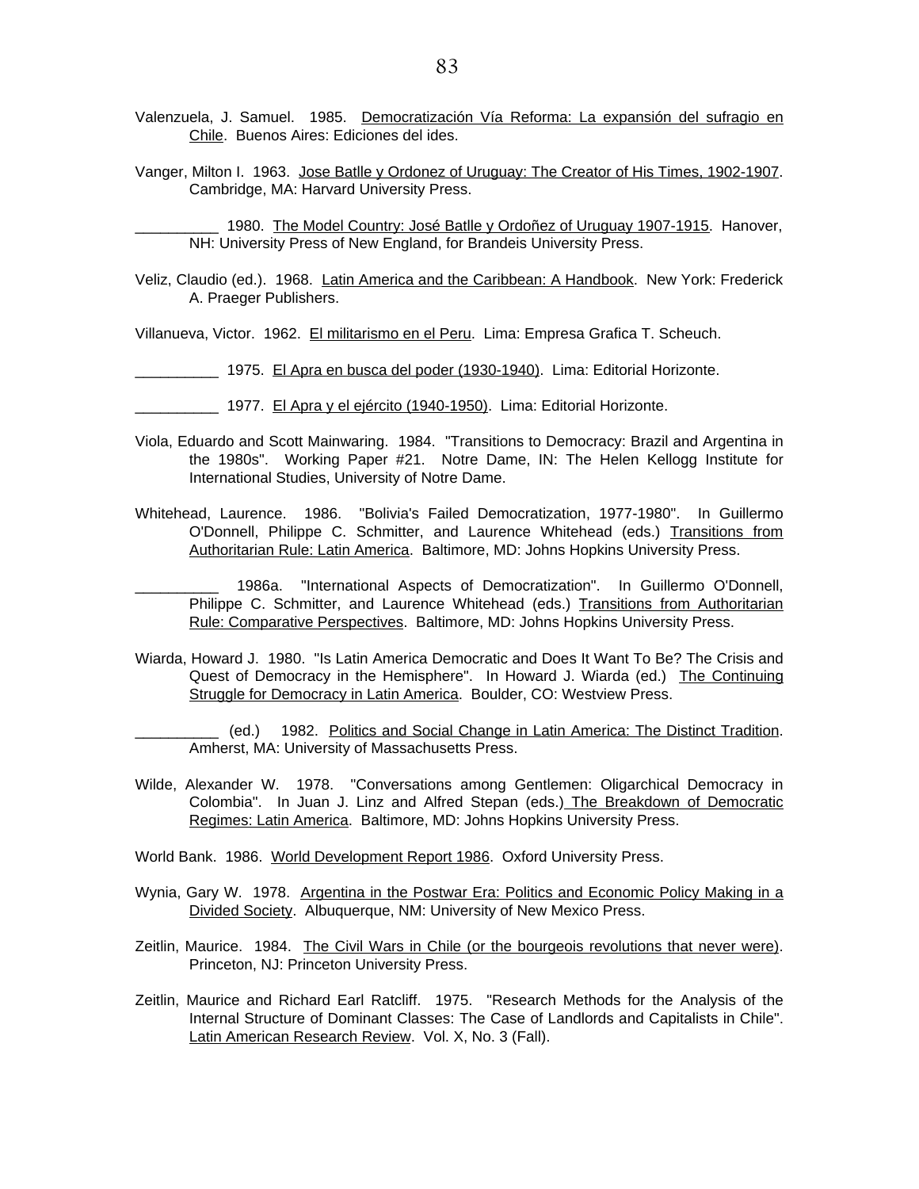Valenzuela, J. Samuel. 1985. Democratización Vía Reforma: La expansión del sufragio en Chile. Buenos Aires: Ediciones del ides.

Vanger, Milton I. 1963. Jose Batlle y Ordonez of Uruguay: The Creator of His Times, 1902-1907. Cambridge, MA: Harvard University Press.

__________ 1980. The Model Country: José Batlle y Ordoñez of Uruguay 1907-1915. Hanover, NH: University Press of New England, for Brandeis University Press.

Veliz, Claudio (ed.). 1968. Latin America and the Caribbean: A Handbook. New York: Frederick A. Praeger Publishers.

Villanueva, Victor. 1962. El militarismo en el Peru. Lima: Empresa Grafica T. Scheuch.

__________ 1975. El Apra en busca del poder (1930-1940). Lima: Editorial Horizonte.

__________ 1977. El Apra y el ejército (1940-1950). Lima: Editorial Horizonte.

Viola, Eduardo and Scott Mainwaring. 1984. "Transitions to Democracy: Brazil and Argentina in the 1980s". Working Paper #21. Notre Dame, IN: The Helen Kellogg Institute for International Studies, University of Notre Dame.

Whitehead, Laurence. 1986. "Bolivia's Failed Democratization, 1977-1980". In Guillermo O'Donnell, Philippe C. Schmitter, and Laurence Whitehead (eds.) Transitions from Authoritarian Rule: Latin America. Baltimore, MD: Johns Hopkins University Press.

__________ 1986a. "International Aspects of Democratization". In Guillermo O'Donnell, Philippe C. Schmitter, and Laurence Whitehead (eds.) Transitions from Authoritarian Rule: Comparative Perspectives. Baltimore, MD: Johns Hopkins University Press.

Wiarda, Howard J. 1980. "Is Latin America Democratic and Does It Want To Be? The Crisis and Quest of Democracy in the Hemisphere". In Howard J. Wiarda (ed.) The Continuing Struggle for Democracy in Latin America. Boulder, CO: Westview Press.

__________ (ed.) 1982. Politics and Social Change in Latin America: The Distinct Tradition. Amherst, MA: University of Massachusetts Press.

Wilde, Alexander W. 1978. "Conversations among Gentlemen: Oligarchical Democracy in Colombia". In Juan J. Linz and Alfred Stepan (eds.) The Breakdown of Democratic Regimes: Latin America. Baltimore, MD: Johns Hopkins University Press.

World Bank. 1986. World Development Report 1986. Oxford University Press.

Wynia, Gary W. 1978. Argentina in the Postwar Era: Politics and Economic Policy Making in a Divided Society. Albuquerque, NM: University of New Mexico Press.

Zeitlin, Maurice. 1984. The Civil Wars in Chile (or the bourgeois revolutions that never were). Princeton, NJ: Princeton University Press.

Zeitlin, Maurice and Richard Earl Ratcliff. 1975. "Research Methods for the Analysis of the Internal Structure of Dominant Classes: The Case of Landlords and Capitalists in Chile". Latin American Research Review. Vol. X, No. 3 (Fall).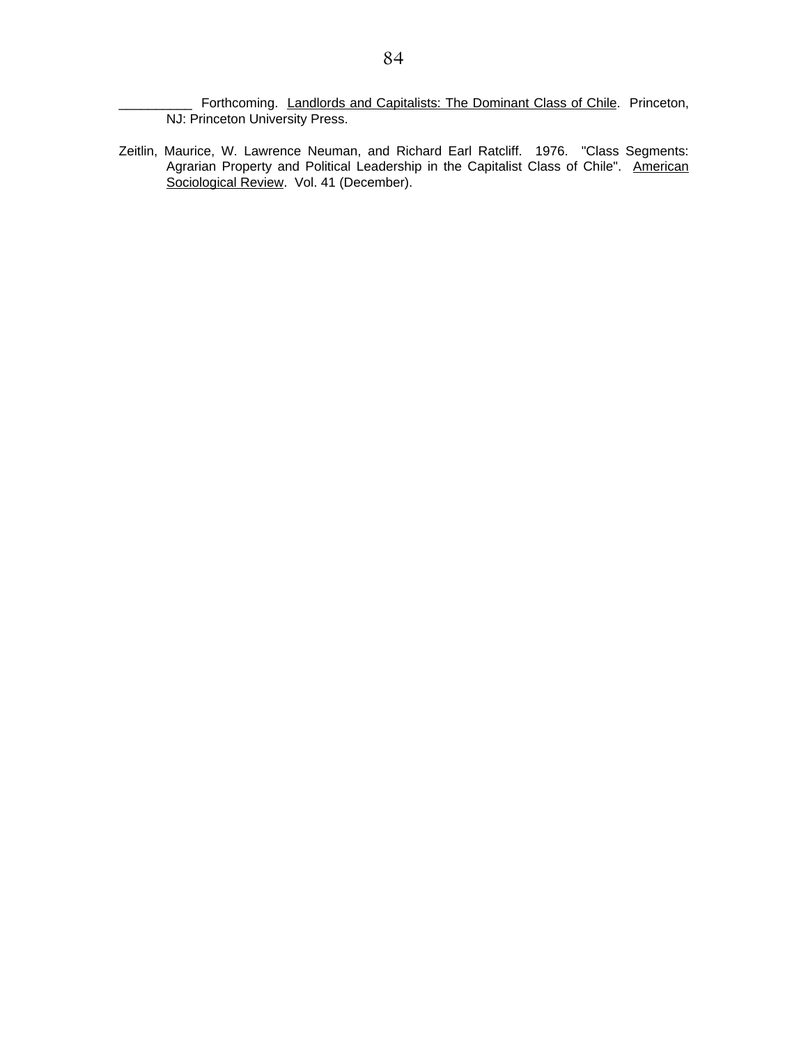__________ Forthcoming. Landlords and Capitalists: The Dominant Class of Chile. Princeton, NJ: Princeton University Press.

Zeitlin, Maurice, W. Lawrence Neuman, and Richard Earl Ratcliff. 1976. "Class Segments: Agrarian Property and Political Leadership in the Capitalist Class of Chile". American Sociological Review. Vol. 41 (December).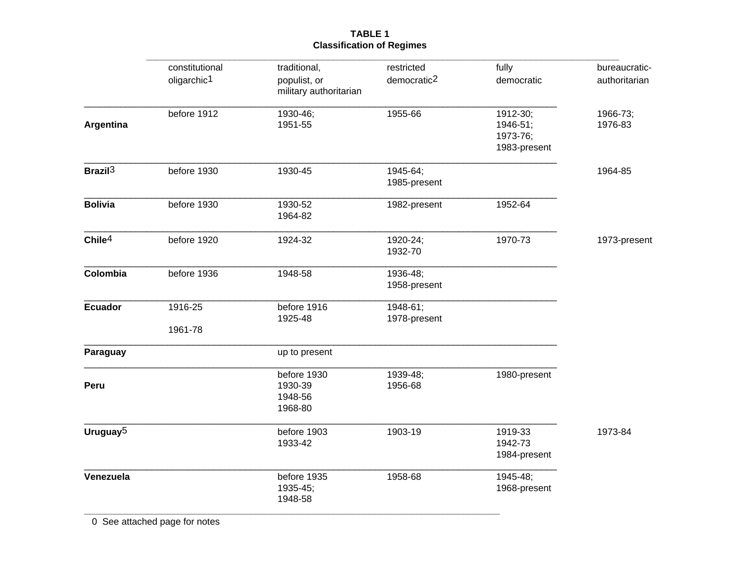**TABLE 1**
**Classification of Regimes**

| | constitutional oligarchic[1] | traditional, populist, or military authoritarian | restricted democratic[2] | fully democratic | bureaucratic-authoritarian |
|---|---|---|---|---|---|
| **Argentina** | before 1912 | 1930-46; 1951-55 | 1955-66 | 1912-30; 1946-51; 1973-76; 1983-present | 1966-73; 1976-83 |
| **Brazil**[3] | before 1930 | 1930-45 | 1945-64; 1985-present | | 1964-85 |
| **Bolivia** | before 1930 | 1930-52 1964-82 | 1982-present | 1952-64 | |
| **Chile**[4] | before 1920 | 1924-32 | 1920-24; 1932-70 | 1970-73 | 1973-present |
| **Colombia** | before 1936 | 1948-58 | 1936-48; 1958-present | | |
| **Ecuador** | 1916-25 1961-78 | before 1916 1925-48 | 1948-61; 1978-present | | |
| **Paraguay** | | up to present | | | |
| **Peru** | | before 1930 1930-39 1948-56 1968-80 | 1939-48; 1956-68 | 1980-present | |
| **Uruguay**[5] | | before 1903 1933-42 | 1903-19 | 1919-33 1942-73 1984-present | 1973-84 |
| **Venezuela** | | before 1935 1935-45; 1948-58 | 1958-68 | 1945-48; 1968-present | |

0 See attached page for notes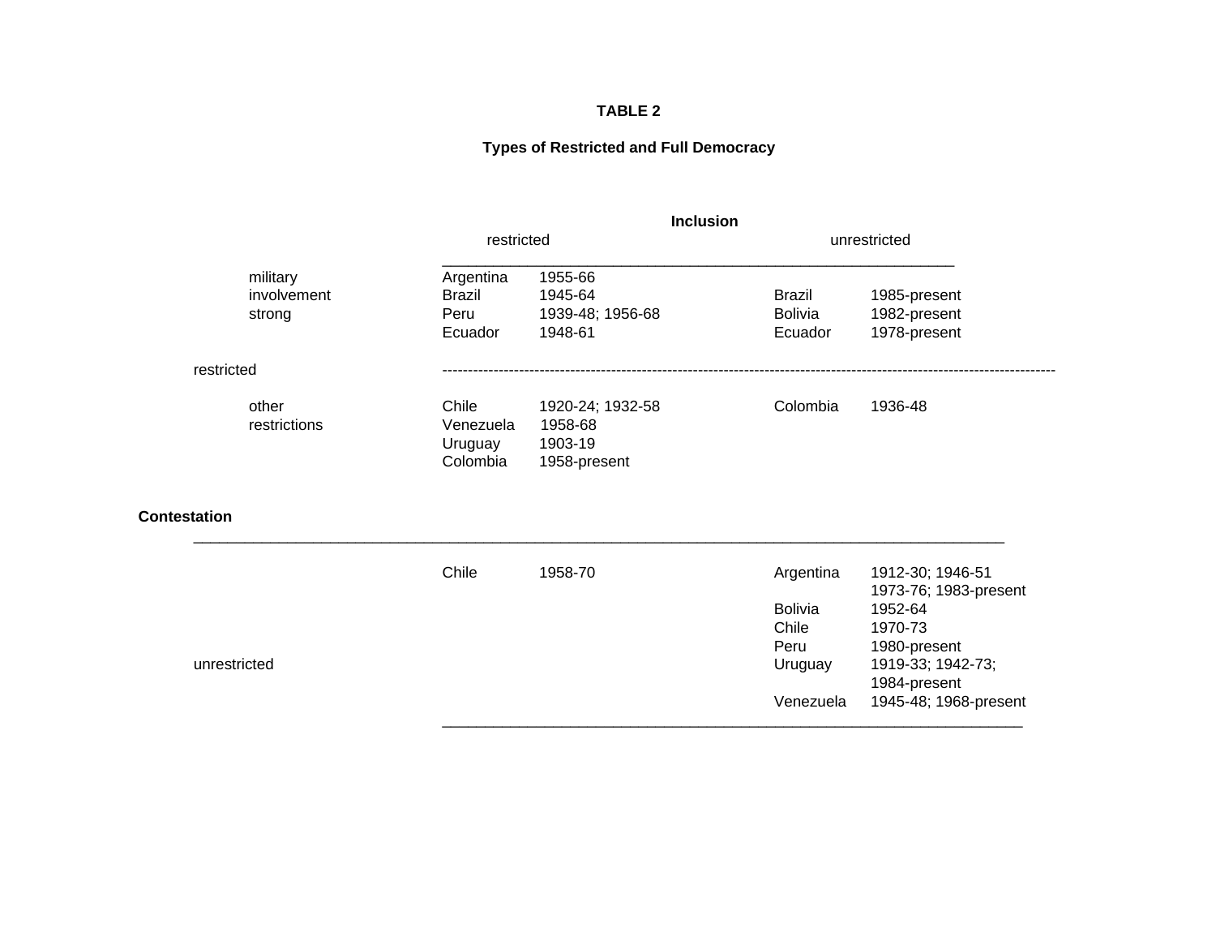**TABLE 2**

**Types of Restricted and Full Democracy**

| **Contestation** | | **Inclusion: restricted** | | **Inclusion: unrestricted** | |
|---|---|---|---|---|---|
| restricted | military involvement strong | Argentina | 1955-66 | | |
| | | Brazil | 1945-64 | Brazil | 1985-present |
| | | Peru | 1939-48; 1956-68 | Bolivia | 1982-present |
| | | Ecuador | 1948-61 | Ecuador | 1978-present |
| | other restrictions | Chile | 1920-24; 1932-58 | Colombia | 1936-48 |
| | | Venezuela | 1958-68 | | |
| | | Uruguay | 1903-19 | | |
| | | Colombia | 1958-present | | |
| unrestricted | | Chile | 1958-70 | Argentina | 1912-30; 1946-51 1973-76; 1983-present |
| | | | | Bolivia | 1952-64 |
| | | | | Chile | 1970-73 |
| | | | | Peru | 1980-present |
| | | | | Uruguay | 1919-33; 1942-73; 1984-present |
| | | | | Venezuela | 1945-48; 1968-present |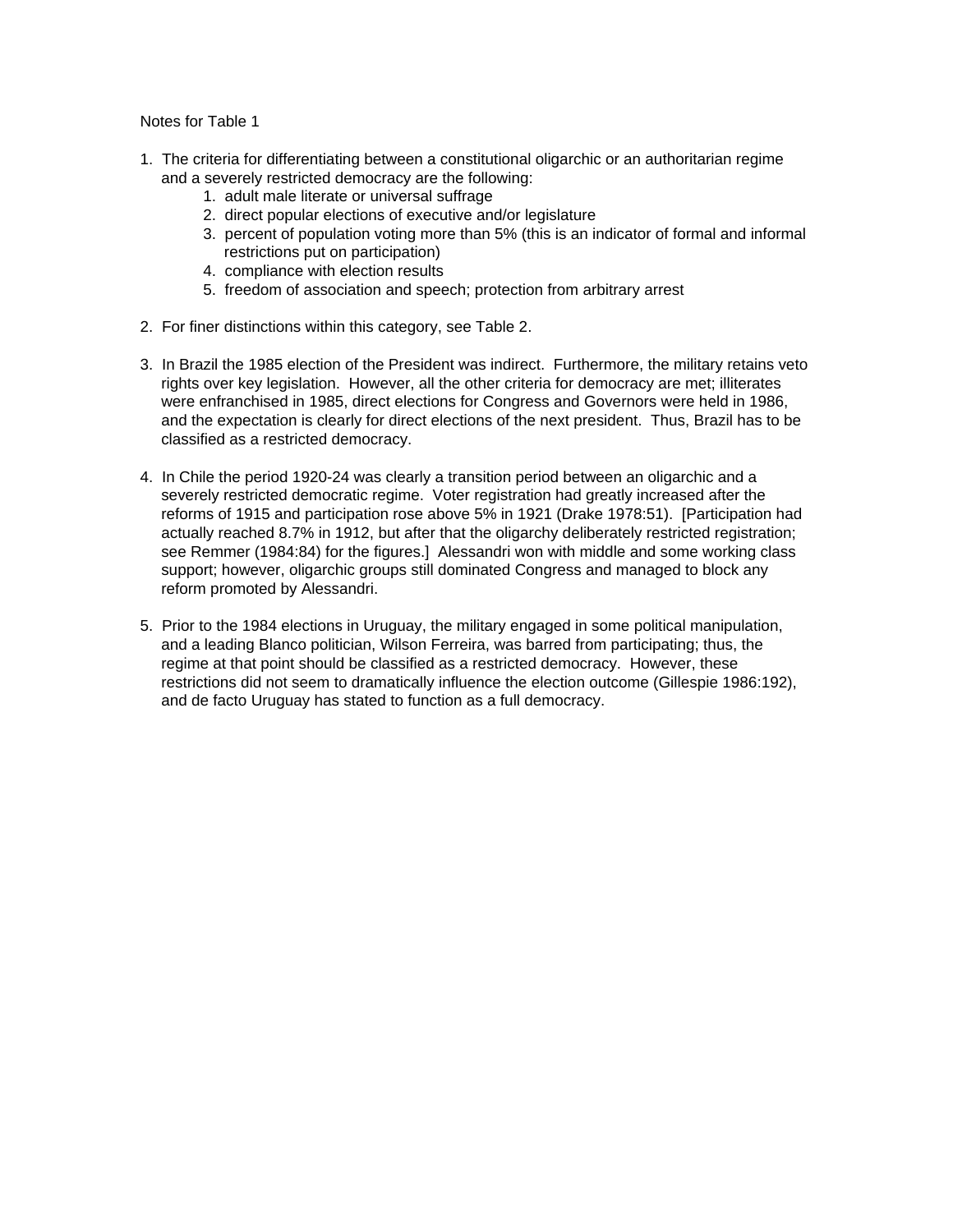Notes for Table 1

1. The criteria for differentiating between a constitutional oligarchic or an authoritarian regime and a severely restricted democracy are the following:
    1. adult male literate or universal suffrage
    2. direct popular elections of executive and/or legislature
    3. percent of population voting more than 5% (this is an indicator of formal and informal restrictions put on participation)
    4. compliance with election results
    5. freedom of association and speech; protection from arbitrary arrest

2. For finer distinctions within this category, see Table 2.

3. In Brazil the 1985 election of the President was indirect. Furthermore, the military retains veto rights over key legislation. However, all the other criteria for democracy are met; illiterates were enfranchised in 1985, direct elections for Congress and Governors were held in 1986, and the expectation is clearly for direct elections of the next president. Thus, Brazil has to be classified as a restricted democracy.

4. In Chile the period 1920-24 was clearly a transition period between an oligarchic and a severely restricted democratic regime. Voter registration had greatly increased after the reforms of 1915 and participation rose above 5% in 1921 (Drake 1978:51). [Participation had actually reached 8.7% in 1912, but after that the oligarchy deliberately restricted registration; see Remmer (1984:84) for the figures.] Alessandri won with middle and some working class support; however, oligarchic groups still dominated Congress and managed to block any reform promoted by Alessandri.

5. Prior to the 1984 elections in Uruguay, the military engaged in some political manipulation, and a leading Blanco politician, Wilson Ferreira, was barred from participating; thus, the regime at that point should be classified as a restricted democracy. However, these restrictions did not seem to dramatically influence the election outcome (Gillespie 1986:192), and de facto Uruguay has stated to function as a full democracy.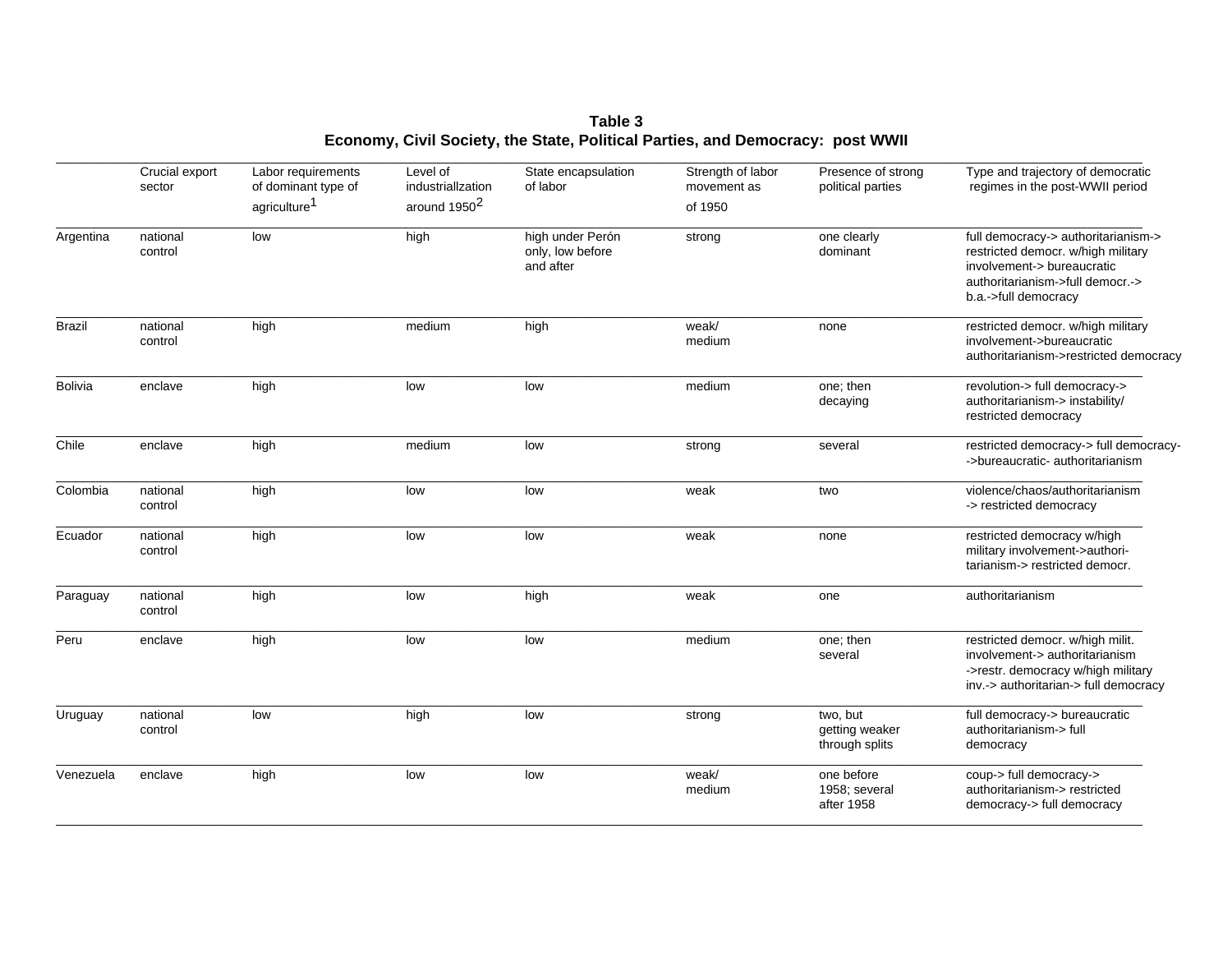**Table 3**
**Economy, Civil Society, the State, Political Parties, and Democracy: post WWII**

| | Crucial export sector | Labor requirements of dominant type of agriculture[1] | Level of industriallzation around 1950[2] | State encapsulation of labor | Strength of labor movement as of 1950 | Presence of strong political parties | Type and trajectory of democratic regimes in the post-WWII period |
|---|---|---|---|---|---|---|---|
| Argentina | national control | low | high | high under Perón only, low before and after | strong | one clearly dominant | full democracy-> authoritarianism-> restricted democr. w/high military involvement-> bureaucratic authoritarianism->full democr.-> b.a.->full democracy |
| Brazil | national control | high | medium | high | weak/ medium | none | restricted democr. w/high military involvement->bureaucratic authoritarianism->restricted democracy |
| Bolivia | enclave | high | low | low | medium | one; then decaying | revolution-> full democracy-> authoritarianism-> instability/ restricted democracy |
| Chile | enclave | high | medium | low | strong | several | restricted democracy-> full democracy- ->bureaucratic- authoritarianism |
| Colombia | national control | high | low | low | weak | two | violence/chaos/authoritarianism -> restricted democracy |
| Ecuador | national control | high | low | low | weak | none | restricted democracy w/high military involvement->authori- tarianism-> restricted democr. |
| Paraguay | national control | high | low | high | weak | one | authoritarianism |
| Peru | enclave | high | low | low | medium | one; then several | restricted democr. w/high milit. involvement-> authoritarianism ->restr. democracy w/high military inv.-> authoritarian-> full democracy |
| Uruguay | national control | low | high | low | strong | two, but getting weaker through splits | full democracy-> bureaucratic authoritarianism-> full democracy |
| Venezuela | enclave | high | low | low | weak/ medium | one before 1958; several after 1958 | coup-> full democracy-> authoritarianism-> restricted democracy-> full democracy |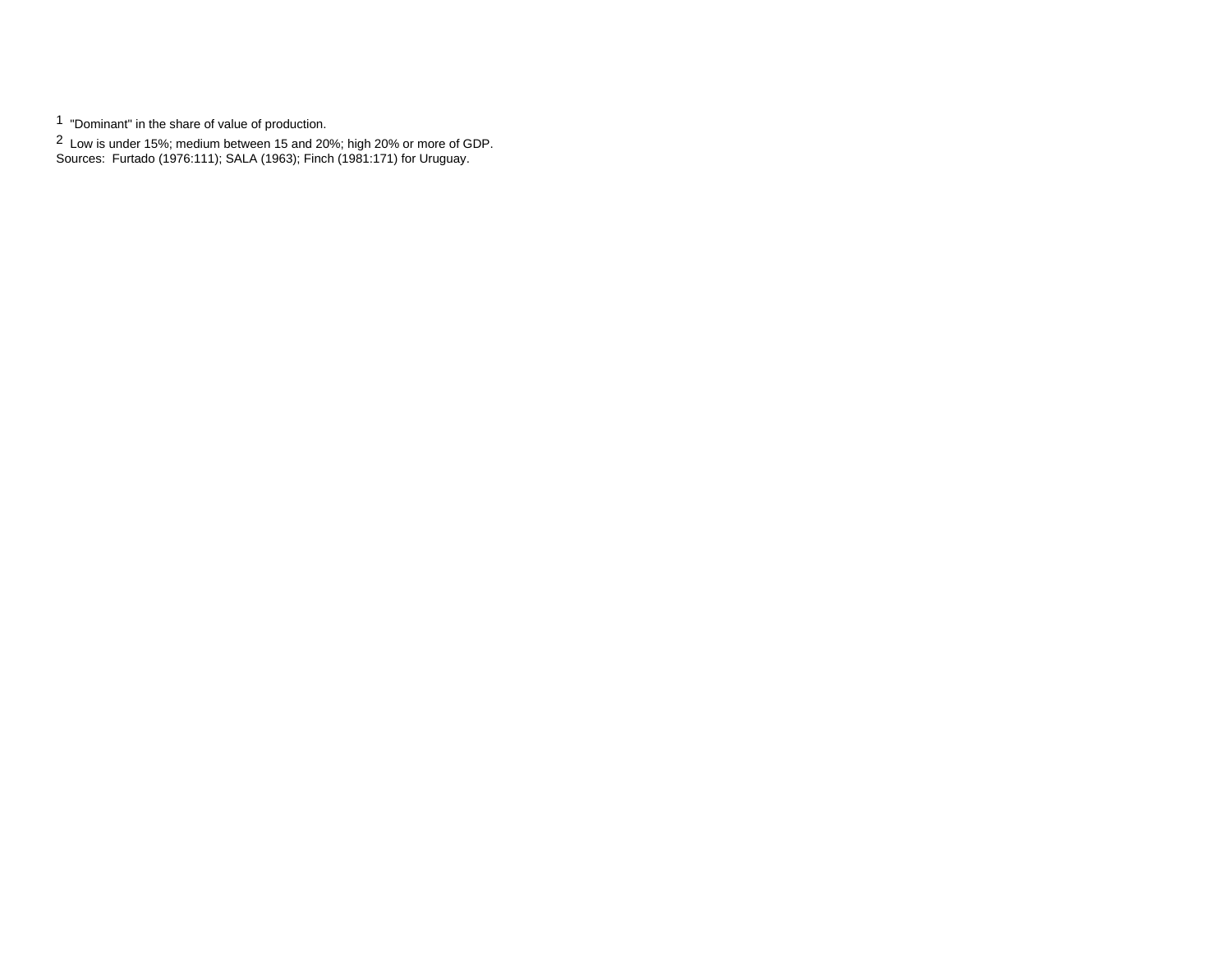[1] "Dominant" in the share of value of production.

[2] Low is under 15%; medium between 15 and 20%; high 20% or more of GDP.

Sources: Furtado (1976:111); SALA (1963); Finch (1981:171) for Uruguay.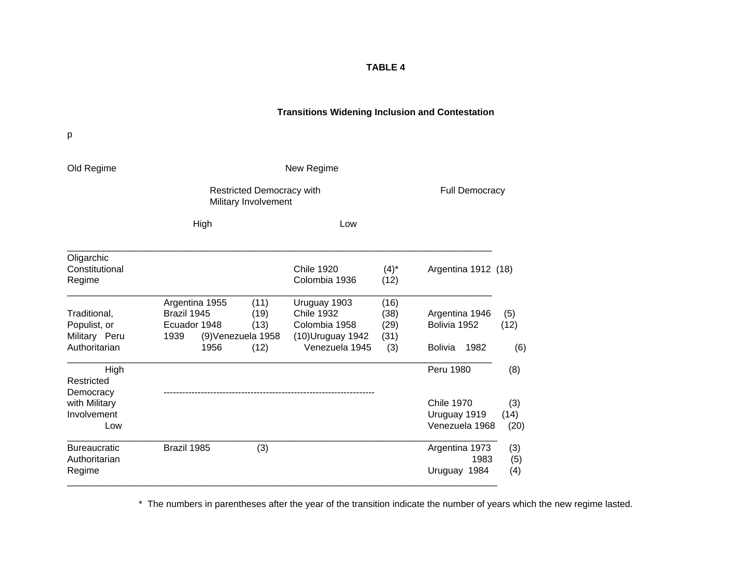**TABLE 4**

**Transitions Widening Inclusion and Contestation**

p

| Old Regime | New Regime: Restricted Democracy with Military Involvement — High | | New Regime: Restricted Democracy with Military Involvement — Low | | Full Democracy | |
|---|---|---|---|---|---|---|
| Oligarchic Constitutional Regime | | | Chile 1920 | (4)* | Argentina 1912 | (18) |
| | | | Colombia 1936 | (12) | | |
| Traditional, Populist, or Military Authoritarian | Argentina 1955 | (11) | Uruguay 1903 | (16) | | |
| | Brazil 1945 | (19) | Chile 1932 | (38) | Argentina 1946 | (5) |
| | Ecuador 1948 | (13) | Colombia 1958 | (29) | Bolivia 1952 | (12) |
| | Peru 1939 | (9) | Uruguay 1942 | (31) | | |
| | Venezuela 1958 | (10) | Venezuela 1945 | (3) | Bolivia 1982 | (6) |
| | Peru 1956 | (12) | | | | |
| High Restricted Democracy with Military Involvement | | | | | Peru 1980 | (8) |
| Low Restricted Democracy with Military Involvement | | | | | Chile 1970 | (3) |
| | | | | | Uruguay 1919 | (14) |
| | | | | | Venezuela 1968 | (20) |
| Bureaucratic Authoritarian Regime | Brazil 1985 | (3) | | | Argentina 1973 | (3) |
| | | | | | 1983 | (5) |
| | | | | | Uruguay 1984 | (4) |

\* The numbers in parentheses after the year of the transition indicate the number of years which the new regime lasted.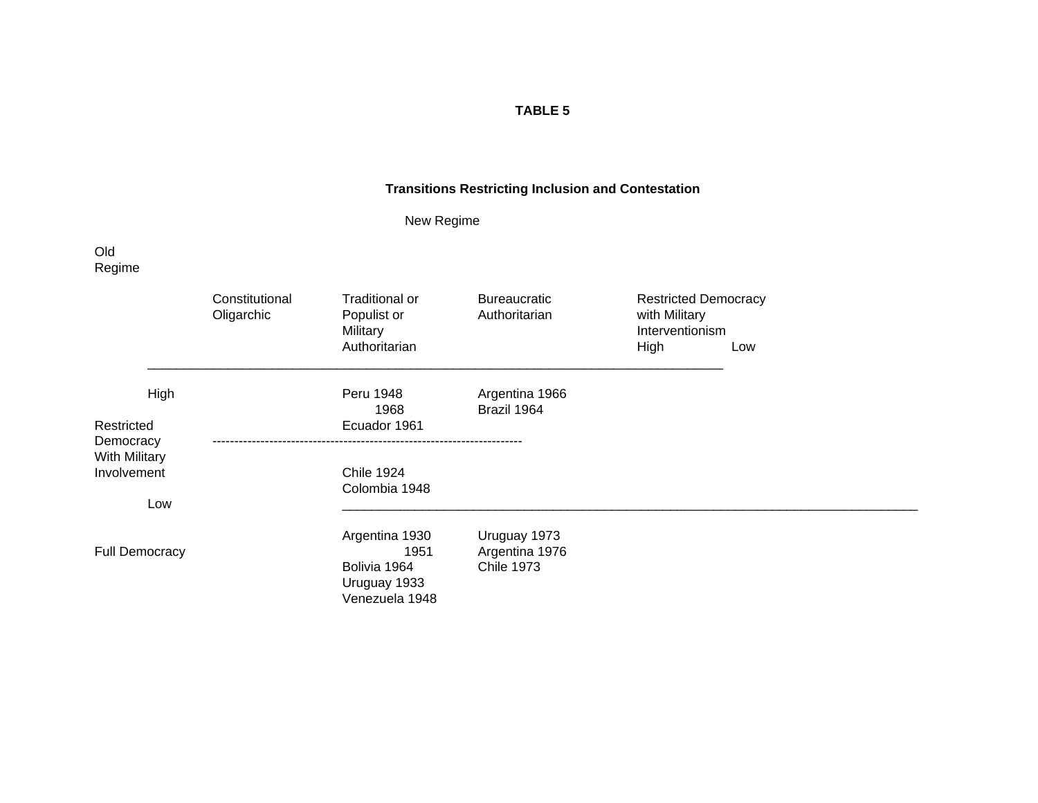**TABLE 5**

**Transitions Restricting Inclusion and Contestation**

| Old Regime | | New Regime: Constitutional Oligarchic | Traditional or Populist or Military Authoritarian | Bureaucratic Authoritarian | Restricted Democracy with Military Interventionism: High | Low |
|---|---|---|---|---|---|---|
| Restricted Democracy With Military Involvement | High | | Peru 1948<br>1968<br>Ecuador 1961 | Argentina 1966<br>Brazil 1964 | | |
| | Low | | Chile 1924<br>Colombia 1948 | | | |
| Full Democracy | | | Argentina 1930<br>1951<br>Bolivia 1964<br>Uruguay 1933<br>Venezuela 1948 | Uruguay 1973<br>Argentina 1976<br>Chile 1973 | | |